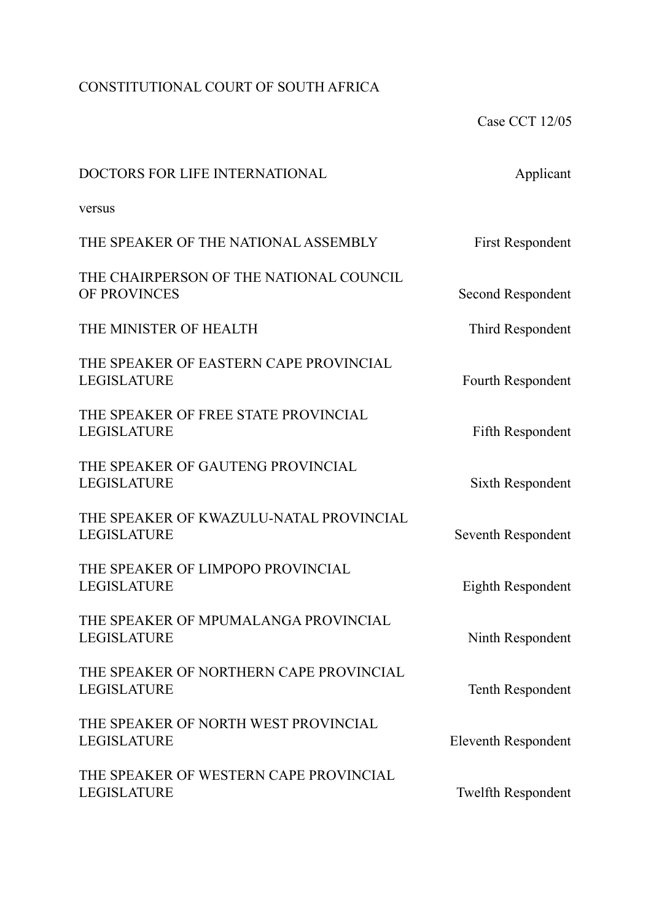CONSTITUTIONAL COURT OF SOUTH AFRICA

Case CCT 12/05

| | |
|---|---|
| DOCTORS FOR LIFE INTERNATIONAL | Applicant |
| versus | |
| THE SPEAKER OF THE NATIONAL ASSEMBLY | First Respondent |
| THE CHAIRPERSON OF THE NATIONAL COUNCIL OF PROVINCES | Second Respondent |
| THE MINISTER OF HEALTH | Third Respondent |
| THE SPEAKER OF EASTERN CAPE PROVINCIAL LEGISLATURE | Fourth Respondent |
| THE SPEAKER OF FREE STATE PROVINCIAL LEGISLATURE | Fifth Respondent |
| THE SPEAKER OF GAUTENG PROVINCIAL LEGISLATURE | Sixth Respondent |
| THE SPEAKER OF KWAZULU-NATAL PROVINCIAL LEGISLATURE | Seventh Respondent |
| THE SPEAKER OF LIMPOPO PROVINCIAL LEGISLATURE | Eighth Respondent |
| THE SPEAKER OF MPUMALANGA PROVINCIAL LEGISLATURE | Ninth Respondent |
| THE SPEAKER OF NORTHERN CAPE PROVINCIAL LEGISLATURE | Tenth Respondent |
| THE SPEAKER OF NORTH WEST PROVINCIAL LEGISLATURE | Eleventh Respondent |
| THE SPEAKER OF WESTERN CAPE PROVINCIAL LEGISLATURE | Twelfth Respondent |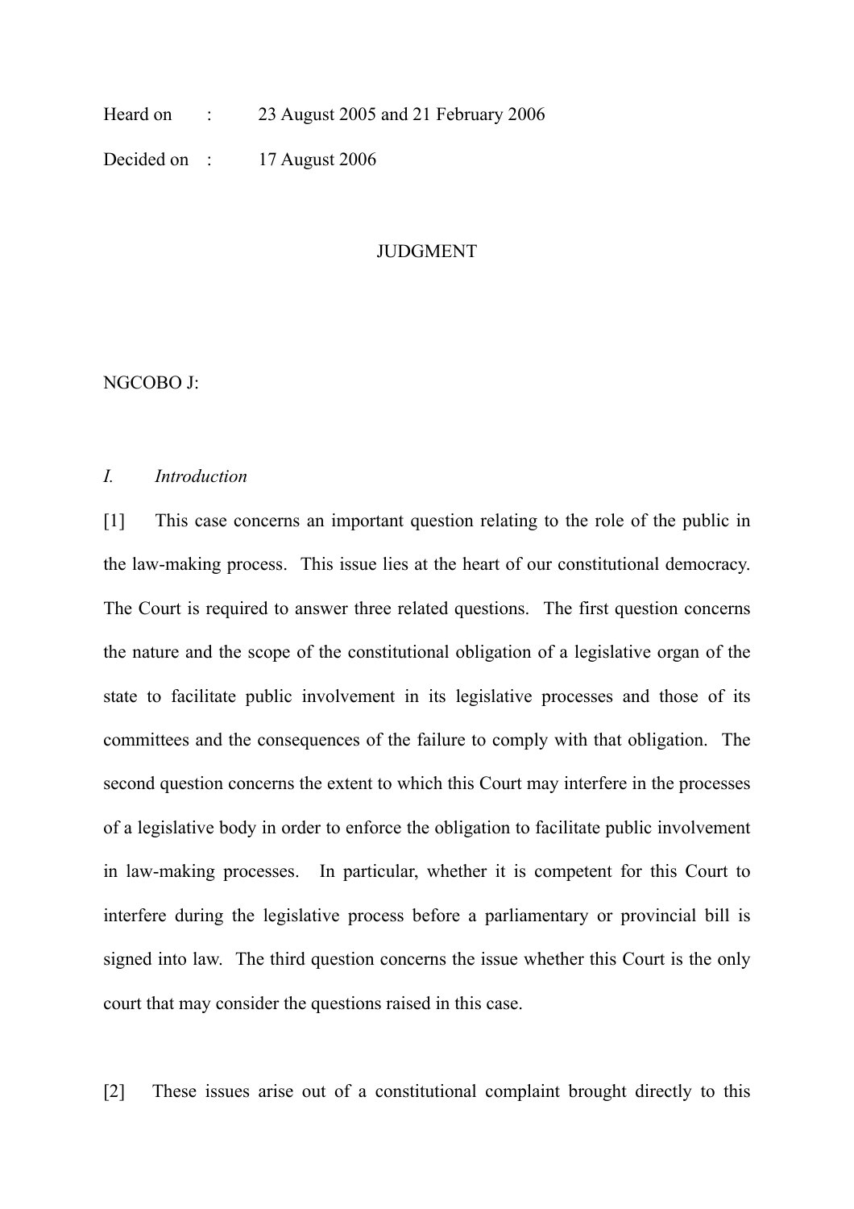Heard on : 23 August 2005 and 21 February 2006

Decided on : 17 August 2006

JUDGMENT

NGCOBO J:

## *I. Introduction*

[1] This case concerns an important question relating to the role of the public in the law-making process. This issue lies at the heart of our constitutional democracy. The Court is required to answer three related questions. The first question concerns the nature and the scope of the constitutional obligation of a legislative organ of the state to facilitate public involvement in its legislative processes and those of its committees and the consequences of the failure to comply with that obligation. The second question concerns the extent to which this Court may interfere in the processes of a legislative body in order to enforce the obligation to facilitate public involvement in law-making processes. In particular, whether it is competent for this Court to interfere during the legislative process before a parliamentary or provincial bill is signed into law. The third question concerns the issue whether this Court is the only court that may consider the questions raised in this case.

[2] These issues arise out of a constitutional complaint brought directly to this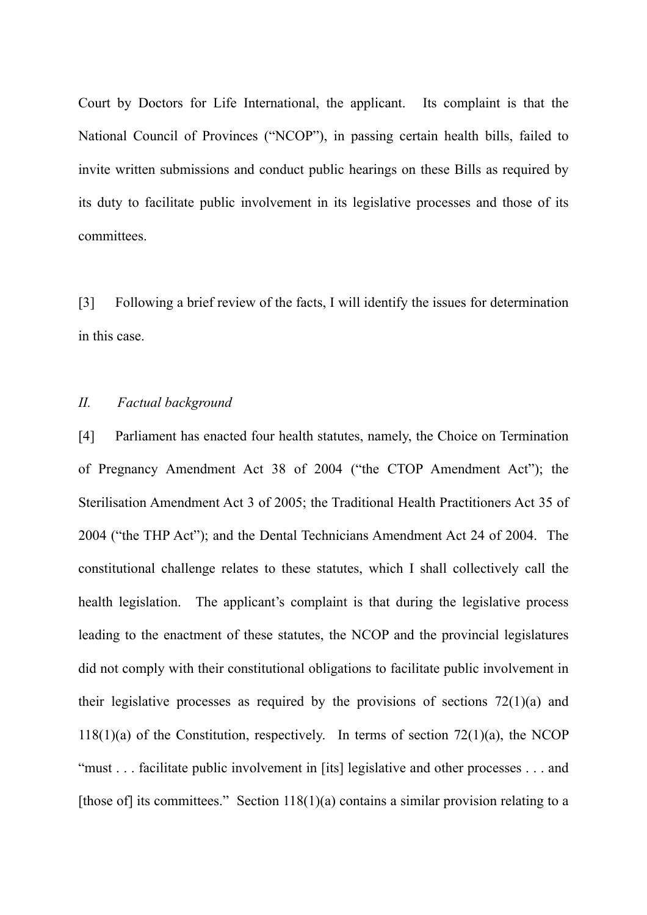Court by Doctors for Life International, the applicant. Its complaint is that the National Council of Provinces ("NCOP"), in passing certain health bills, failed to invite written submissions and conduct public hearings on these Bills as required by its duty to facilitate public involvement in its legislative processes and those of its committees.

[3] Following a brief review of the facts, I will identify the issues for determination in this case.

*II. Factual background*

[4] Parliament has enacted four health statutes, namely, the Choice on Termination of Pregnancy Amendment Act 38 of 2004 ("the CTOP Amendment Act"); the Sterilisation Amendment Act 3 of 2005; the Traditional Health Practitioners Act 35 of 2004 ("the THP Act"); and the Dental Technicians Amendment Act 24 of 2004. The constitutional challenge relates to these statutes, which I shall collectively call the health legislation. The applicant's complaint is that during the legislative process leading to the enactment of these statutes, the NCOP and the provincial legislatures did not comply with their constitutional obligations to facilitate public involvement in their legislative processes as required by the provisions of sections 72(1)(a) and 118(1)(a) of the Constitution, respectively. In terms of section 72(1)(a), the NCOP "must . . . facilitate public involvement in [its] legislative and other processes . . . and [those of] its committees." Section 118(1)(a) contains a similar provision relating to a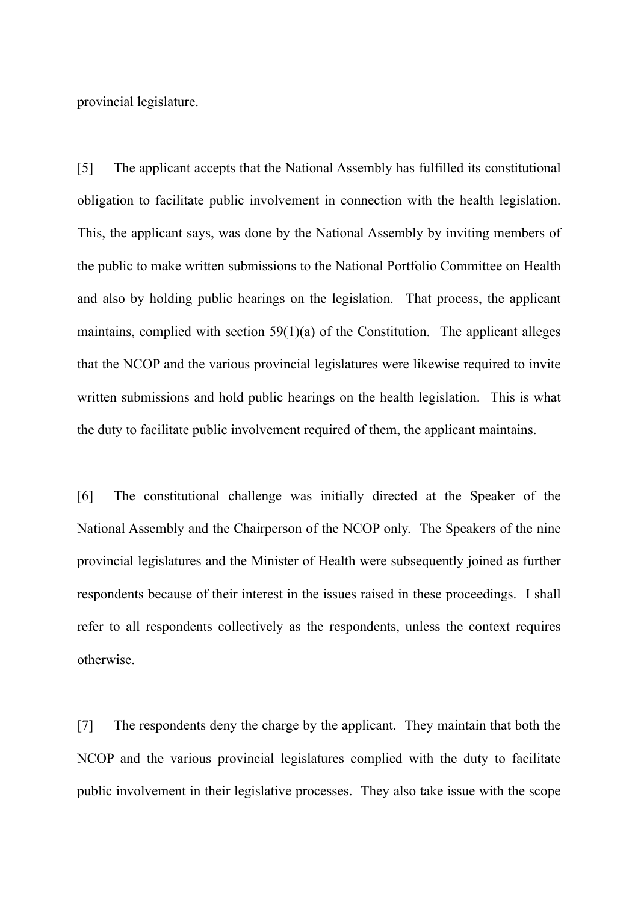provincial legislature.

[5] The applicant accepts that the National Assembly has fulfilled its constitutional obligation to facilitate public involvement in connection with the health legislation. This, the applicant says, was done by the National Assembly by inviting members of the public to make written submissions to the National Portfolio Committee on Health and also by holding public hearings on the legislation. That process, the applicant maintains, complied with section 59(1)(a) of the Constitution. The applicant alleges that the NCOP and the various provincial legislatures were likewise required to invite written submissions and hold public hearings on the health legislation. This is what the duty to facilitate public involvement required of them, the applicant maintains.

[6] The constitutional challenge was initially directed at the Speaker of the National Assembly and the Chairperson of the NCOP only. The Speakers of the nine provincial legislatures and the Minister of Health were subsequently joined as further respondents because of their interest in the issues raised in these proceedings. I shall refer to all respondents collectively as the respondents, unless the context requires otherwise.

[7] The respondents deny the charge by the applicant. They maintain that both the NCOP and the various provincial legislatures complied with the duty to facilitate public involvement in their legislative processes. They also take issue with the scope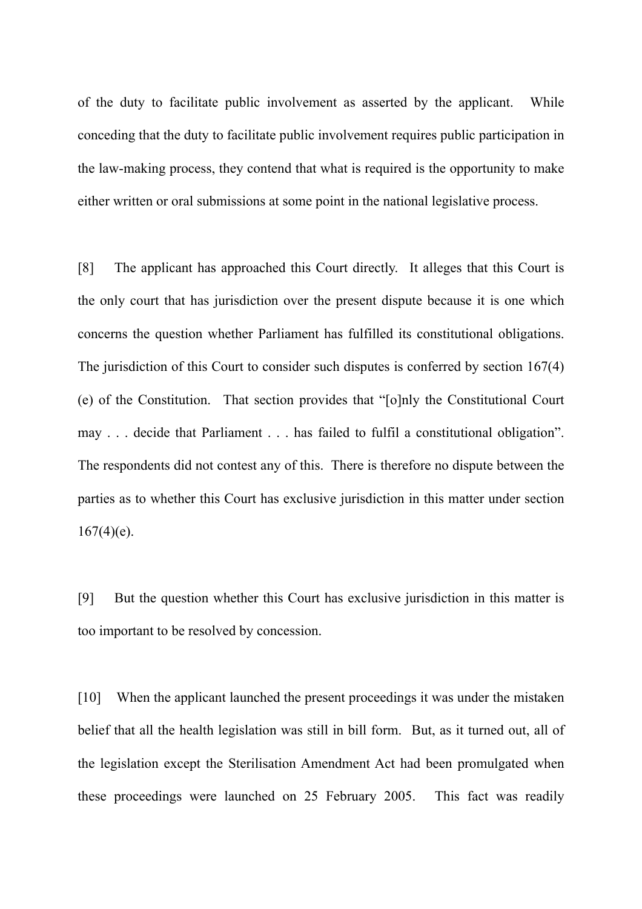of the duty to facilitate public involvement as asserted by the applicant. While conceding that the duty to facilitate public involvement requires public participation in the law-making process, they contend that what is required is the opportunity to make either written or oral submissions at some point in the national legislative process.

[8] The applicant has approached this Court directly. It alleges that this Court is the only court that has jurisdiction over the present dispute because it is one which concerns the question whether Parliament has fulfilled its constitutional obligations. The jurisdiction of this Court to consider such disputes is conferred by section 167(4)(e) of the Constitution. That section provides that "[o]nly the Constitutional Court may . . . decide that Parliament . . . has failed to fulfil a constitutional obligation". The respondents did not contest any of this. There is therefore no dispute between the parties as to whether this Court has exclusive jurisdiction in this matter under section 167(4)(e).

[9] But the question whether this Court has exclusive jurisdiction in this matter is too important to be resolved by concession.

[10] When the applicant launched the present proceedings it was under the mistaken belief that all the health legislation was still in bill form. But, as it turned out, all of the legislation except the Sterilisation Amendment Act had been promulgated when these proceedings were launched on 25 February 2005. This fact was readily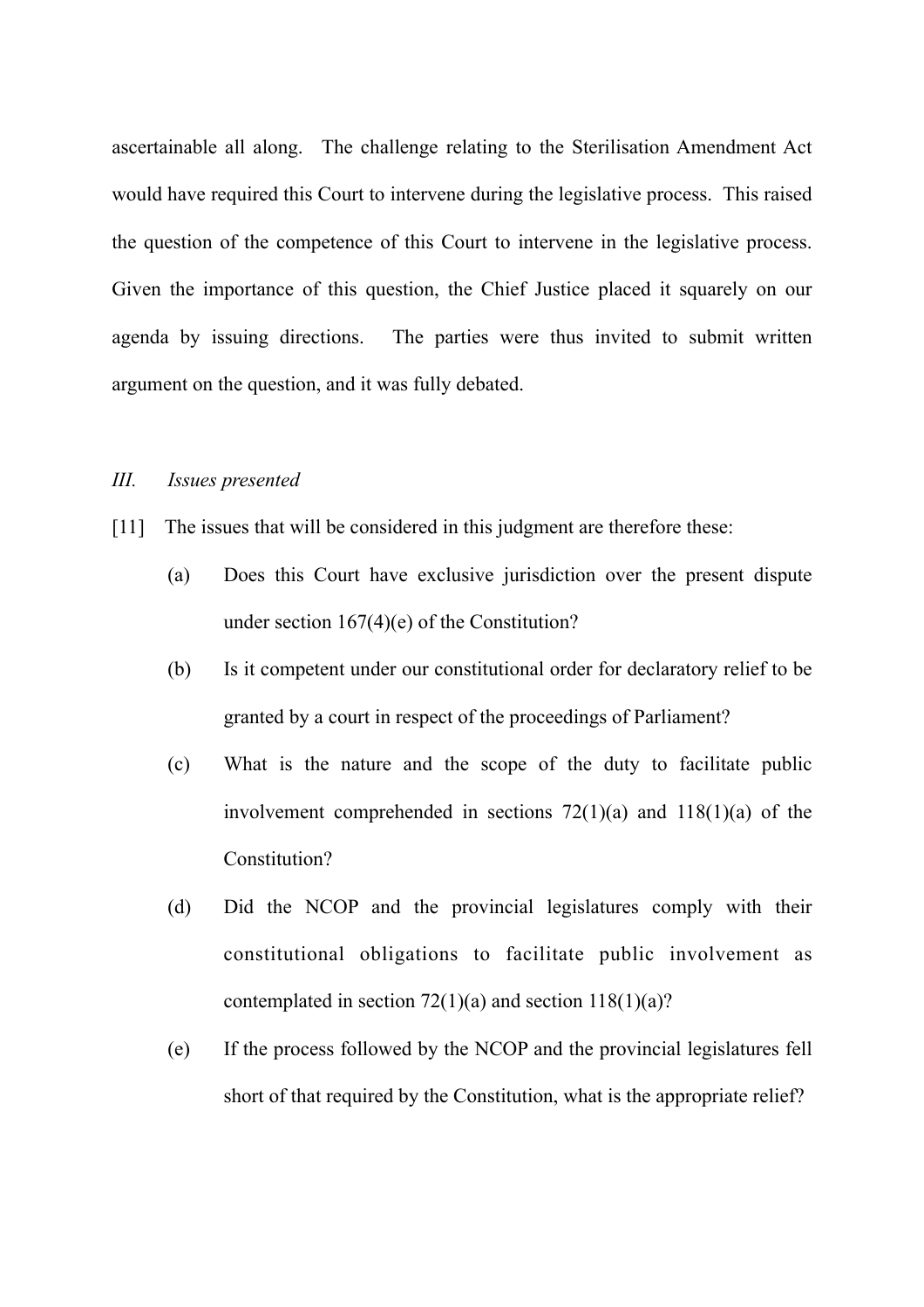ascertainable all along. The challenge relating to the Sterilisation Amendment Act would have required this Court to intervene during the legislative process. This raised the question of the competence of this Court to intervene in the legislative process. Given the importance of this question, the Chief Justice placed it squarely on our agenda by issuing directions. The parties were thus invited to submit written argument on the question, and it was fully debated.

### *III. Issues presented*

[11] The issues that will be considered in this judgment are therefore these:

(a) Does this Court have exclusive jurisdiction over the present dispute under section 167(4)(e) of the Constitution?

(b) Is it competent under our constitutional order for declaratory relief to be granted by a court in respect of the proceedings of Parliament?

(c) What is the nature and the scope of the duty to facilitate public involvement comprehended in sections 72(1)(a) and 118(1)(a) of the Constitution?

(d) Did the NCOP and the provincial legislatures comply with their constitutional obligations to facilitate public involvement as contemplated in section 72(1)(a) and section 118(1)(a)?

(e) If the process followed by the NCOP and the provincial legislatures fell short of that required by the Constitution, what is the appropriate relief?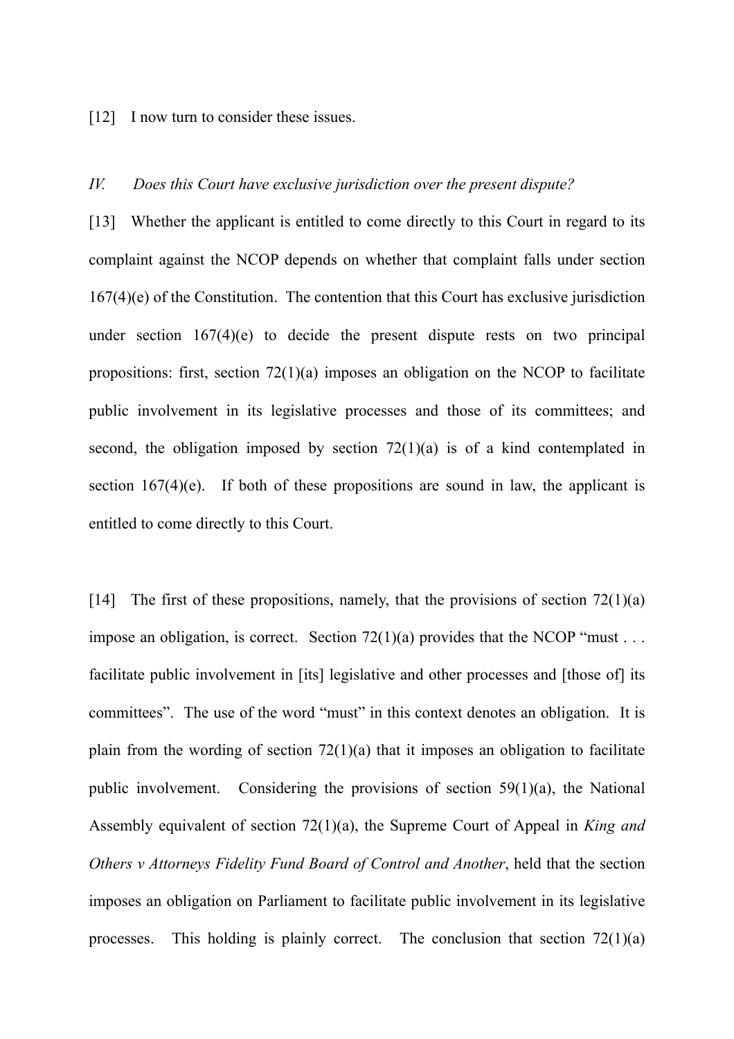[12] I now turn to consider these issues.

### *IV. Does this Court have exclusive jurisdiction over the present dispute?*

[13] Whether the applicant is entitled to come directly to this Court in regard to its complaint against the NCOP depends on whether that complaint falls under section 167(4)(e) of the Constitution. The contention that this Court has exclusive jurisdiction under section 167(4)(e) to decide the present dispute rests on two principal propositions: first, section 72(1)(a) imposes an obligation on the NCOP to facilitate public involvement in its legislative processes and those of its committees; and second, the obligation imposed by section 72(1)(a) is of a kind contemplated in section 167(4)(e). If both of these propositions are sound in law, the applicant is entitled to come directly to this Court.

[14] The first of these propositions, namely, that the provisions of section 72(1)(a) impose an obligation, is correct. Section 72(1)(a) provides that the NCOP "must . . . facilitate public involvement in [its] legislative and other processes and [those of] its committees". The use of the word "must" in this context denotes an obligation. It is plain from the wording of section 72(1)(a) that it imposes an obligation to facilitate public involvement. Considering the provisions of section 59(1)(a), the National Assembly equivalent of section 72(1)(a), the Supreme Court of Appeal in *King and Others v Attorneys Fidelity Fund Board of Control and Another*, held that the section imposes an obligation on Parliament to facilitate public involvement in its legislative processes. This holding is plainly correct. The conclusion that section 72(1)(a)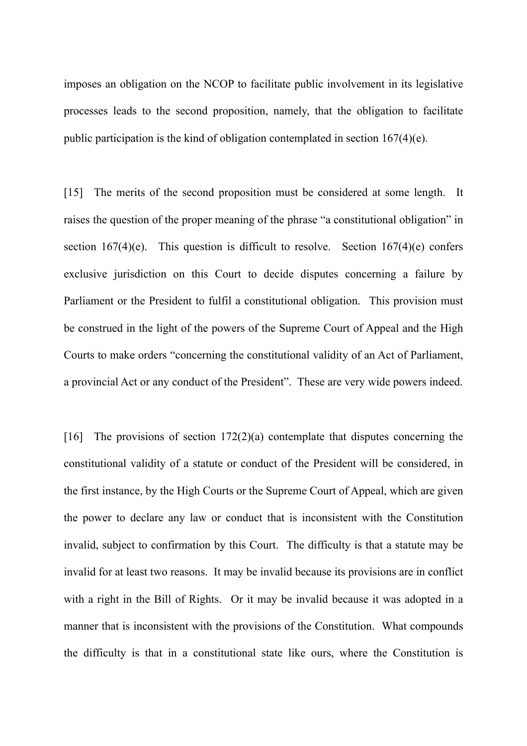imposes an obligation on the NCOP to facilitate public involvement in its legislative processes leads to the second proposition, namely, that the obligation to facilitate public participation is the kind of obligation contemplated in section 167(4)(e).

[15] The merits of the second proposition must be considered at some length. It raises the question of the proper meaning of the phrase "a constitutional obligation" in section 167(4)(e). This question is difficult to resolve. Section 167(4)(e) confers exclusive jurisdiction on this Court to decide disputes concerning a failure by Parliament or the President to fulfil a constitutional obligation. This provision must be construed in the light of the powers of the Supreme Court of Appeal and the High Courts to make orders "concerning the constitutional validity of an Act of Parliament, a provincial Act or any conduct of the President". These are very wide powers indeed.

[16] The provisions of section 172(2)(a) contemplate that disputes concerning the constitutional validity of a statute or conduct of the President will be considered, in the first instance, by the High Courts or the Supreme Court of Appeal, which are given the power to declare any law or conduct that is inconsistent with the Constitution invalid, subject to confirmation by this Court. The difficulty is that a statute may be invalid for at least two reasons. It may be invalid because its provisions are in conflict with a right in the Bill of Rights. Or it may be invalid because it was adopted in a manner that is inconsistent with the provisions of the Constitution. What compounds the difficulty is that in a constitutional state like ours, where the Constitution is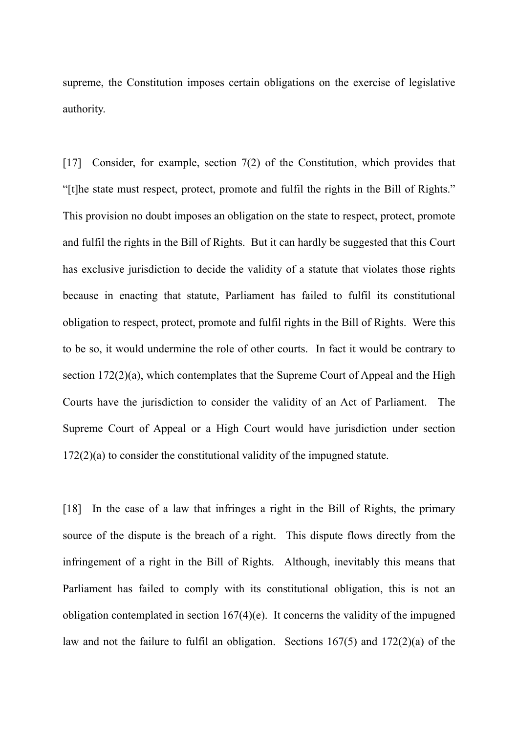supreme, the Constitution imposes certain obligations on the exercise of legislative authority.

[17] Consider, for example, section 7(2) of the Constitution, which provides that "[t]he state must respect, protect, promote and fulfil the rights in the Bill of Rights." This provision no doubt imposes an obligation on the state to respect, protect, promote and fulfil the rights in the Bill of Rights. But it can hardly be suggested that this Court has exclusive jurisdiction to decide the validity of a statute that violates those rights because in enacting that statute, Parliament has failed to fulfil its constitutional obligation to respect, protect, promote and fulfil rights in the Bill of Rights. Were this to be so, it would undermine the role of other courts. In fact it would be contrary to section 172(2)(a), which contemplates that the Supreme Court of Appeal and the High Courts have the jurisdiction to consider the validity of an Act of Parliament. The Supreme Court of Appeal or a High Court would have jurisdiction under section 172(2)(a) to consider the constitutional validity of the impugned statute.

[18] In the case of a law that infringes a right in the Bill of Rights, the primary source of the dispute is the breach of a right. This dispute flows directly from the infringement of a right in the Bill of Rights. Although, inevitably this means that Parliament has failed to comply with its constitutional obligation, this is not an obligation contemplated in section 167(4)(e). It concerns the validity of the impugned law and not the failure to fulfil an obligation. Sections 167(5) and 172(2)(a) of the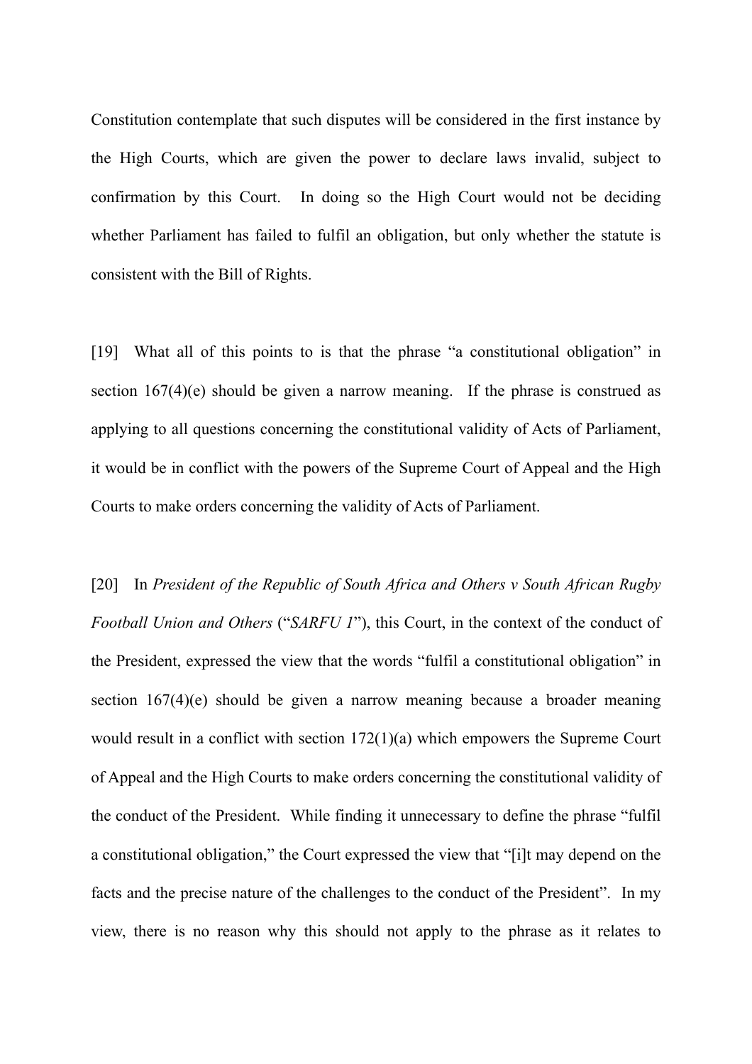Constitution contemplate that such disputes will be considered in the first instance by the High Courts, which are given the power to declare laws invalid, subject to confirmation by this Court. In doing so the High Court would not be deciding whether Parliament has failed to fulfil an obligation, but only whether the statute is consistent with the Bill of Rights.

[19] What all of this points to is that the phrase "a constitutional obligation" in section 167(4)(e) should be given a narrow meaning. If the phrase is construed as applying to all questions concerning the constitutional validity of Acts of Parliament, it would be in conflict with the powers of the Supreme Court of Appeal and the High Courts to make orders concerning the validity of Acts of Parliament.

[20] In *President of the Republic of South Africa and Others v South African Rugby Football Union and Others* ("*SARFU 1*"), this Court, in the context of the conduct of the President, expressed the view that the words "fulfil a constitutional obligation" in section 167(4)(e) should be given a narrow meaning because a broader meaning would result in a conflict with section 172(1)(a) which empowers the Supreme Court of Appeal and the High Courts to make orders concerning the constitutional validity of the conduct of the President. While finding it unnecessary to define the phrase "fulfil a constitutional obligation," the Court expressed the view that "[i]t may depend on the facts and the precise nature of the challenges to the conduct of the President". In my view, there is no reason why this should not apply to the phrase as it relates to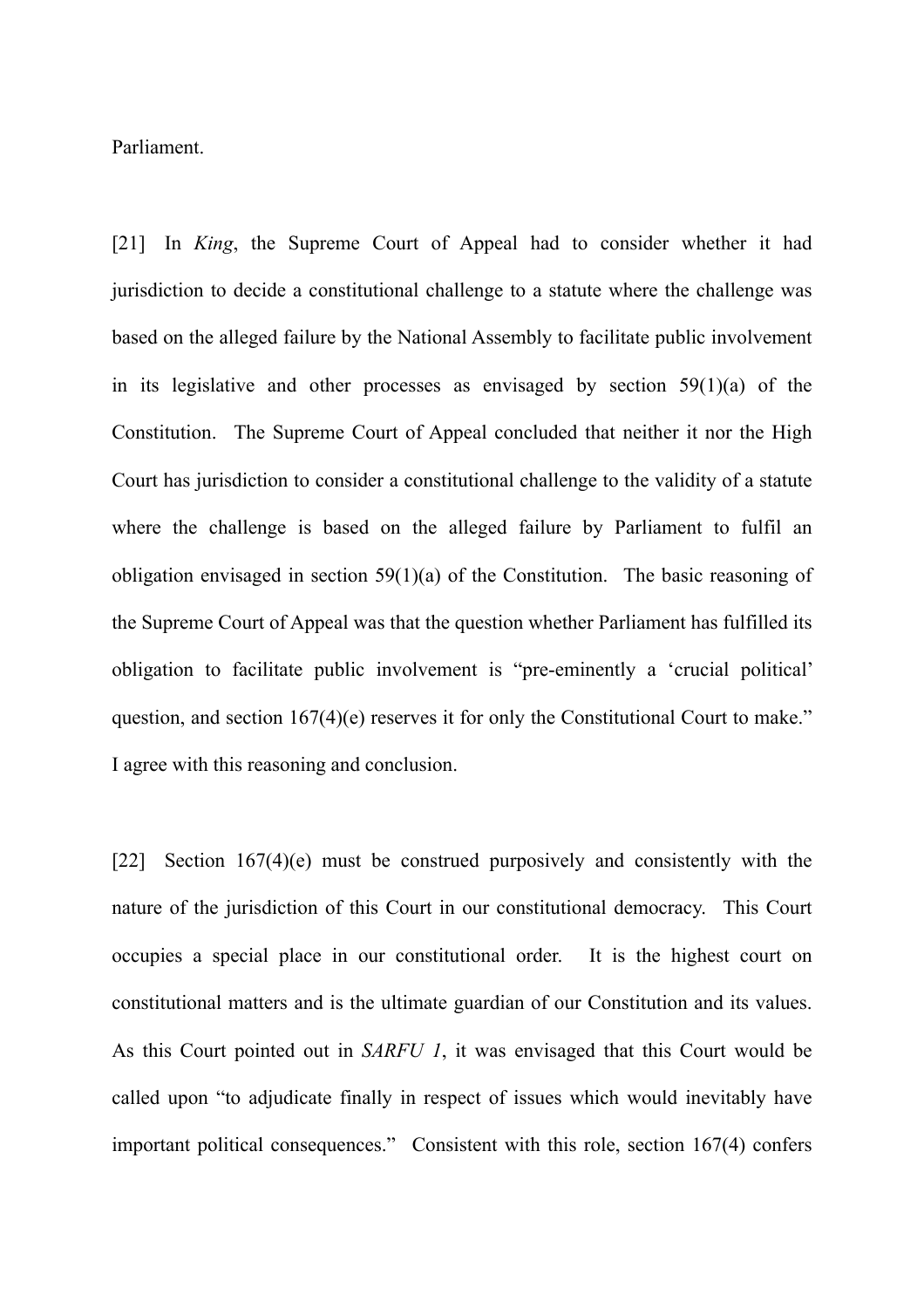Parliament.

[21] In *King*, the Supreme Court of Appeal had to consider whether it had jurisdiction to decide a constitutional challenge to a statute where the challenge was based on the alleged failure by the National Assembly to facilitate public involvement in its legislative and other processes as envisaged by section 59(1)(a) of the Constitution. The Supreme Court of Appeal concluded that neither it nor the High Court has jurisdiction to consider a constitutional challenge to the validity of a statute where the challenge is based on the alleged failure by Parliament to fulfil an obligation envisaged in section 59(1)(a) of the Constitution. The basic reasoning of the Supreme Court of Appeal was that the question whether Parliament has fulfilled its obligation to facilitate public involvement is "pre-eminently a 'crucial political' question, and section 167(4)(e) reserves it for only the Constitutional Court to make." I agree with this reasoning and conclusion.

[22] Section 167(4)(e) must be construed purposively and consistently with the nature of the jurisdiction of this Court in our constitutional democracy. This Court occupies a special place in our constitutional order. It is the highest court on constitutional matters and is the ultimate guardian of our Constitution and its values. As this Court pointed out in *SARFU 1*, it was envisaged that this Court would be called upon "to adjudicate finally in respect of issues which would inevitably have important political consequences." Consistent with this role, section 167(4) confers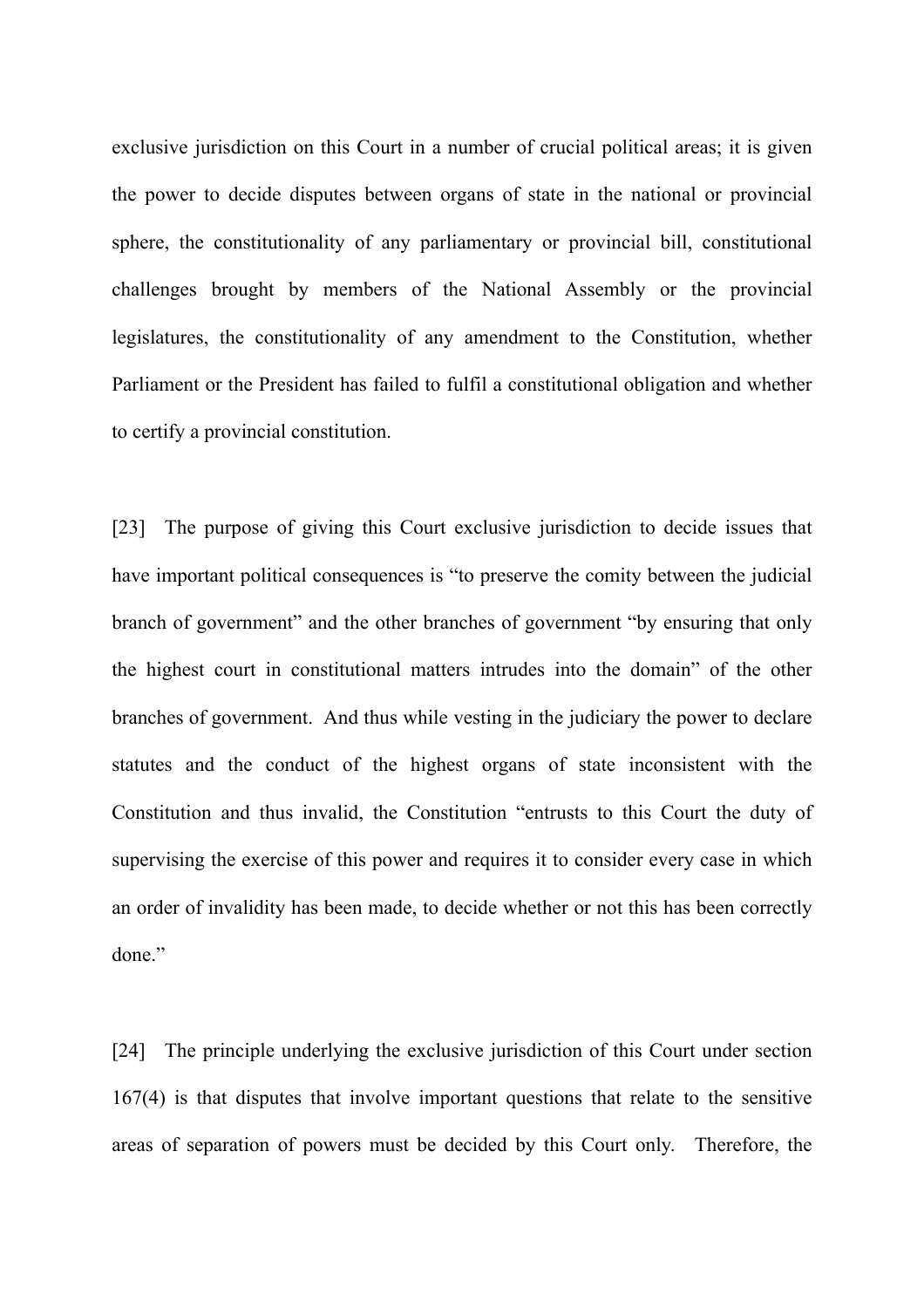exclusive jurisdiction on this Court in a number of crucial political areas; it is given the power to decide disputes between organs of state in the national or provincial sphere, the constitutionality of any parliamentary or provincial bill, constitutional challenges brought by members of the National Assembly or the provincial legislatures, the constitutionality of any amendment to the Constitution, whether Parliament or the President has failed to fulfil a constitutional obligation and whether to certify a provincial constitution.

[23] The purpose of giving this Court exclusive jurisdiction to decide issues that have important political consequences is "to preserve the comity between the judicial branch of government" and the other branches of government "by ensuring that only the highest court in constitutional matters intrudes into the domain" of the other branches of government. And thus while vesting in the judiciary the power to declare statutes and the conduct of the highest organs of state inconsistent with the Constitution and thus invalid, the Constitution "entrusts to this Court the duty of supervising the exercise of this power and requires it to consider every case in which an order of invalidity has been made, to decide whether or not this has been correctly done."

[24] The principle underlying the exclusive jurisdiction of this Court under section 167(4) is that disputes that involve important questions that relate to the sensitive areas of separation of powers must be decided by this Court only. Therefore, the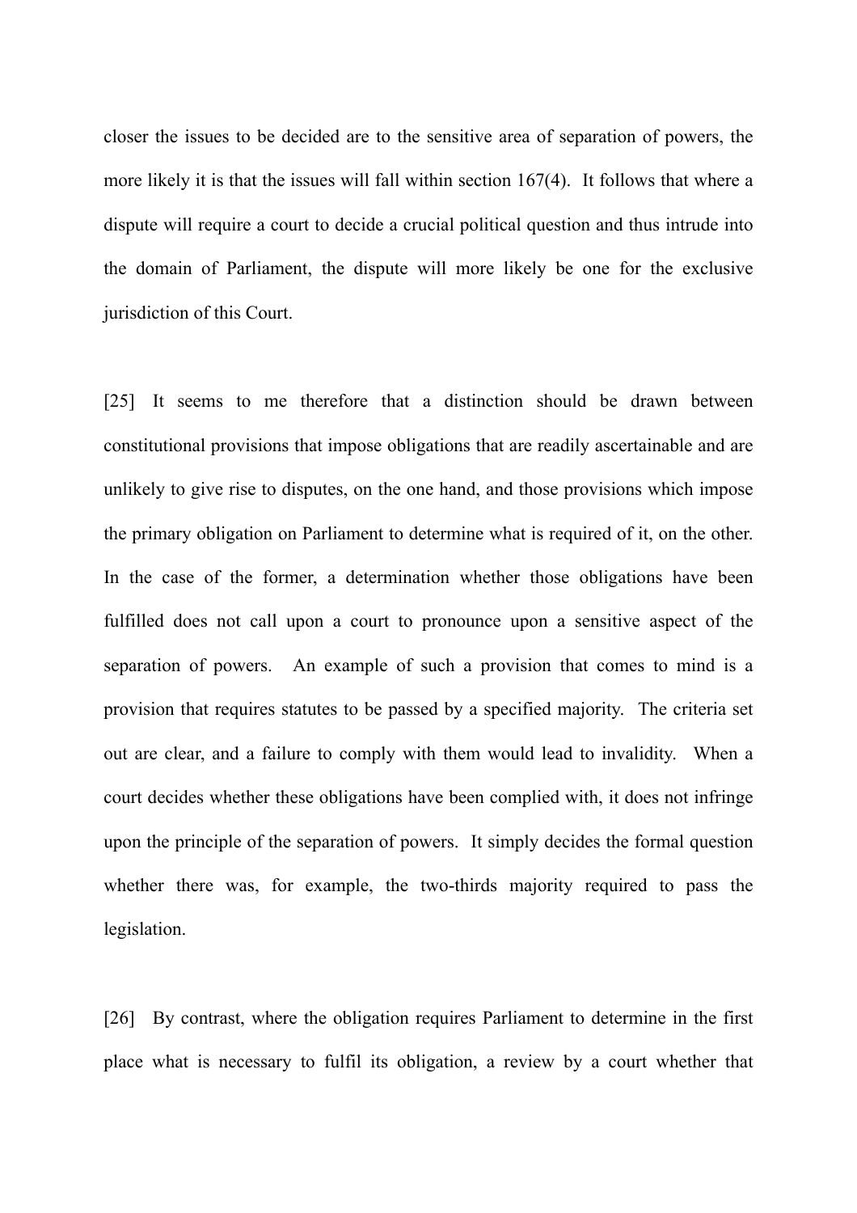closer the issues to be decided are to the sensitive area of separation of powers, the more likely it is that the issues will fall within section 167(4). It follows that where a dispute will require a court to decide a crucial political question and thus intrude into the domain of Parliament, the dispute will more likely be one for the exclusive jurisdiction of this Court.

[25] It seems to me therefore that a distinction should be drawn between constitutional provisions that impose obligations that are readily ascertainable and are unlikely to give rise to disputes, on the one hand, and those provisions which impose the primary obligation on Parliament to determine what is required of it, on the other. In the case of the former, a determination whether those obligations have been fulfilled does not call upon a court to pronounce upon a sensitive aspect of the separation of powers. An example of such a provision that comes to mind is a provision that requires statutes to be passed by a specified majority. The criteria set out are clear, and a failure to comply with them would lead to invalidity. When a court decides whether these obligations have been complied with, it does not infringe upon the principle of the separation of powers. It simply decides the formal question whether there was, for example, the two-thirds majority required to pass the legislation.

[26] By contrast, where the obligation requires Parliament to determine in the first place what is necessary to fulfil its obligation, a review by a court whether that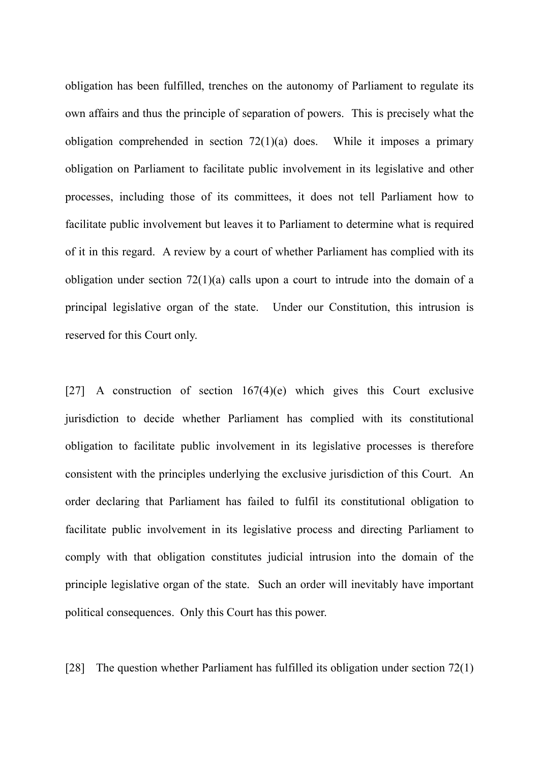obligation has been fulfilled, trenches on the autonomy of Parliament to regulate its own affairs and thus the principle of separation of powers. This is precisely what the obligation comprehended in section 72(1)(a) does. While it imposes a primary obligation on Parliament to facilitate public involvement in its legislative and other processes, including those of its committees, it does not tell Parliament how to facilitate public involvement but leaves it to Parliament to determine what is required of it in this regard. A review by a court of whether Parliament has complied with its obligation under section 72(1)(a) calls upon a court to intrude into the domain of a principal legislative organ of the state. Under our Constitution, this intrusion is reserved for this Court only.

[27] A construction of section 167(4)(e) which gives this Court exclusive jurisdiction to decide whether Parliament has complied with its constitutional obligation to facilitate public involvement in its legislative processes is therefore consistent with the principles underlying the exclusive jurisdiction of this Court. An order declaring that Parliament has failed to fulfil its constitutional obligation to facilitate public involvement in its legislative process and directing Parliament to comply with that obligation constitutes judicial intrusion into the domain of the principle legislative organ of the state. Such an order will inevitably have important political consequences. Only this Court has this power.

[28] The question whether Parliament has fulfilled its obligation under section 72(1)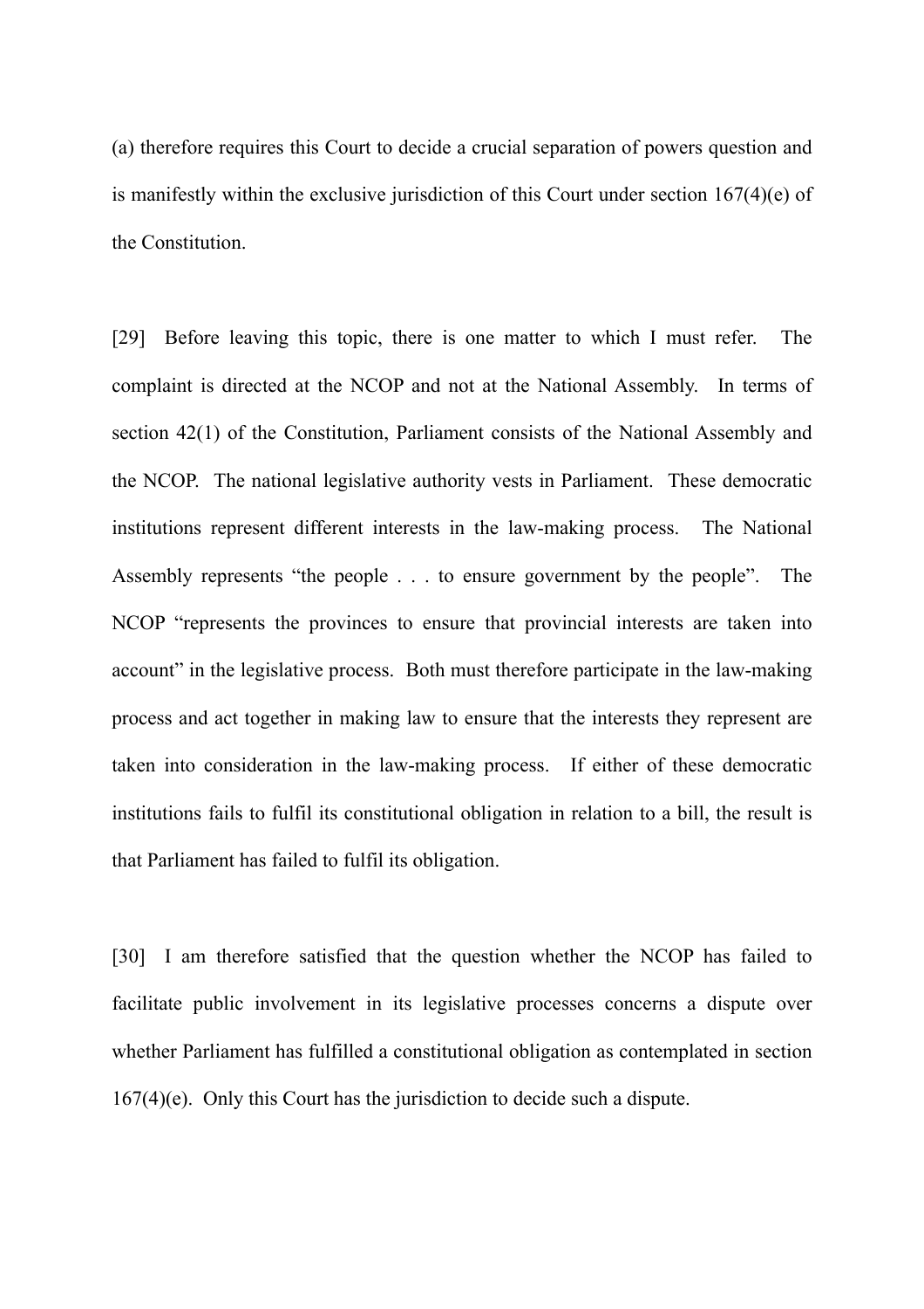(a) therefore requires this Court to decide a crucial separation of powers question and is manifestly within the exclusive jurisdiction of this Court under section 167(4)(e) of the Constitution.

[29] Before leaving this topic, there is one matter to which I must refer. The complaint is directed at the NCOP and not at the National Assembly. In terms of section 42(1) of the Constitution, Parliament consists of the National Assembly and the NCOP. The national legislative authority vests in Parliament. These democratic institutions represent different interests in the law-making process. The National Assembly represents "the people . . . to ensure government by the people". The NCOP "represents the provinces to ensure that provincial interests are taken into account" in the legislative process. Both must therefore participate in the law-making process and act together in making law to ensure that the interests they represent are taken into consideration in the law-making process. If either of these democratic institutions fails to fulfil its constitutional obligation in relation to a bill, the result is that Parliament has failed to fulfil its obligation.

[30] I am therefore satisfied that the question whether the NCOP has failed to facilitate public involvement in its legislative processes concerns a dispute over whether Parliament has fulfilled a constitutional obligation as contemplated in section 167(4)(e). Only this Court has the jurisdiction to decide such a dispute.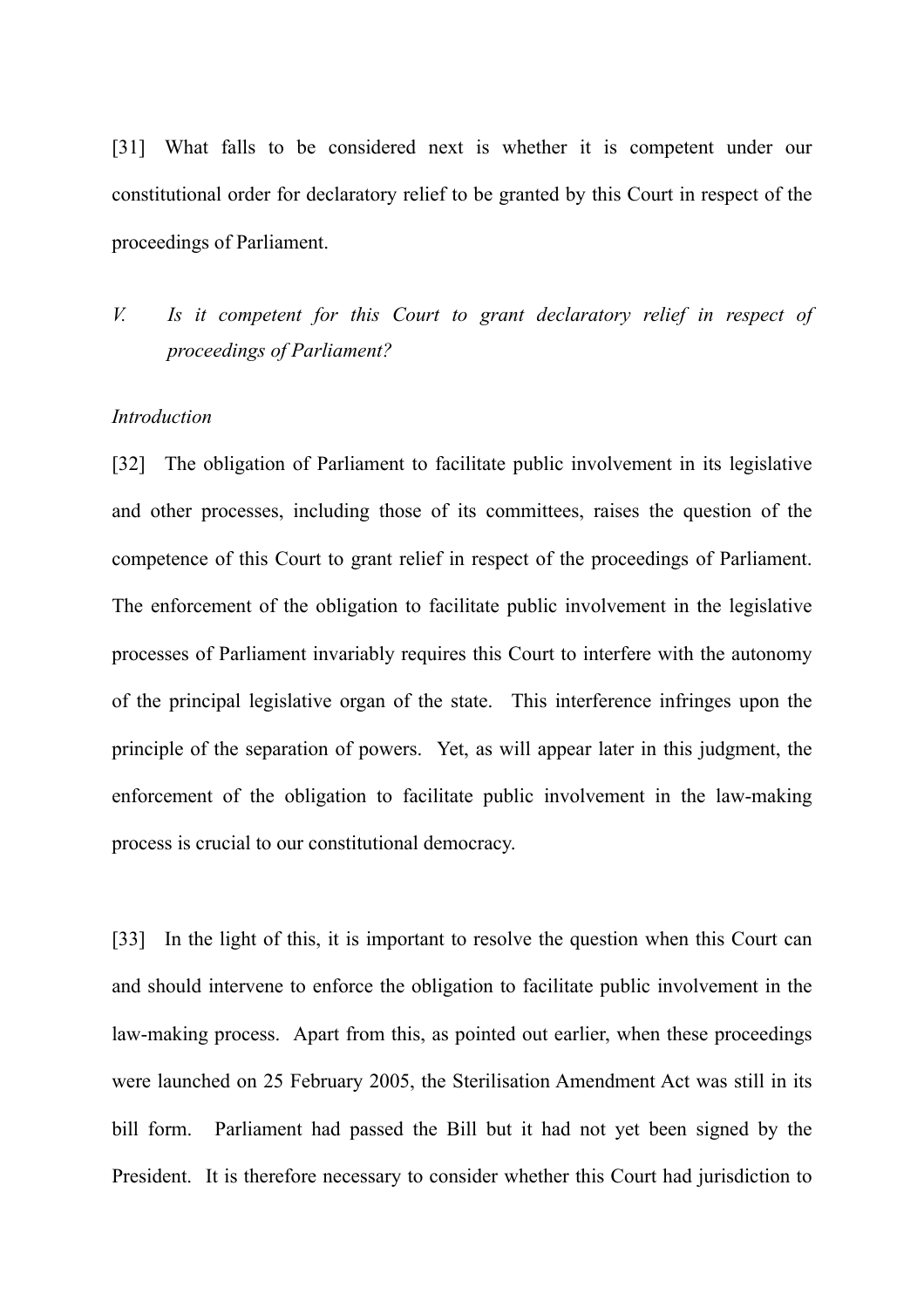[31] What falls to be considered next is whether it is competent under our constitutional order for declaratory relief to be granted by this Court in respect of the proceedings of Parliament.

## *V. Is it competent for this Court to grant declaratory relief in respect of proceedings of Parliament?*

*Introduction*

[32] The obligation of Parliament to facilitate public involvement in its legislative and other processes, including those of its committees, raises the question of the competence of this Court to grant relief in respect of the proceedings of Parliament. The enforcement of the obligation to facilitate public involvement in the legislative processes of Parliament invariably requires this Court to interfere with the autonomy of the principal legislative organ of the state. This interference infringes upon the principle of the separation of powers. Yet, as will appear later in this judgment, the enforcement of the obligation to facilitate public involvement in the law-making process is crucial to our constitutional democracy.

[33] In the light of this, it is important to resolve the question when this Court can and should intervene to enforce the obligation to facilitate public involvement in the law-making process. Apart from this, as pointed out earlier, when these proceedings were launched on 25 February 2005, the Sterilisation Amendment Act was still in its bill form. Parliament had passed the Bill but it had not yet been signed by the President. It is therefore necessary to consider whether this Court had jurisdiction to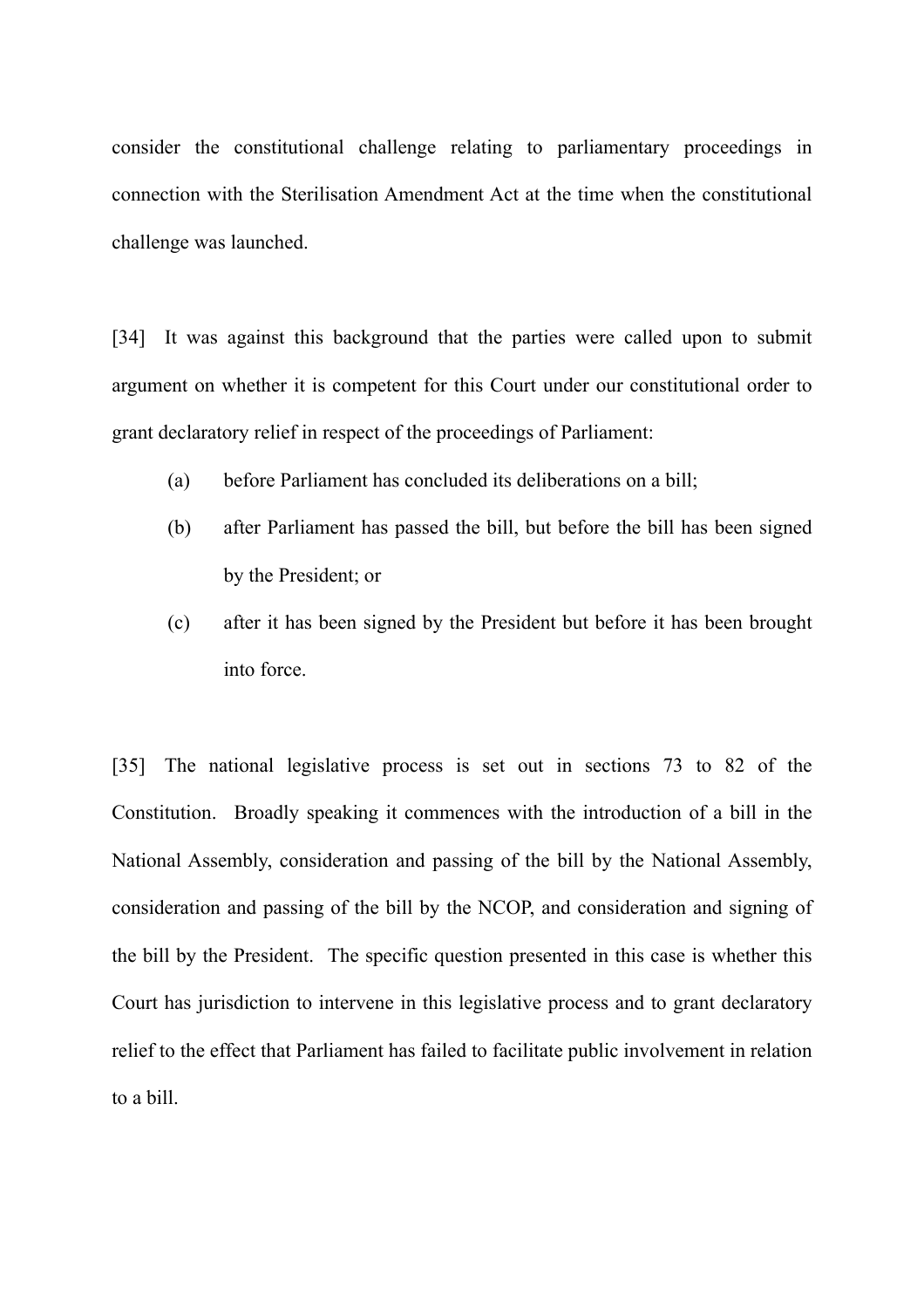consider the constitutional challenge relating to parliamentary proceedings in connection with the Sterilisation Amendment Act at the time when the constitutional challenge was launched.

[34] It was against this background that the parties were called upon to submit argument on whether it is competent for this Court under our constitutional order to grant declaratory relief in respect of the proceedings of Parliament:

(a) before Parliament has concluded its deliberations on a bill;

(b) after Parliament has passed the bill, but before the bill has been signed by the President; or

(c) after it has been signed by the President but before it has been brought into force.

[35] The national legislative process is set out in sections 73 to 82 of the Constitution. Broadly speaking it commences with the introduction of a bill in the National Assembly, consideration and passing of the bill by the National Assembly, consideration and passing of the bill by the NCOP, and consideration and signing of the bill by the President. The specific question presented in this case is whether this Court has jurisdiction to intervene in this legislative process and to grant declaratory relief to the effect that Parliament has failed to facilitate public involvement in relation to a bill.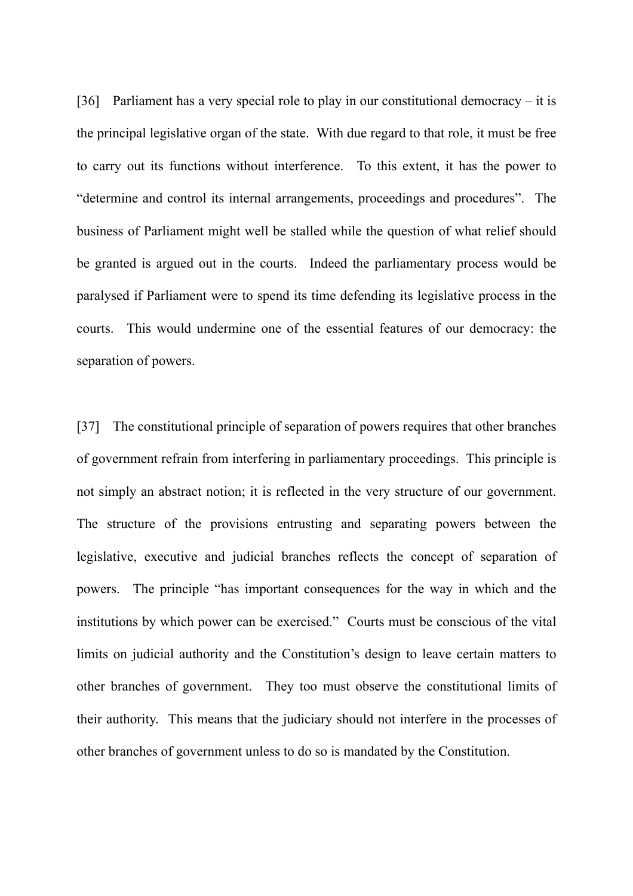[36] Parliament has a very special role to play in our constitutional democracy – it is the principal legislative organ of the state. With due regard to that role, it must be free to carry out its functions without interference. To this extent, it has the power to "determine and control its internal arrangements, proceedings and procedures". The business of Parliament might well be stalled while the question of what relief should be granted is argued out in the courts. Indeed the parliamentary process would be paralysed if Parliament were to spend its time defending its legislative process in the courts. This would undermine one of the essential features of our democracy: the separation of powers.

[37] The constitutional principle of separation of powers requires that other branches of government refrain from interfering in parliamentary proceedings. This principle is not simply an abstract notion; it is reflected in the very structure of our government. The structure of the provisions entrusting and separating powers between the legislative, executive and judicial branches reflects the concept of separation of powers. The principle "has important consequences for the way in which and the institutions by which power can be exercised." Courts must be conscious of the vital limits on judicial authority and the Constitution's design to leave certain matters to other branches of government. They too must observe the constitutional limits of their authority. This means that the judiciary should not interfere in the processes of other branches of government unless to do so is mandated by the Constitution.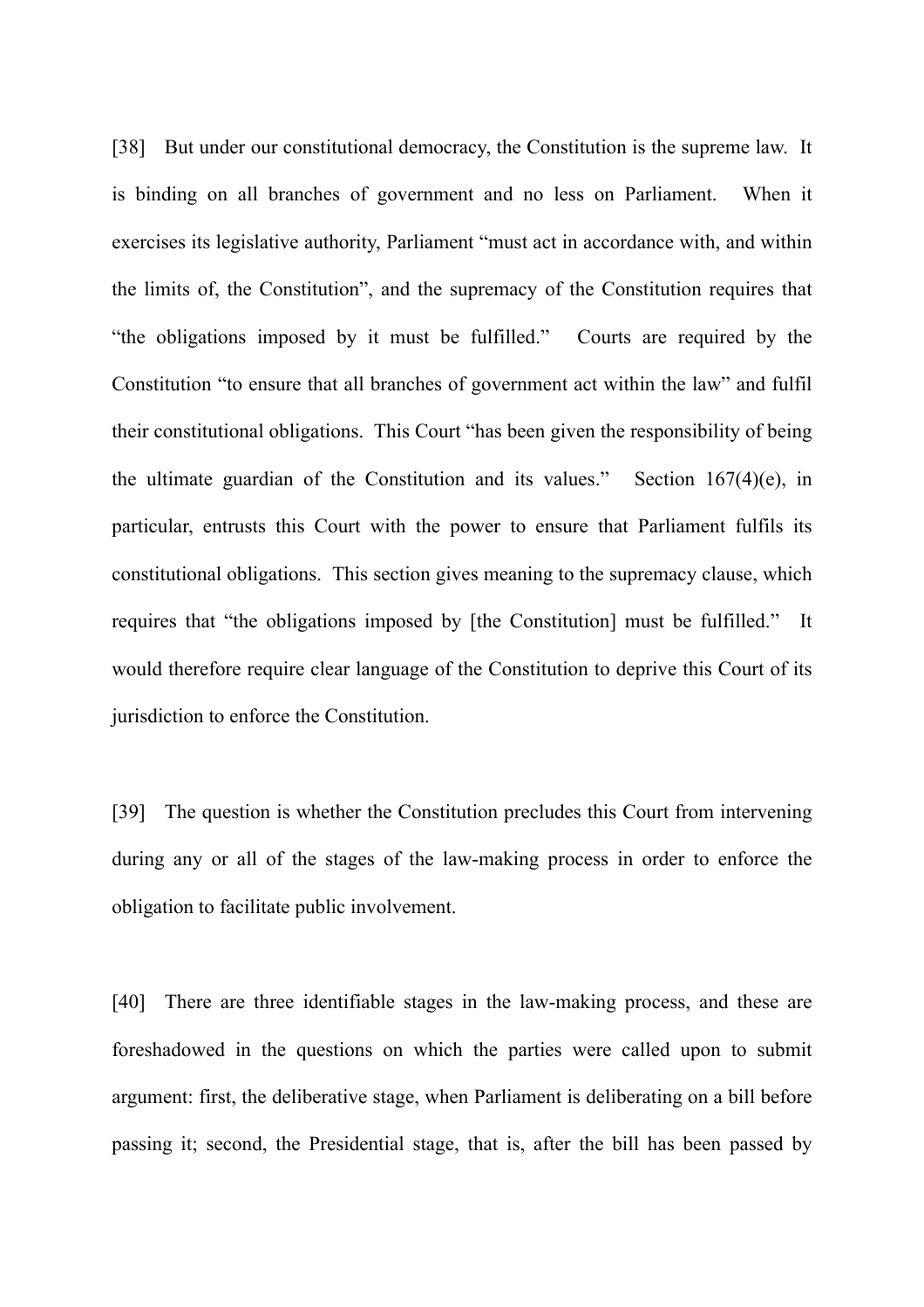[38] But under our constitutional democracy, the Constitution is the supreme law. It is binding on all branches of government and no less on Parliament. When it exercises its legislative authority, Parliament "must act in accordance with, and within the limits of, the Constitution", and the supremacy of the Constitution requires that "the obligations imposed by it must be fulfilled." Courts are required by the Constitution "to ensure that all branches of government act within the law" and fulfil their constitutional obligations. This Court "has been given the responsibility of being the ultimate guardian of the Constitution and its values." Section 167(4)(e), in particular, entrusts this Court with the power to ensure that Parliament fulfils its constitutional obligations. This section gives meaning to the supremacy clause, which requires that "the obligations imposed by [the Constitution] must be fulfilled." It would therefore require clear language of the Constitution to deprive this Court of its jurisdiction to enforce the Constitution.

[39] The question is whether the Constitution precludes this Court from intervening during any or all of the stages of the law-making process in order to enforce the obligation to facilitate public involvement.

[40] There are three identifiable stages in the law-making process, and these are foreshadowed in the questions on which the parties were called upon to submit argument: first, the deliberative stage, when Parliament is deliberating on a bill before passing it; second, the Presidential stage, that is, after the bill has been passed by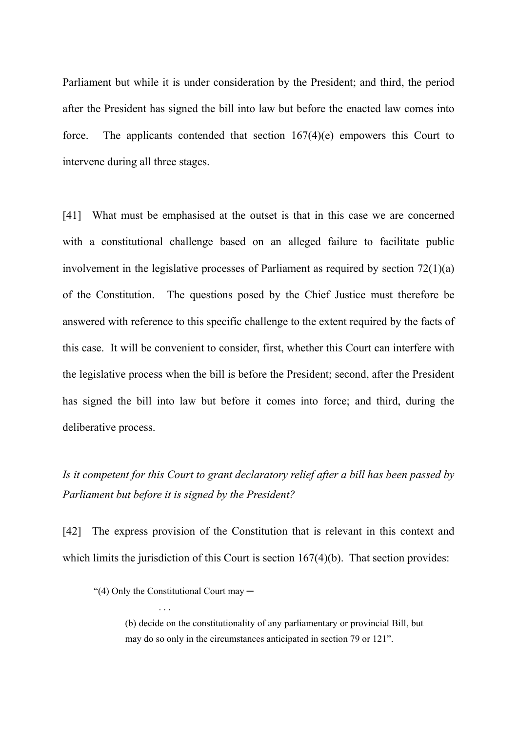Parliament but while it is under consideration by the President; and third, the period after the President has signed the bill into law but before the enacted law comes into force. The applicants contended that section 167(4)(e) empowers this Court to intervene during all three stages.

[41] What must be emphasised at the outset is that in this case we are concerned with a constitutional challenge based on an alleged failure to facilitate public involvement in the legislative processes of Parliament as required by section 72(1)(a) of the Constitution. The questions posed by the Chief Justice must therefore be answered with reference to this specific challenge to the extent required by the facts of this case. It will be convenient to consider, first, whether this Court can interfere with the legislative process when the bill is before the President; second, after the President has signed the bill into law but before it comes into force; and third, during the deliberative process.

*Is it competent for this Court to grant declaratory relief after a bill has been passed by Parliament but before it is signed by the President?*

[42] The express provision of the Constitution that is relevant in this context and which limits the jurisdiction of this Court is section 167(4)(b). That section provides:

> "(4) Only the Constitutional Court may ─
>
> . . .
>
> (b) decide on the constitutionality of any parliamentary or provincial Bill, but may do so only in the circumstances anticipated in section 79 or 121".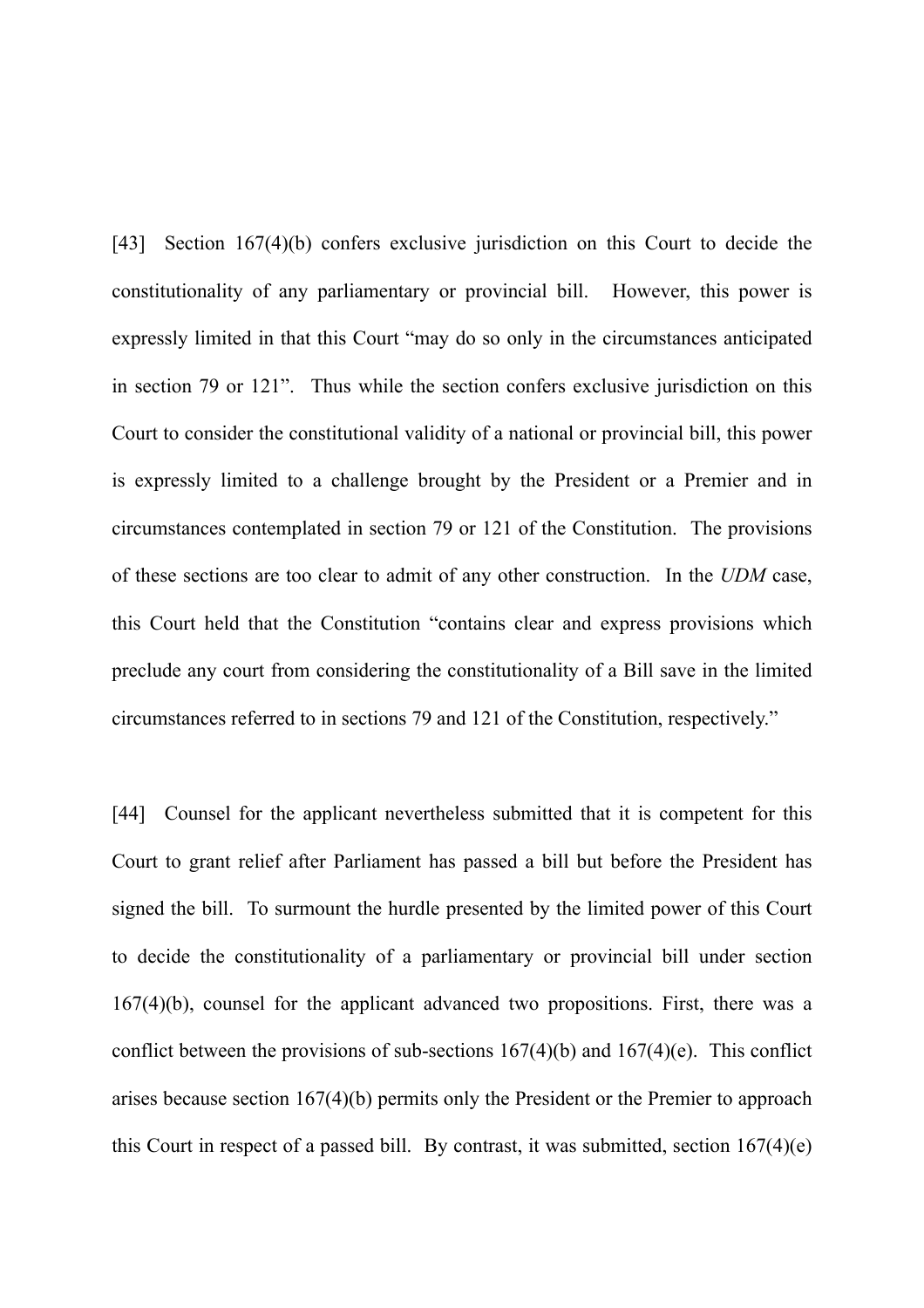[43] Section 167(4)(b) confers exclusive jurisdiction on this Court to decide the constitutionality of any parliamentary or provincial bill. However, this power is expressly limited in that this Court "may do so only in the circumstances anticipated in section 79 or 121". Thus while the section confers exclusive jurisdiction on this Court to consider the constitutional validity of a national or provincial bill, this power is expressly limited to a challenge brought by the President or a Premier and in circumstances contemplated in section 79 or 121 of the Constitution. The provisions of these sections are too clear to admit of any other construction. In the *UDM* case, this Court held that the Constitution "contains clear and express provisions which preclude any court from considering the constitutionality of a Bill save in the limited circumstances referred to in sections 79 and 121 of the Constitution, respectively."

[44] Counsel for the applicant nevertheless submitted that it is competent for this Court to grant relief after Parliament has passed a bill but before the President has signed the bill. To surmount the hurdle presented by the limited power of this Court to decide the constitutionality of a parliamentary or provincial bill under section 167(4)(b), counsel for the applicant advanced two propositions. First, there was a conflict between the provisions of sub-sections 167(4)(b) and 167(4)(e). This conflict arises because section 167(4)(b) permits only the President or the Premier to approach this Court in respect of a passed bill. By contrast, it was submitted, section 167(4)(e)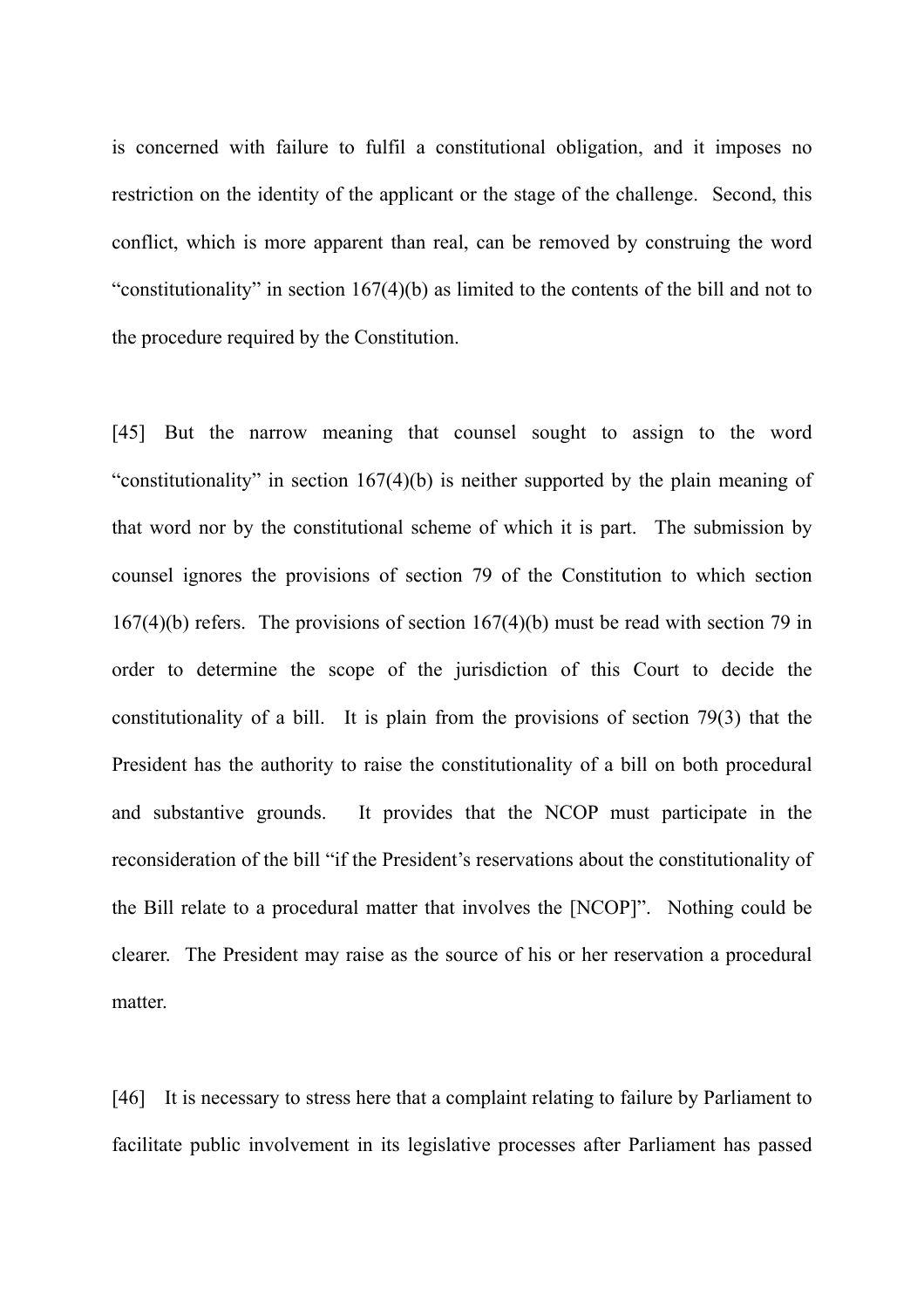is concerned with failure to fulfil a constitutional obligation, and it imposes no restriction on the identity of the applicant or the stage of the challenge. Second, this conflict, which is more apparent than real, can be removed by construing the word "constitutionality" in section 167(4)(b) as limited to the contents of the bill and not to the procedure required by the Constitution.

[45] But the narrow meaning that counsel sought to assign to the word "constitutionality" in section 167(4)(b) is neither supported by the plain meaning of that word nor by the constitutional scheme of which it is part. The submission by counsel ignores the provisions of section 79 of the Constitution to which section 167(4)(b) refers. The provisions of section 167(4)(b) must be read with section 79 in order to determine the scope of the jurisdiction of this Court to decide the constitutionality of a bill. It is plain from the provisions of section 79(3) that the President has the authority to raise the constitutionality of a bill on both procedural and substantive grounds. It provides that the NCOP must participate in the reconsideration of the bill "if the President's reservations about the constitutionality of the Bill relate to a procedural matter that involves the [NCOP]". Nothing could be clearer. The President may raise as the source of his or her reservation a procedural matter.

[46] It is necessary to stress here that a complaint relating to failure by Parliament to facilitate public involvement in its legislative processes after Parliament has passed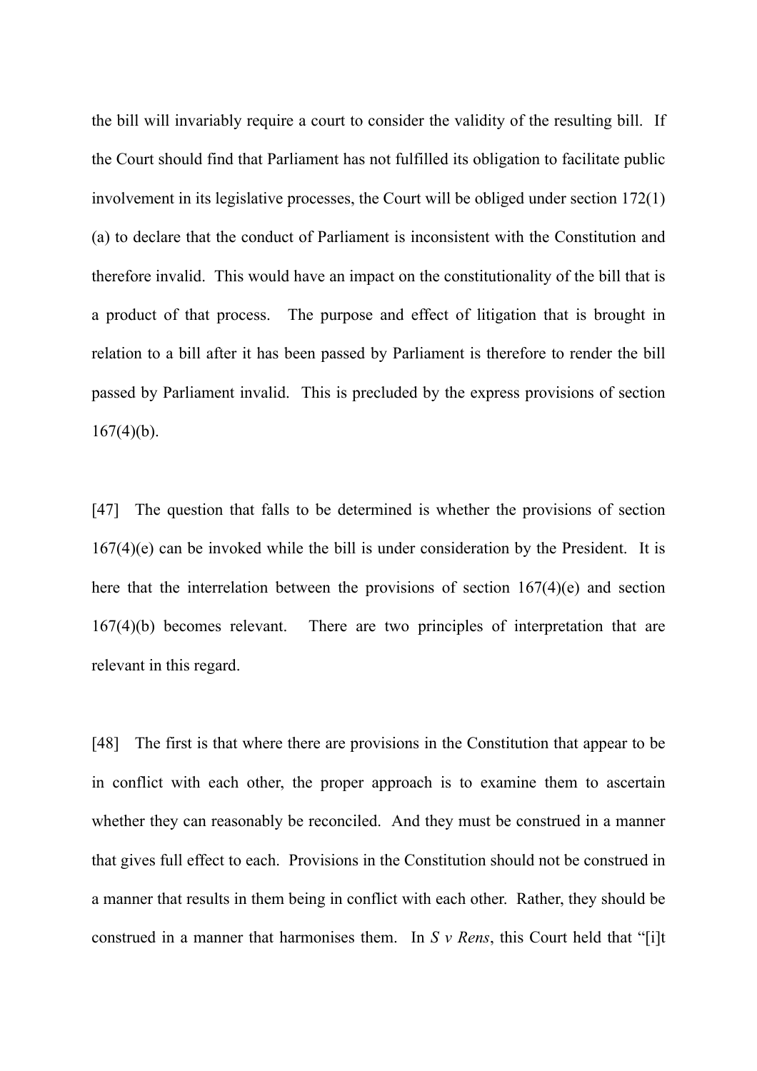the bill will invariably require a court to consider the validity of the resulting bill. If the Court should find that Parliament has not fulfilled its obligation to facilitate public involvement in its legislative processes, the Court will be obliged under section 172(1)(a) to declare that the conduct of Parliament is inconsistent with the Constitution and therefore invalid. This would have an impact on the constitutionality of the bill that is a product of that process. The purpose and effect of litigation that is brought in relation to a bill after it has been passed by Parliament is therefore to render the bill passed by Parliament invalid. This is precluded by the express provisions of section 167(4)(b).

[47] The question that falls to be determined is whether the provisions of section 167(4)(e) can be invoked while the bill is under consideration by the President. It is here that the interrelation between the provisions of section 167(4)(e) and section 167(4)(b) becomes relevant. There are two principles of interpretation that are relevant in this regard.

[48] The first is that where there are provisions in the Constitution that appear to be in conflict with each other, the proper approach is to examine them to ascertain whether they can reasonably be reconciled. And they must be construed in a manner that gives full effect to each. Provisions in the Constitution should not be construed in a manner that results in them being in conflict with each other. Rather, they should be construed in a manner that harmonises them. In *S v Rens*, this Court held that "[i]t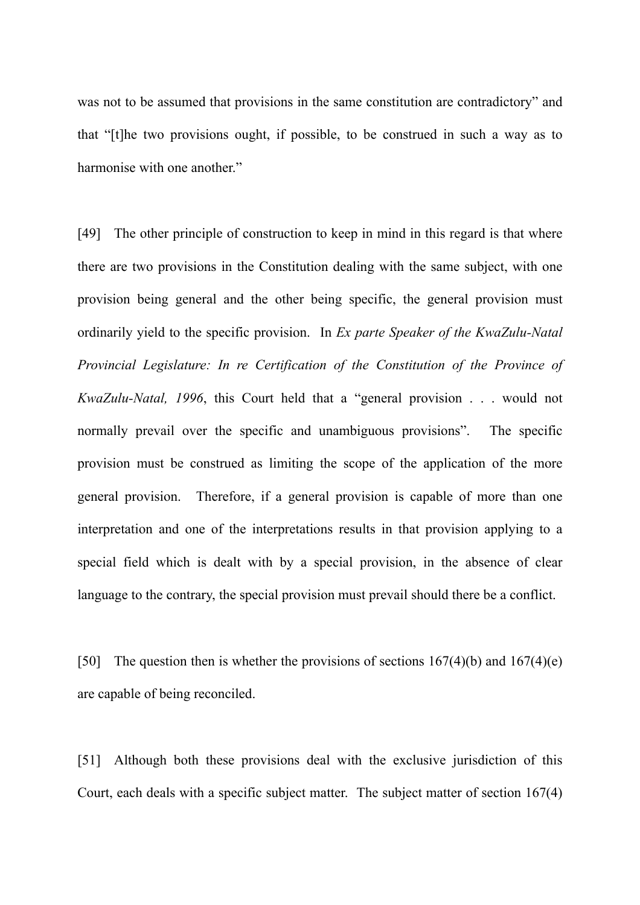was not to be assumed that provisions in the same constitution are contradictory" and that "[t]he two provisions ought, if possible, to be construed in such a way as to harmonise with one another."

[49] The other principle of construction to keep in mind in this regard is that where there are two provisions in the Constitution dealing with the same subject, with one provision being general and the other being specific, the general provision must ordinarily yield to the specific provision. In *Ex parte Speaker of the KwaZulu-Natal Provincial Legislature: In re Certification of the Constitution of the Province of KwaZulu-Natal, 1996*, this Court held that a "general provision . . . would not normally prevail over the specific and unambiguous provisions". The specific provision must be construed as limiting the scope of the application of the more general provision. Therefore, if a general provision is capable of more than one interpretation and one of the interpretations results in that provision applying to a special field which is dealt with by a special provision, in the absence of clear language to the contrary, the special provision must prevail should there be a conflict.

[50] The question then is whether the provisions of sections 167(4)(b) and 167(4)(e) are capable of being reconciled.

[51] Although both these provisions deal with the exclusive jurisdiction of this Court, each deals with a specific subject matter. The subject matter of section 167(4)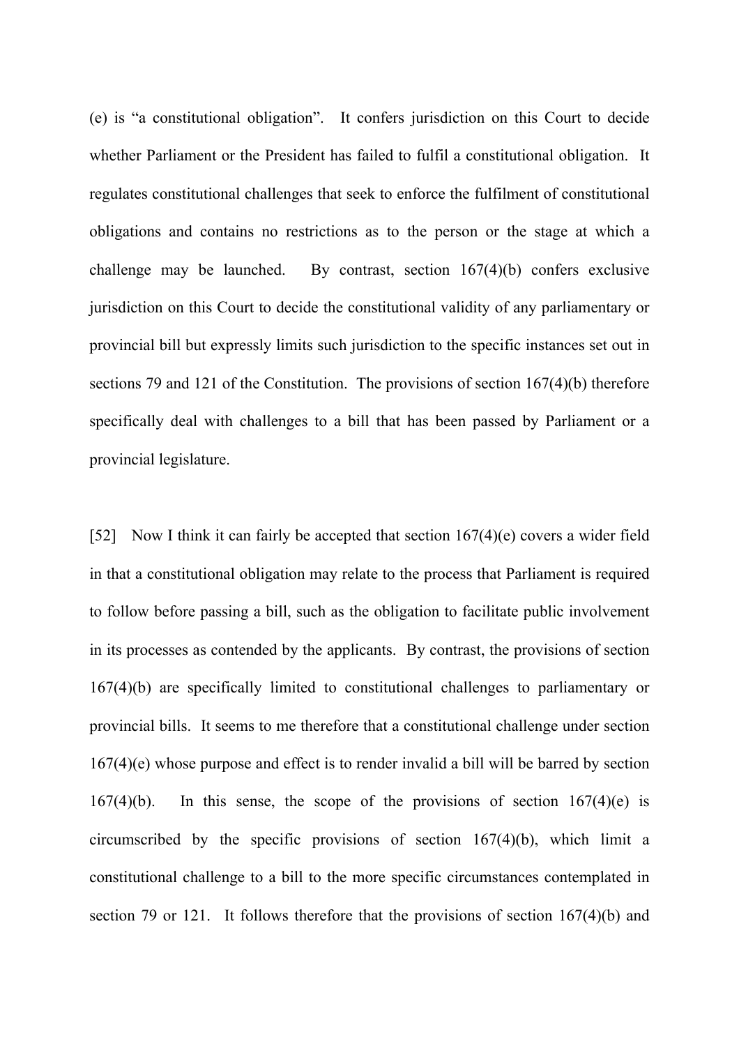(e) is "a constitutional obligation". It confers jurisdiction on this Court to decide whether Parliament or the President has failed to fulfil a constitutional obligation. It regulates constitutional challenges that seek to enforce the fulfilment of constitutional obligations and contains no restrictions as to the person or the stage at which a challenge may be launched. By contrast, section 167(4)(b) confers exclusive jurisdiction on this Court to decide the constitutional validity of any parliamentary or provincial bill but expressly limits such jurisdiction to the specific instances set out in sections 79 and 121 of the Constitution. The provisions of section 167(4)(b) therefore specifically deal with challenges to a bill that has been passed by Parliament or a provincial legislature.

[52] Now I think it can fairly be accepted that section 167(4)(e) covers a wider field in that a constitutional obligation may relate to the process that Parliament is required to follow before passing a bill, such as the obligation to facilitate public involvement in its processes as contended by the applicants. By contrast, the provisions of section 167(4)(b) are specifically limited to constitutional challenges to parliamentary or provincial bills. It seems to me therefore that a constitutional challenge under section 167(4)(e) whose purpose and effect is to render invalid a bill will be barred by section 167(4)(b). In this sense, the scope of the provisions of section 167(4)(e) is circumscribed by the specific provisions of section 167(4)(b), which limit a constitutional challenge to a bill to the more specific circumstances contemplated in section 79 or 121. It follows therefore that the provisions of section 167(4)(b) and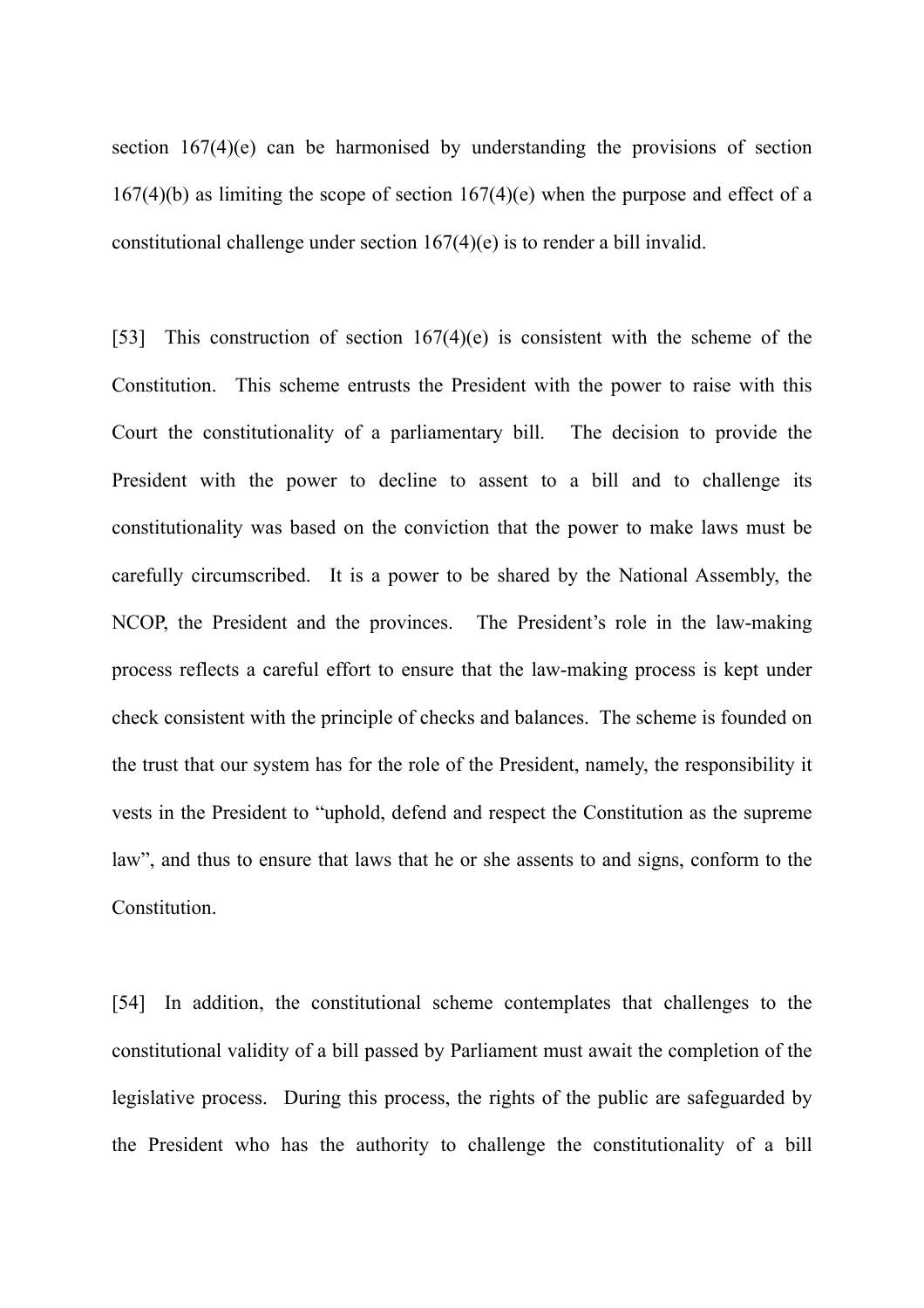section 167(4)(e) can be harmonised by understanding the provisions of section 167(4)(b) as limiting the scope of section 167(4)(e) when the purpose and effect of a constitutional challenge under section 167(4)(e) is to render a bill invalid.

[53] This construction of section 167(4)(e) is consistent with the scheme of the Constitution. This scheme entrusts the President with the power to raise with this Court the constitutionality of a parliamentary bill. The decision to provide the President with the power to decline to assent to a bill and to challenge its constitutionality was based on the conviction that the power to make laws must be carefully circumscribed. It is a power to be shared by the National Assembly, the NCOP, the President and the provinces. The President's role in the law-making process reflects a careful effort to ensure that the law-making process is kept under check consistent with the principle of checks and balances. The scheme is founded on the trust that our system has for the role of the President, namely, the responsibility it vests in the President to "uphold, defend and respect the Constitution as the supreme law", and thus to ensure that laws that he or she assents to and signs, conform to the Constitution.

[54] In addition, the constitutional scheme contemplates that challenges to the constitutional validity of a bill passed by Parliament must await the completion of the legislative process. During this process, the rights of the public are safeguarded by the President who has the authority to challenge the constitutionality of a bill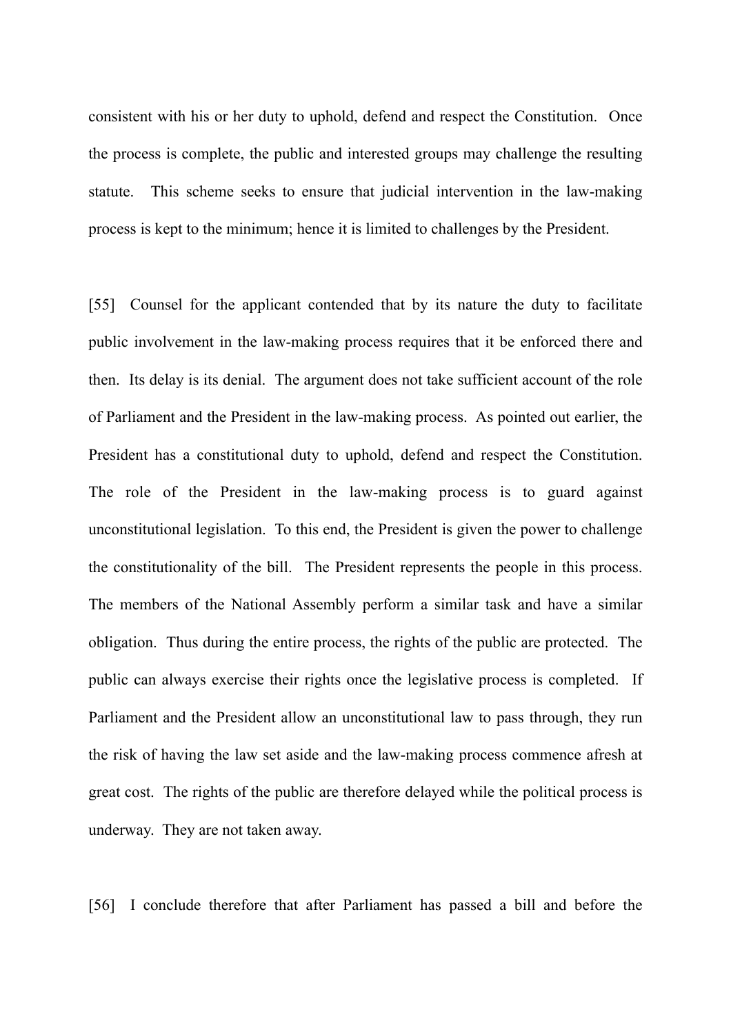consistent with his or her duty to uphold, defend and respect the Constitution. Once the process is complete, the public and interested groups may challenge the resulting statute. This scheme seeks to ensure that judicial intervention in the law-making process is kept to the minimum; hence it is limited to challenges by the President.

[55] Counsel for the applicant contended that by its nature the duty to facilitate public involvement in the law-making process requires that it be enforced there and then. Its delay is its denial. The argument does not take sufficient account of the role of Parliament and the President in the law-making process. As pointed out earlier, the President has a constitutional duty to uphold, defend and respect the Constitution. The role of the President in the law-making process is to guard against unconstitutional legislation. To this end, the President is given the power to challenge the constitutionality of the bill. The President represents the people in this process. The members of the National Assembly perform a similar task and have a similar obligation. Thus during the entire process, the rights of the public are protected. The public can always exercise their rights once the legislative process is completed. If Parliament and the President allow an unconstitutional law to pass through, they run the risk of having the law set aside and the law-making process commence afresh at great cost. The rights of the public are therefore delayed while the political process is underway. They are not taken away.

[56] I conclude therefore that after Parliament has passed a bill and before the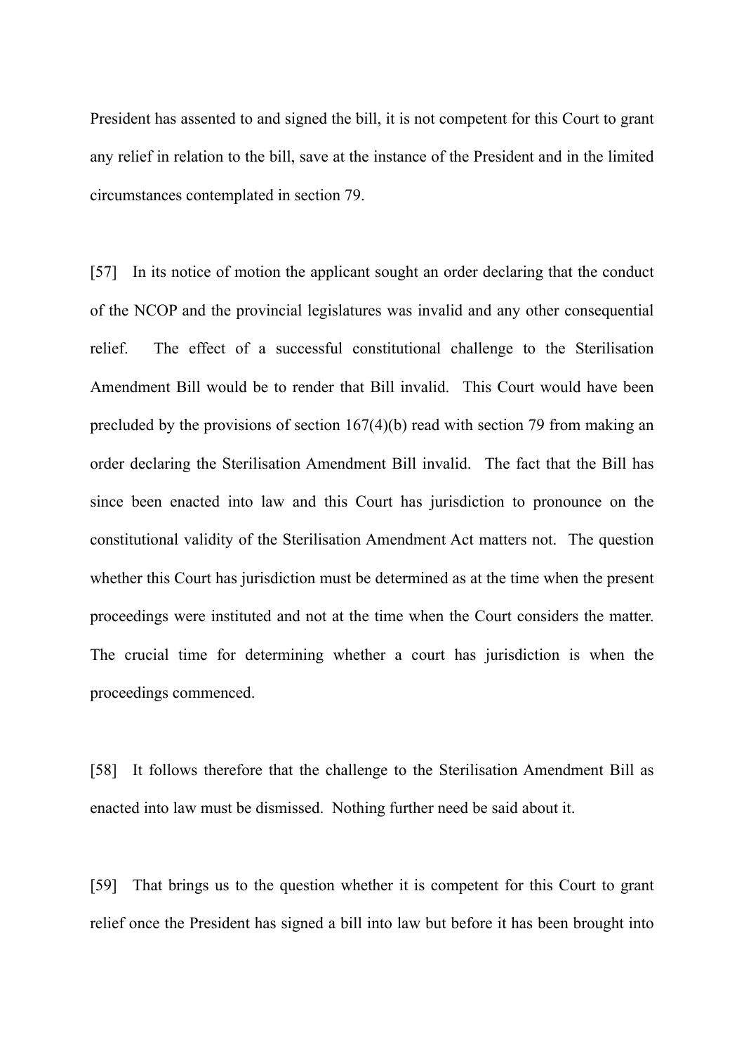President has assented to and signed the bill, it is not competent for this Court to grant any relief in relation to the bill, save at the instance of the President and in the limited circumstances contemplated in section 79.

[57] In its notice of motion the applicant sought an order declaring that the conduct of the NCOP and the provincial legislatures was invalid and any other consequential relief. The effect of a successful constitutional challenge to the Sterilisation Amendment Bill would be to render that Bill invalid. This Court would have been precluded by the provisions of section 167(4)(b) read with section 79 from making an order declaring the Sterilisation Amendment Bill invalid. The fact that the Bill has since been enacted into law and this Court has jurisdiction to pronounce on the constitutional validity of the Sterilisation Amendment Act matters not. The question whether this Court has jurisdiction must be determined as at the time when the present proceedings were instituted and not at the time when the Court considers the matter. The crucial time for determining whether a court has jurisdiction is when the proceedings commenced.

[58] It follows therefore that the challenge to the Sterilisation Amendment Bill as enacted into law must be dismissed. Nothing further need be said about it.

[59] That brings us to the question whether it is competent for this Court to grant relief once the President has signed a bill into law but before it has been brought into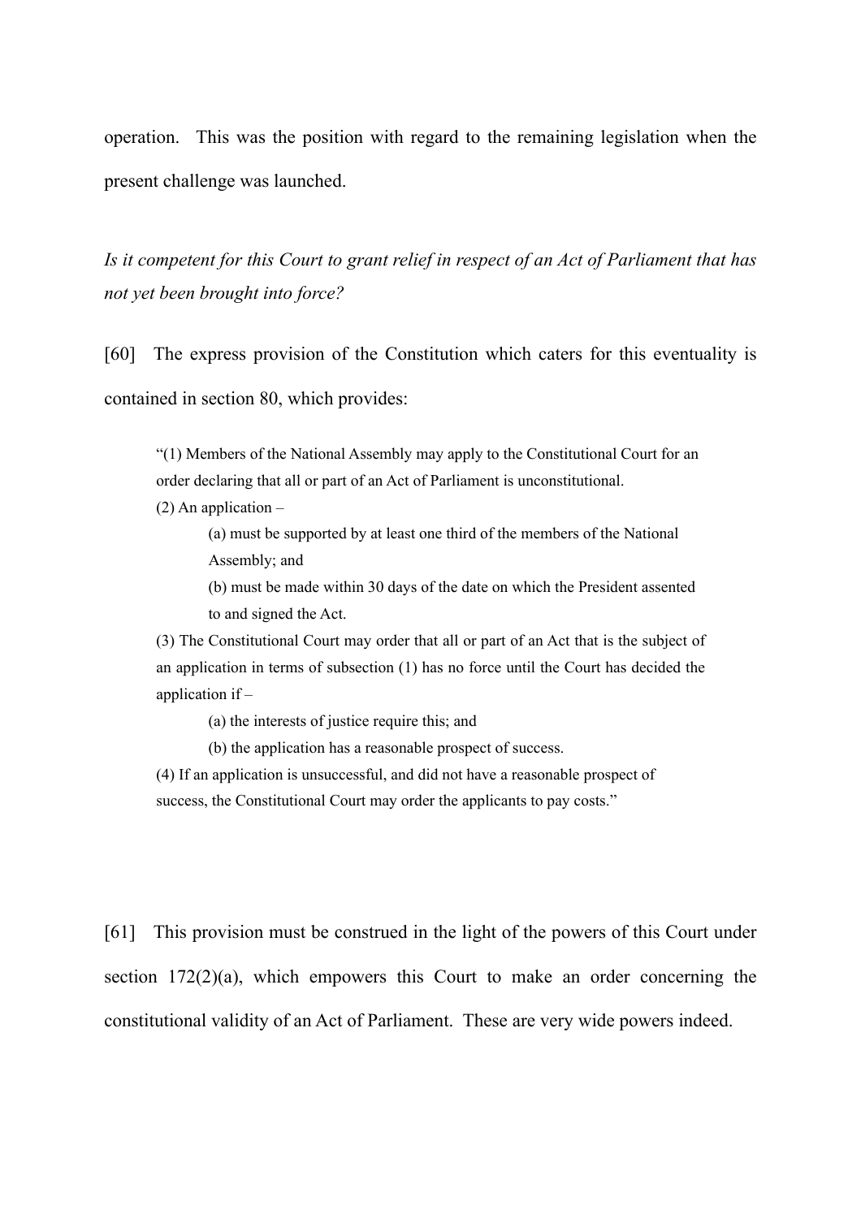operation. This was the position with regard to the remaining legislation when the present challenge was launched.

*Is it competent for this Court to grant relief in respect of an Act of Parliament that has not yet been brought into force?*

[60] The express provision of the Constitution which caters for this eventuality is contained in section 80, which provides:

> "(1) Members of the National Assembly may apply to the Constitutional Court for an order declaring that all or part of an Act of Parliament is unconstitutional.
>
> (2) An application –
>
> (a) must be supported by at least one third of the members of the National Assembly; and
>
> (b) must be made within 30 days of the date on which the President assented to and signed the Act.
>
> (3) The Constitutional Court may order that all or part of an Act that is the subject of an application in terms of subsection (1) has no force until the Court has decided the application if –
>
> (a) the interests of justice require this; and
>
> (b) the application has a reasonable prospect of success.
>
> (4) If an application is unsuccessful, and did not have a reasonable prospect of success, the Constitutional Court may order the applicants to pay costs."

[61] This provision must be construed in the light of the powers of this Court under section 172(2)(a), which empowers this Court to make an order concerning the constitutional validity of an Act of Parliament. These are very wide powers indeed.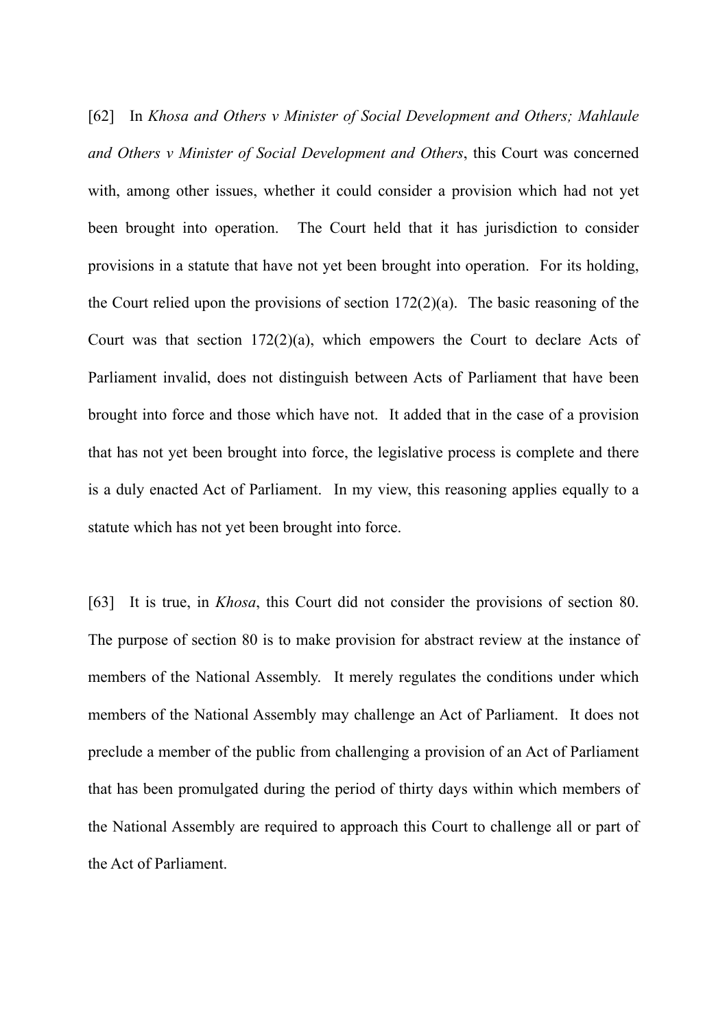[62] In *Khosa and Others v Minister of Social Development and Others; Mahlaule and Others v Minister of Social Development and Others*, this Court was concerned with, among other issues, whether it could consider a provision which had not yet been brought into operation. The Court held that it has jurisdiction to consider provisions in a statute that have not yet been brought into operation. For its holding, the Court relied upon the provisions of section 172(2)(a). The basic reasoning of the Court was that section 172(2)(a), which empowers the Court to declare Acts of Parliament invalid, does not distinguish between Acts of Parliament that have been brought into force and those which have not. It added that in the case of a provision that has not yet been brought into force, the legislative process is complete and there is a duly enacted Act of Parliament. In my view, this reasoning applies equally to a statute which has not yet been brought into force.

[63] It is true, in *Khosa*, this Court did not consider the provisions of section 80. The purpose of section 80 is to make provision for abstract review at the instance of members of the National Assembly. It merely regulates the conditions under which members of the National Assembly may challenge an Act of Parliament. It does not preclude a member of the public from challenging a provision of an Act of Parliament that has been promulgated during the period of thirty days within which members of the National Assembly are required to approach this Court to challenge all or part of the Act of Parliament.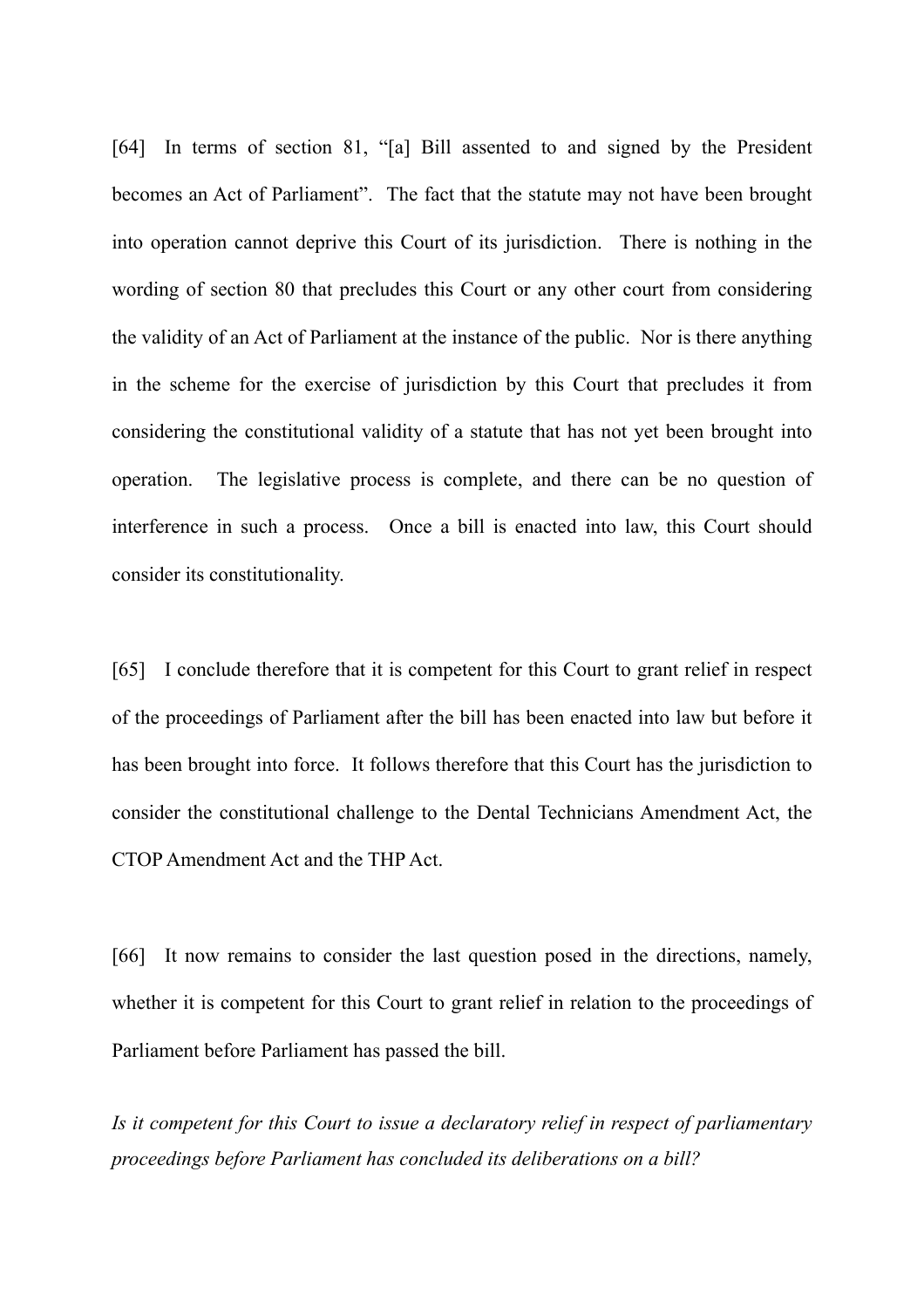[64] In terms of section 81, "[a] Bill assented to and signed by the President becomes an Act of Parliament". The fact that the statute may not have been brought into operation cannot deprive this Court of its jurisdiction. There is nothing in the wording of section 80 that precludes this Court or any other court from considering the validity of an Act of Parliament at the instance of the public. Nor is there anything in the scheme for the exercise of jurisdiction by this Court that precludes it from considering the constitutional validity of a statute that has not yet been brought into operation. The legislative process is complete, and there can be no question of interference in such a process. Once a bill is enacted into law, this Court should consider its constitutionality.

[65] I conclude therefore that it is competent for this Court to grant relief in respect of the proceedings of Parliament after the bill has been enacted into law but before it has been brought into force. It follows therefore that this Court has the jurisdiction to consider the constitutional challenge to the Dental Technicians Amendment Act, the CTOP Amendment Act and the THP Act.

[66] It now remains to consider the last question posed in the directions, namely, whether it is competent for this Court to grant relief in relation to the proceedings of Parliament before Parliament has passed the bill.

*Is it competent for this Court to issue a declaratory relief in respect of parliamentary proceedings before Parliament has concluded its deliberations on a bill?*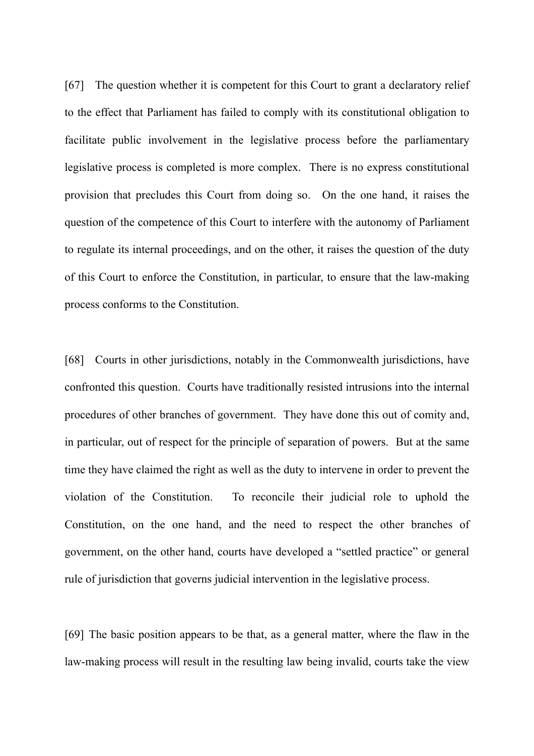[67] The question whether it is competent for this Court to grant a declaratory relief to the effect that Parliament has failed to comply with its constitutional obligation to facilitate public involvement in the legislative process before the parliamentary legislative process is completed is more complex. There is no express constitutional provision that precludes this Court from doing so. On the one hand, it raises the question of the competence of this Court to interfere with the autonomy of Parliament to regulate its internal proceedings, and on the other, it raises the question of the duty of this Court to enforce the Constitution, in particular, to ensure that the law-making process conforms to the Constitution.

[68] Courts in other jurisdictions, notably in the Commonwealth jurisdictions, have confronted this question. Courts have traditionally resisted intrusions into the internal procedures of other branches of government. They have done this out of comity and, in particular, out of respect for the principle of separation of powers. But at the same time they have claimed the right as well as the duty to intervene in order to prevent the violation of the Constitution. To reconcile their judicial role to uphold the Constitution, on the one hand, and the need to respect the other branches of government, on the other hand, courts have developed a "settled practice" or general rule of jurisdiction that governs judicial intervention in the legislative process.

[69] The basic position appears to be that, as a general matter, where the flaw in the law-making process will result in the resulting law being invalid, courts take the view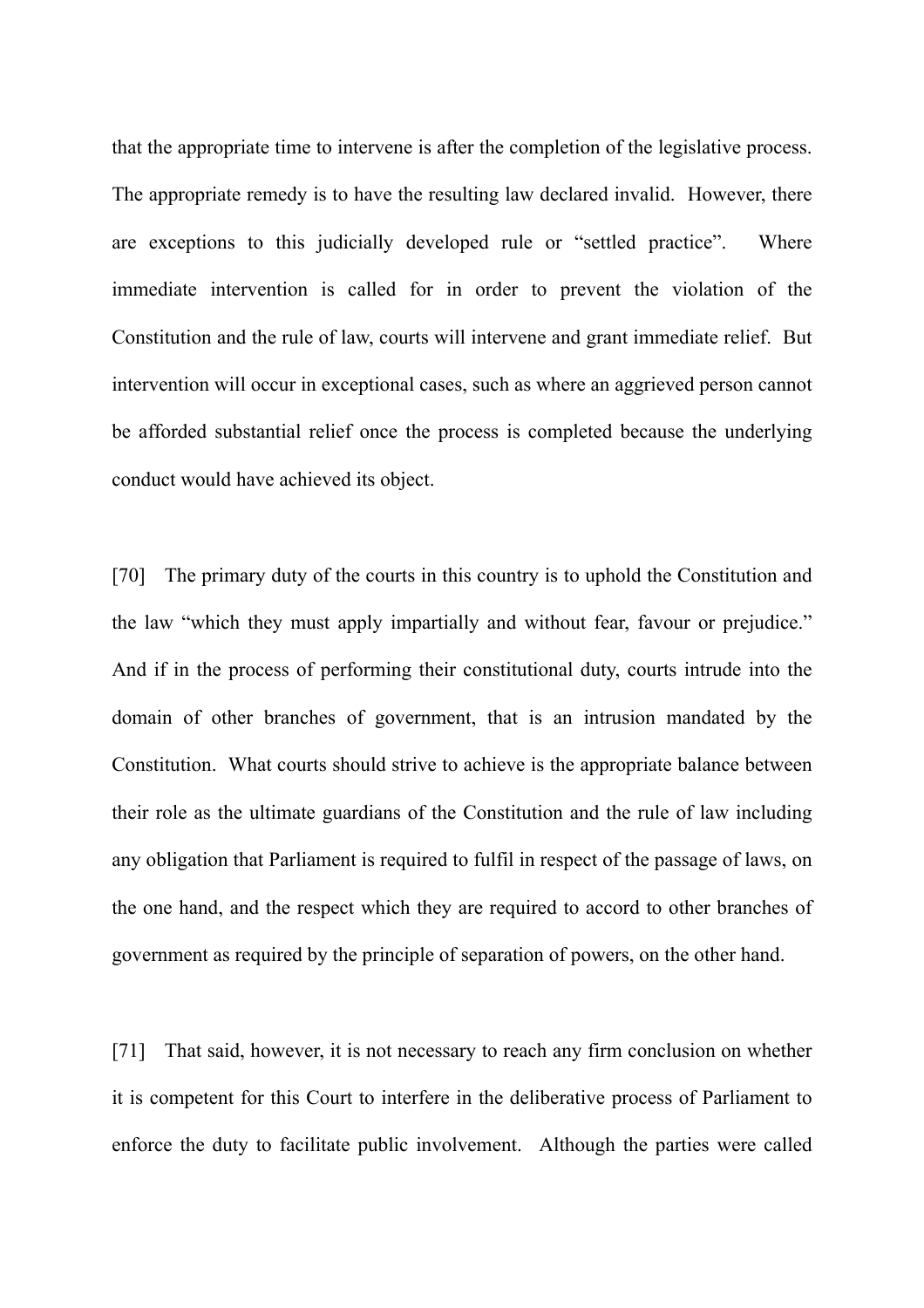that the appropriate time to intervene is after the completion of the legislative process. The appropriate remedy is to have the resulting law declared invalid. However, there are exceptions to this judicially developed rule or "settled practice". Where immediate intervention is called for in order to prevent the violation of the Constitution and the rule of law, courts will intervene and grant immediate relief. But intervention will occur in exceptional cases, such as where an aggrieved person cannot be afforded substantial relief once the process is completed because the underlying conduct would have achieved its object.

[70] The primary duty of the courts in this country is to uphold the Constitution and the law "which they must apply impartially and without fear, favour or prejudice." And if in the process of performing their constitutional duty, courts intrude into the domain of other branches of government, that is an intrusion mandated by the Constitution. What courts should strive to achieve is the appropriate balance between their role as the ultimate guardians of the Constitution and the rule of law including any obligation that Parliament is required to fulfil in respect of the passage of laws, on the one hand, and the respect which they are required to accord to other branches of government as required by the principle of separation of powers, on the other hand.

[71] That said, however, it is not necessary to reach any firm conclusion on whether it is competent for this Court to interfere in the deliberative process of Parliament to enforce the duty to facilitate public involvement. Although the parties were called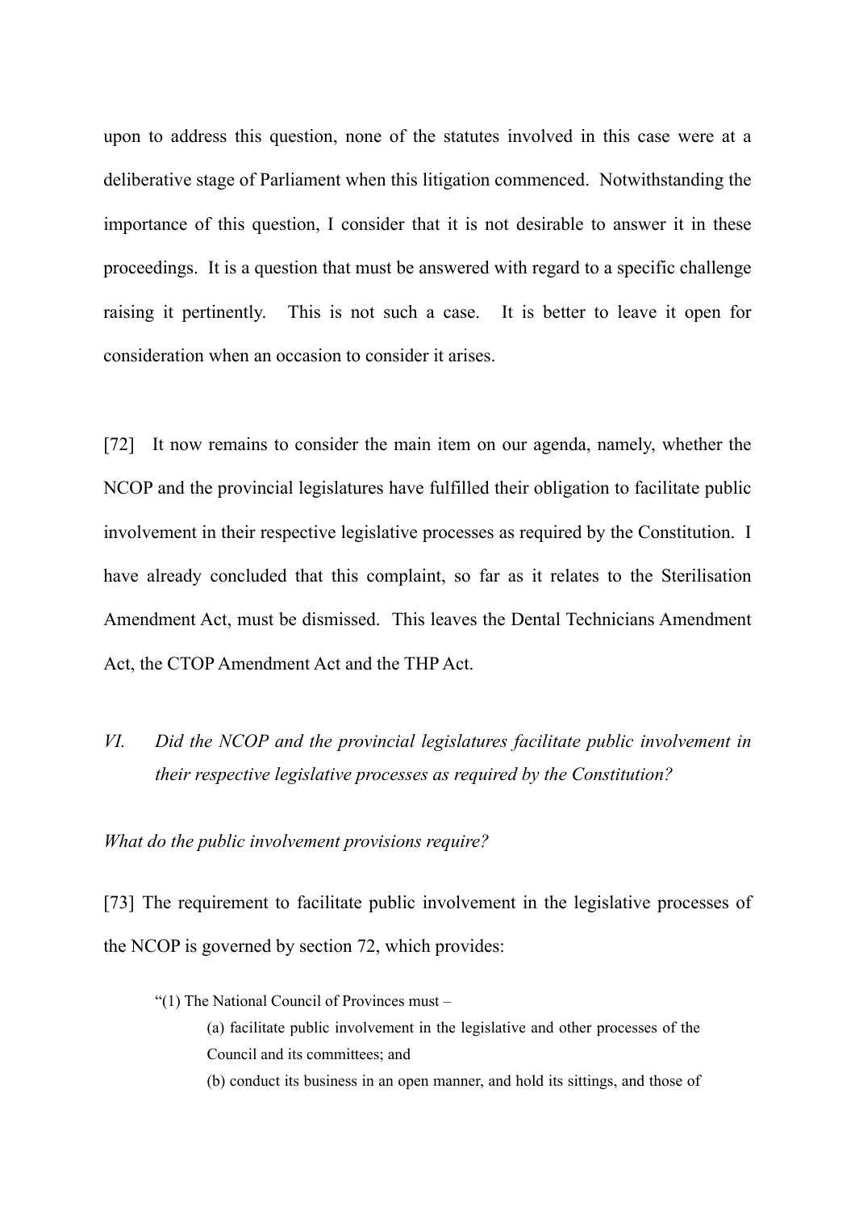upon to address this question, none of the statutes involved in this case were at a deliberative stage of Parliament when this litigation commenced. Notwithstanding the importance of this question, I consider that it is not desirable to answer it in these proceedings. It is a question that must be answered with regard to a specific challenge raising it pertinently. This is not such a case. It is better to leave it open for consideration when an occasion to consider it arises.

[72] It now remains to consider the main item on our agenda, namely, whether the NCOP and the provincial legislatures have fulfilled their obligation to facilitate public involvement in their respective legislative processes as required by the Constitution. I have already concluded that this complaint, so far as it relates to the Sterilisation Amendment Act, must be dismissed. This leaves the Dental Technicians Amendment Act, the CTOP Amendment Act and the THP Act.

### *VI. Did the NCOP and the provincial legislatures facilitate public involvement in their respective legislative processes as required by the Constitution?*

*What do the public involvement provisions require?*

[73] The requirement to facilitate public involvement in the legislative processes of the NCOP is governed by section 72, which provides:

> "(1) The National Council of Provinces must –
>
> (a) facilitate public involvement in the legislative and other processes of the Council and its committees; and
>
> (b) conduct its business in an open manner, and hold its sittings, and those of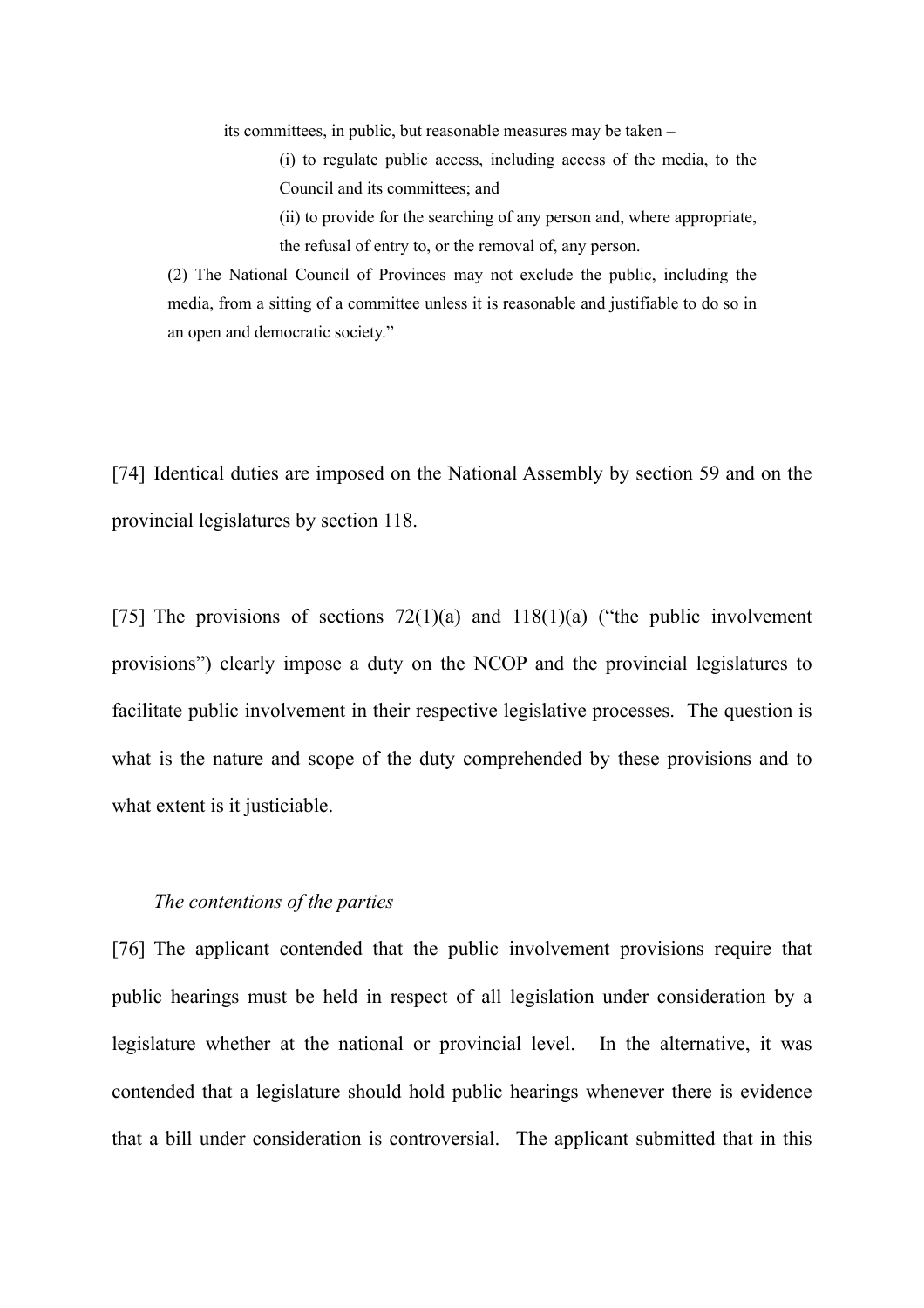> its committees, in public, but reasonable measures may be taken –
>
> (i) to regulate public access, including access of the media, to the Council and its committees; and
>
> (ii) to provide for the searching of any person and, where appropriate, the refusal of entry to, or the removal of, any person.
>
> (2) The National Council of Provinces may not exclude the public, including the media, from a sitting of a committee unless it is reasonable and justifiable to do so in an open and democratic society."

[74] Identical duties are imposed on the National Assembly by section 59 and on the provincial legislatures by section 118.

[75] The provisions of sections 72(1)(a) and 118(1)(a) ("the public involvement provisions") clearly impose a duty on the NCOP and the provincial legislatures to facilitate public involvement in their respective legislative processes. The question is what is the nature and scope of the duty comprehended by these provisions and to what extent is it justiciable.

*The contentions of the parties*

[76] The applicant contended that the public involvement provisions require that public hearings must be held in respect of all legislation under consideration by a legislature whether at the national or provincial level. In the alternative, it was contended that a legislature should hold public hearings whenever there is evidence that a bill under consideration is controversial. The applicant submitted that in this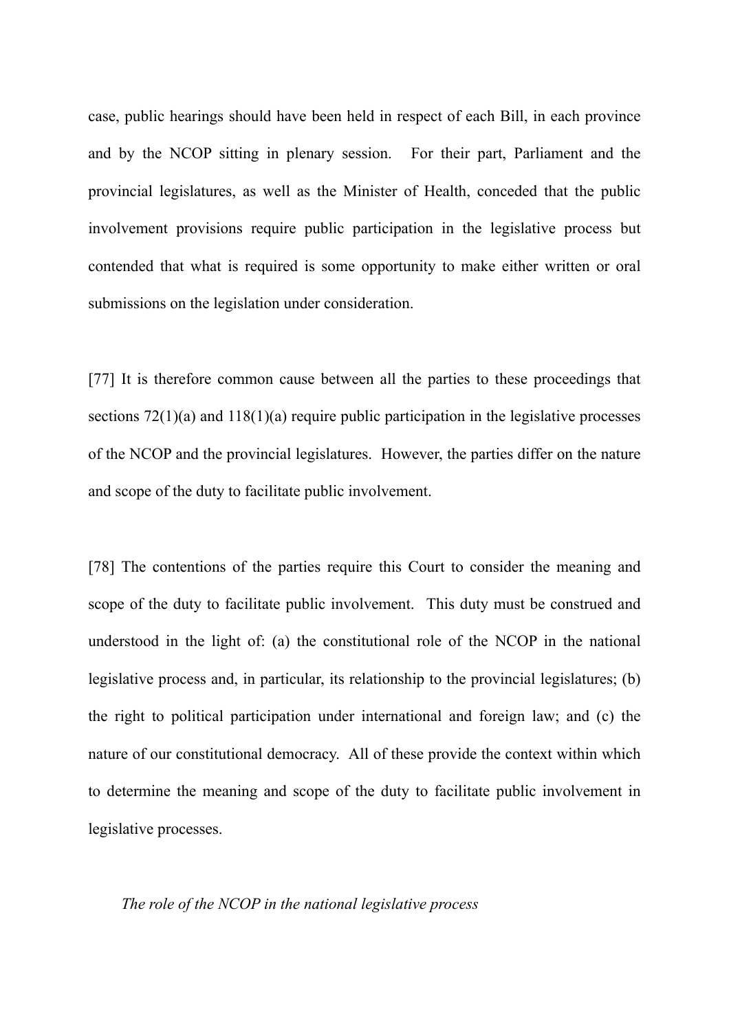case, public hearings should have been held in respect of each Bill, in each province and by the NCOP sitting in plenary session. For their part, Parliament and the provincial legislatures, as well as the Minister of Health, conceded that the public involvement provisions require public participation in the legislative process but contended that what is required is some opportunity to make either written or oral submissions on the legislation under consideration.

[77] It is therefore common cause between all the parties to these proceedings that sections 72(1)(a) and 118(1)(a) require public participation in the legislative processes of the NCOP and the provincial legislatures. However, the parties differ on the nature and scope of the duty to facilitate public involvement.

[78] The contentions of the parties require this Court to consider the meaning and scope of the duty to facilitate public involvement. This duty must be construed and understood in the light of: (a) the constitutional role of the NCOP in the national legislative process and, in particular, its relationship to the provincial legislatures; (b) the right to political participation under international and foreign law; and (c) the nature of our constitutional democracy. All of these provide the context within which to determine the meaning and scope of the duty to facilitate public involvement in legislative processes.

*The role of the NCOP in the national legislative process*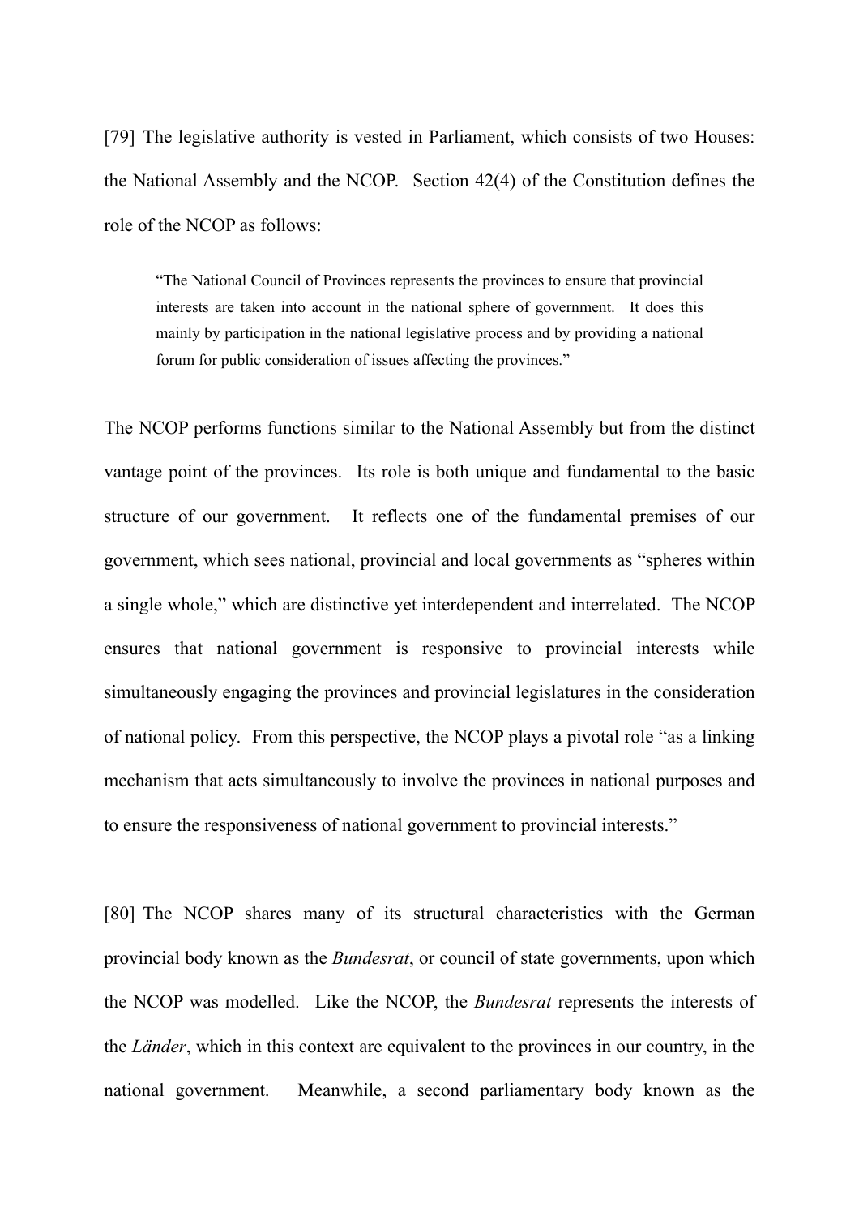[79] The legislative authority is vested in Parliament, which consists of two Houses: the National Assembly and the NCOP. Section 42(4) of the Constitution defines the role of the NCOP as follows:

> "The National Council of Provinces represents the provinces to ensure that provincial interests are taken into account in the national sphere of government. It does this mainly by participation in the national legislative process and by providing a national forum for public consideration of issues affecting the provinces."

The NCOP performs functions similar to the National Assembly but from the distinct vantage point of the provinces. Its role is both unique and fundamental to the basic structure of our government. It reflects one of the fundamental premises of our government, which sees national, provincial and local governments as "spheres within a single whole," which are distinctive yet interdependent and interrelated. The NCOP ensures that national government is responsive to provincial interests while simultaneously engaging the provinces and provincial legislatures in the consideration of national policy. From this perspective, the NCOP plays a pivotal role "as a linking mechanism that acts simultaneously to involve the provinces in national purposes and to ensure the responsiveness of national government to provincial interests."

[80] The NCOP shares many of its structural characteristics with the German provincial body known as the *Bundesrat*, or council of state governments, upon which the NCOP was modelled. Like the NCOP, the *Bundesrat* represents the interests of the *Länder*, which in this context are equivalent to the provinces in our country, in the national government. Meanwhile, a second parliamentary body known as the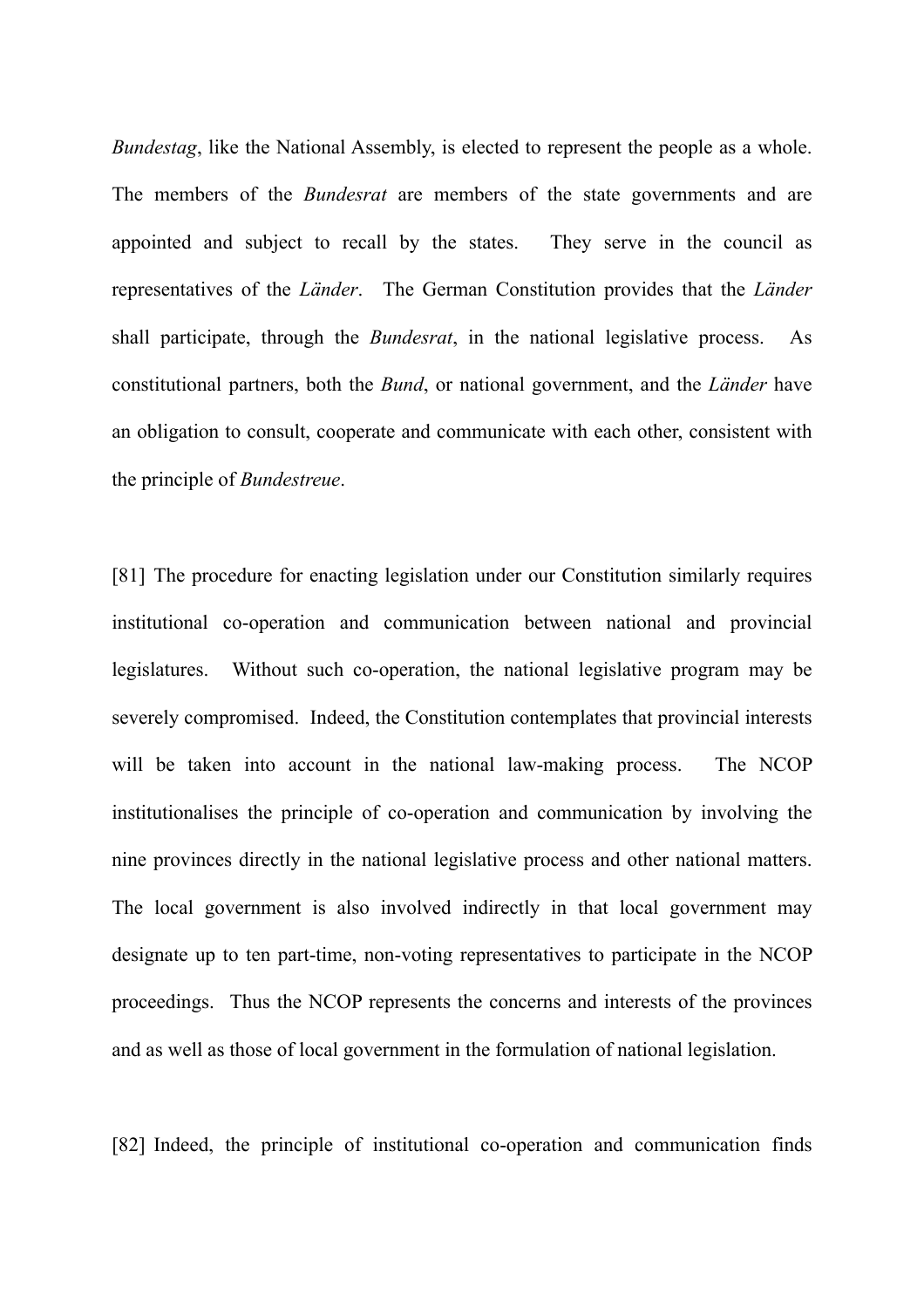*Bundestag*, like the National Assembly, is elected to represent the people as a whole. The members of the *Bundesrat* are members of the state governments and are appointed and subject to recall by the states. They serve in the council as representatives of the *Länder*. The German Constitution provides that the *Länder* shall participate, through the *Bundesrat*, in the national legislative process. As constitutional partners, both the *Bund*, or national government, and the *Länder* have an obligation to consult, cooperate and communicate with each other, consistent with the principle of *Bundestreue*.

[81] The procedure for enacting legislation under our Constitution similarly requires institutional co-operation and communication between national and provincial legislatures. Without such co-operation, the national legislative program may be severely compromised. Indeed, the Constitution contemplates that provincial interests will be taken into account in the national law-making process. The NCOP institutionalises the principle of co-operation and communication by involving the nine provinces directly in the national legislative process and other national matters. The local government is also involved indirectly in that local government may designate up to ten part-time, non-voting representatives to participate in the NCOP proceedings. Thus the NCOP represents the concerns and interests of the provinces and as well as those of local government in the formulation of national legislation.

[82] Indeed, the principle of institutional co-operation and communication finds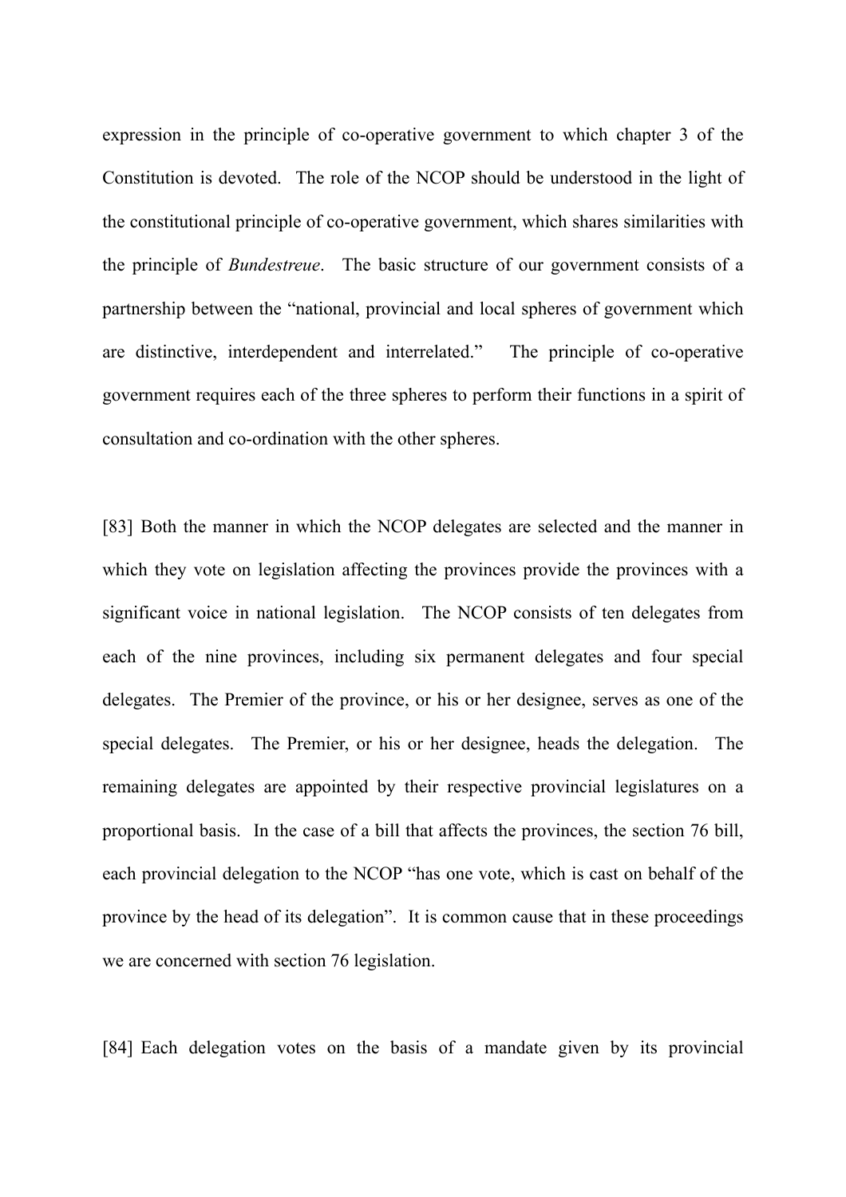expression in the principle of co-operative government to which chapter 3 of the Constitution is devoted. The role of the NCOP should be understood in the light of the constitutional principle of co-operative government, which shares similarities with the principle of *Bundestreue*. The basic structure of our government consists of a partnership between the "national, provincial and local spheres of government which are distinctive, interdependent and interrelated." The principle of co-operative government requires each of the three spheres to perform their functions in a spirit of consultation and co-ordination with the other spheres.

[83] Both the manner in which the NCOP delegates are selected and the manner in which they vote on legislation affecting the provinces provide the provinces with a significant voice in national legislation. The NCOP consists of ten delegates from each of the nine provinces, including six permanent delegates and four special delegates. The Premier of the province, or his or her designee, serves as one of the special delegates. The Premier, or his or her designee, heads the delegation. The remaining delegates are appointed by their respective provincial legislatures on a proportional basis. In the case of a bill that affects the provinces, the section 76 bill, each provincial delegation to the NCOP "has one vote, which is cast on behalf of the province by the head of its delegation". It is common cause that in these proceedings we are concerned with section 76 legislation.

[84] Each delegation votes on the basis of a mandate given by its provincial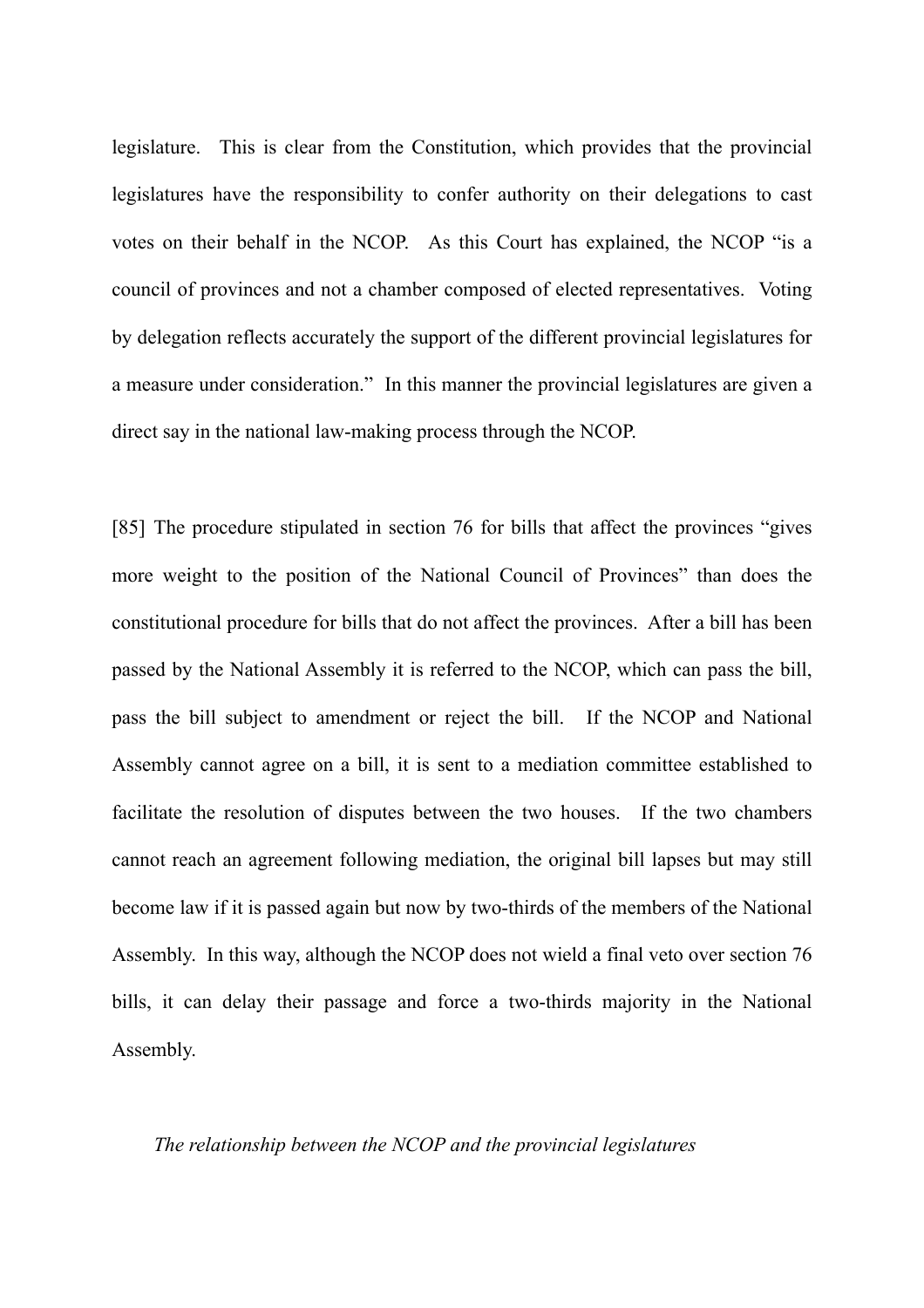legislature. This is clear from the Constitution, which provides that the provincial legislatures have the responsibility to confer authority on their delegations to cast votes on their behalf in the NCOP. As this Court has explained, the NCOP "is a council of provinces and not a chamber composed of elected representatives. Voting by delegation reflects accurately the support of the different provincial legislatures for a measure under consideration." In this manner the provincial legislatures are given a direct say in the national law-making process through the NCOP.

[85] The procedure stipulated in section 76 for bills that affect the provinces "gives more weight to the position of the National Council of Provinces" than does the constitutional procedure for bills that do not affect the provinces. After a bill has been passed by the National Assembly it is referred to the NCOP, which can pass the bill, pass the bill subject to amendment or reject the bill. If the NCOP and National Assembly cannot agree on a bill, it is sent to a mediation committee established to facilitate the resolution of disputes between the two houses. If the two chambers cannot reach an agreement following mediation, the original bill lapses but may still become law if it is passed again but now by two-thirds of the members of the National Assembly. In this way, although the NCOP does not wield a final veto over section 76 bills, it can delay their passage and force a two-thirds majority in the National Assembly.

*The relationship between the NCOP and the provincial legislatures*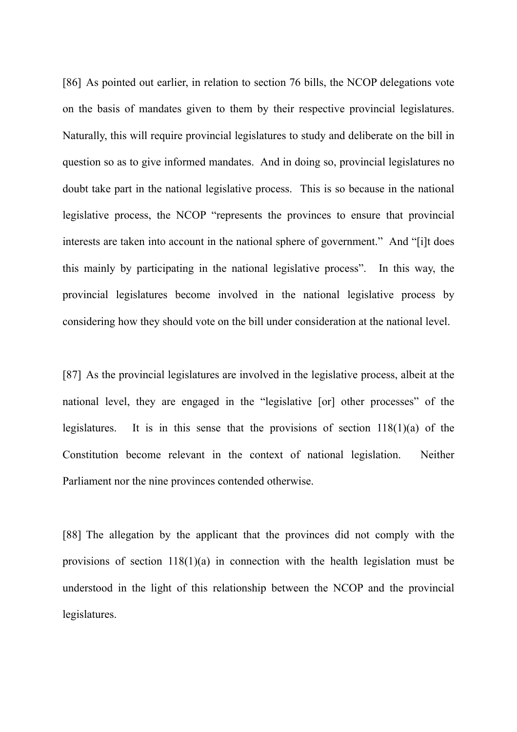[86] As pointed out earlier, in relation to section 76 bills, the NCOP delegations vote on the basis of mandates given to them by their respective provincial legislatures. Naturally, this will require provincial legislatures to study and deliberate on the bill in question so as to give informed mandates. And in doing so, provincial legislatures no doubt take part in the national legislative process. This is so because in the national legislative process, the NCOP "represents the provinces to ensure that provincial interests are taken into account in the national sphere of government." And "[i]t does this mainly by participating in the national legislative process". In this way, the provincial legislatures become involved in the national legislative process by considering how they should vote on the bill under consideration at the national level.

[87] As the provincial legislatures are involved in the legislative process, albeit at the national level, they are engaged in the "legislative [or] other processes" of the legislatures. It is in this sense that the provisions of section 118(1)(a) of the Constitution become relevant in the context of national legislation. Neither Parliament nor the nine provinces contended otherwise.

[88] The allegation by the applicant that the provinces did not comply with the provisions of section 118(1)(a) in connection with the health legislation must be understood in the light of this relationship between the NCOP and the provincial legislatures.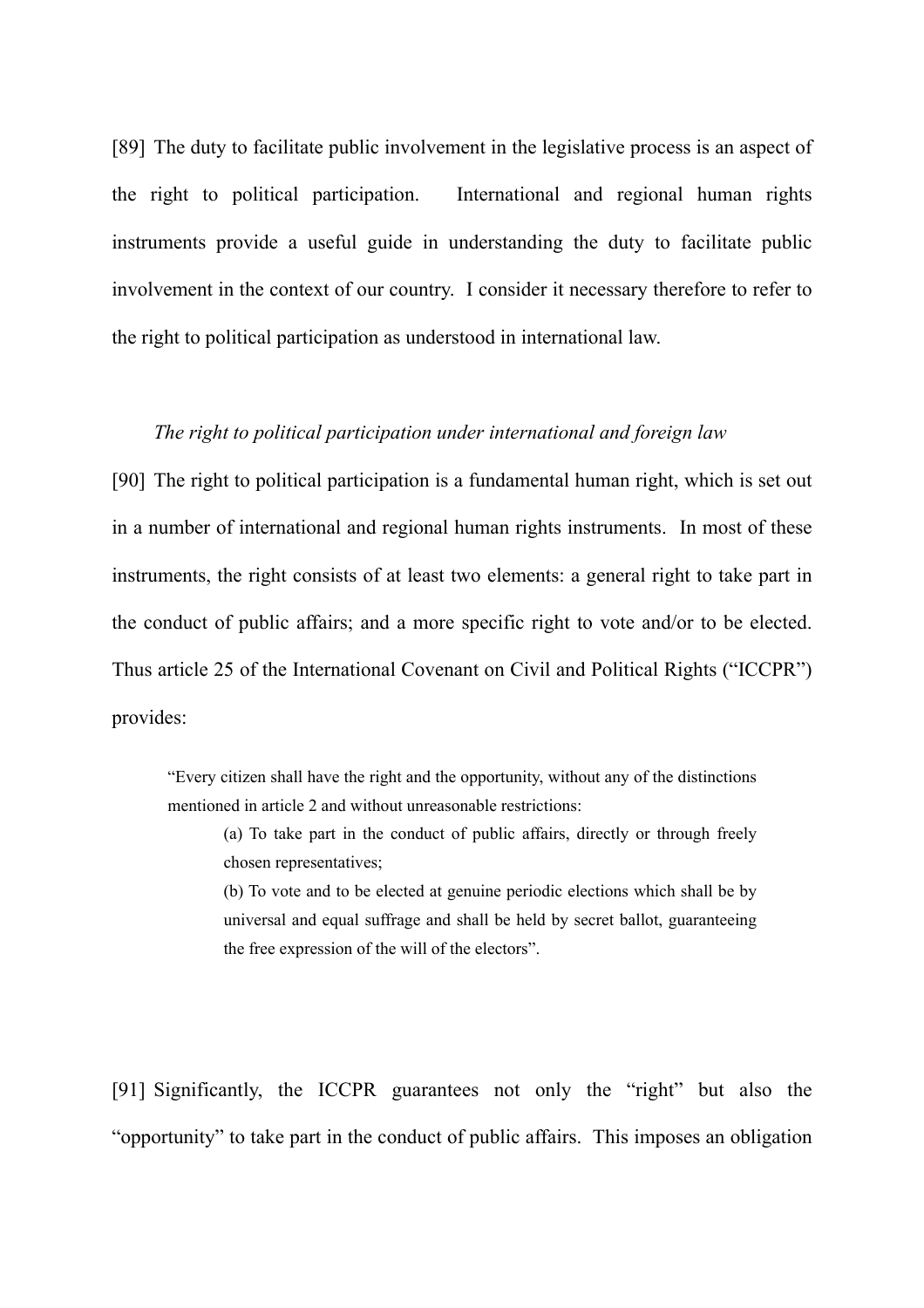[89] The duty to facilitate public involvement in the legislative process is an aspect of the right to political participation. International and regional human rights instruments provide a useful guide in understanding the duty to facilitate public involvement in the context of our country. I consider it necessary therefore to refer to the right to political participation as understood in international law.

*The right to political participation under international and foreign law*

[90] The right to political participation is a fundamental human right, which is set out in a number of international and regional human rights instruments. In most of these instruments, the right consists of at least two elements: a general right to take part in the conduct of public affairs; and a more specific right to vote and/or to be elected. Thus article 25 of the International Covenant on Civil and Political Rights ("ICCPR") provides:

> "Every citizen shall have the right and the opportunity, without any of the distinctions mentioned in article 2 and without unreasonable restrictions:
>
> (a) To take part in the conduct of public affairs, directly or through freely chosen representatives;
>
> (b) To vote and to be elected at genuine periodic elections which shall be by universal and equal suffrage and shall be held by secret ballot, guaranteeing the free expression of the will of the electors".

[91] Significantly, the ICCPR guarantees not only the "right" but also the "opportunity" to take part in the conduct of public affairs. This imposes an obligation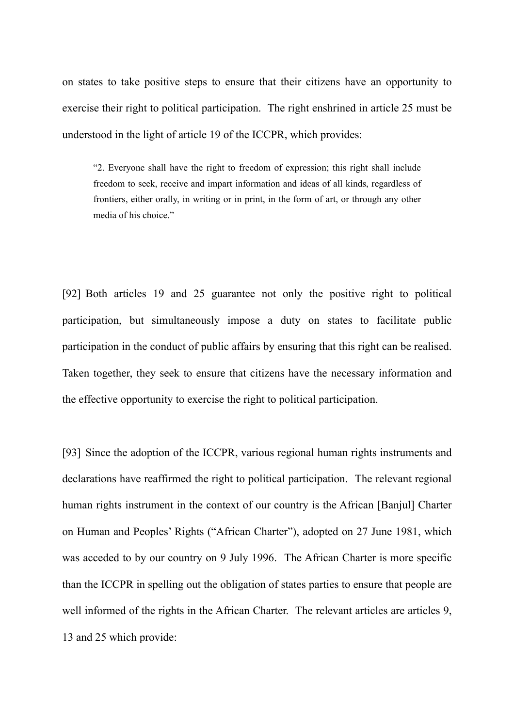on states to take positive steps to ensure that their citizens have an opportunity to exercise their right to political participation. The right enshrined in article 25 must be understood in the light of article 19 of the ICCPR, which provides:

> "2. Everyone shall have the right to freedom of expression; this right shall include freedom to seek, receive and impart information and ideas of all kinds, regardless of frontiers, either orally, in writing or in print, in the form of art, or through any other media of his choice."

[92] Both articles 19 and 25 guarantee not only the positive right to political participation, but simultaneously impose a duty on states to facilitate public participation in the conduct of public affairs by ensuring that this right can be realised. Taken together, they seek to ensure that citizens have the necessary information and the effective opportunity to exercise the right to political participation.

[93] Since the adoption of the ICCPR, various regional human rights instruments and declarations have reaffirmed the right to political participation. The relevant regional human rights instrument in the context of our country is the African [Banjul] Charter on Human and Peoples' Rights ("African Charter"), adopted on 27 June 1981, which was acceded to by our country on 9 July 1996. The African Charter is more specific than the ICCPR in spelling out the obligation of states parties to ensure that people are well informed of the rights in the African Charter. The relevant articles are articles 9, 13 and 25 which provide: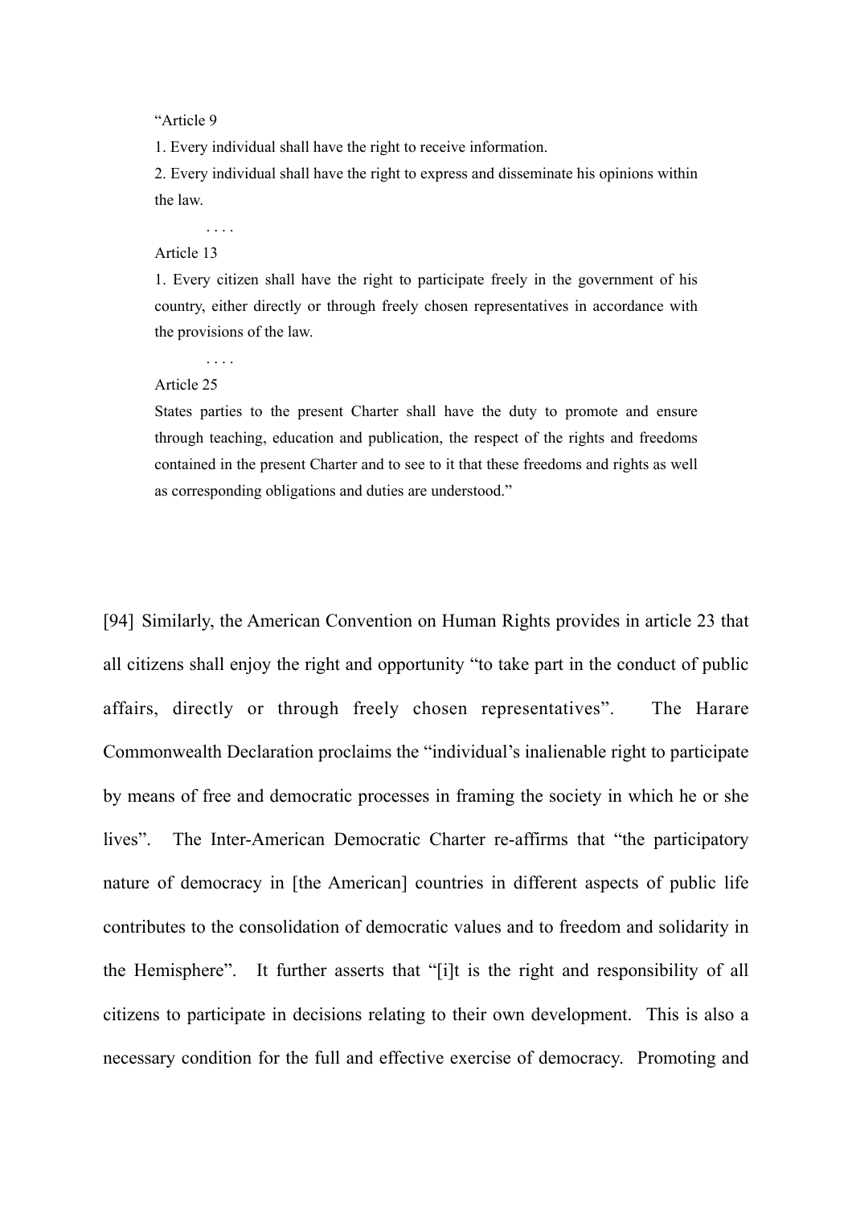> "Article 9
>
> 1. Every individual shall have the right to receive information.
>
> 2. Every individual shall have the right to express and disseminate his opinions within the law.
>
> . . . .
>
> Article 13
>
> 1. Every citizen shall have the right to participate freely in the government of his country, either directly or through freely chosen representatives in accordance with the provisions of the law.
>
> . . . .
>
> Article 25
>
> States parties to the present Charter shall have the duty to promote and ensure through teaching, education and publication, the respect of the rights and freedoms contained in the present Charter and to see to it that these freedoms and rights as well as corresponding obligations and duties are understood."

[94] Similarly, the American Convention on Human Rights provides in article 23 that all citizens shall enjoy the right and opportunity "to take part in the conduct of public affairs, directly or through freely chosen representatives". The Harare Commonwealth Declaration proclaims the "individual's inalienable right to participate by means of free and democratic processes in framing the society in which he or she lives". The Inter-American Democratic Charter re-affirms that "the participatory nature of democracy in [the American] countries in different aspects of public life contributes to the consolidation of democratic values and to freedom and solidarity in the Hemisphere". It further asserts that "[i]t is the right and responsibility of all citizens to participate in decisions relating to their own development. This is also a necessary condition for the full and effective exercise of democracy. Promoting and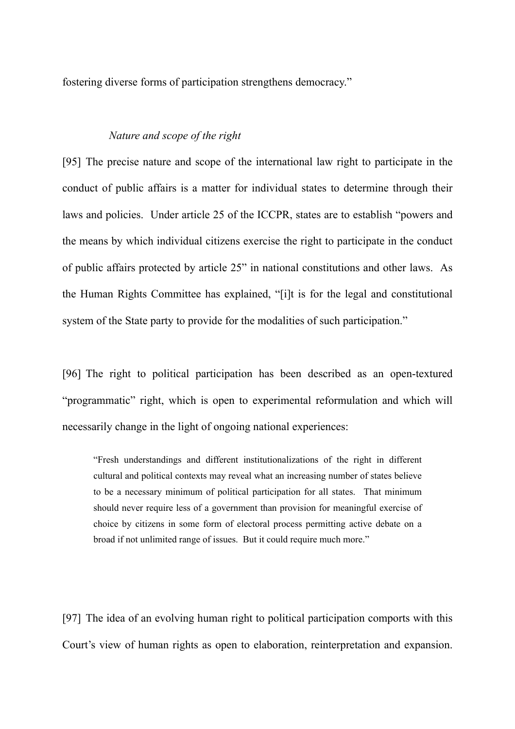fostering diverse forms of participation strengthens democracy."

*Nature and scope of the right*

[95] The precise nature and scope of the international law right to participate in the conduct of public affairs is a matter for individual states to determine through their laws and policies. Under article 25 of the ICCPR, states are to establish "powers and the means by which individual citizens exercise the right to participate in the conduct of public affairs protected by article 25" in national constitutions and other laws. As the Human Rights Committee has explained, "[i]t is for the legal and constitutional system of the State party to provide for the modalities of such participation."

[96] The right to political participation has been described as an open-textured "programmatic" right, which is open to experimental reformulation and which will necessarily change in the light of ongoing national experiences:

> "Fresh understandings and different institutionalizations of the right in different cultural and political contexts may reveal what an increasing number of states believe to be a necessary minimum of political participation for all states. That minimum should never require less of a government than provision for meaningful exercise of choice by citizens in some form of electoral process permitting active debate on a broad if not unlimited range of issues. But it could require much more."

[97] The idea of an evolving human right to political participation comports with this Court's view of human rights as open to elaboration, reinterpretation and expansion.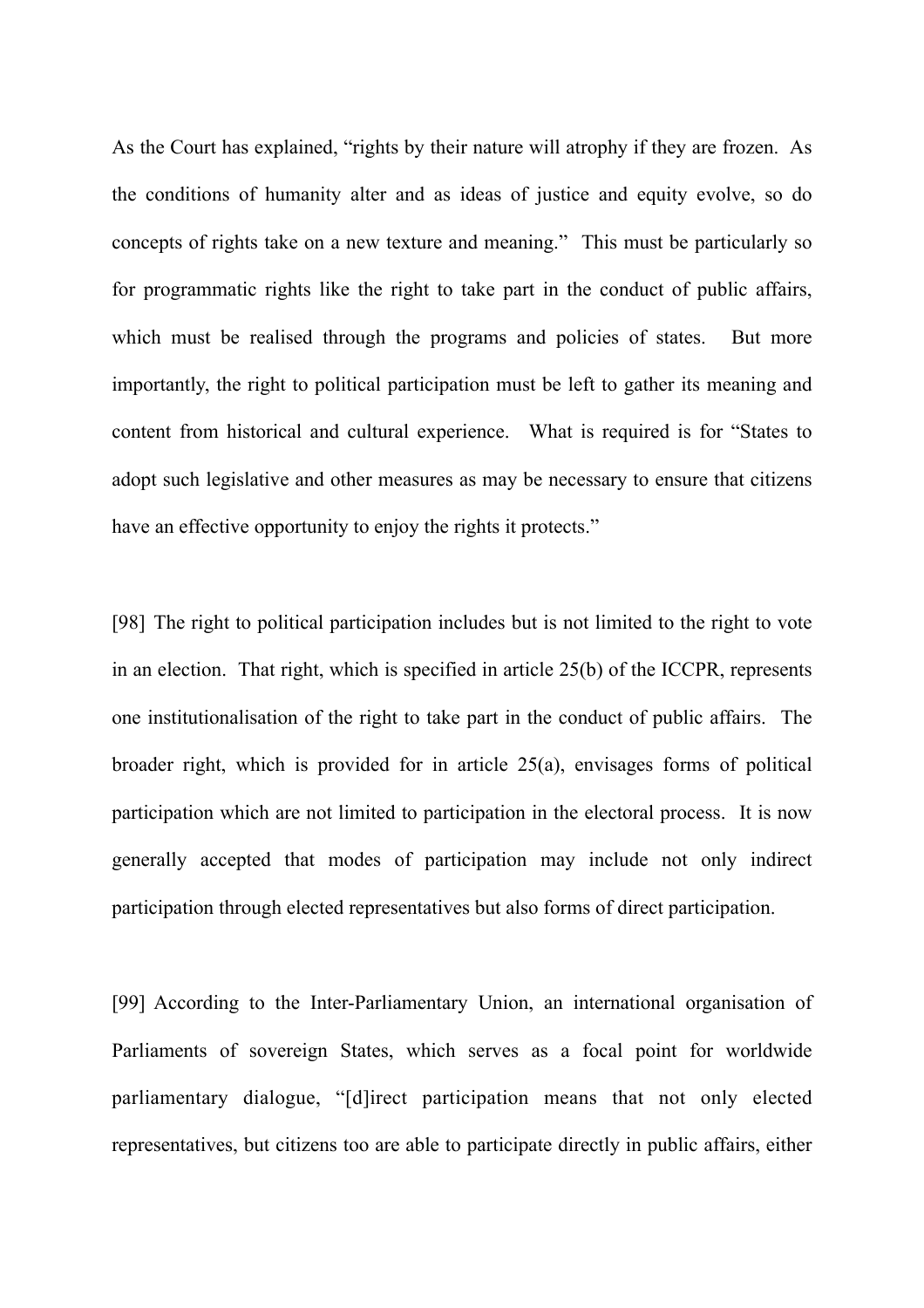As the Court has explained, "rights by their nature will atrophy if they are frozen. As the conditions of humanity alter and as ideas of justice and equity evolve, so do concepts of rights take on a new texture and meaning." This must be particularly so for programmatic rights like the right to take part in the conduct of public affairs, which must be realised through the programs and policies of states. But more importantly, the right to political participation must be left to gather its meaning and content from historical and cultural experience. What is required is for "States to adopt such legislative and other measures as may be necessary to ensure that citizens have an effective opportunity to enjoy the rights it protects."

[98] The right to political participation includes but is not limited to the right to vote in an election. That right, which is specified in article 25(b) of the ICCPR, represents one institutionalisation of the right to take part in the conduct of public affairs. The broader right, which is provided for in article 25(a), envisages forms of political participation which are not limited to participation in the electoral process. It is now generally accepted that modes of participation may include not only indirect participation through elected representatives but also forms of direct participation.

[99] According to the Inter-Parliamentary Union, an international organisation of Parliaments of sovereign States, which serves as a focal point for worldwide parliamentary dialogue, "[d]irect participation means that not only elected representatives, but citizens too are able to participate directly in public affairs, either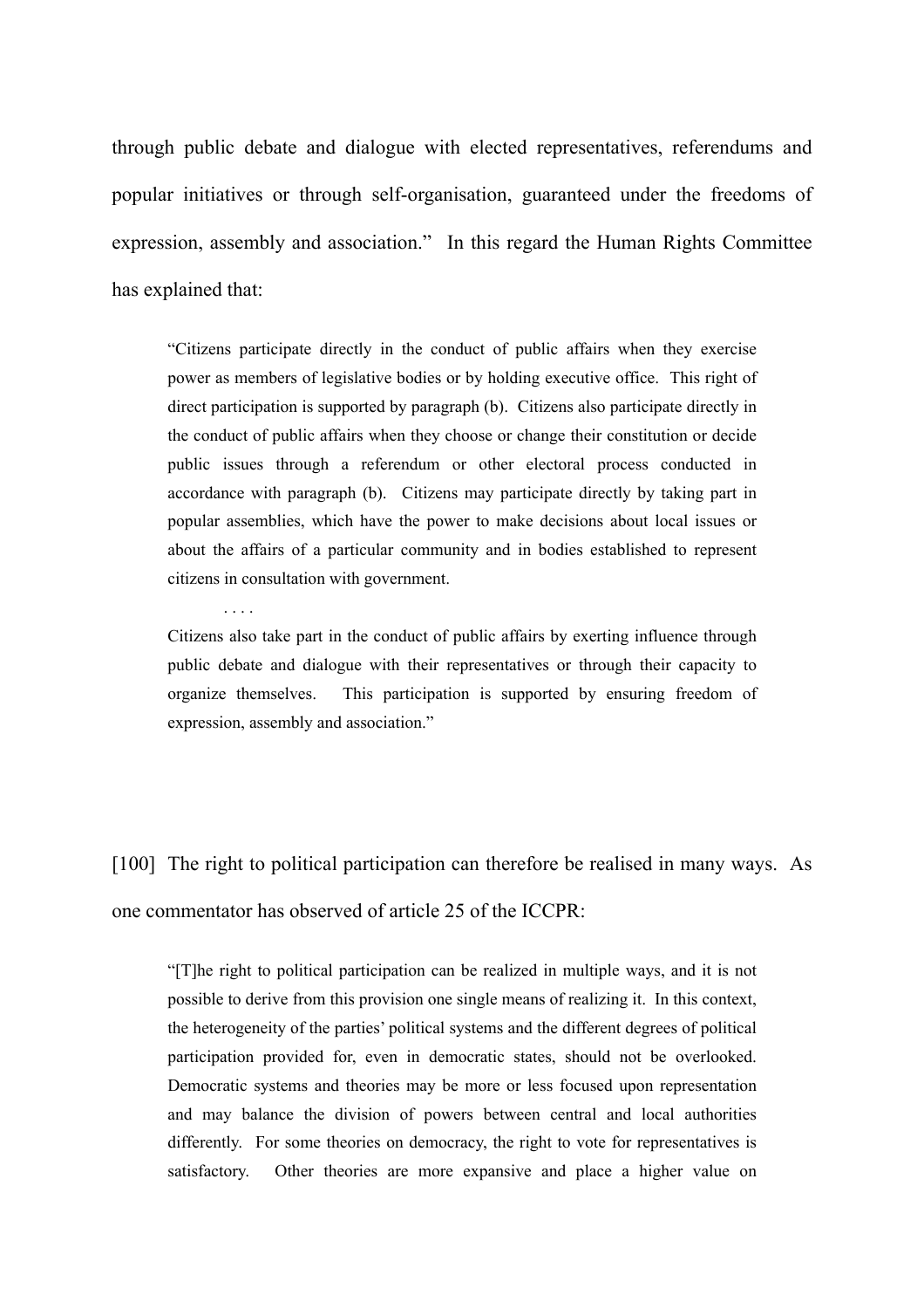through public debate and dialogue with elected representatives, referendums and popular initiatives or through self-organisation, guaranteed under the freedoms of expression, assembly and association.” In this regard the Human Rights Committee has explained that:

> “Citizens participate directly in the conduct of public affairs when they exercise power as members of legislative bodies or by holding executive office. This right of direct participation is supported by paragraph (b). Citizens also participate directly in the conduct of public affairs when they choose or change their constitution or decide public issues through a referendum or other electoral process conducted in accordance with paragraph (b). Citizens may participate directly by taking part in popular assemblies, which have the power to make decisions about local issues or about the affairs of a particular community and in bodies established to represent citizens in consultation with government.
>
> . . . .
>
> Citizens also take part in the conduct of public affairs by exerting influence through public debate and dialogue with their representatives or through their capacity to organize themselves. This participation is supported by ensuring freedom of expression, assembly and association.”

[100] The right to political participation can therefore be realised in many ways. As one commentator has observed of article 25 of the ICCPR:

> “[T]he right to political participation can be realized in multiple ways, and it is not possible to derive from this provision one single means of realizing it. In this context, the heterogeneity of the parties’ political systems and the different degrees of political participation provided for, even in democratic states, should not be overlooked. Democratic systems and theories may be more or less focused upon representation and may balance the division of powers between central and local authorities differently. For some theories on democracy, the right to vote for representatives is satisfactory. Other theories are more expansive and place a higher value on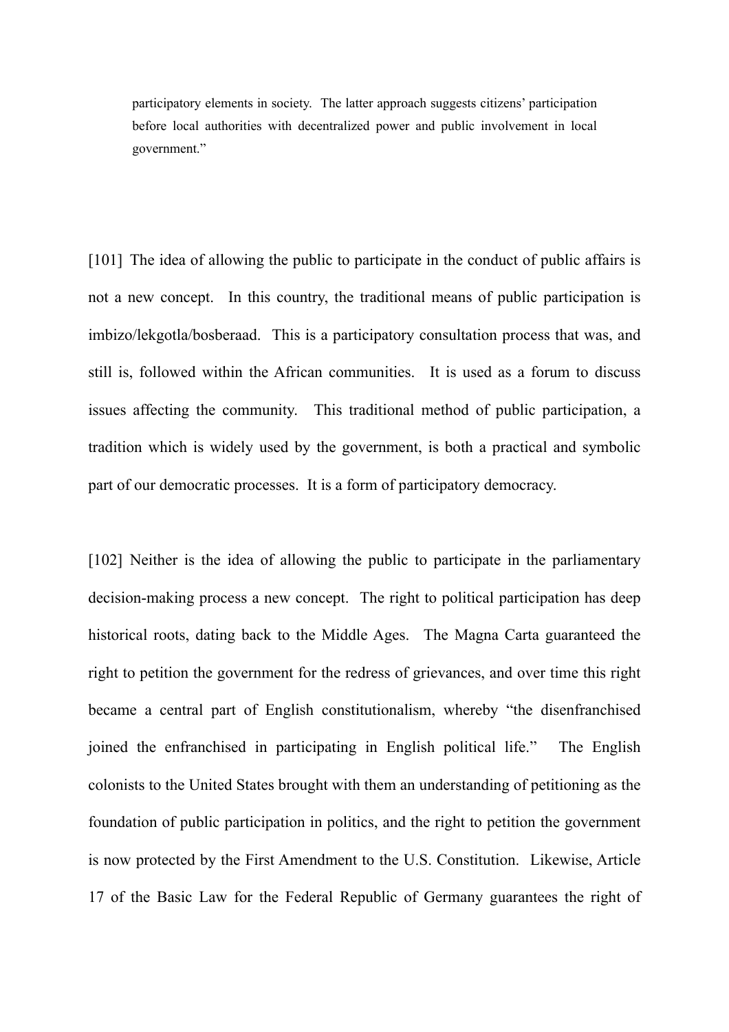> participatory elements in society. The latter approach suggests citizens' participation before local authorities with decentralized power and public involvement in local government."

[101] The idea of allowing the public to participate in the conduct of public affairs is not a new concept. In this country, the traditional means of public participation is imbizo/lekgotla/bosberaad. This is a participatory consultation process that was, and still is, followed within the African communities. It is used as a forum to discuss issues affecting the community. This traditional method of public participation, a tradition which is widely used by the government, is both a practical and symbolic part of our democratic processes. It is a form of participatory democracy.

[102] Neither is the idea of allowing the public to participate in the parliamentary decision-making process a new concept. The right to political participation has deep historical roots, dating back to the Middle Ages. The Magna Carta guaranteed the right to petition the government for the redress of grievances, and over time this right became a central part of English constitutionalism, whereby "the disenfranchised joined the enfranchised in participating in English political life." The English colonists to the United States brought with them an understanding of petitioning as the foundation of public participation in politics, and the right to petition the government is now protected by the First Amendment to the U.S. Constitution. Likewise, Article 17 of the Basic Law for the Federal Republic of Germany guarantees the right of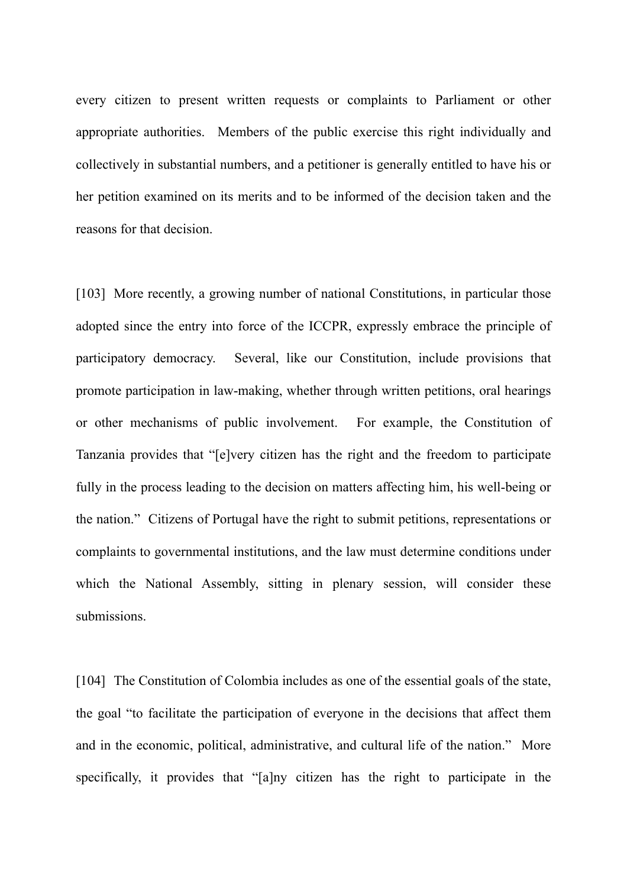every citizen to present written requests or complaints to Parliament or other appropriate authorities. Members of the public exercise this right individually and collectively in substantial numbers, and a petitioner is generally entitled to have his or her petition examined on its merits and to be informed of the decision taken and the reasons for that decision.

[103] More recently, a growing number of national Constitutions, in particular those adopted since the entry into force of the ICCPR, expressly embrace the principle of participatory democracy. Several, like our Constitution, include provisions that promote participation in law-making, whether through written petitions, oral hearings or other mechanisms of public involvement. For example, the Constitution of Tanzania provides that "[e]very citizen has the right and the freedom to participate fully in the process leading to the decision on matters affecting him, his well-being or the nation." Citizens of Portugal have the right to submit petitions, representations or complaints to governmental institutions, and the law must determine conditions under which the National Assembly, sitting in plenary session, will consider these submissions.

[104] The Constitution of Colombia includes as one of the essential goals of the state, the goal "to facilitate the participation of everyone in the decisions that affect them and in the economic, political, administrative, and cultural life of the nation." More specifically, it provides that "[a]ny citizen has the right to participate in the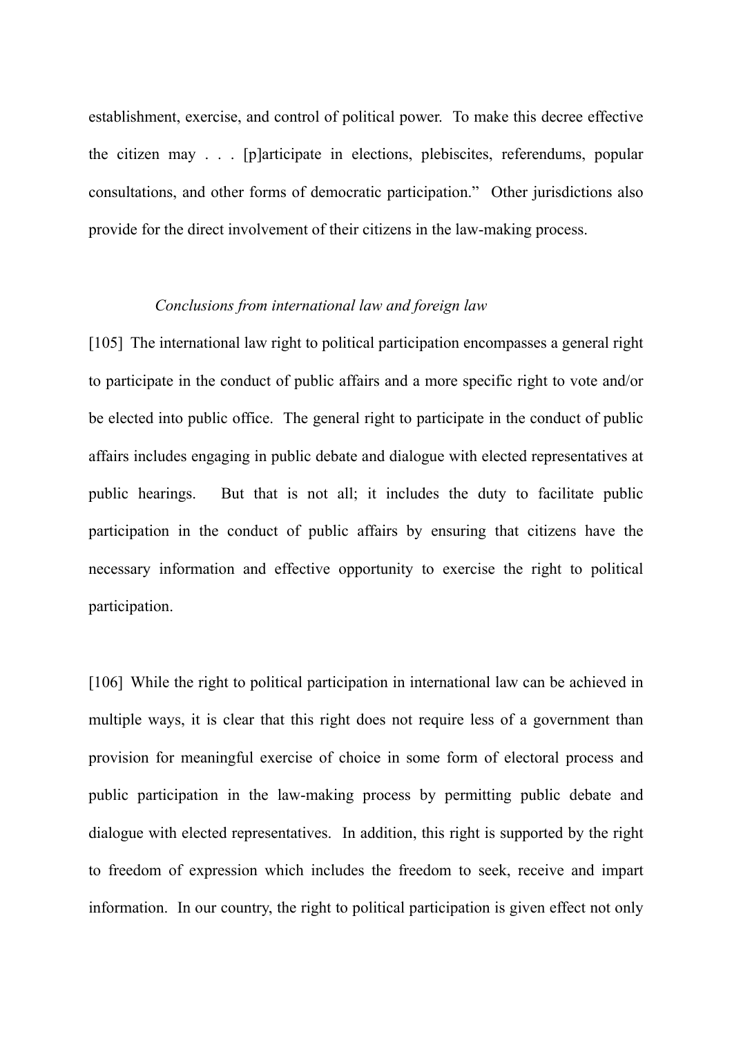establishment, exercise, and control of political power. To make this decree effective the citizen may . . . [p]articipate in elections, plebiscites, referendums, popular consultations, and other forms of democratic participation." Other jurisdictions also provide for the direct involvement of their citizens in the law-making process.

*Conclusions from international law and foreign law*

[105] The international law right to political participation encompasses a general right to participate in the conduct of public affairs and a more specific right to vote and/or be elected into public office. The general right to participate in the conduct of public affairs includes engaging in public debate and dialogue with elected representatives at public hearings. But that is not all; it includes the duty to facilitate public participation in the conduct of public affairs by ensuring that citizens have the necessary information and effective opportunity to exercise the right to political participation.

[106] While the right to political participation in international law can be achieved in multiple ways, it is clear that this right does not require less of a government than provision for meaningful exercise of choice in some form of electoral process and public participation in the law-making process by permitting public debate and dialogue with elected representatives. In addition, this right is supported by the right to freedom of expression which includes the freedom to seek, receive and impart information. In our country, the right to political participation is given effect not only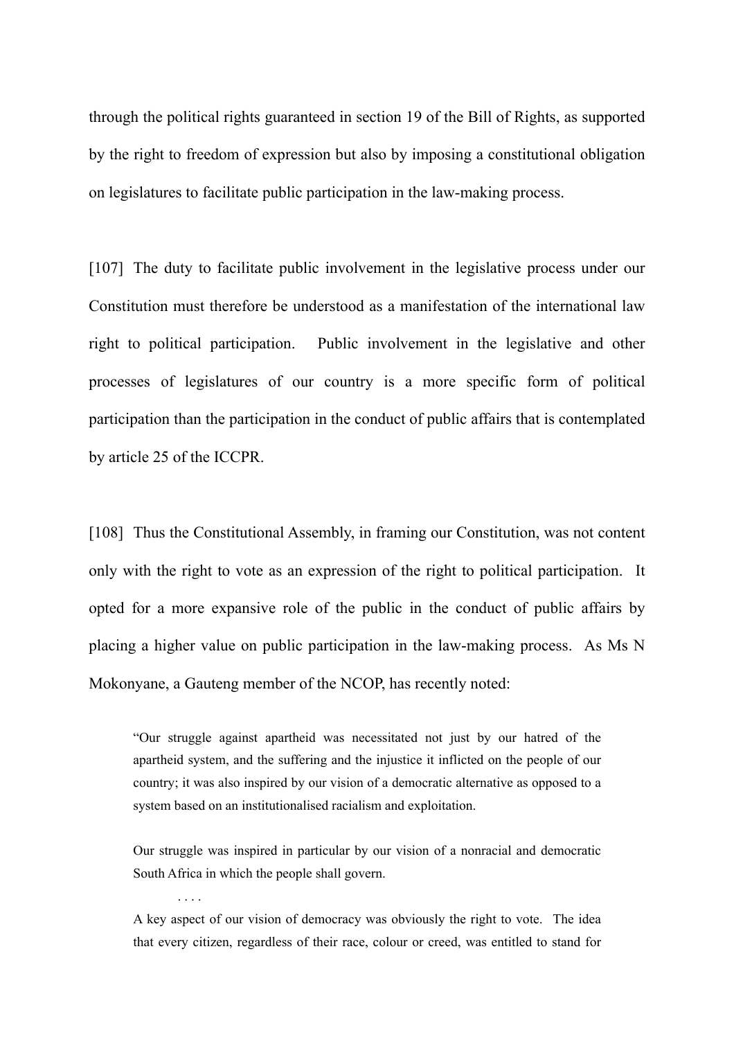through the political rights guaranteed in section 19 of the Bill of Rights, as supported by the right to freedom of expression but also by imposing a constitutional obligation on legislatures to facilitate public participation in the law-making process.

[107] The duty to facilitate public involvement in the legislative process under our Constitution must therefore be understood as a manifestation of the international law right to political participation. Public involvement in the legislative and other processes of legislatures of our country is a more specific form of political participation than the participation in the conduct of public affairs that is contemplated by article 25 of the ICCPR.

[108] Thus the Constitutional Assembly, in framing our Constitution, was not content only with the right to vote as an expression of the right to political participation. It opted for a more expansive role of the public in the conduct of public affairs by placing a higher value on public participation in the law-making process. As Ms N Mokonyane, a Gauteng member of the NCOP, has recently noted:

> "Our struggle against apartheid was necessitated not just by our hatred of the apartheid system, and the suffering and the injustice it inflicted on the people of our country; it was also inspired by our vision of a democratic alternative as opposed to a system based on an institutionalised racialism and exploitation.
>
> Our struggle was inspired in particular by our vision of a nonracial and democratic South Africa in which the people shall govern.
>
> . . . .
>
> A key aspect of our vision of democracy was obviously the right to vote. The idea that every citizen, regardless of their race, colour or creed, was entitled to stand for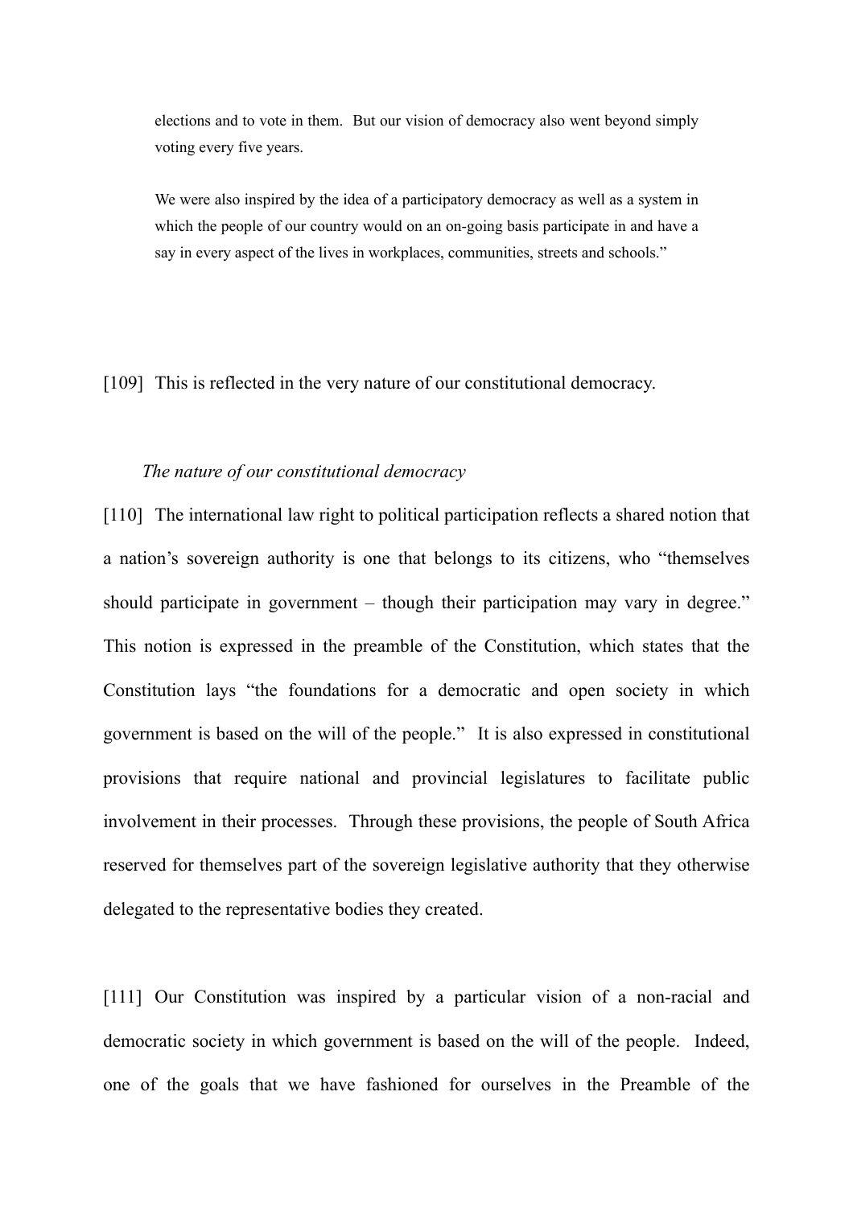> elections and to vote in them. But our vision of democracy also went beyond simply voting every five years.
>
> We were also inspired by the idea of a participatory democracy as well as a system in which the people of our country would on an on-going basis participate in and have a say in every aspect of the lives in workplaces, communities, streets and schools."

[109] This is reflected in the very nature of our constitutional democracy.

*The nature of our constitutional democracy*

[110] The international law right to political participation reflects a shared notion that a nation's sovereign authority is one that belongs to its citizens, who "themselves should participate in government – though their participation may vary in degree." This notion is expressed in the preamble of the Constitution, which states that the Constitution lays "the foundations for a democratic and open society in which government is based on the will of the people." It is also expressed in constitutional provisions that require national and provincial legislatures to facilitate public involvement in their processes. Through these provisions, the people of South Africa reserved for themselves part of the sovereign legislative authority that they otherwise delegated to the representative bodies they created.

[111] Our Constitution was inspired by a particular vision of a non-racial and democratic society in which government is based on the will of the people. Indeed, one of the goals that we have fashioned for ourselves in the Preamble of the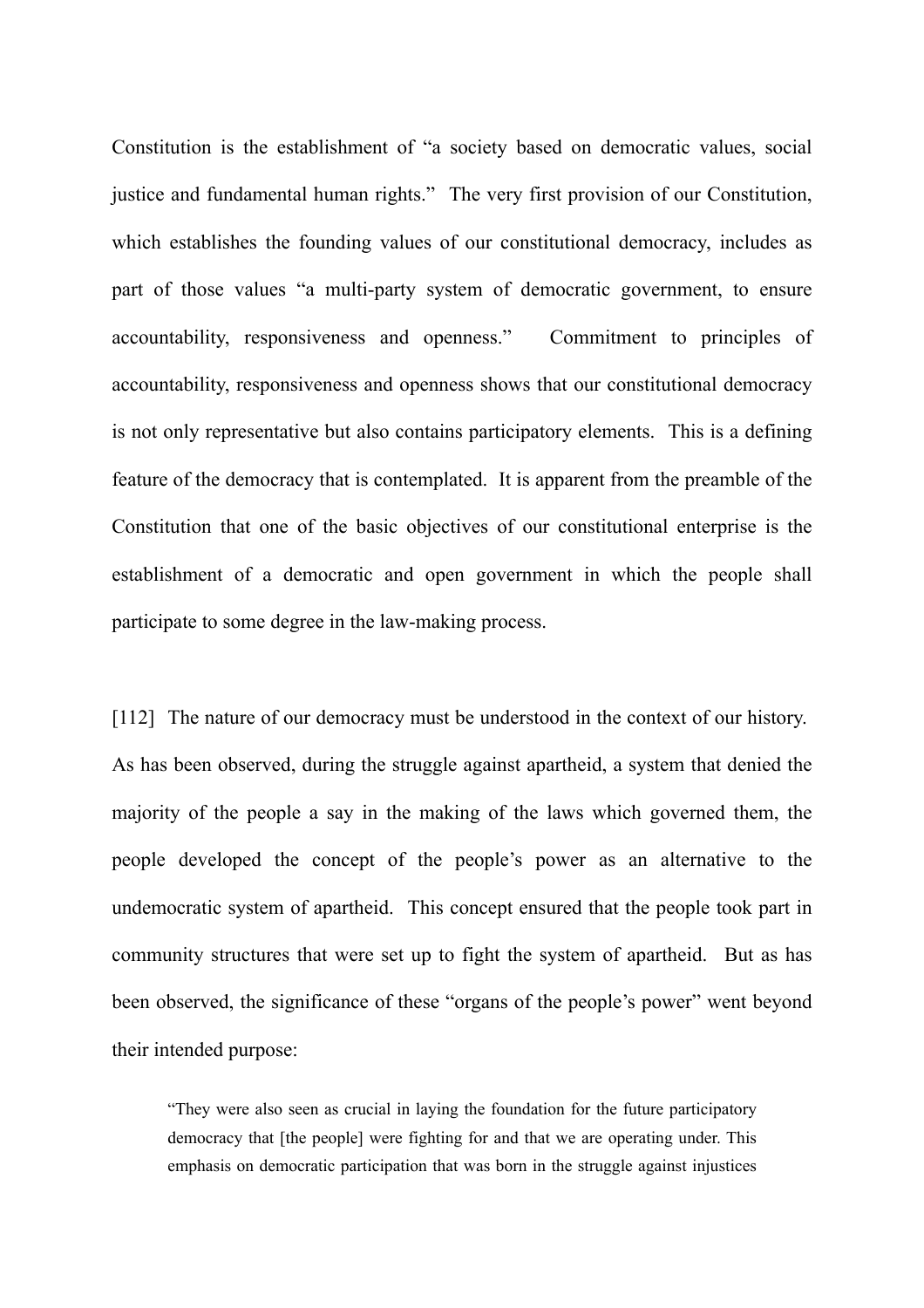Constitution is the establishment of "a society based on democratic values, social justice and fundamental human rights." The very first provision of our Constitution, which establishes the founding values of our constitutional democracy, includes as part of those values "a multi-party system of democratic government, to ensure accountability, responsiveness and openness." Commitment to principles of accountability, responsiveness and openness shows that our constitutional democracy is not only representative but also contains participatory elements. This is a defining feature of the democracy that is contemplated. It is apparent from the preamble of the Constitution that one of the basic objectives of our constitutional enterprise is the establishment of a democratic and open government in which the people shall participate to some degree in the law-making process.

[112] The nature of our democracy must be understood in the context of our history. As has been observed, during the struggle against apartheid, a system that denied the majority of the people a say in the making of the laws which governed them, the people developed the concept of the people's power as an alternative to the undemocratic system of apartheid. This concept ensured that the people took part in community structures that were set up to fight the system of apartheid. But as has been observed, the significance of these "organs of the people's power" went beyond their intended purpose:

> "They were also seen as crucial in laying the foundation for the future participatory democracy that [the people] were fighting for and that we are operating under. This emphasis on democratic participation that was born in the struggle against injustices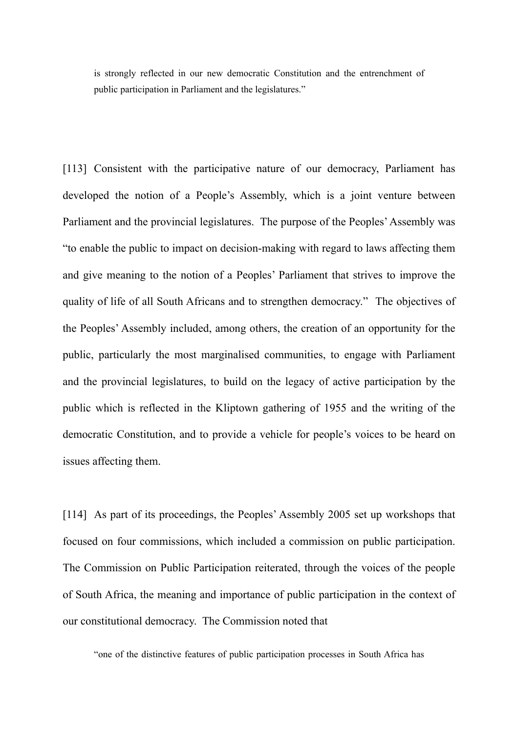> is strongly reflected in our new democratic Constitution and the entrenchment of public participation in Parliament and the legislatures."

[113] Consistent with the participative nature of our democracy, Parliament has developed the notion of a People's Assembly, which is a joint venture between Parliament and the provincial legislatures. The purpose of the Peoples' Assembly was "to enable the public to impact on decision-making with regard to laws affecting them and give meaning to the notion of a Peoples' Parliament that strives to improve the quality of life of all South Africans and to strengthen democracy." The objectives of the Peoples' Assembly included, among others, the creation of an opportunity for the public, particularly the most marginalised communities, to engage with Parliament and the provincial legislatures, to build on the legacy of active participation by the public which is reflected in the Kliptown gathering of 1955 and the writing of the democratic Constitution, and to provide a vehicle for people's voices to be heard on issues affecting them.

[114] As part of its proceedings, the Peoples' Assembly 2005 set up workshops that focused on four commissions, which included a commission on public participation. The Commission on Public Participation reiterated, through the voices of the people of South Africa, the meaning and importance of public participation in the context of our constitutional democracy. The Commission noted that

> "one of the distinctive features of public participation processes in South Africa has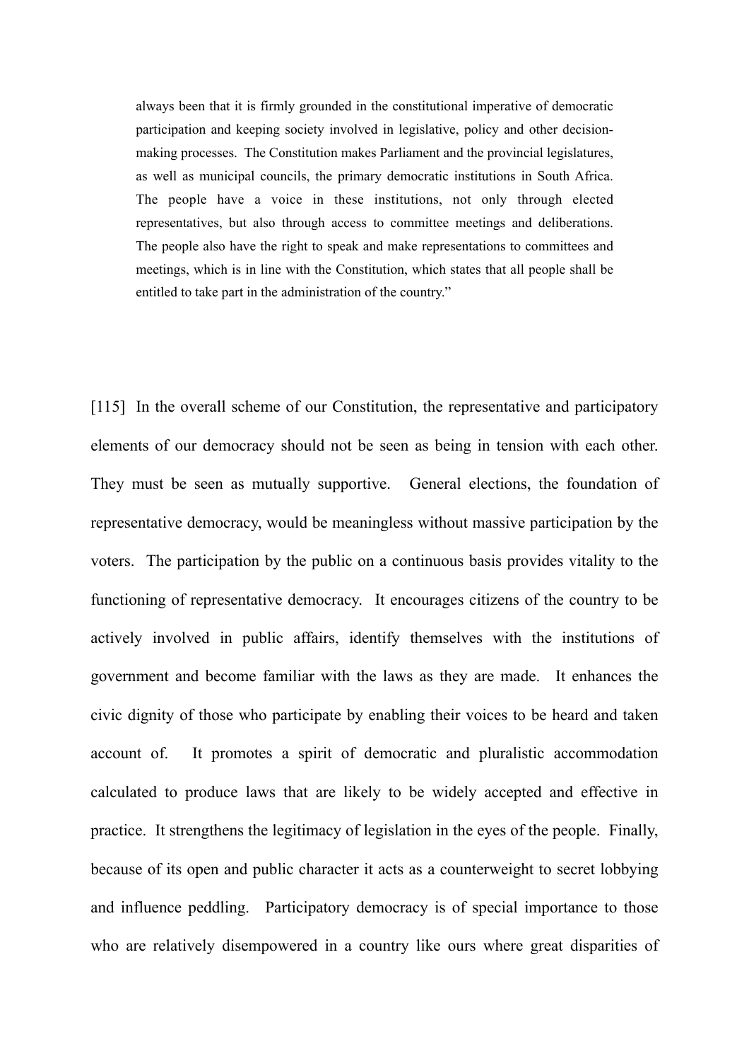> always been that it is firmly grounded in the constitutional imperative of democratic participation and keeping society involved in legislative, policy and other decision-making processes. The Constitution makes Parliament and the provincial legislatures, as well as municipal councils, the primary democratic institutions in South Africa. The people have a voice in these institutions, not only through elected representatives, but also through access to committee meetings and deliberations. The people also have the right to speak and make representations to committees and meetings, which is in line with the Constitution, which states that all people shall be entitled to take part in the administration of the country."

[115] In the overall scheme of our Constitution, the representative and participatory elements of our democracy should not be seen as being in tension with each other. They must be seen as mutually supportive. General elections, the foundation of representative democracy, would be meaningless without massive participation by the voters. The participation by the public on a continuous basis provides vitality to the functioning of representative democracy. It encourages citizens of the country to be actively involved in public affairs, identify themselves with the institutions of government and become familiar with the laws as they are made. It enhances the civic dignity of those who participate by enabling their voices to be heard and taken account of. It promotes a spirit of democratic and pluralistic accommodation calculated to produce laws that are likely to be widely accepted and effective in practice. It strengthens the legitimacy of legislation in the eyes of the people. Finally, because of its open and public character it acts as a counterweight to secret lobbying and influence peddling. Participatory democracy is of special importance to those who are relatively disempowered in a country like ours where great disparities of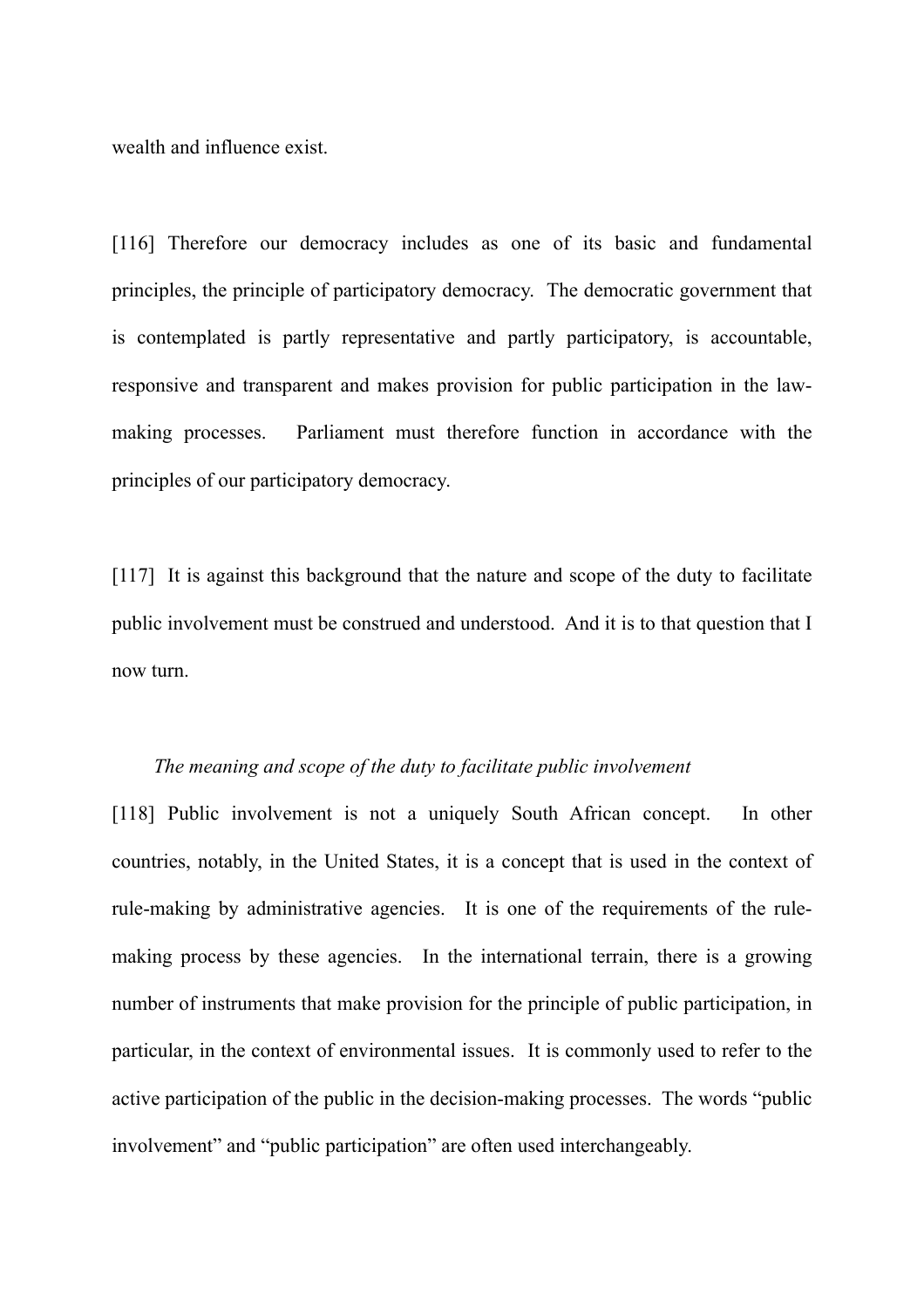wealth and influence exist.

[116] Therefore our democracy includes as one of its basic and fundamental principles, the principle of participatory democracy. The democratic government that is contemplated is partly representative and partly participatory, is accountable, responsive and transparent and makes provision for public participation in the law-making processes. Parliament must therefore function in accordance with the principles of our participatory democracy.

[117] It is against this background that the nature and scope of the duty to facilitate public involvement must be construed and understood. And it is to that question that I now turn.

*The meaning and scope of the duty to facilitate public involvement*

[118] Public involvement is not a uniquely South African concept. In other countries, notably, in the United States, it is a concept that is used in the context of rule-making by administrative agencies. It is one of the requirements of the rule-making process by these agencies. In the international terrain, there is a growing number of instruments that make provision for the principle of public participation, in particular, in the context of environmental issues. It is commonly used to refer to the active participation of the public in the decision-making processes. The words "public involvement" and "public participation" are often used interchangeably.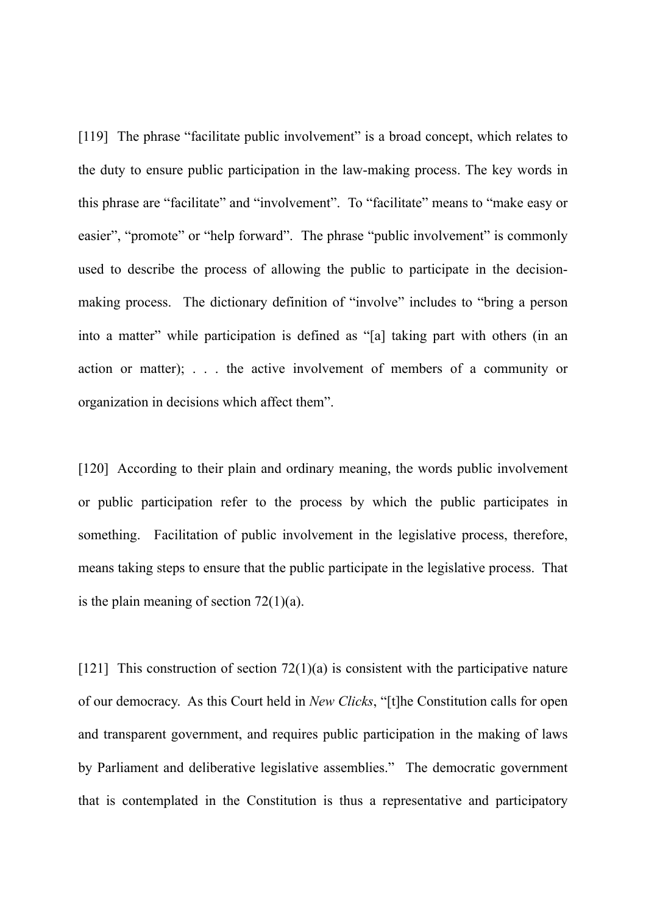[119] The phrase "facilitate public involvement" is a broad concept, which relates to the duty to ensure public participation in the law-making process. The key words in this phrase are "facilitate" and "involvement". To "facilitate" means to "make easy or easier", "promote" or "help forward". The phrase "public involvement" is commonly used to describe the process of allowing the public to participate in the decision-making process. The dictionary definition of "involve" includes to "bring a person into a matter" while participation is defined as "[a] taking part with others (in an action or matter); . . . the active involvement of members of a community or organization in decisions which affect them".

[120] According to their plain and ordinary meaning, the words public involvement or public participation refer to the process by which the public participates in something. Facilitation of public involvement in the legislative process, therefore, means taking steps to ensure that the public participate in the legislative process. That is the plain meaning of section 72(1)(a).

[121] This construction of section 72(1)(a) is consistent with the participative nature of our democracy. As this Court held in *New Clicks*, "[t]he Constitution calls for open and transparent government, and requires public participation in the making of laws by Parliament and deliberative legislative assemblies." The democratic government that is contemplated in the Constitution is thus a representative and participatory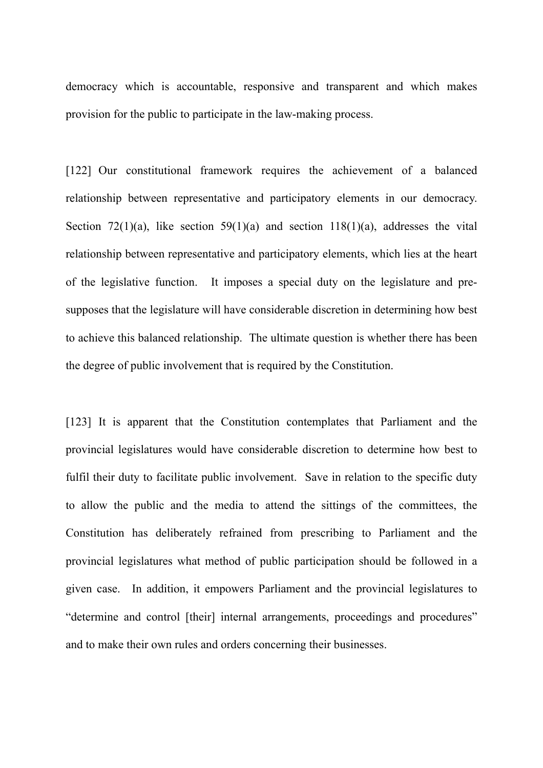democracy which is accountable, responsive and transparent and which makes provision for the public to participate in the law-making process.

[122] Our constitutional framework requires the achievement of a balanced relationship between representative and participatory elements in our democracy. Section 72(1)(a), like section 59(1)(a) and section 118(1)(a), addresses the vital relationship between representative and participatory elements, which lies at the heart of the legislative function. It imposes a special duty on the legislature and pre-supposes that the legislature will have considerable discretion in determining how best to achieve this balanced relationship. The ultimate question is whether there has been the degree of public involvement that is required by the Constitution.

[123] It is apparent that the Constitution contemplates that Parliament and the provincial legislatures would have considerable discretion to determine how best to fulfil their duty to facilitate public involvement. Save in relation to the specific duty to allow the public and the media to attend the sittings of the committees, the Constitution has deliberately refrained from prescribing to Parliament and the provincial legislatures what method of public participation should be followed in a given case. In addition, it empowers Parliament and the provincial legislatures to "determine and control [their] internal arrangements, proceedings and procedures" and to make their own rules and orders concerning their businesses.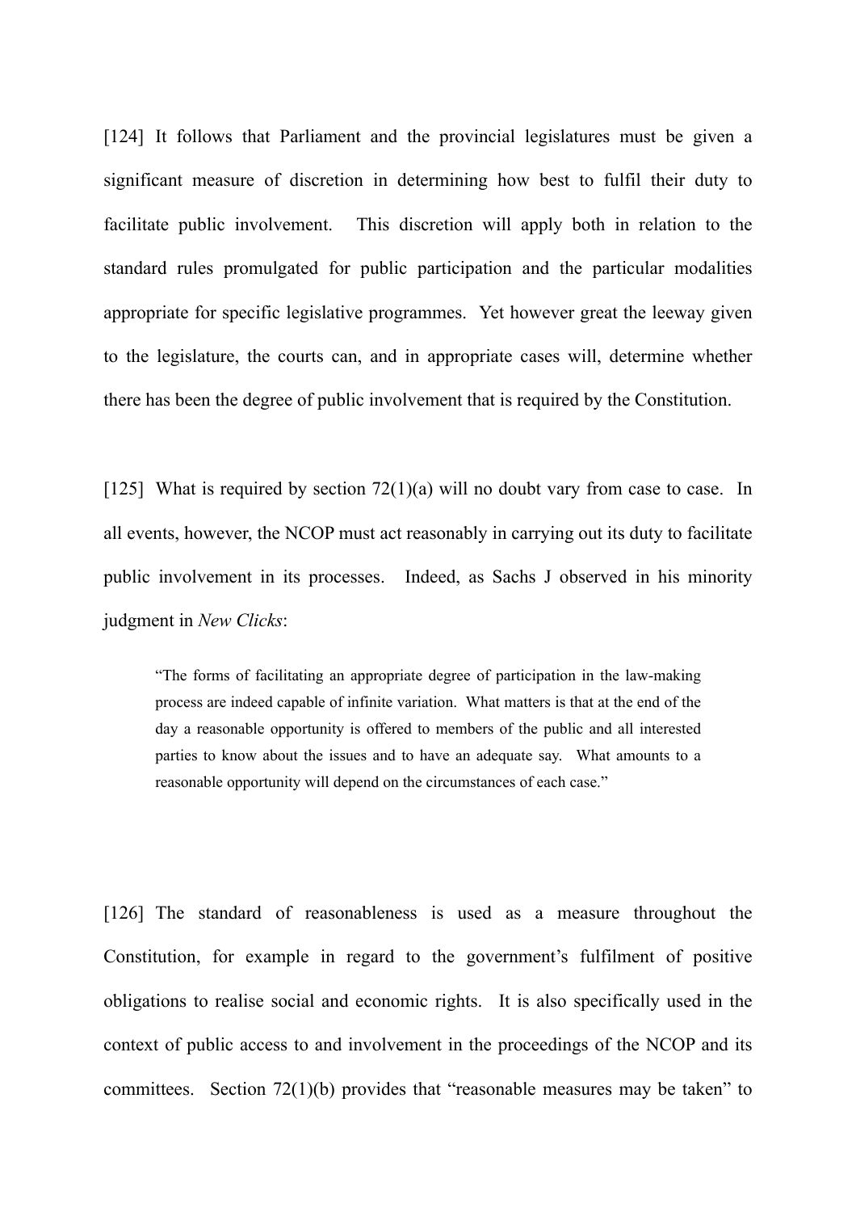[124] It follows that Parliament and the provincial legislatures must be given a significant measure of discretion in determining how best to fulfil their duty to facilitate public involvement. This discretion will apply both in relation to the standard rules promulgated for public participation and the particular modalities appropriate for specific legislative programmes. Yet however great the leeway given to the legislature, the courts can, and in appropriate cases will, determine whether there has been the degree of public involvement that is required by the Constitution.

[125] What is required by section 72(1)(a) will no doubt vary from case to case. In all events, however, the NCOP must act reasonably in carrying out its duty to facilitate public involvement in its processes. Indeed, as Sachs J observed in his minority judgment in *New Clicks*:

> "The forms of facilitating an appropriate degree of participation in the law-making process are indeed capable of infinite variation. What matters is that at the end of the day a reasonable opportunity is offered to members of the public and all interested parties to know about the issues and to have an adequate say. What amounts to a reasonable opportunity will depend on the circumstances of each case."

[126] The standard of reasonableness is used as a measure throughout the Constitution, for example in regard to the government's fulfilment of positive obligations to realise social and economic rights. It is also specifically used in the context of public access to and involvement in the proceedings of the NCOP and its committees. Section 72(1)(b) provides that "reasonable measures may be taken" to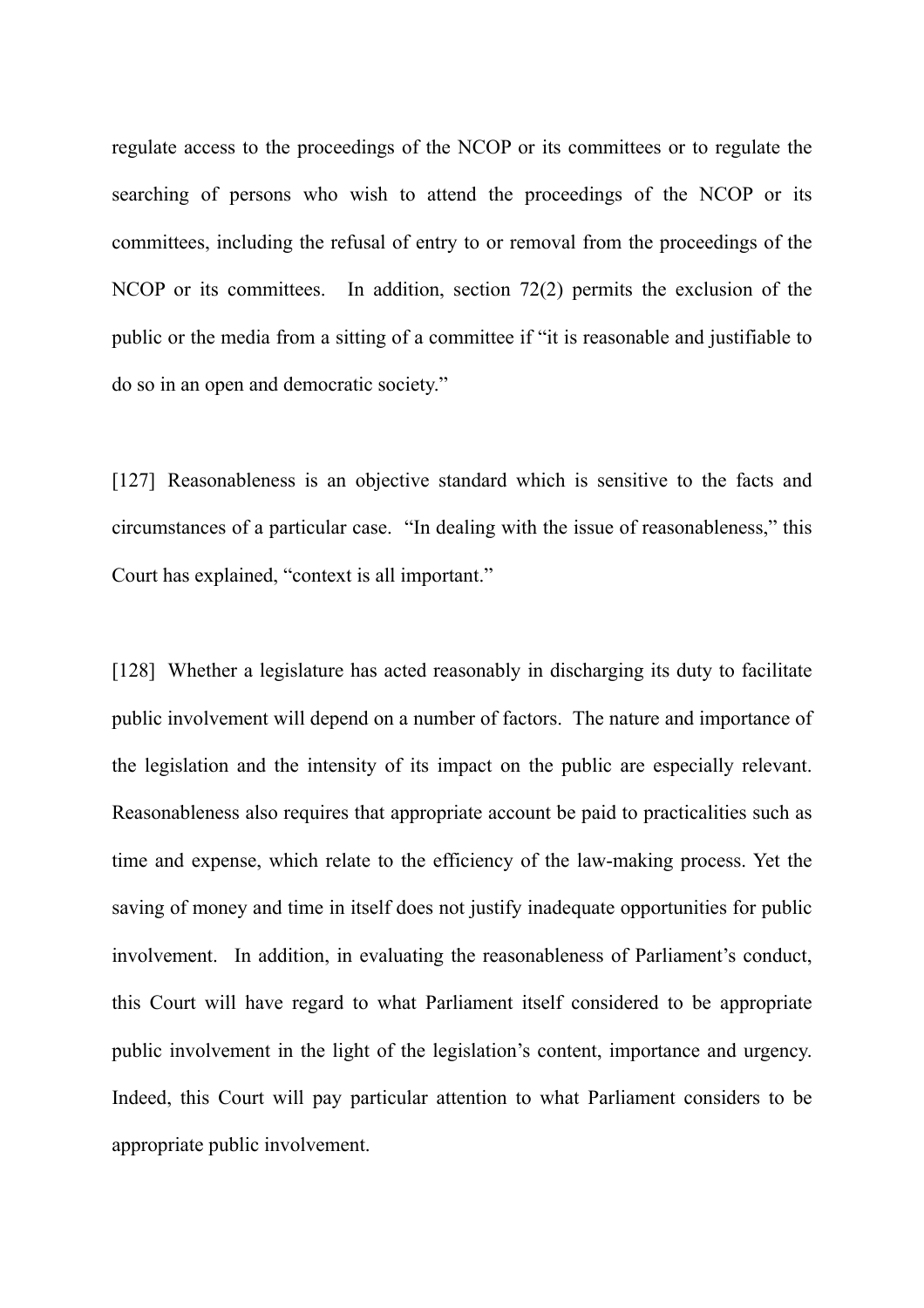regulate access to the proceedings of the NCOP or its committees or to regulate the searching of persons who wish to attend the proceedings of the NCOP or its committees, including the refusal of entry to or removal from the proceedings of the NCOP or its committees. In addition, section 72(2) permits the exclusion of the public or the media from a sitting of a committee if "it is reasonable and justifiable to do so in an open and democratic society."

[127] Reasonableness is an objective standard which is sensitive to the facts and circumstances of a particular case. "In dealing with the issue of reasonableness," this Court has explained, "context is all important."

[128] Whether a legislature has acted reasonably in discharging its duty to facilitate public involvement will depend on a number of factors. The nature and importance of the legislation and the intensity of its impact on the public are especially relevant. Reasonableness also requires that appropriate account be paid to practicalities such as time and expense, which relate to the efficiency of the law-making process. Yet the saving of money and time in itself does not justify inadequate opportunities for public involvement. In addition, in evaluating the reasonableness of Parliament's conduct, this Court will have regard to what Parliament itself considered to be appropriate public involvement in the light of the legislation's content, importance and urgency. Indeed, this Court will pay particular attention to what Parliament considers to be appropriate public involvement.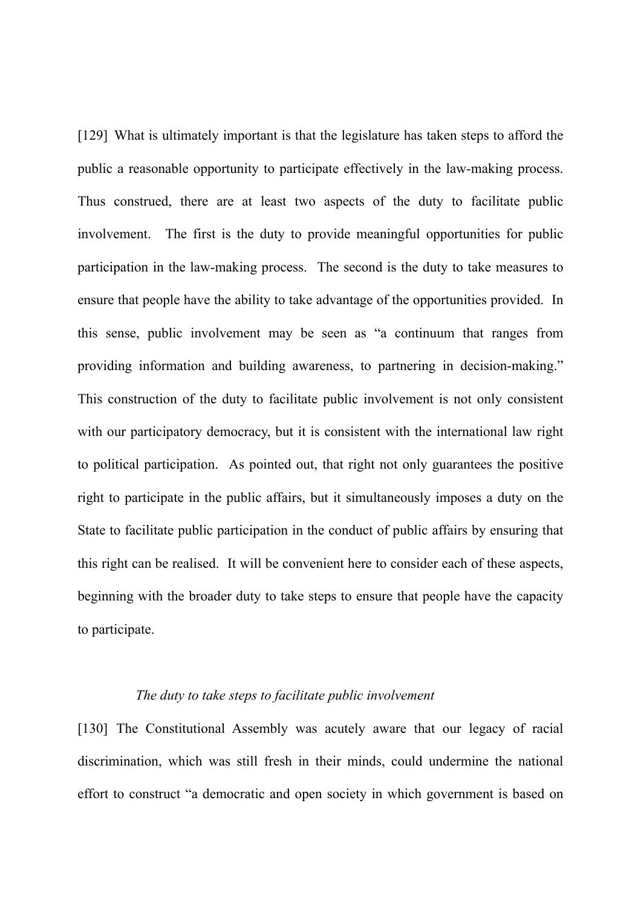[129] What is ultimately important is that the legislature has taken steps to afford the public a reasonable opportunity to participate effectively in the law-making process. Thus construed, there are at least two aspects of the duty to facilitate public involvement. The first is the duty to provide meaningful opportunities for public participation in the law-making process. The second is the duty to take measures to ensure that people have the ability to take advantage of the opportunities provided. In this sense, public involvement may be seen as "a continuum that ranges from providing information and building awareness, to partnering in decision-making." This construction of the duty to facilitate public involvement is not only consistent with our participatory democracy, but it is consistent with the international law right to political participation. As pointed out, that right not only guarantees the positive right to participate in the public affairs, but it simultaneously imposes a duty on the State to facilitate public participation in the conduct of public affairs by ensuring that this right can be realised. It will be convenient here to consider each of these aspects, beginning with the broader duty to take steps to ensure that people have the capacity to participate.

*The duty to take steps to facilitate public involvement*

[130] The Constitutional Assembly was acutely aware that our legacy of racial discrimination, which was still fresh in their minds, could undermine the national effort to construct "a democratic and open society in which government is based on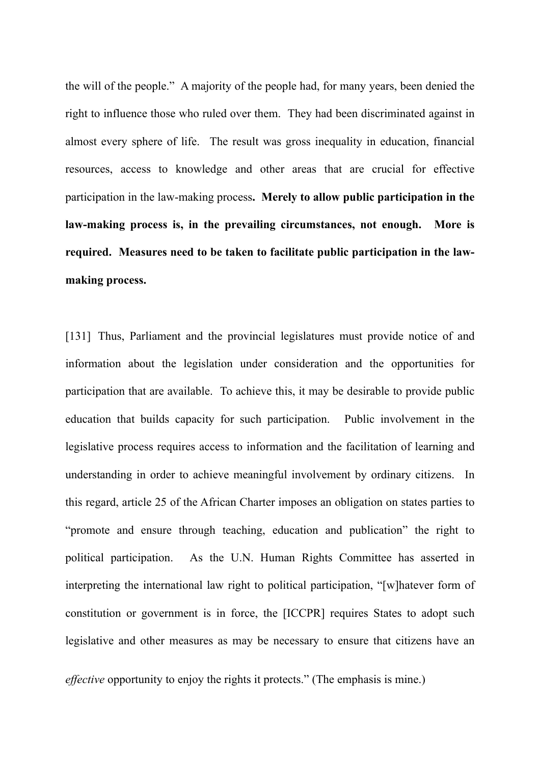the will of the people." A majority of the people had, for many years, been denied the right to influence those who ruled over them. They had been discriminated against in almost every sphere of life. The result was gross inequality in education, financial resources, access to knowledge and other areas that are crucial for effective participation in the law-making process**. Merely to allow public participation in the law-making process is, in the prevailing circumstances, not enough. More is required. Measures need to be taken to facilitate public participation in the law-making process.**

[131] Thus, Parliament and the provincial legislatures must provide notice of and information about the legislation under consideration and the opportunities for participation that are available. To achieve this, it may be desirable to provide public education that builds capacity for such participation. Public involvement in the legislative process requires access to information and the facilitation of learning and understanding in order to achieve meaningful involvement by ordinary citizens. In this regard, article 25 of the African Charter imposes an obligation on states parties to "promote and ensure through teaching, education and publication" the right to political participation. As the U.N. Human Rights Committee has asserted in interpreting the international law right to political participation, "[w]hatever form of constitution or government is in force, the [ICCPR] requires States to adopt such legislative and other measures as may be necessary to ensure that citizens have an *effective* opportunity to enjoy the rights it protects." (The emphasis is mine.)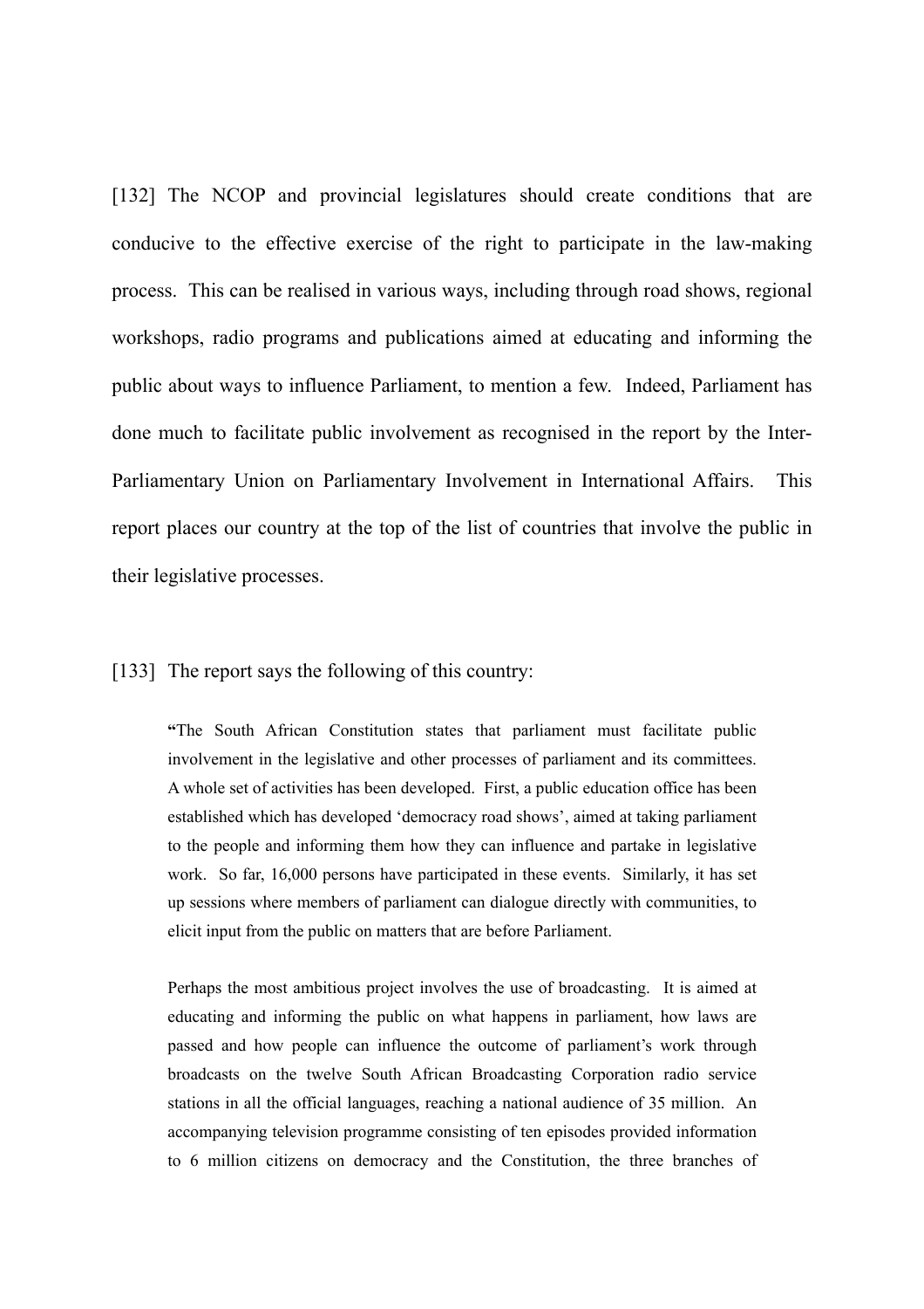[132] The NCOP and provincial legislatures should create conditions that are conducive to the effective exercise of the right to participate in the law-making process. This can be realised in various ways, including through road shows, regional workshops, radio programs and publications aimed at educating and informing the public about ways to influence Parliament, to mention a few. Indeed, Parliament has done much to facilitate public involvement as recognised in the report by the Inter-Parliamentary Union on Parliamentary Involvement in International Affairs. This report places our country at the top of the list of countries that involve the public in their legislative processes.

[133] The report says the following of this country:

> "The South African Constitution states that parliament must facilitate public involvement in the legislative and other processes of parliament and its committees. A whole set of activities has been developed. First, a public education office has been established which has developed 'democracy road shows', aimed at taking parliament to the people and informing them how they can influence and partake in legislative work. So far, 16,000 persons have participated in these events. Similarly, it has set up sessions where members of parliament can dialogue directly with communities, to elicit input from the public on matters that are before Parliament.
>
> Perhaps the most ambitious project involves the use of broadcasting. It is aimed at educating and informing the public on what happens in parliament, how laws are passed and how people can influence the outcome of parliament's work through broadcasts on the twelve South African Broadcasting Corporation radio service stations in all the official languages, reaching a national audience of 35 million. An accompanying television programme consisting of ten episodes provided information to 6 million citizens on democracy and the Constitution, the three branches of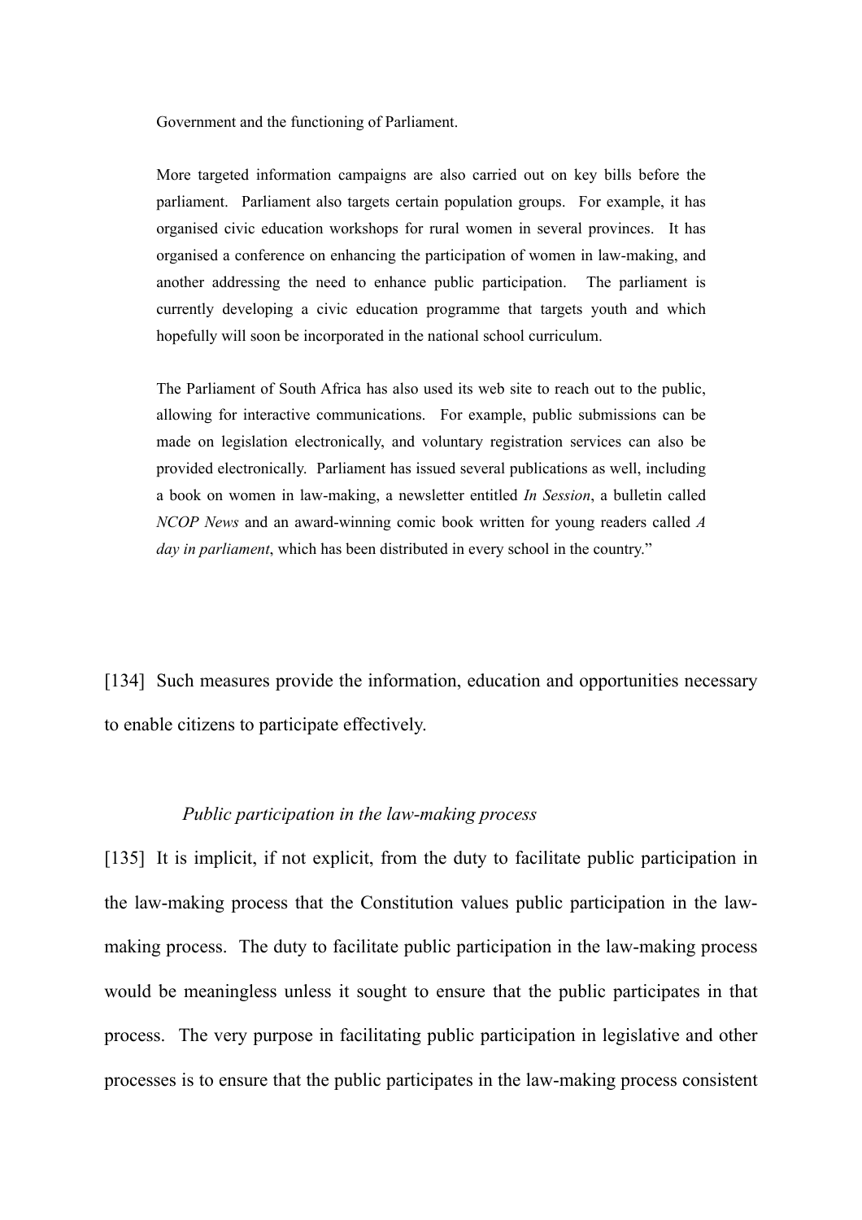> Government and the functioning of Parliament.
>
> More targeted information campaigns are also carried out on key bills before the parliament. Parliament also targets certain population groups. For example, it has organised civic education workshops for rural women in several provinces. It has organised a conference on enhancing the participation of women in law-making, and another addressing the need to enhance public participation. The parliament is currently developing a civic education programme that targets youth and which hopefully will soon be incorporated in the national school curriculum.
>
> The Parliament of South Africa has also used its web site to reach out to the public, allowing for interactive communications. For example, public submissions can be made on legislation electronically, and voluntary registration services can also be provided electronically. Parliament has issued several publications as well, including a book on women in law-making, a newsletter entitled *In Session*, a bulletin called *NCOP News* and an award-winning comic book written for young readers called *A day in parliament*, which has been distributed in every school in the country."

[134] Such measures provide the information, education and opportunities necessary to enable citizens to participate effectively.

*Public participation in the law-making process*

[135] It is implicit, if not explicit, from the duty to facilitate public participation in the law-making process that the Constitution values public participation in the law-making process. The duty to facilitate public participation in the law-making process would be meaningless unless it sought to ensure that the public participates in that process. The very purpose in facilitating public participation in legislative and other processes is to ensure that the public participates in the law-making process consistent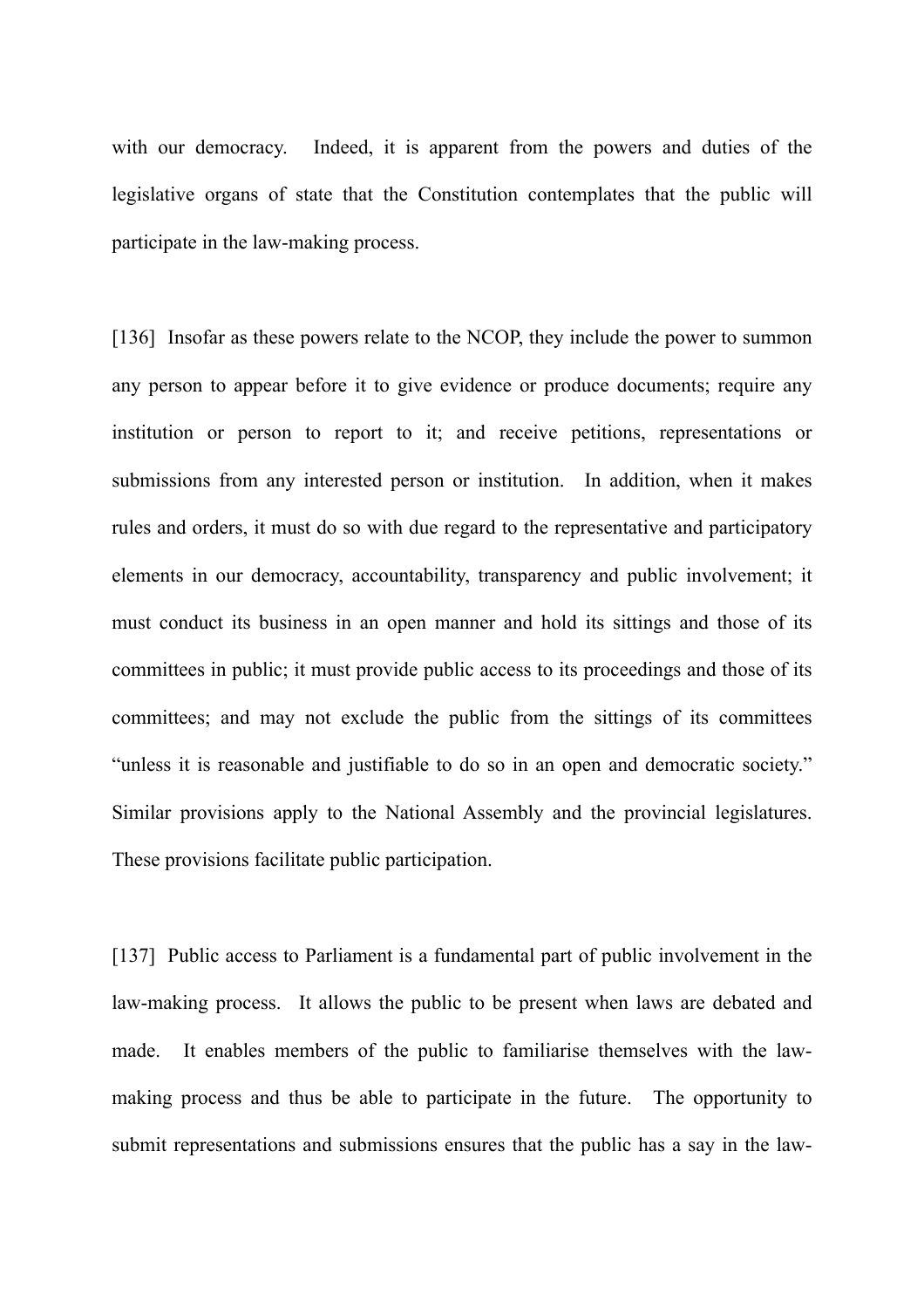with our democracy. Indeed, it is apparent from the powers and duties of the legislative organs of state that the Constitution contemplates that the public will participate in the law-making process.

[136] Insofar as these powers relate to the NCOP, they include the power to summon any person to appear before it to give evidence or produce documents; require any institution or person to report to it; and receive petitions, representations or submissions from any interested person or institution. In addition, when it makes rules and orders, it must do so with due regard to the representative and participatory elements in our democracy, accountability, transparency and public involvement; it must conduct its business in an open manner and hold its sittings and those of its committees in public; it must provide public access to its proceedings and those of its committees; and may not exclude the public from the sittings of its committees "unless it is reasonable and justifiable to do so in an open and democratic society." Similar provisions apply to the National Assembly and the provincial legislatures. These provisions facilitate public participation.

[137] Public access to Parliament is a fundamental part of public involvement in the law-making process. It allows the public to be present when laws are debated and made. It enables members of the public to familiarise themselves with the law-making process and thus be able to participate in the future. The opportunity to submit representations and submissions ensures that the public has a say in the law-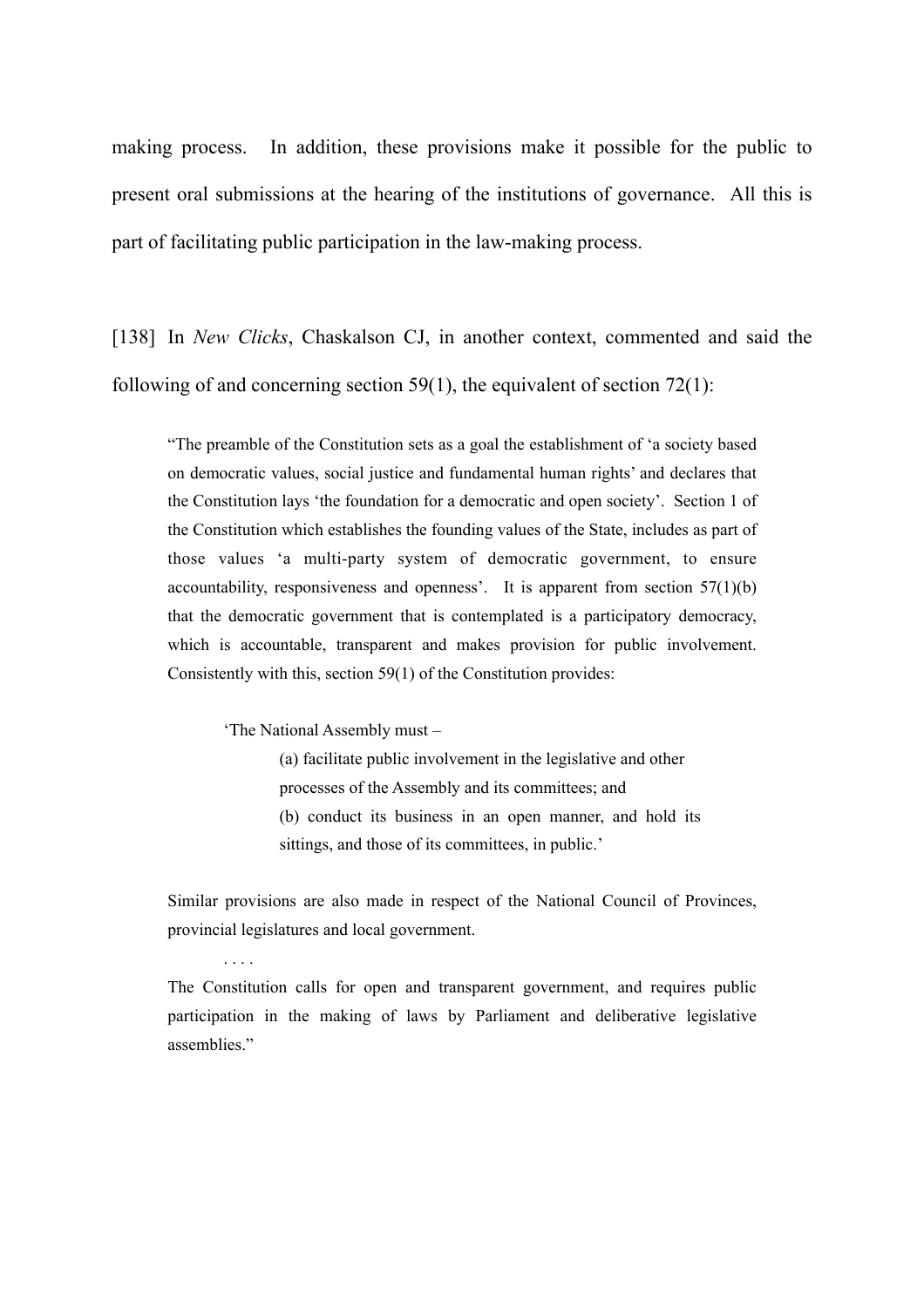making process. In addition, these provisions make it possible for the public to present oral submissions at the hearing of the institutions of governance. All this is part of facilitating public participation in the law-making process.

[138] In *New Clicks*, Chaskalson CJ, in another context, commented and said the following of and concerning section 59(1), the equivalent of section 72(1):

> "The preamble of the Constitution sets as a goal the establishment of 'a society based on democratic values, social justice and fundamental human rights' and declares that the Constitution lays 'the foundation for a democratic and open society'. Section 1 of the Constitution which establishes the founding values of the State, includes as part of those values 'a multi-party system of democratic government, to ensure accountability, responsiveness and openness'. It is apparent from section 57(1)(b) that the democratic government that is contemplated is a participatory democracy, which is accountable, transparent and makes provision for public involvement. Consistently with this, section 59(1) of the Constitution provides:
>
> > 'The National Assembly must –
> >
> > > (a) facilitate public involvement in the legislative and other processes of the Assembly and its committees; and
> > >
> > > (b) conduct its business in an open manner, and hold its sittings, and those of its committees, in public.'
>
> Similar provisions are also made in respect of the National Council of Provinces, provincial legislatures and local government.
>
> . . . .
>
> The Constitution calls for open and transparent government, and requires public participation in the making of laws by Parliament and deliberative legislative assemblies."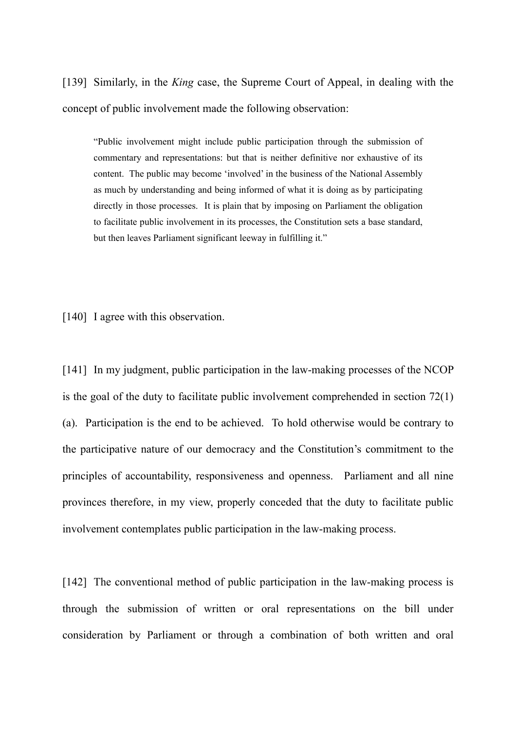[139] Similarly, in the *King* case, the Supreme Court of Appeal, in dealing with the concept of public involvement made the following observation:

> "Public involvement might include public participation through the submission of commentary and representations: but that is neither definitive nor exhaustive of its content. The public may become 'involved' in the business of the National Assembly as much by understanding and being informed of what it is doing as by participating directly in those processes. It is plain that by imposing on Parliament the obligation to facilitate public involvement in its processes, the Constitution sets a base standard, but then leaves Parliament significant leeway in fulfilling it."

[140] I agree with this observation.

[141] In my judgment, public participation in the law-making processes of the NCOP is the goal of the duty to facilitate public involvement comprehended in section 72(1)(a). Participation is the end to be achieved. To hold otherwise would be contrary to the participative nature of our democracy and the Constitution's commitment to the principles of accountability, responsiveness and openness. Parliament and all nine provinces therefore, in my view, properly conceded that the duty to facilitate public involvement contemplates public participation in the law-making process.

[142] The conventional method of public participation in the law-making process is through the submission of written or oral representations on the bill under consideration by Parliament or through a combination of both written and oral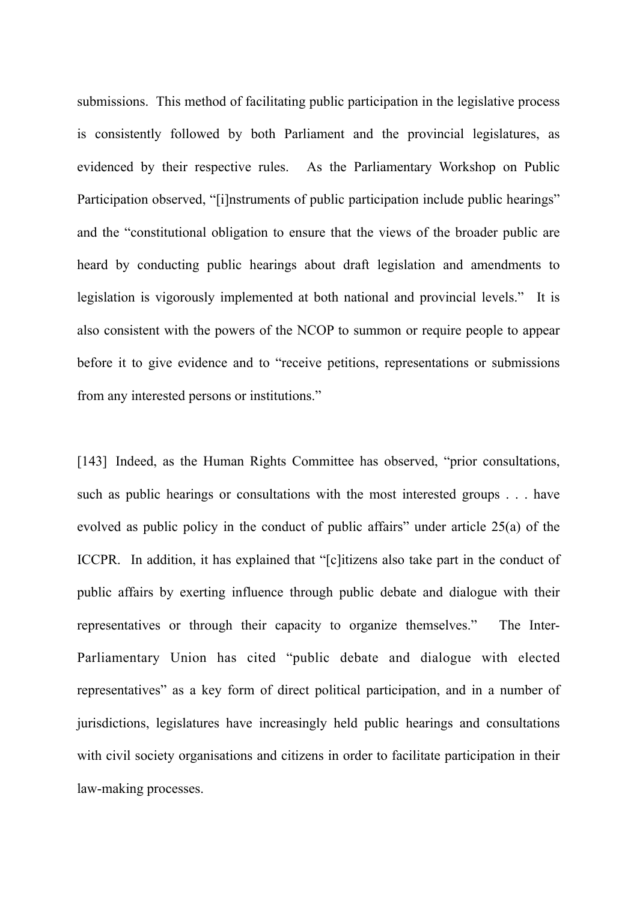submissions. This method of facilitating public participation in the legislative process is consistently followed by both Parliament and the provincial legislatures, as evidenced by their respective rules. As the Parliamentary Workshop on Public Participation observed, "[i]nstruments of public participation include public hearings" and the "constitutional obligation to ensure that the views of the broader public are heard by conducting public hearings about draft legislation and amendments to legislation is vigorously implemented at both national and provincial levels." It is also consistent with the powers of the NCOP to summon or require people to appear before it to give evidence and to "receive petitions, representations or submissions from any interested persons or institutions."

[143] Indeed, as the Human Rights Committee has observed, "prior consultations, such as public hearings or consultations with the most interested groups . . . have evolved as public policy in the conduct of public affairs" under article 25(a) of the ICCPR. In addition, it has explained that "[c]itizens also take part in the conduct of public affairs by exerting influence through public debate and dialogue with their representatives or through their capacity to organize themselves." The Inter-Parliamentary Union has cited "public debate and dialogue with elected representatives" as a key form of direct political participation, and in a number of jurisdictions, legislatures have increasingly held public hearings and consultations with civil society organisations and citizens in order to facilitate participation in their law-making processes.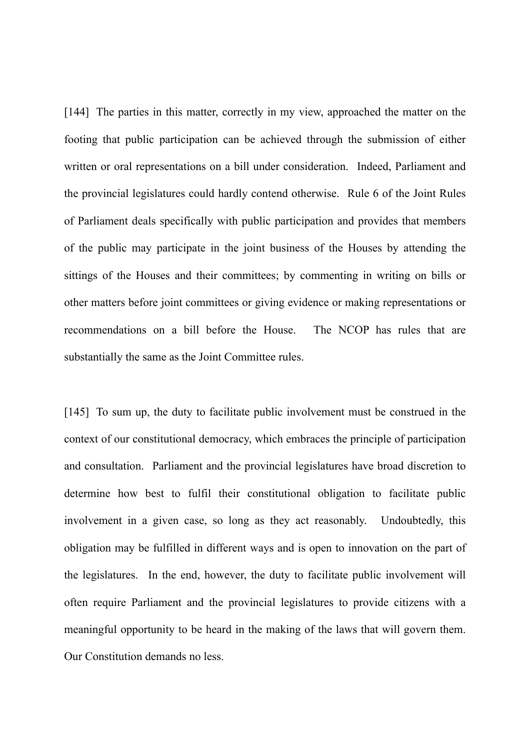[144] The parties in this matter, correctly in my view, approached the matter on the footing that public participation can be achieved through the submission of either written or oral representations on a bill under consideration. Indeed, Parliament and the provincial legislatures could hardly contend otherwise. Rule 6 of the Joint Rules of Parliament deals specifically with public participation and provides that members of the public may participate in the joint business of the Houses by attending the sittings of the Houses and their committees; by commenting in writing on bills or other matters before joint committees or giving evidence or making representations or recommendations on a bill before the House. The NCOP has rules that are substantially the same as the Joint Committee rules.

[145] To sum up, the duty to facilitate public involvement must be construed in the context of our constitutional democracy, which embraces the principle of participation and consultation. Parliament and the provincial legislatures have broad discretion to determine how best to fulfil their constitutional obligation to facilitate public involvement in a given case, so long as they act reasonably. Undoubtedly, this obligation may be fulfilled in different ways and is open to innovation on the part of the legislatures. In the end, however, the duty to facilitate public involvement will often require Parliament and the provincial legislatures to provide citizens with a meaningful opportunity to be heard in the making of the laws that will govern them. Our Constitution demands no less.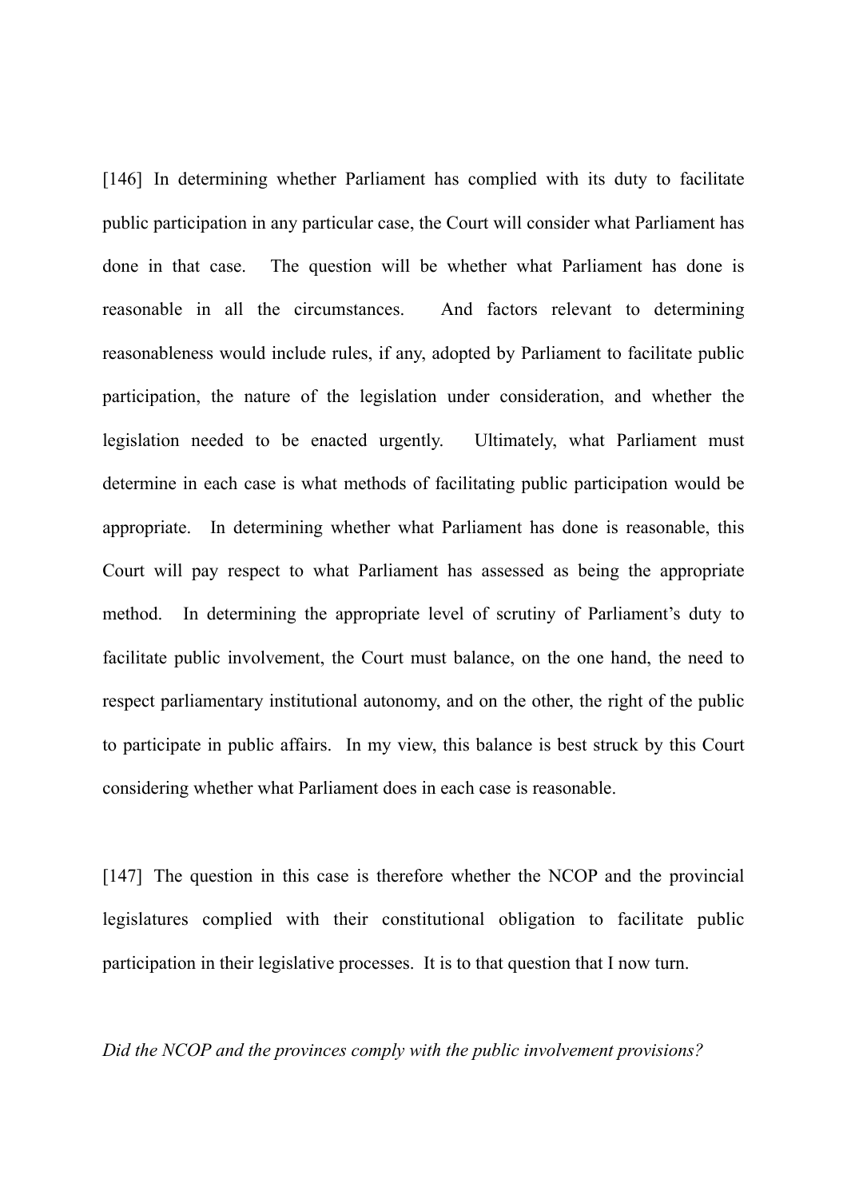[146] In determining whether Parliament has complied with its duty to facilitate public participation in any particular case, the Court will consider what Parliament has done in that case. The question will be whether what Parliament has done is reasonable in all the circumstances. And factors relevant to determining reasonableness would include rules, if any, adopted by Parliament to facilitate public participation, the nature of the legislation under consideration, and whether the legislation needed to be enacted urgently. Ultimately, what Parliament must determine in each case is what methods of facilitating public participation would be appropriate. In determining whether what Parliament has done is reasonable, this Court will pay respect to what Parliament has assessed as being the appropriate method. In determining the appropriate level of scrutiny of Parliament's duty to facilitate public involvement, the Court must balance, on the one hand, the need to respect parliamentary institutional autonomy, and on the other, the right of the public to participate in public affairs. In my view, this balance is best struck by this Court considering whether what Parliament does in each case is reasonable.

[147] The question in this case is therefore whether the NCOP and the provincial legislatures complied with their constitutional obligation to facilitate public participation in their legislative processes. It is to that question that I now turn.

*Did the NCOP and the provinces comply with the public involvement provisions?*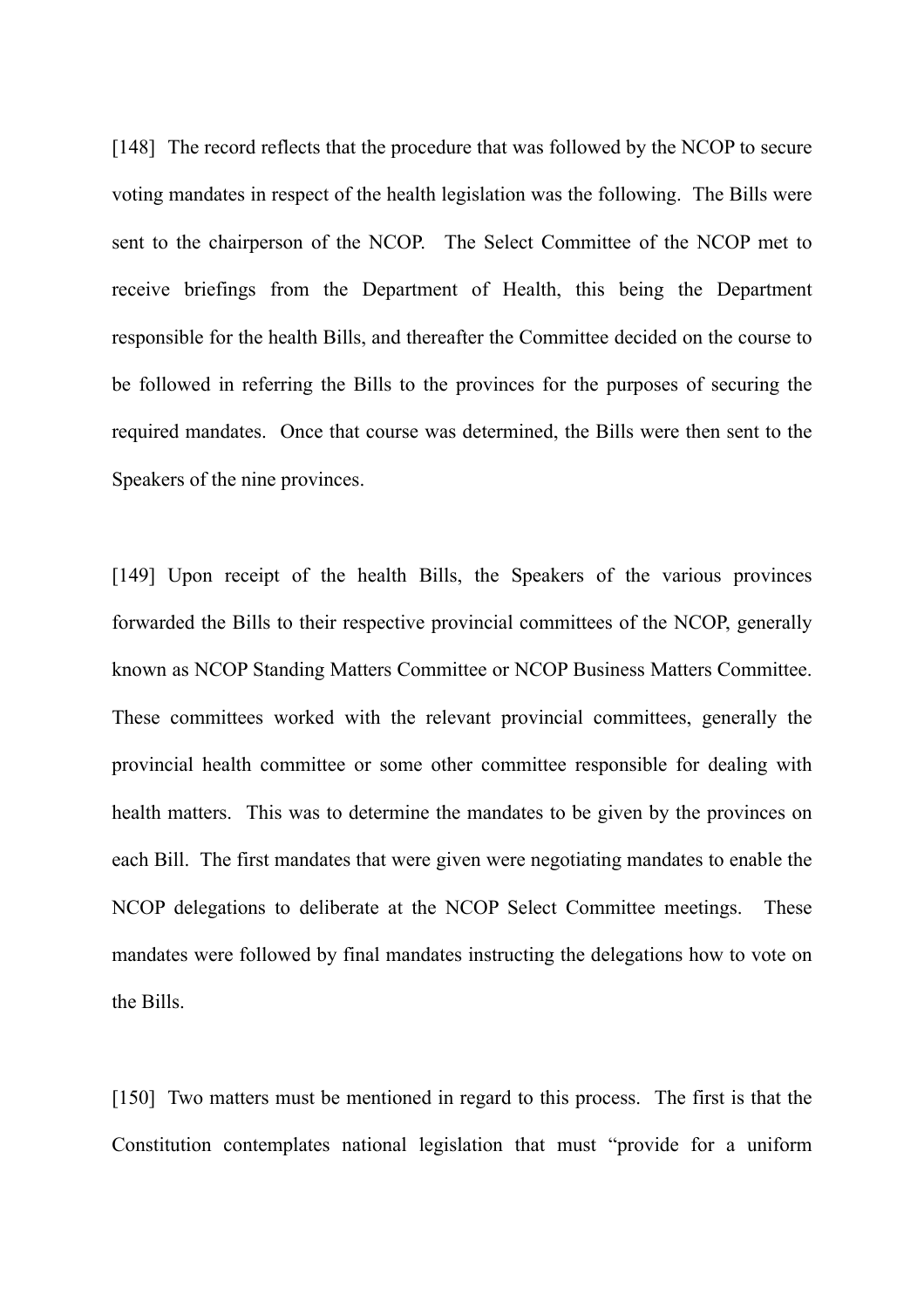[148] The record reflects that the procedure that was followed by the NCOP to secure voting mandates in respect of the health legislation was the following. The Bills were sent to the chairperson of the NCOP. The Select Committee of the NCOP met to receive briefings from the Department of Health, this being the Department responsible for the health Bills, and thereafter the Committee decided on the course to be followed in referring the Bills to the provinces for the purposes of securing the required mandates. Once that course was determined, the Bills were then sent to the Speakers of the nine provinces.

[149] Upon receipt of the health Bills, the Speakers of the various provinces forwarded the Bills to their respective provincial committees of the NCOP, generally known as NCOP Standing Matters Committee or NCOP Business Matters Committee. These committees worked with the relevant provincial committees, generally the provincial health committee or some other committee responsible for dealing with health matters. This was to determine the mandates to be given by the provinces on each Bill. The first mandates that were given were negotiating mandates to enable the NCOP delegations to deliberate at the NCOP Select Committee meetings. These mandates were followed by final mandates instructing the delegations how to vote on the Bills.

[150] Two matters must be mentioned in regard to this process. The first is that the Constitution contemplates national legislation that must "provide for a uniform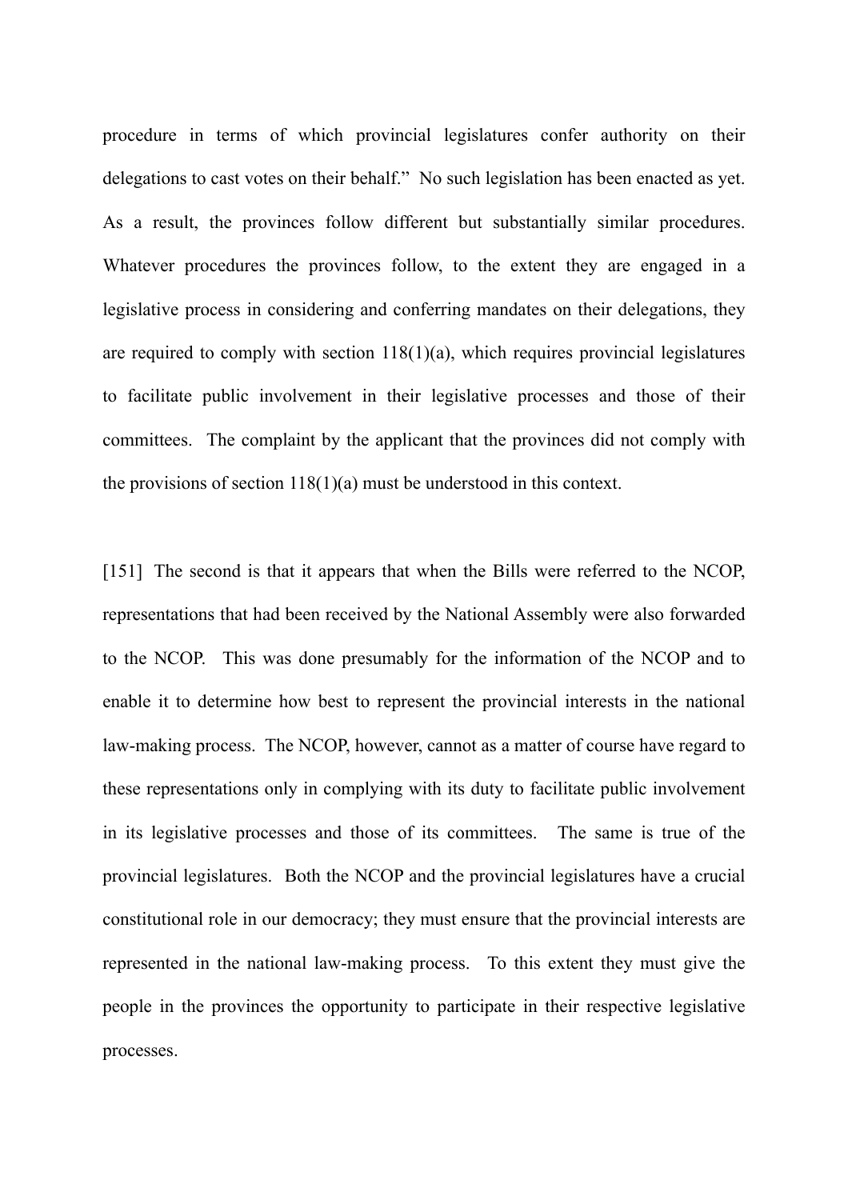procedure in terms of which provincial legislatures confer authority on their delegations to cast votes on their behalf." No such legislation has been enacted as yet. As a result, the provinces follow different but substantially similar procedures. Whatever procedures the provinces follow, to the extent they are engaged in a legislative process in considering and conferring mandates on their delegations, they are required to comply with section 118(1)(a), which requires provincial legislatures to facilitate public involvement in their legislative processes and those of their committees. The complaint by the applicant that the provinces did not comply with the provisions of section 118(1)(a) must be understood in this context.

[151] The second is that it appears that when the Bills were referred to the NCOP, representations that had been received by the National Assembly were also forwarded to the NCOP. This was done presumably for the information of the NCOP and to enable it to determine how best to represent the provincial interests in the national law-making process. The NCOP, however, cannot as a matter of course have regard to these representations only in complying with its duty to facilitate public involvement in its legislative processes and those of its committees. The same is true of the provincial legislatures. Both the NCOP and the provincial legislatures have a crucial constitutional role in our democracy; they must ensure that the provincial interests are represented in the national law-making process. To this extent they must give the people in the provinces the opportunity to participate in their respective legislative processes.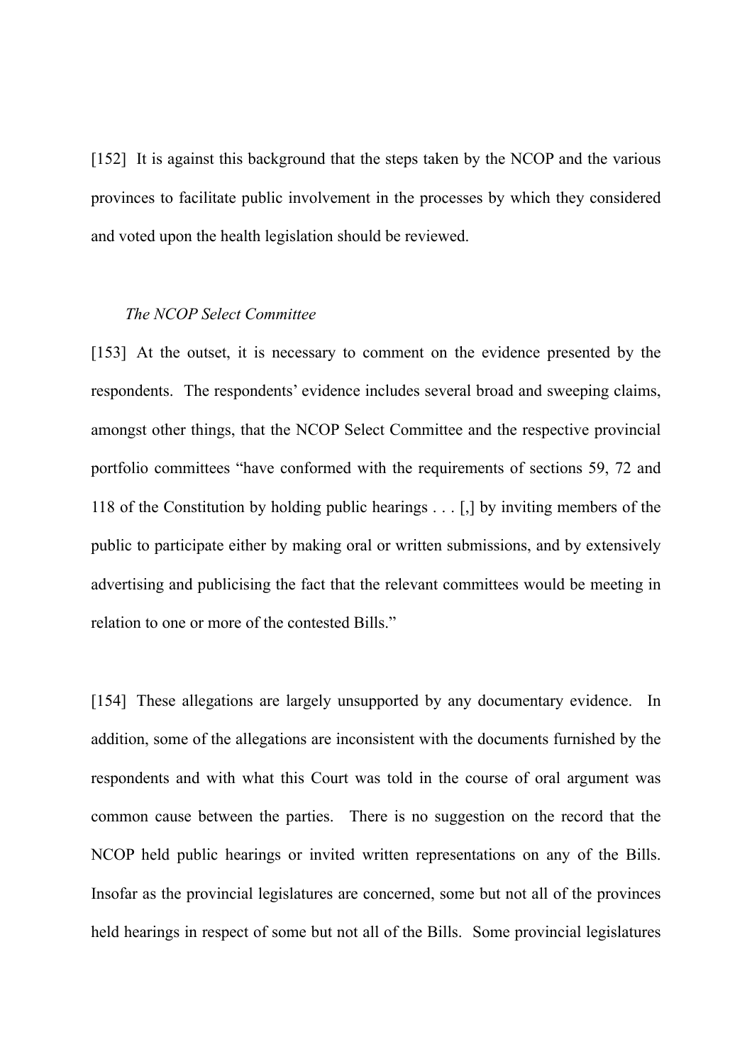[152] It is against this background that the steps taken by the NCOP and the various provinces to facilitate public involvement in the processes by which they considered and voted upon the health legislation should be reviewed.

*The NCOP Select Committee*

[153] At the outset, it is necessary to comment on the evidence presented by the respondents. The respondents' evidence includes several broad and sweeping claims, amongst other things, that the NCOP Select Committee and the respective provincial portfolio committees "have conformed with the requirements of sections 59, 72 and 118 of the Constitution by holding public hearings . . . [,] by inviting members of the public to participate either by making oral or written submissions, and by extensively advertising and publicising the fact that the relevant committees would be meeting in relation to one or more of the contested Bills."

[154] These allegations are largely unsupported by any documentary evidence. In addition, some of the allegations are inconsistent with the documents furnished by the respondents and with what this Court was told in the course of oral argument was common cause between the parties. There is no suggestion on the record that the NCOP held public hearings or invited written representations on any of the Bills. Insofar as the provincial legislatures are concerned, some but not all of the provinces held hearings in respect of some but not all of the Bills. Some provincial legislatures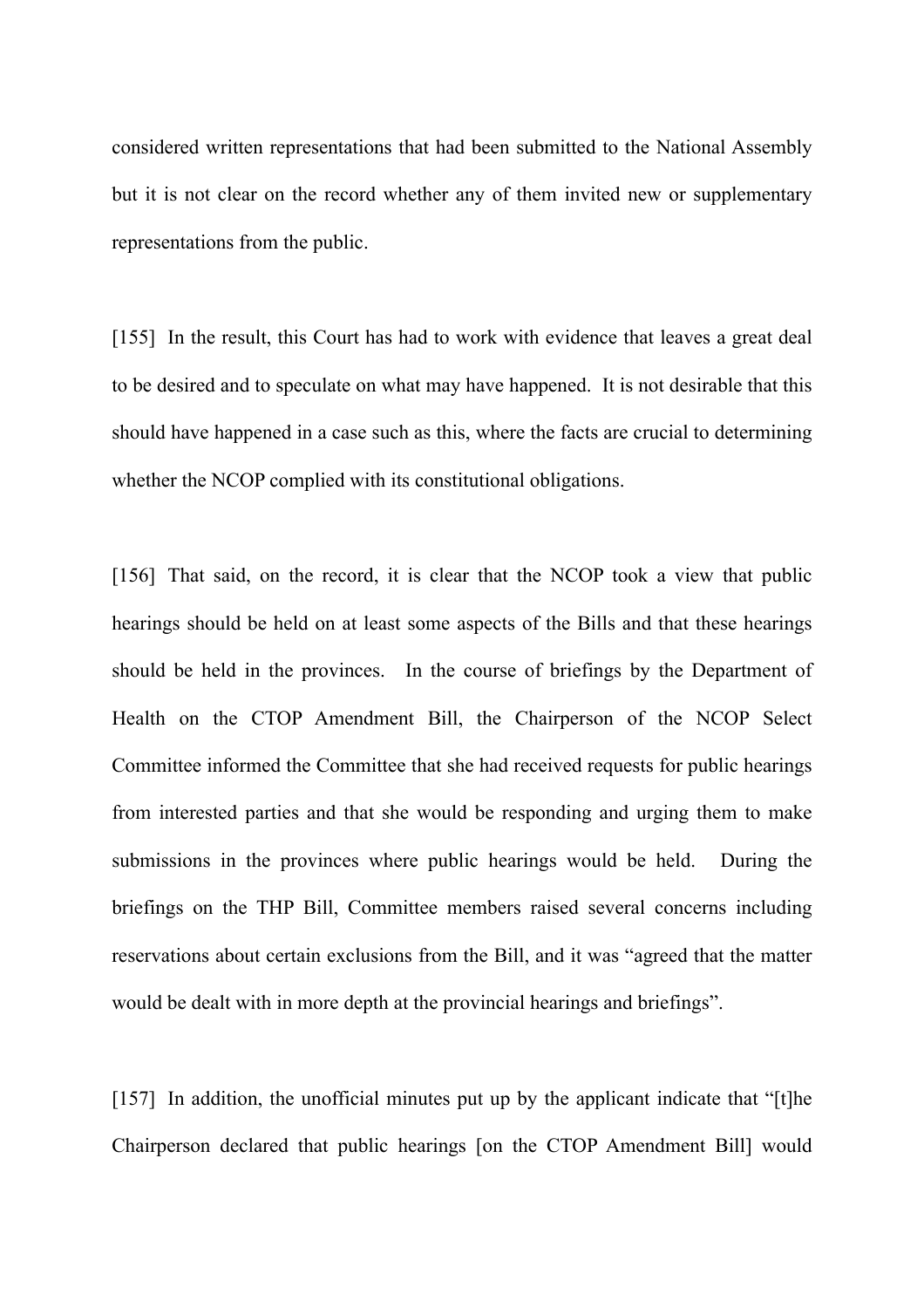considered written representations that had been submitted to the National Assembly but it is not clear on the record whether any of them invited new or supplementary representations from the public.

[155] In the result, this Court has had to work with evidence that leaves a great deal to be desired and to speculate on what may have happened. It is not desirable that this should have happened in a case such as this, where the facts are crucial to determining whether the NCOP complied with its constitutional obligations.

[156] That said, on the record, it is clear that the NCOP took a view that public hearings should be held on at least some aspects of the Bills and that these hearings should be held in the provinces. In the course of briefings by the Department of Health on the CTOP Amendment Bill, the Chairperson of the NCOP Select Committee informed the Committee that she had received requests for public hearings from interested parties and that she would be responding and urging them to make submissions in the provinces where public hearings would be held. During the briefings on the THP Bill, Committee members raised several concerns including reservations about certain exclusions from the Bill, and it was "agreed that the matter would be dealt with in more depth at the provincial hearings and briefings".

[157] In addition, the unofficial minutes put up by the applicant indicate that "[t]he Chairperson declared that public hearings [on the CTOP Amendment Bill] would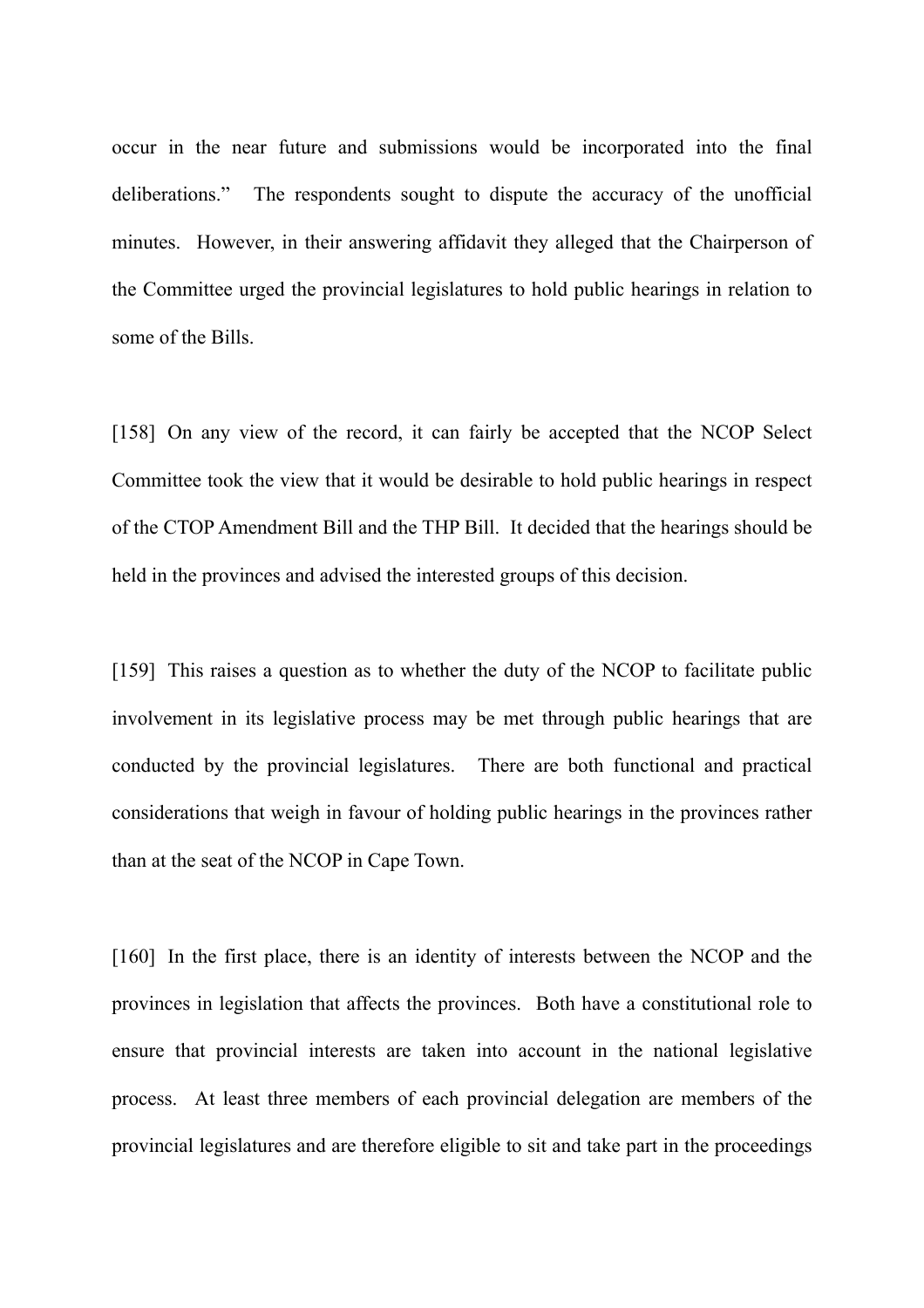occur in the near future and submissions would be incorporated into the final deliberations." The respondents sought to dispute the accuracy of the unofficial minutes. However, in their answering affidavit they alleged that the Chairperson of the Committee urged the provincial legislatures to hold public hearings in relation to some of the Bills.

[158] On any view of the record, it can fairly be accepted that the NCOP Select Committee took the view that it would be desirable to hold public hearings in respect of the CTOP Amendment Bill and the THP Bill. It decided that the hearings should be held in the provinces and advised the interested groups of this decision.

[159] This raises a question as to whether the duty of the NCOP to facilitate public involvement in its legislative process may be met through public hearings that are conducted by the provincial legislatures. There are both functional and practical considerations that weigh in favour of holding public hearings in the provinces rather than at the seat of the NCOP in Cape Town.

[160] In the first place, there is an identity of interests between the NCOP and the provinces in legislation that affects the provinces. Both have a constitutional role to ensure that provincial interests are taken into account in the national legislative process. At least three members of each provincial delegation are members of the provincial legislatures and are therefore eligible to sit and take part in the proceedings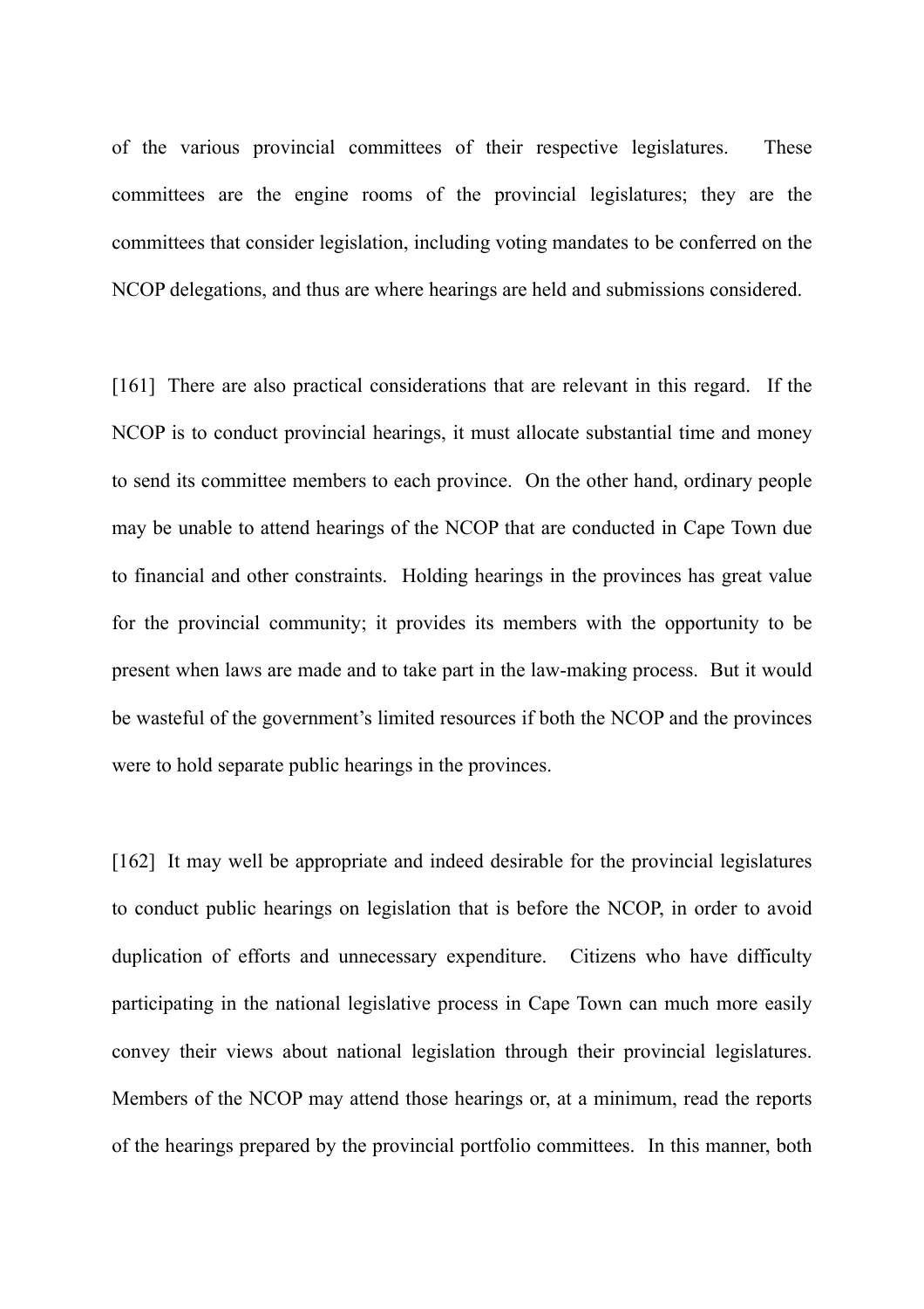of the various provincial committees of their respective legislatures. These committees are the engine rooms of the provincial legislatures; they are the committees that consider legislation, including voting mandates to be conferred on the NCOP delegations, and thus are where hearings are held and submissions considered.

[161] There are also practical considerations that are relevant in this regard. If the NCOP is to conduct provincial hearings, it must allocate substantial time and money to send its committee members to each province. On the other hand, ordinary people may be unable to attend hearings of the NCOP that are conducted in Cape Town due to financial and other constraints. Holding hearings in the provinces has great value for the provincial community; it provides its members with the opportunity to be present when laws are made and to take part in the law-making process. But it would be wasteful of the government's limited resources if both the NCOP and the provinces were to hold separate public hearings in the provinces.

[162] It may well be appropriate and indeed desirable for the provincial legislatures to conduct public hearings on legislation that is before the NCOP, in order to avoid duplication of efforts and unnecessary expenditure. Citizens who have difficulty participating in the national legislative process in Cape Town can much more easily convey their views about national legislation through their provincial legislatures. Members of the NCOP may attend those hearings or, at a minimum, read the reports of the hearings prepared by the provincial portfolio committees. In this manner, both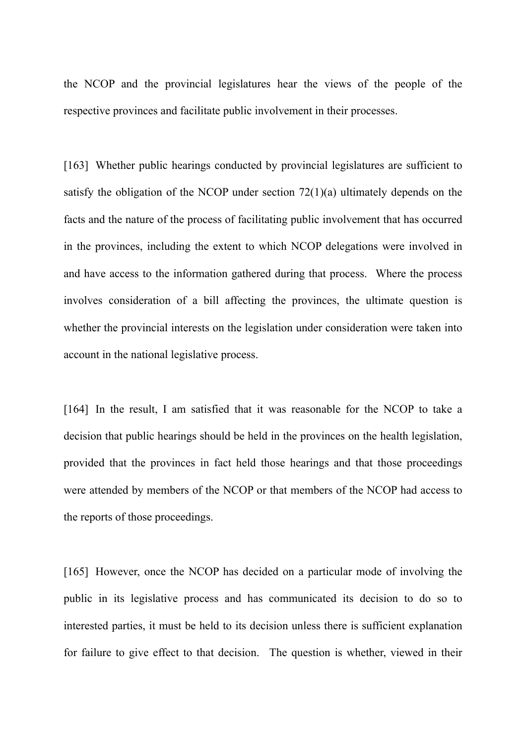the NCOP and the provincial legislatures hear the views of the people of the respective provinces and facilitate public involvement in their processes.

[163] Whether public hearings conducted by provincial legislatures are sufficient to satisfy the obligation of the NCOP under section 72(1)(a) ultimately depends on the facts and the nature of the process of facilitating public involvement that has occurred in the provinces, including the extent to which NCOP delegations were involved in and have access to the information gathered during that process. Where the process involves consideration of a bill affecting the provinces, the ultimate question is whether the provincial interests on the legislation under consideration were taken into account in the national legislative process.

[164] In the result, I am satisfied that it was reasonable for the NCOP to take a decision that public hearings should be held in the provinces on the health legislation, provided that the provinces in fact held those hearings and that those proceedings were attended by members of the NCOP or that members of the NCOP had access to the reports of those proceedings.

[165] However, once the NCOP has decided on a particular mode of involving the public in its legislative process and has communicated its decision to do so to interested parties, it must be held to its decision unless there is sufficient explanation for failure to give effect to that decision. The question is whether, viewed in their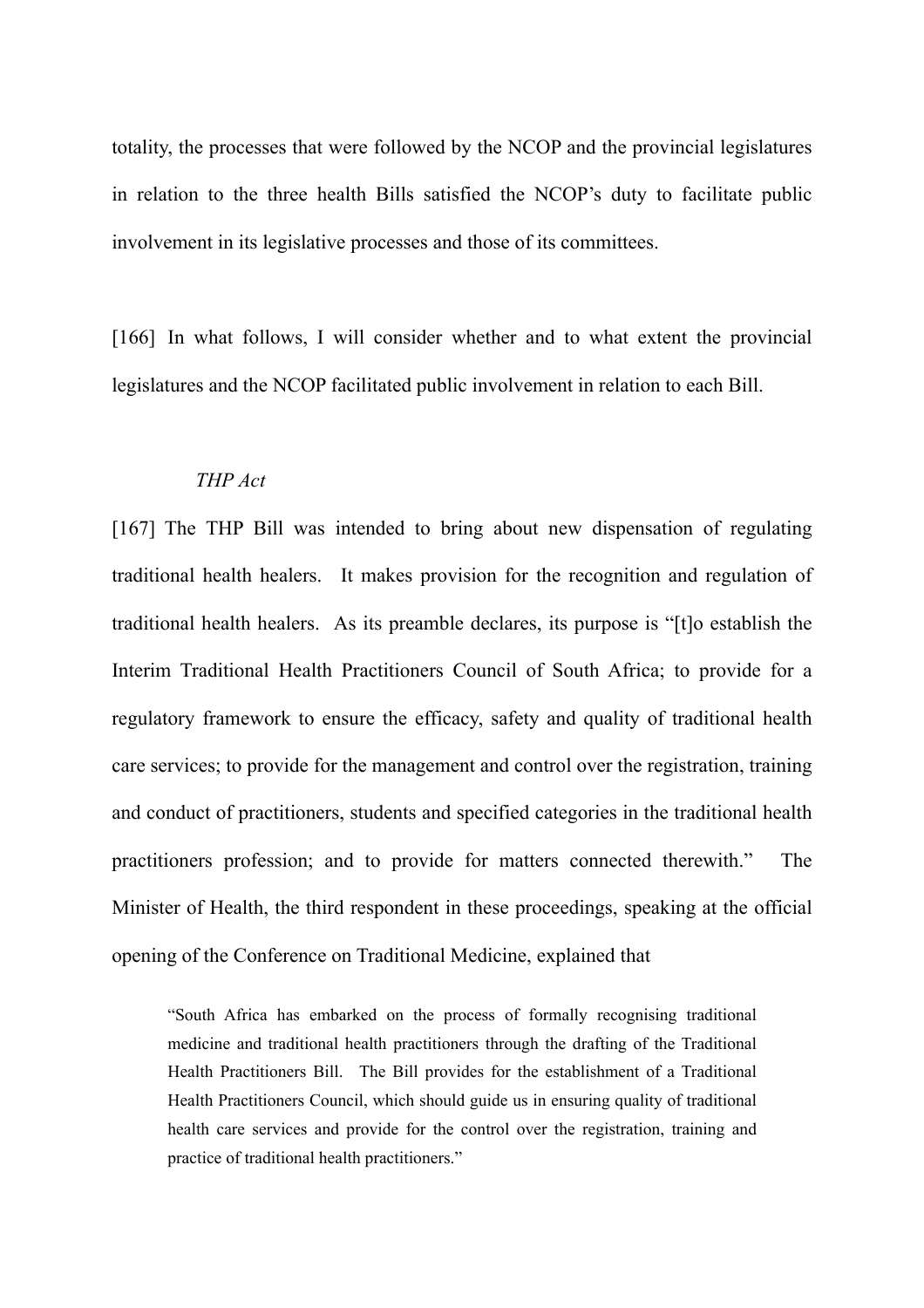totality, the processes that were followed by the NCOP and the provincial legislatures in relation to the three health Bills satisfied the NCOP's duty to facilitate public involvement in its legislative processes and those of its committees.

[166] In what follows, I will consider whether and to what extent the provincial legislatures and the NCOP facilitated public involvement in relation to each Bill.

*THP Act*

[167] The THP Bill was intended to bring about new dispensation of regulating traditional health healers. It makes provision for the recognition and regulation of traditional health healers. As its preamble declares, its purpose is "[t]o establish the Interim Traditional Health Practitioners Council of South Africa; to provide for a regulatory framework to ensure the efficacy, safety and quality of traditional health care services; to provide for the management and control over the registration, training and conduct of practitioners, students and specified categories in the traditional health practitioners profession; and to provide for matters connected therewith." The Minister of Health, the third respondent in these proceedings, speaking at the official opening of the Conference on Traditional Medicine, explained that

> "South Africa has embarked on the process of formally recognising traditional medicine and traditional health practitioners through the drafting of the Traditional Health Practitioners Bill. The Bill provides for the establishment of a Traditional Health Practitioners Council, which should guide us in ensuring quality of traditional health care services and provide for the control over the registration, training and practice of traditional health practitioners."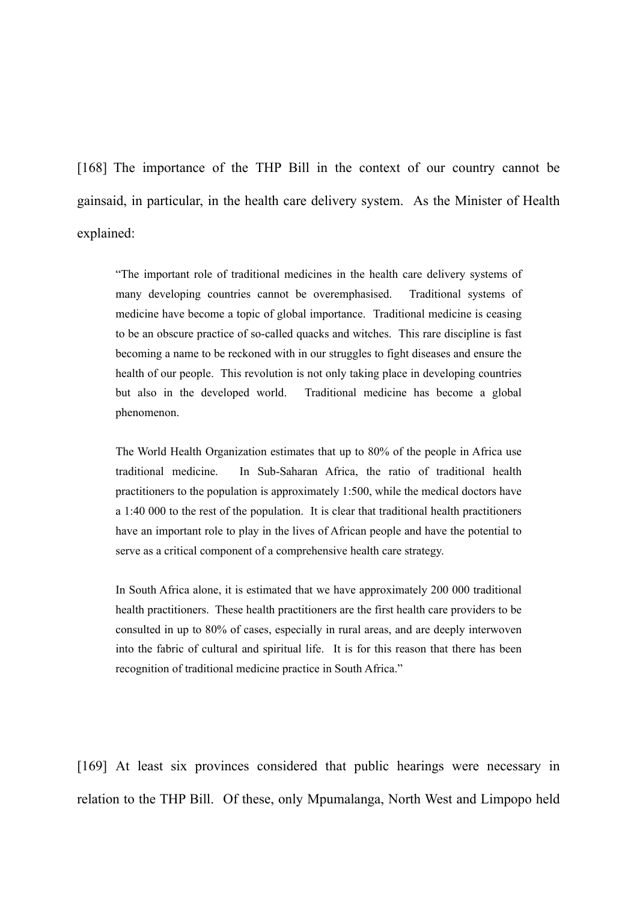[168] The importance of the THP Bill in the context of our country cannot be gainsaid, in particular, in the health care delivery system. As the Minister of Health explained:

> "The important role of traditional medicines in the health care delivery systems of many developing countries cannot be overemphasised. Traditional systems of medicine have become a topic of global importance. Traditional medicine is ceasing to be an obscure practice of so-called quacks and witches. This rare discipline is fast becoming a name to be reckoned with in our struggles to fight diseases and ensure the health of our people. This revolution is not only taking place in developing countries but also in the developed world. Traditional medicine has become a global phenomenon.
>
> The World Health Organization estimates that up to 80% of the people in Africa use traditional medicine. In Sub-Saharan Africa, the ratio of traditional health practitioners to the population is approximately 1:500, while the medical doctors have a 1:40 000 to the rest of the population. It is clear that traditional health practitioners have an important role to play in the lives of African people and have the potential to serve as a critical component of a comprehensive health care strategy.
>
> In South Africa alone, it is estimated that we have approximately 200 000 traditional health practitioners. These health practitioners are the first health care providers to be consulted in up to 80% of cases, especially in rural areas, and are deeply interwoven into the fabric of cultural and spiritual life. It is for this reason that there has been recognition of traditional medicine practice in South Africa."

[169] At least six provinces considered that public hearings were necessary in relation to the THP Bill. Of these, only Mpumalanga, North West and Limpopo held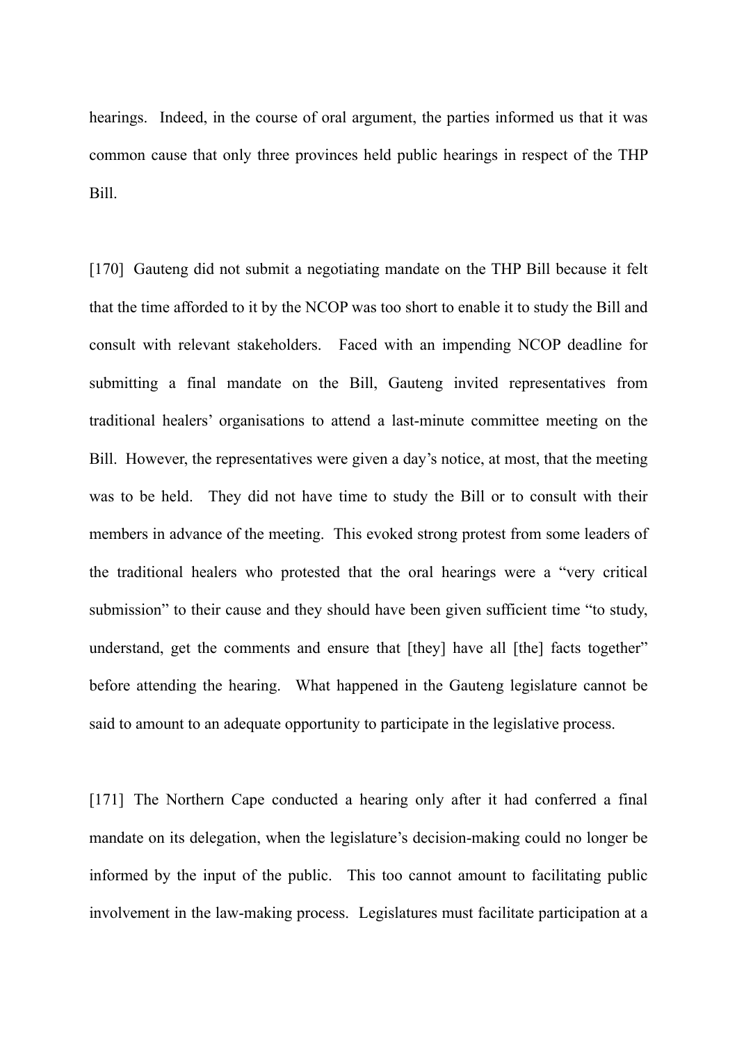hearings. Indeed, in the course of oral argument, the parties informed us that it was common cause that only three provinces held public hearings in respect of the THP Bill.

[170] Gauteng did not submit a negotiating mandate on the THP Bill because it felt that the time afforded to it by the NCOP was too short to enable it to study the Bill and consult with relevant stakeholders. Faced with an impending NCOP deadline for submitting a final mandate on the Bill, Gauteng invited representatives from traditional healers' organisations to attend a last-minute committee meeting on the Bill. However, the representatives were given a day's notice, at most, that the meeting was to be held. They did not have time to study the Bill or to consult with their members in advance of the meeting. This evoked strong protest from some leaders of the traditional healers who protested that the oral hearings were a "very critical submission" to their cause and they should have been given sufficient time "to study, understand, get the comments and ensure that [they] have all [the] facts together" before attending the hearing. What happened in the Gauteng legislature cannot be said to amount to an adequate opportunity to participate in the legislative process.

[171] The Northern Cape conducted a hearing only after it had conferred a final mandate on its delegation, when the legislature's decision-making could no longer be informed by the input of the public. This too cannot amount to facilitating public involvement in the law-making process. Legislatures must facilitate participation at a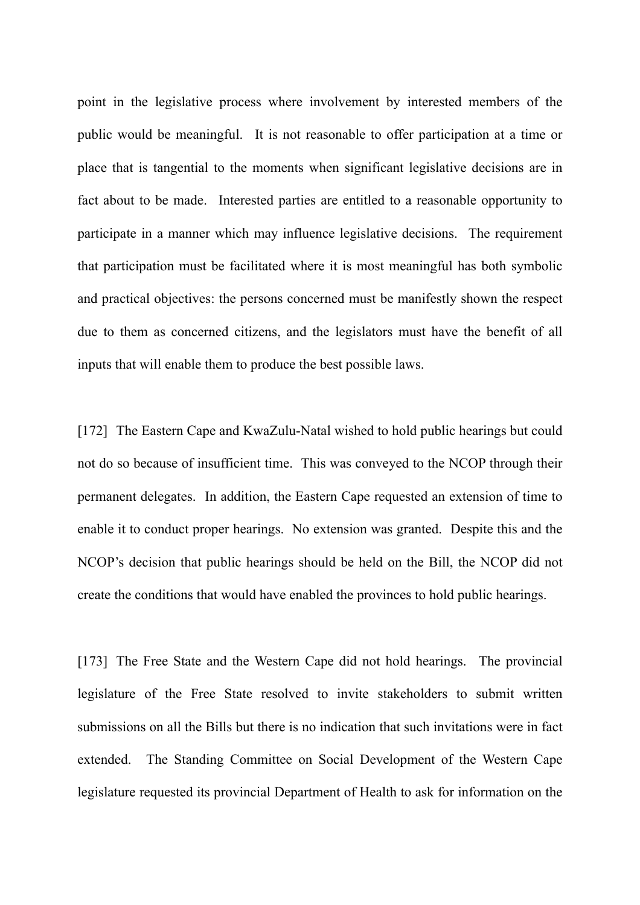point in the legislative process where involvement by interested members of the public would be meaningful. It is not reasonable to offer participation at a time or place that is tangential to the moments when significant legislative decisions are in fact about to be made. Interested parties are entitled to a reasonable opportunity to participate in a manner which may influence legislative decisions. The requirement that participation must be facilitated where it is most meaningful has both symbolic and practical objectives: the persons concerned must be manifestly shown the respect due to them as concerned citizens, and the legislators must have the benefit of all inputs that will enable them to produce the best possible laws.

[172] The Eastern Cape and KwaZulu-Natal wished to hold public hearings but could not do so because of insufficient time. This was conveyed to the NCOP through their permanent delegates. In addition, the Eastern Cape requested an extension of time to enable it to conduct proper hearings. No extension was granted. Despite this and the NCOP's decision that public hearings should be held on the Bill, the NCOP did not create the conditions that would have enabled the provinces to hold public hearings.

[173] The Free State and the Western Cape did not hold hearings. The provincial legislature of the Free State resolved to invite stakeholders to submit written submissions on all the Bills but there is no indication that such invitations were in fact extended. The Standing Committee on Social Development of the Western Cape legislature requested its provincial Department of Health to ask for information on the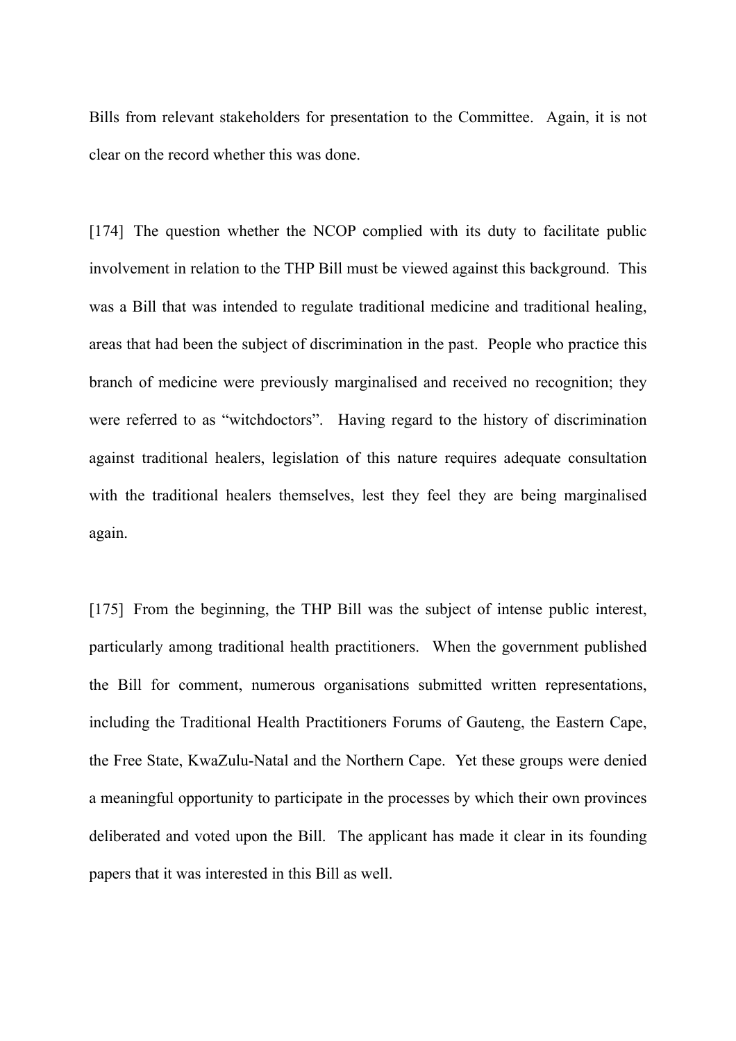Bills from relevant stakeholders for presentation to the Committee. Again, it is not clear on the record whether this was done.

[174] The question whether the NCOP complied with its duty to facilitate public involvement in relation to the THP Bill must be viewed against this background. This was a Bill that was intended to regulate traditional medicine and traditional healing, areas that had been the subject of discrimination in the past. People who practice this branch of medicine were previously marginalised and received no recognition; they were referred to as "witchdoctors". Having regard to the history of discrimination against traditional healers, legislation of this nature requires adequate consultation with the traditional healers themselves, lest they feel they are being marginalised again.

[175] From the beginning, the THP Bill was the subject of intense public interest, particularly among traditional health practitioners. When the government published the Bill for comment, numerous organisations submitted written representations, including the Traditional Health Practitioners Forums of Gauteng, the Eastern Cape, the Free State, KwaZulu-Natal and the Northern Cape. Yet these groups were denied a meaningful opportunity to participate in the processes by which their own provinces deliberated and voted upon the Bill. The applicant has made it clear in its founding papers that it was interested in this Bill as well.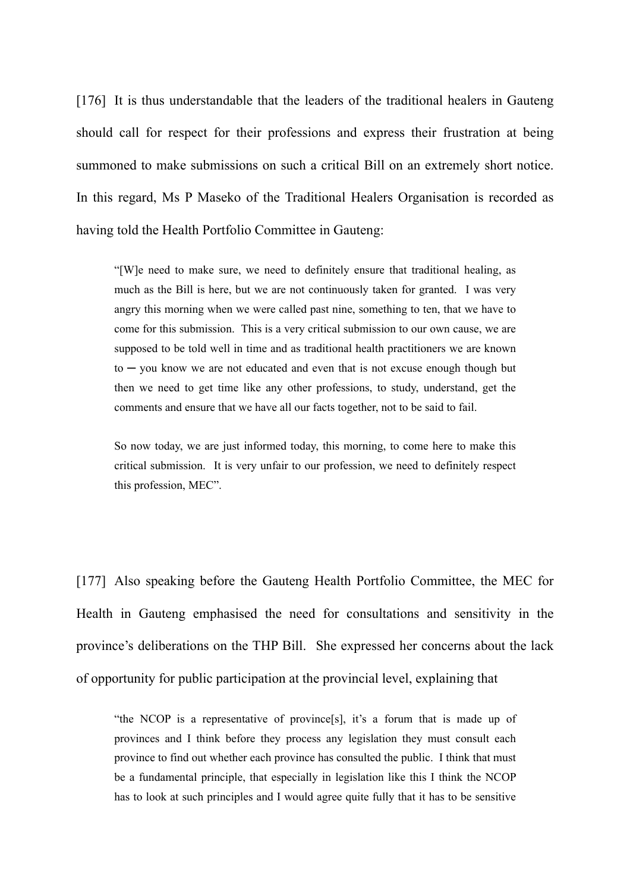[176] It is thus understandable that the leaders of the traditional healers in Gauteng should call for respect for their professions and express their frustration at being summoned to make submissions on such a critical Bill on an extremely short notice. In this regard, Ms P Maseko of the Traditional Healers Organisation is recorded as having told the Health Portfolio Committee in Gauteng:

> "[W]e need to make sure, we need to definitely ensure that traditional healing, as much as the Bill is here, but we are not continuously taken for granted. I was very angry this morning when we were called past nine, something to ten, that we have to come for this submission. This is a very critical submission to our own cause, we are supposed to be told well in time and as traditional health practitioners we are known to ─ you know we are not educated and even that is not excuse enough though but then we need to get time like any other professions, to study, understand, get the comments and ensure that we have all our facts together, not to be said to fail.
>
> So now today, we are just informed today, this morning, to come here to make this critical submission. It is very unfair to our profession, we need to definitely respect this profession, MEC".

[177] Also speaking before the Gauteng Health Portfolio Committee, the MEC for Health in Gauteng emphasised the need for consultations and sensitivity in the province's deliberations on the THP Bill. She expressed her concerns about the lack of opportunity for public participation at the provincial level, explaining that

> "the NCOP is a representative of province[s], it's a forum that is made up of provinces and I think before they process any legislation they must consult each province to find out whether each province has consulted the public. I think that must be a fundamental principle, that especially in legislation like this I think the NCOP has to look at such principles and I would agree quite fully that it has to be sensitive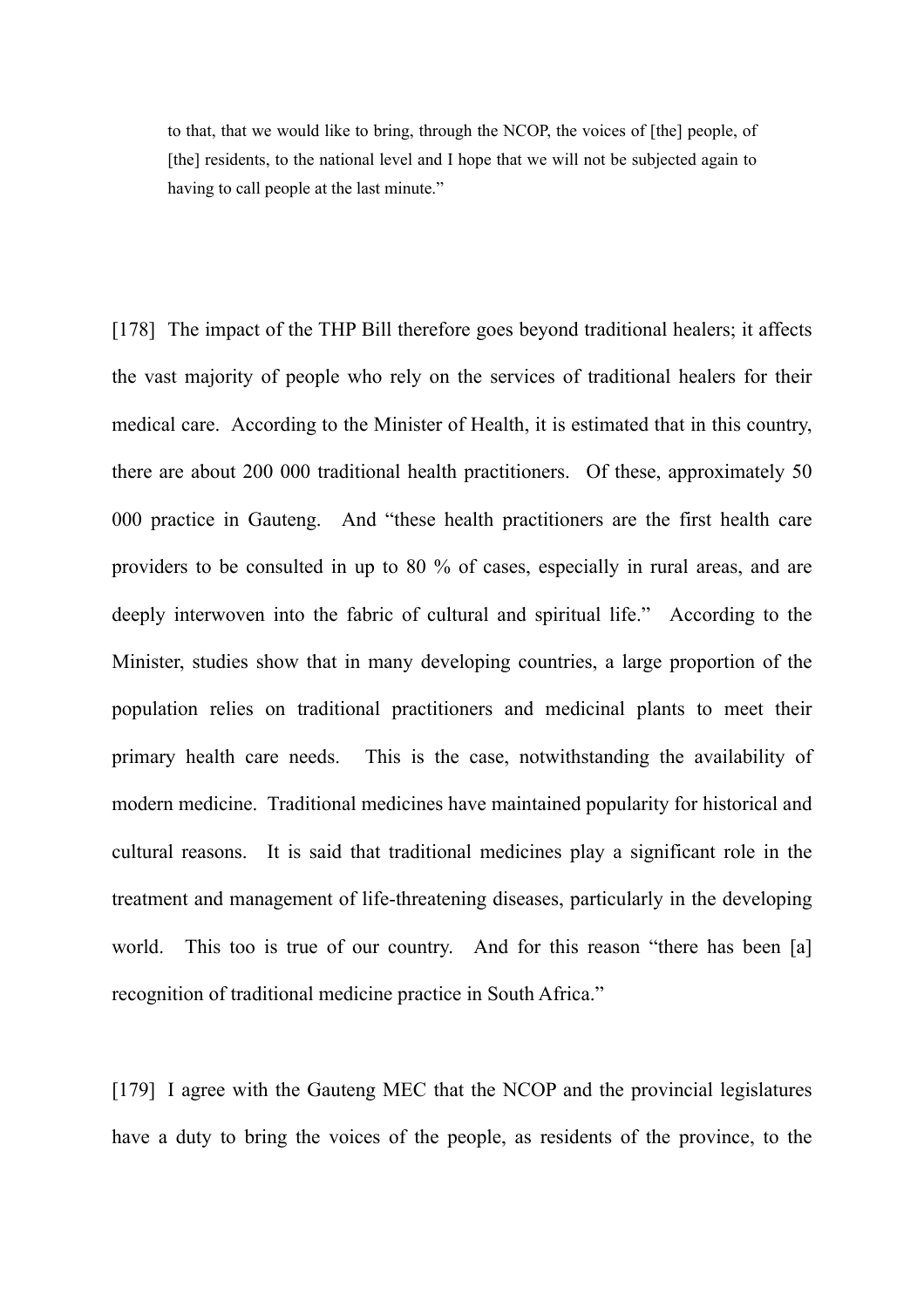> to that, that we would like to bring, through the NCOP, the voices of [the] people, of [the] residents, to the national level and I hope that we will not be subjected again to having to call people at the last minute."

[178] The impact of the THP Bill therefore goes beyond traditional healers; it affects the vast majority of people who rely on the services of traditional healers for their medical care. According to the Minister of Health, it is estimated that in this country, there are about 200 000 traditional health practitioners. Of these, approximately 50 000 practice in Gauteng. And "these health practitioners are the first health care providers to be consulted in up to 80 % of cases, especially in rural areas, and are deeply interwoven into the fabric of cultural and spiritual life." According to the Minister, studies show that in many developing countries, a large proportion of the population relies on traditional practitioners and medicinal plants to meet their primary health care needs. This is the case, notwithstanding the availability of modern medicine. Traditional medicines have maintained popularity for historical and cultural reasons. It is said that traditional medicines play a significant role in the treatment and management of life-threatening diseases, particularly in the developing world. This too is true of our country. And for this reason "there has been [a] recognition of traditional medicine practice in South Africa."

[179] I agree with the Gauteng MEC that the NCOP and the provincial legislatures have a duty to bring the voices of the people, as residents of the province, to the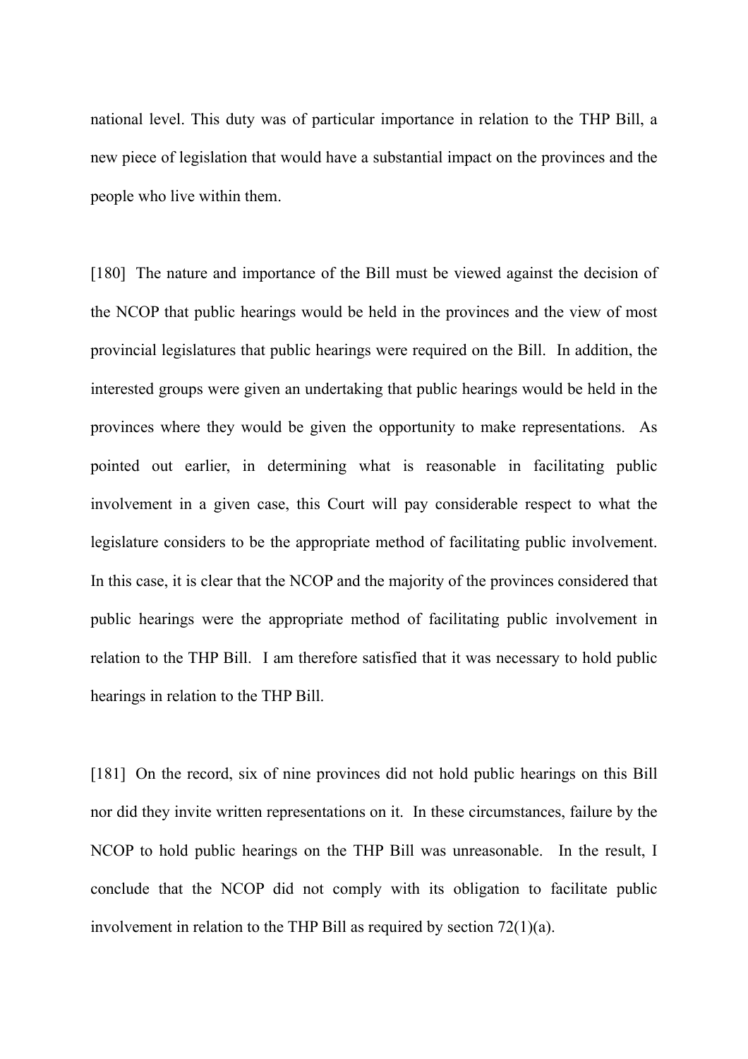national level. This duty was of particular importance in relation to the THP Bill, a new piece of legislation that would have a substantial impact on the provinces and the people who live within them.

[180] The nature and importance of the Bill must be viewed against the decision of the NCOP that public hearings would be held in the provinces and the view of most provincial legislatures that public hearings were required on the Bill. In addition, the interested groups were given an undertaking that public hearings would be held in the provinces where they would be given the opportunity to make representations. As pointed out earlier, in determining what is reasonable in facilitating public involvement in a given case, this Court will pay considerable respect to what the legislature considers to be the appropriate method of facilitating public involvement. In this case, it is clear that the NCOP and the majority of the provinces considered that public hearings were the appropriate method of facilitating public involvement in relation to the THP Bill. I am therefore satisfied that it was necessary to hold public hearings in relation to the THP Bill.

[181] On the record, six of nine provinces did not hold public hearings on this Bill nor did they invite written representations on it. In these circumstances, failure by the NCOP to hold public hearings on the THP Bill was unreasonable. In the result, I conclude that the NCOP did not comply with its obligation to facilitate public involvement in relation to the THP Bill as required by section 72(1)(a).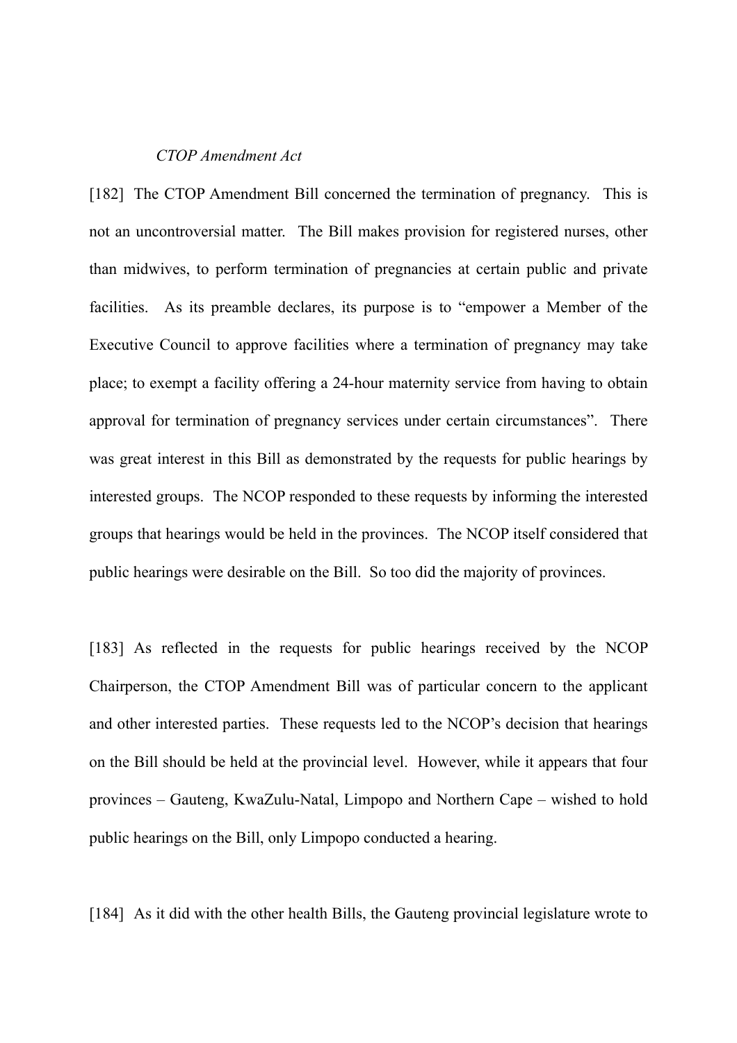*CTOP Amendment Act*

[182] The CTOP Amendment Bill concerned the termination of pregnancy. This is not an uncontroversial matter. The Bill makes provision for registered nurses, other than midwives, to perform termination of pregnancies at certain public and private facilities. As its preamble declares, its purpose is to "empower a Member of the Executive Council to approve facilities where a termination of pregnancy may take place; to exempt a facility offering a 24-hour maternity service from having to obtain approval for termination of pregnancy services under certain circumstances". There was great interest in this Bill as demonstrated by the requests for public hearings by interested groups. The NCOP responded to these requests by informing the interested groups that hearings would be held in the provinces. The NCOP itself considered that public hearings were desirable on the Bill. So too did the majority of provinces.

[183] As reflected in the requests for public hearings received by the NCOP Chairperson, the CTOP Amendment Bill was of particular concern to the applicant and other interested parties. These requests led to the NCOP's decision that hearings on the Bill should be held at the provincial level. However, while it appears that four provinces – Gauteng, KwaZulu-Natal, Limpopo and Northern Cape – wished to hold public hearings on the Bill, only Limpopo conducted a hearing.

[184] As it did with the other health Bills, the Gauteng provincial legislature wrote to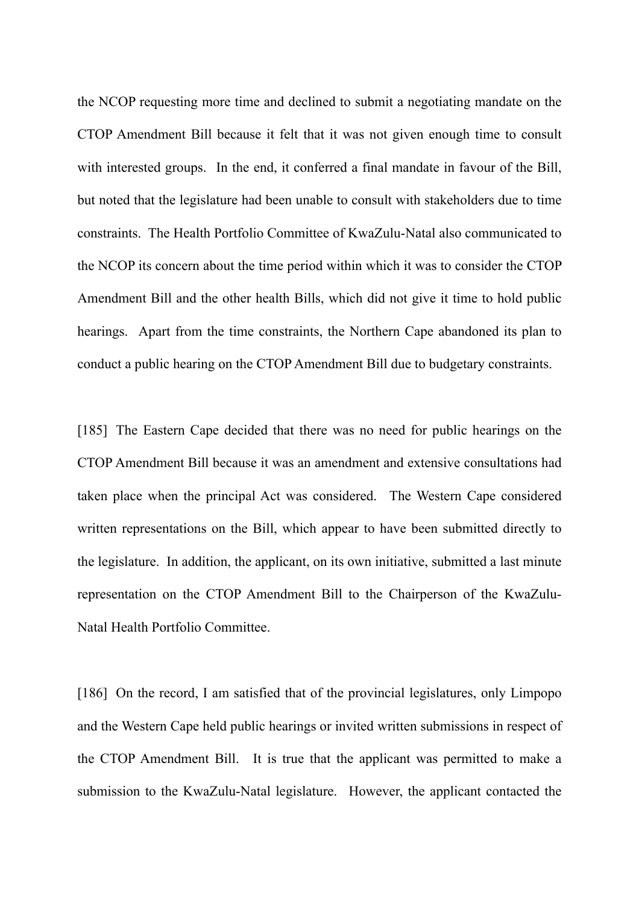the NCOP requesting more time and declined to submit a negotiating mandate on the CTOP Amendment Bill because it felt that it was not given enough time to consult with interested groups. In the end, it conferred a final mandate in favour of the Bill, but noted that the legislature had been unable to consult with stakeholders due to time constraints. The Health Portfolio Committee of KwaZulu-Natal also communicated to the NCOP its concern about the time period within which it was to consider the CTOP Amendment Bill and the other health Bills, which did not give it time to hold public hearings. Apart from the time constraints, the Northern Cape abandoned its plan to conduct a public hearing on the CTOP Amendment Bill due to budgetary constraints.

[185] The Eastern Cape decided that there was no need for public hearings on the CTOP Amendment Bill because it was an amendment and extensive consultations had taken place when the principal Act was considered. The Western Cape considered written representations on the Bill, which appear to have been submitted directly to the legislature. In addition, the applicant, on its own initiative, submitted a last minute representation on the CTOP Amendment Bill to the Chairperson of the KwaZulu-Natal Health Portfolio Committee.

[186] On the record, I am satisfied that of the provincial legislatures, only Limpopo and the Western Cape held public hearings or invited written submissions in respect of the CTOP Amendment Bill. It is true that the applicant was permitted to make a submission to the KwaZulu-Natal legislature. However, the applicant contacted the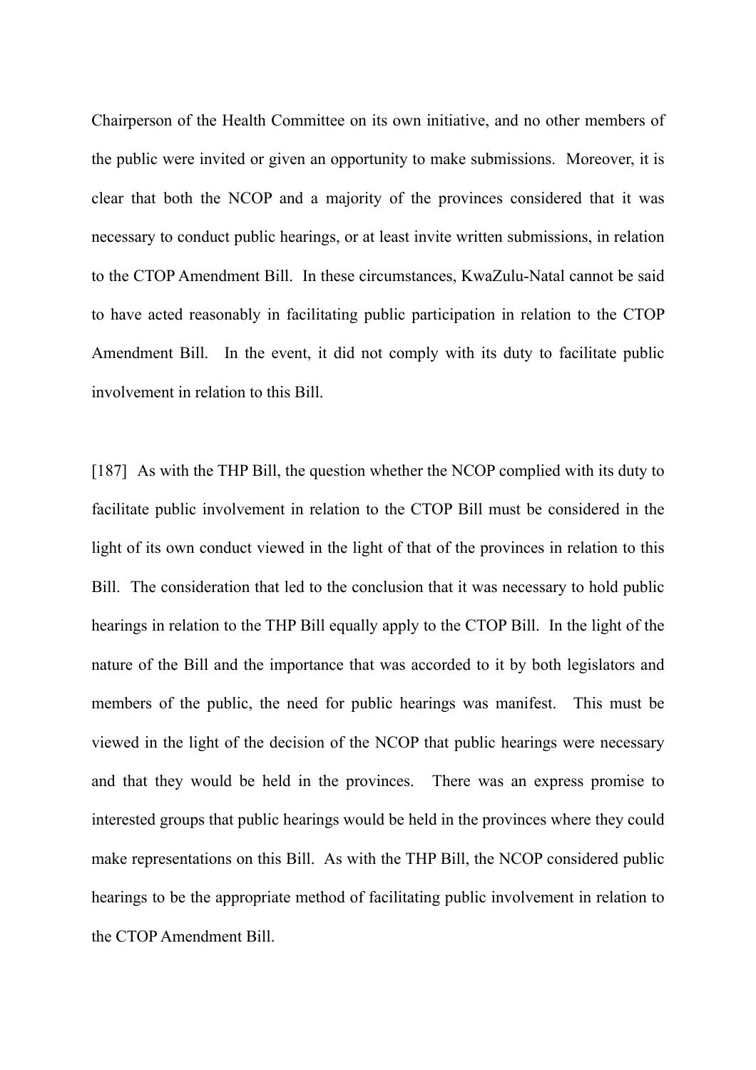Chairperson of the Health Committee on its own initiative, and no other members of the public were invited or given an opportunity to make submissions. Moreover, it is clear that both the NCOP and a majority of the provinces considered that it was necessary to conduct public hearings, or at least invite written submissions, in relation to the CTOP Amendment Bill. In these circumstances, KwaZulu-Natal cannot be said to have acted reasonably in facilitating public participation in relation to the CTOP Amendment Bill. In the event, it did not comply with its duty to facilitate public involvement in relation to this Bill.

[187] As with the THP Bill, the question whether the NCOP complied with its duty to facilitate public involvement in relation to the CTOP Bill must be considered in the light of its own conduct viewed in the light of that of the provinces in relation to this Bill. The consideration that led to the conclusion that it was necessary to hold public hearings in relation to the THP Bill equally apply to the CTOP Bill. In the light of the nature of the Bill and the importance that was accorded to it by both legislators and members of the public, the need for public hearings was manifest. This must be viewed in the light of the decision of the NCOP that public hearings were necessary and that they would be held in the provinces. There was an express promise to interested groups that public hearings would be held in the provinces where they could make representations on this Bill. As with the THP Bill, the NCOP considered public hearings to be the appropriate method of facilitating public involvement in relation to the CTOP Amendment Bill.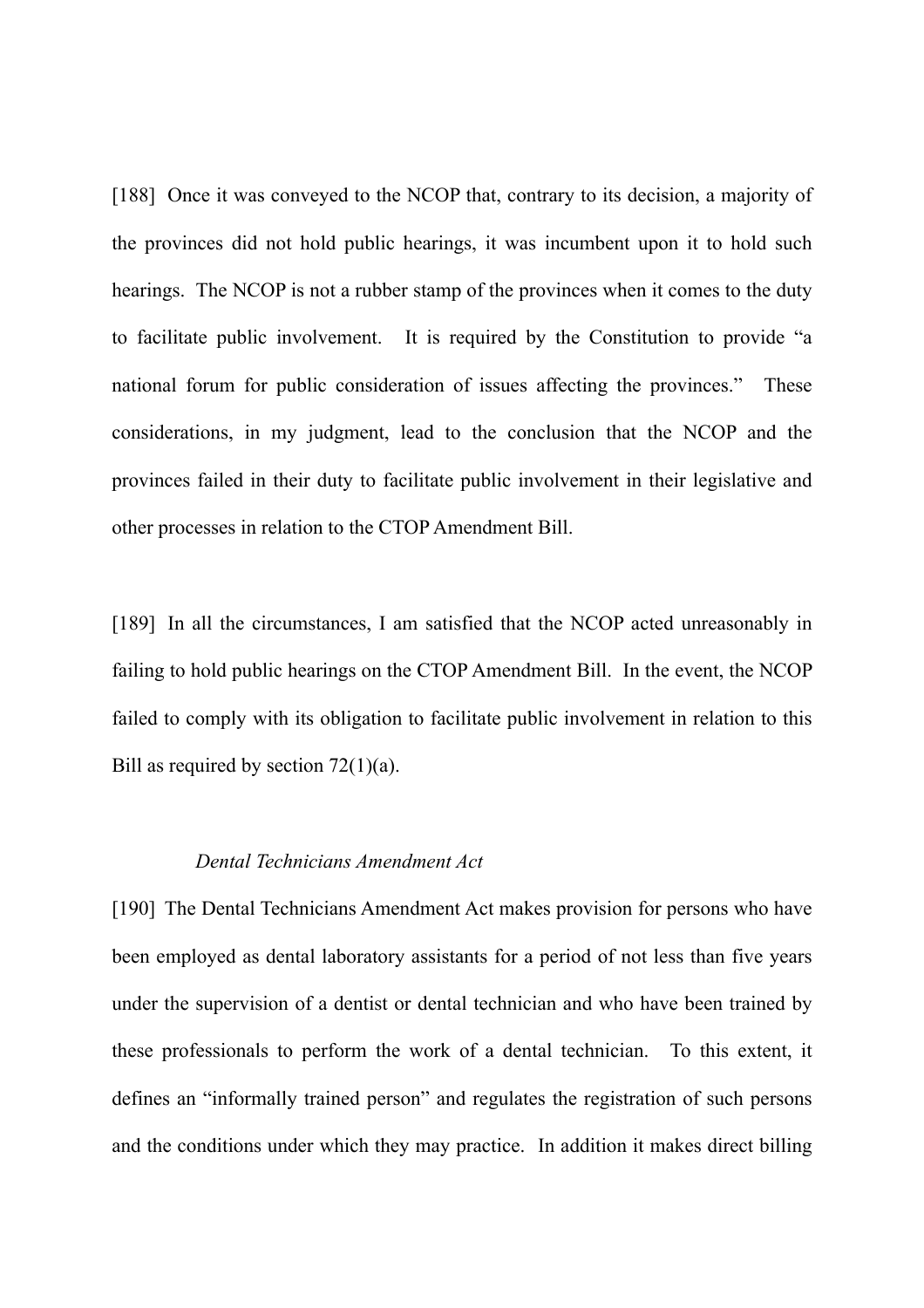[188] Once it was conveyed to the NCOP that, contrary to its decision, a majority of the provinces did not hold public hearings, it was incumbent upon it to hold such hearings. The NCOP is not a rubber stamp of the provinces when it comes to the duty to facilitate public involvement. It is required by the Constitution to provide "a national forum for public consideration of issues affecting the provinces." These considerations, in my judgment, lead to the conclusion that the NCOP and the provinces failed in their duty to facilitate public involvement in their legislative and other processes in relation to the CTOP Amendment Bill.

[189] In all the circumstances, I am satisfied that the NCOP acted unreasonably in failing to hold public hearings on the CTOP Amendment Bill. In the event, the NCOP failed to comply with its obligation to facilitate public involvement in relation to this Bill as required by section 72(1)(a).

*Dental Technicians Amendment Act*

[190] The Dental Technicians Amendment Act makes provision for persons who have been employed as dental laboratory assistants for a period of not less than five years under the supervision of a dentist or dental technician and who have been trained by these professionals to perform the work of a dental technician. To this extent, it defines an "informally trained person" and regulates the registration of such persons and the conditions under which they may practice. In addition it makes direct billing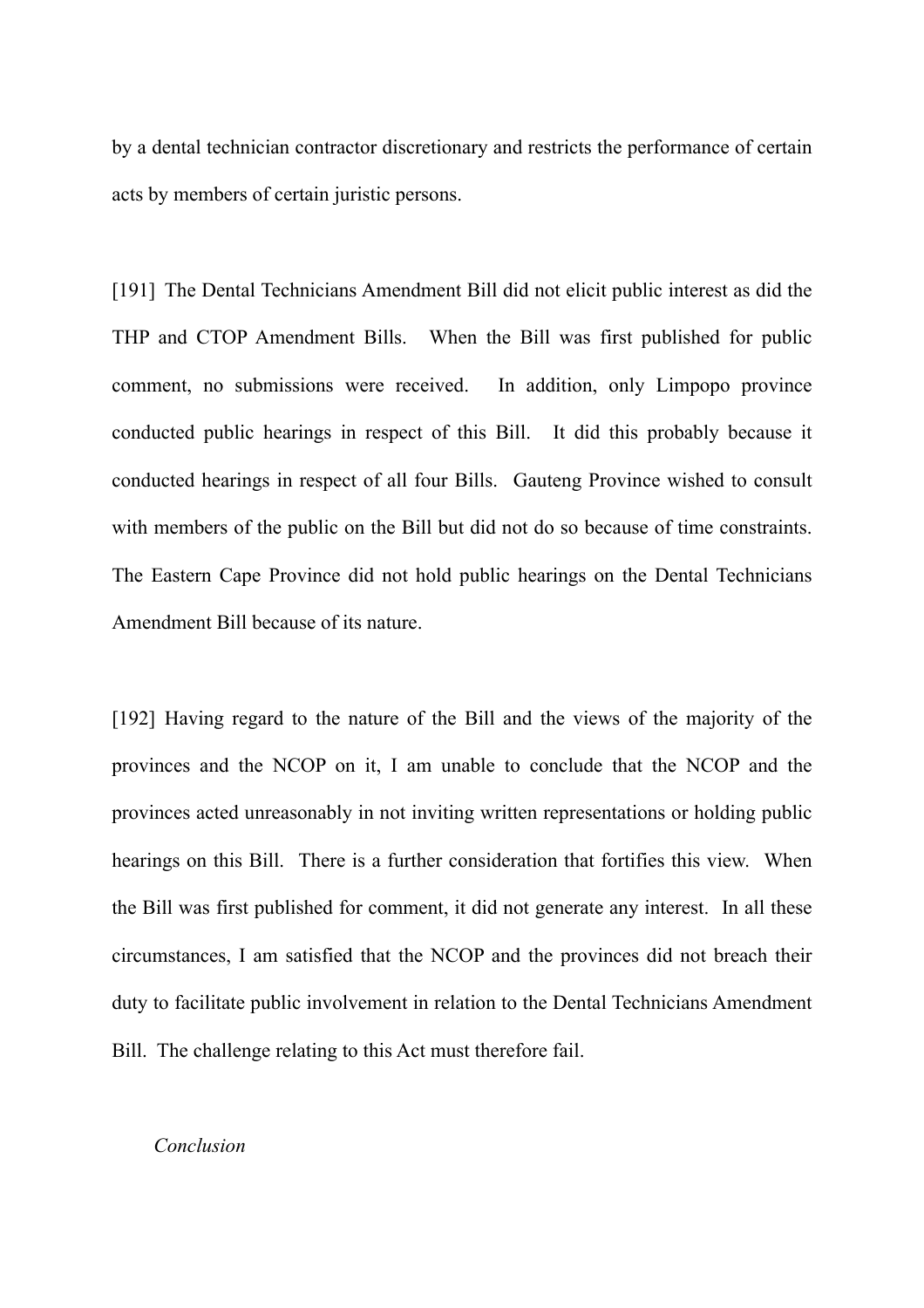by a dental technician contractor discretionary and restricts the performance of certain acts by members of certain juristic persons.

[191] The Dental Technicians Amendment Bill did not elicit public interest as did the THP and CTOP Amendment Bills. When the Bill was first published for public comment, no submissions were received. In addition, only Limpopo province conducted public hearings in respect of this Bill. It did this probably because it conducted hearings in respect of all four Bills. Gauteng Province wished to consult with members of the public on the Bill but did not do so because of time constraints. The Eastern Cape Province did not hold public hearings on the Dental Technicians Amendment Bill because of its nature.

[192] Having regard to the nature of the Bill and the views of the majority of the provinces and the NCOP on it, I am unable to conclude that the NCOP and the provinces acted unreasonably in not inviting written representations or holding public hearings on this Bill. There is a further consideration that fortifies this view. When the Bill was first published for comment, it did not generate any interest. In all these circumstances, I am satisfied that the NCOP and the provinces did not breach their duty to facilitate public involvement in relation to the Dental Technicians Amendment Bill. The challenge relating to this Act must therefore fail.

*Conclusion*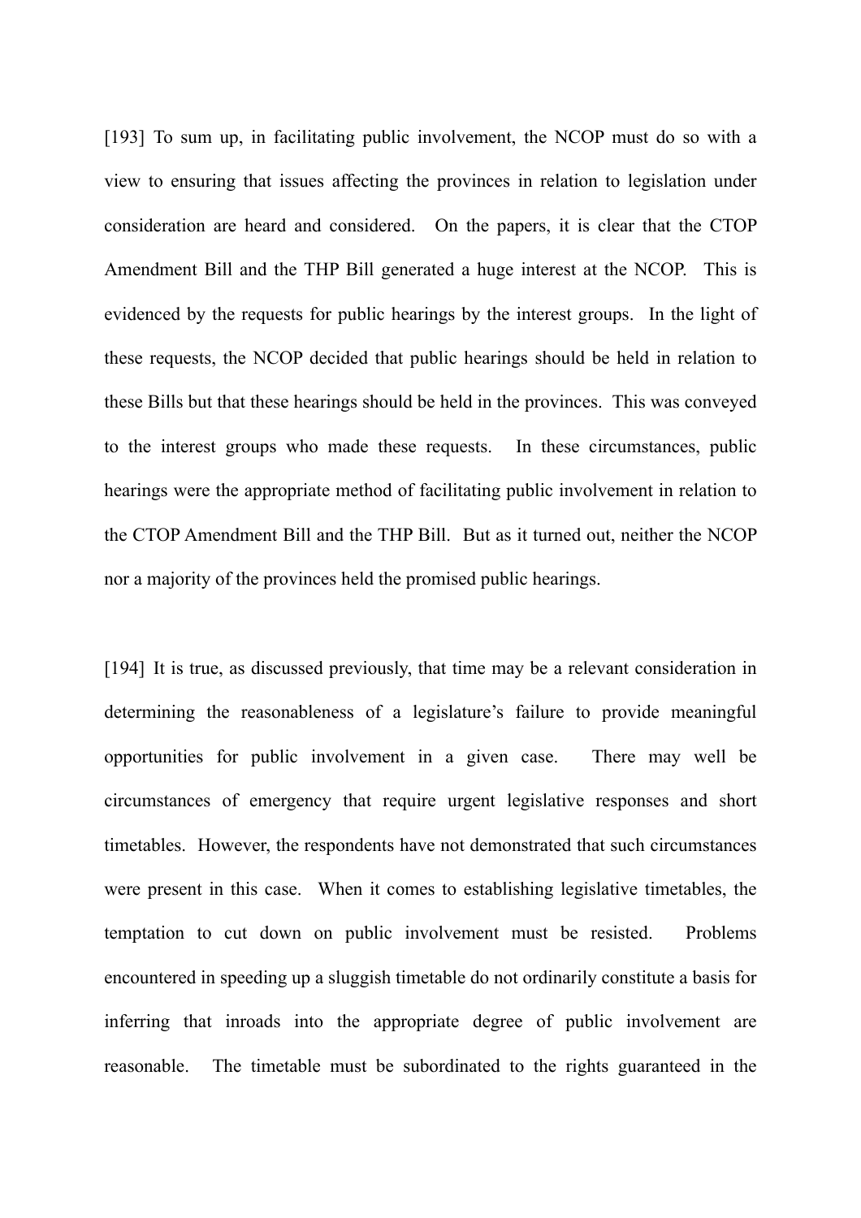[193] To sum up, in facilitating public involvement, the NCOP must do so with a view to ensuring that issues affecting the provinces in relation to legislation under consideration are heard and considered. On the papers, it is clear that the CTOP Amendment Bill and the THP Bill generated a huge interest at the NCOP. This is evidenced by the requests for public hearings by the interest groups. In the light of these requests, the NCOP decided that public hearings should be held in relation to these Bills but that these hearings should be held in the provinces. This was conveyed to the interest groups who made these requests. In these circumstances, public hearings were the appropriate method of facilitating public involvement in relation to the CTOP Amendment Bill and the THP Bill. But as it turned out, neither the NCOP nor a majority of the provinces held the promised public hearings.

[194] It is true, as discussed previously, that time may be a relevant consideration in determining the reasonableness of a legislature's failure to provide meaningful opportunities for public involvement in a given case. There may well be circumstances of emergency that require urgent legislative responses and short timetables. However, the respondents have not demonstrated that such circumstances were present in this case. When it comes to establishing legislative timetables, the temptation to cut down on public involvement must be resisted. Problems encountered in speeding up a sluggish timetable do not ordinarily constitute a basis for inferring that inroads into the appropriate degree of public involvement are reasonable. The timetable must be subordinated to the rights guaranteed in the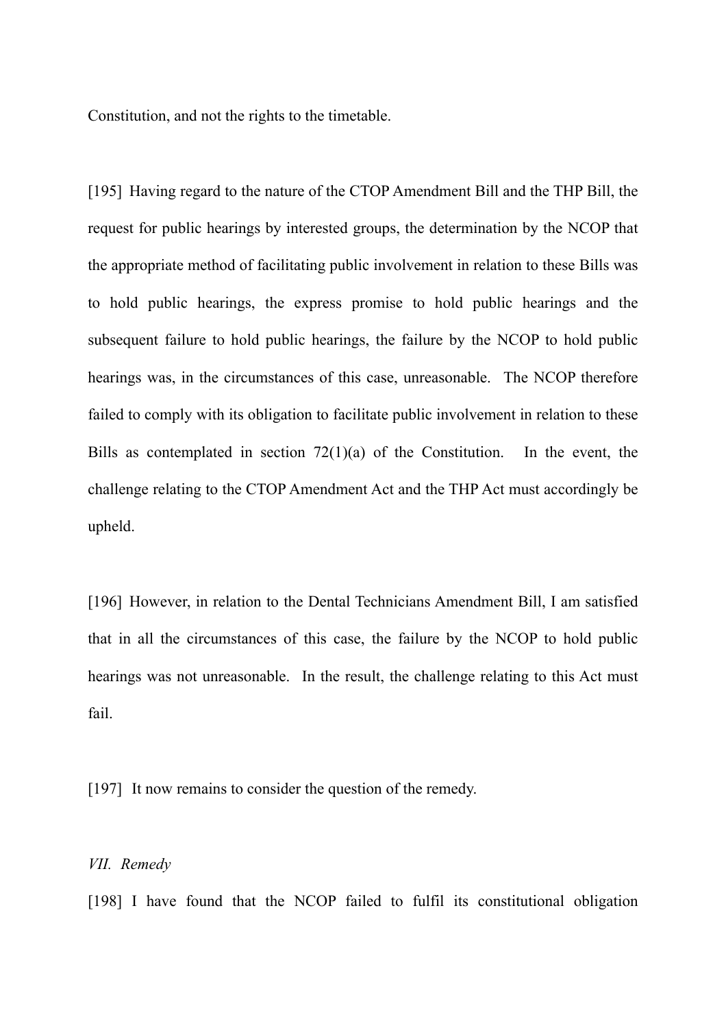Constitution, and not the rights to the timetable.

[195] Having regard to the nature of the CTOP Amendment Bill and the THP Bill, the request for public hearings by interested groups, the determination by the NCOP that the appropriate method of facilitating public involvement in relation to these Bills was to hold public hearings, the express promise to hold public hearings and the subsequent failure to hold public hearings, the failure by the NCOP to hold public hearings was, in the circumstances of this case, unreasonable. The NCOP therefore failed to comply with its obligation to facilitate public involvement in relation to these Bills as contemplated in section 72(1)(a) of the Constitution. In the event, the challenge relating to the CTOP Amendment Act and the THP Act must accordingly be upheld.

[196] However, in relation to the Dental Technicians Amendment Bill, I am satisfied that in all the circumstances of this case, the failure by the NCOP to hold public hearings was not unreasonable. In the result, the challenge relating to this Act must fail.

[197] It now remains to consider the question of the remedy.

*VII. Remedy*

[198] I have found that the NCOP failed to fulfil its constitutional obligation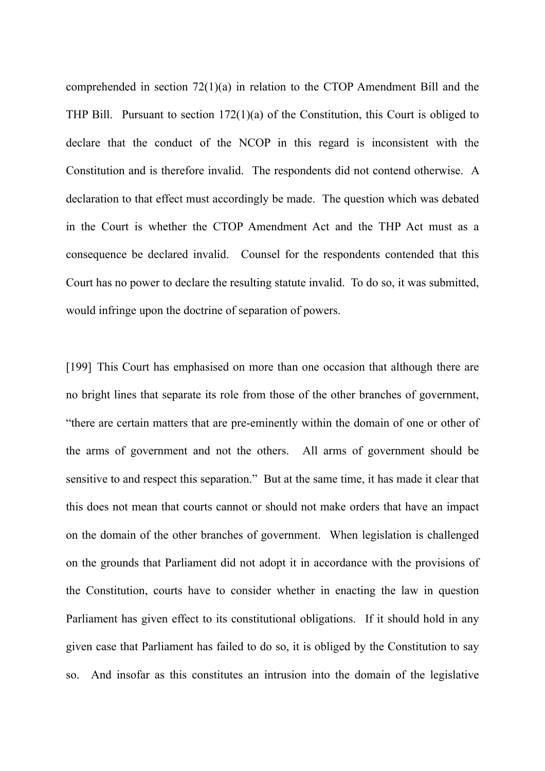comprehended in section 72(1)(a) in relation to the CTOP Amendment Bill and the THP Bill. Pursuant to section 172(1)(a) of the Constitution, this Court is obliged to declare that the conduct of the NCOP in this regard is inconsistent with the Constitution and is therefore invalid. The respondents did not contend otherwise. A declaration to that effect must accordingly be made. The question which was debated in the Court is whether the CTOP Amendment Act and the THP Act must as a consequence be declared invalid. Counsel for the respondents contended that this Court has no power to declare the resulting statute invalid. To do so, it was submitted, would infringe upon the doctrine of separation of powers.

[199] This Court has emphasised on more than one occasion that although there are no bright lines that separate its role from those of the other branches of government, "there are certain matters that are pre-eminently within the domain of one or other of the arms of government and not the others. All arms of government should be sensitive to and respect this separation." But at the same time, it has made it clear that this does not mean that courts cannot or should not make orders that have an impact on the domain of the other branches of government. When legislation is challenged on the grounds that Parliament did not adopt it in accordance with the provisions of the Constitution, courts have to consider whether in enacting the law in question Parliament has given effect to its constitutional obligations. If it should hold in any given case that Parliament has failed to do so, it is obliged by the Constitution to say so. And insofar as this constitutes an intrusion into the domain of the legislative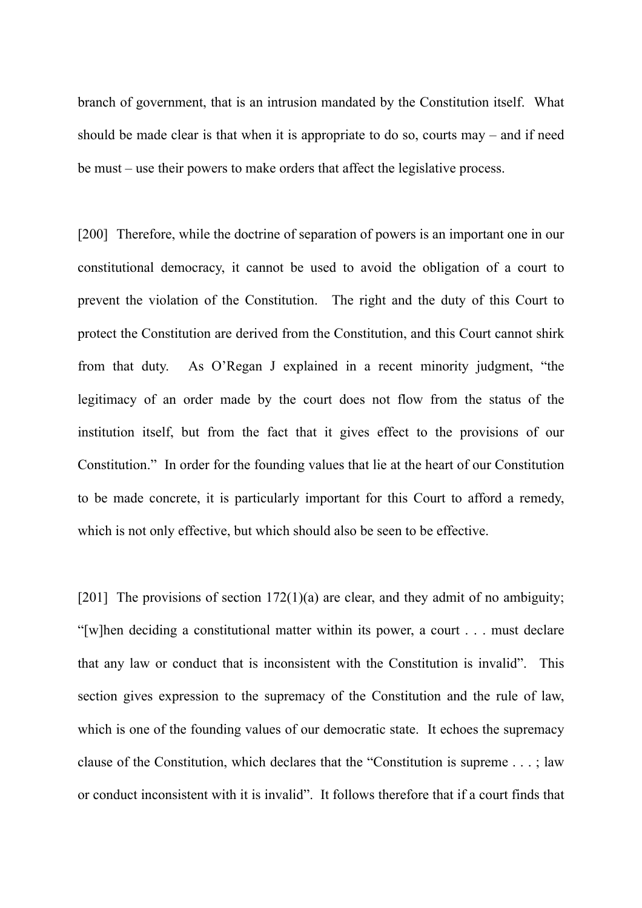branch of government, that is an intrusion mandated by the Constitution itself. What should be made clear is that when it is appropriate to do so, courts may – and if need be must – use their powers to make orders that affect the legislative process.

[200] Therefore, while the doctrine of separation of powers is an important one in our constitutional democracy, it cannot be used to avoid the obligation of a court to prevent the violation of the Constitution. The right and the duty of this Court to protect the Constitution are derived from the Constitution, and this Court cannot shirk from that duty. As O'Regan J explained in a recent minority judgment, "the legitimacy of an order made by the court does not flow from the status of the institution itself, but from the fact that it gives effect to the provisions of our Constitution." In order for the founding values that lie at the heart of our Constitution to be made concrete, it is particularly important for this Court to afford a remedy, which is not only effective, but which should also be seen to be effective.

[201] The provisions of section 172(1)(a) are clear, and they admit of no ambiguity; "[w]hen deciding a constitutional matter within its power, a court . . . must declare that any law or conduct that is inconsistent with the Constitution is invalid". This section gives expression to the supremacy of the Constitution and the rule of law, which is one of the founding values of our democratic state. It echoes the supremacy clause of the Constitution, which declares that the "Constitution is supreme . . . ; law or conduct inconsistent with it is invalid". It follows therefore that if a court finds that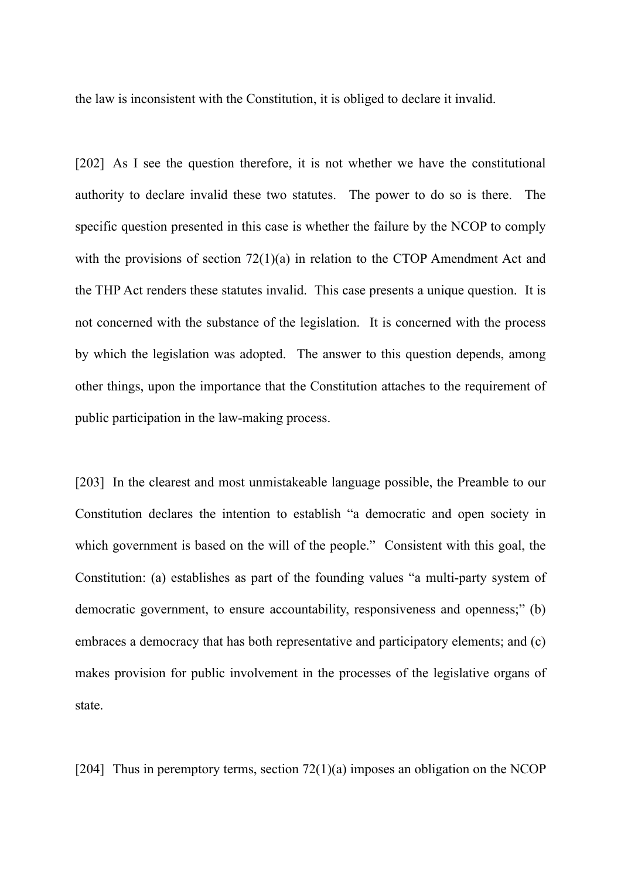the law is inconsistent with the Constitution, it is obliged to declare it invalid.

[202] As I see the question therefore, it is not whether we have the constitutional authority to declare invalid these two statutes. The power to do so is there. The specific question presented in this case is whether the failure by the NCOP to comply with the provisions of section 72(1)(a) in relation to the CTOP Amendment Act and the THP Act renders these statutes invalid. This case presents a unique question. It is not concerned with the substance of the legislation. It is concerned with the process by which the legislation was adopted. The answer to this question depends, among other things, upon the importance that the Constitution attaches to the requirement of public participation in the law-making process.

[203] In the clearest and most unmistakeable language possible, the Preamble to our Constitution declares the intention to establish "a democratic and open society in which government is based on the will of the people." Consistent with this goal, the Constitution: (a) establishes as part of the founding values "a multi-party system of democratic government, to ensure accountability, responsiveness and openness;" (b) embraces a democracy that has both representative and participatory elements; and (c) makes provision for public involvement in the processes of the legislative organs of state.

[204] Thus in peremptory terms, section 72(1)(a) imposes an obligation on the NCOP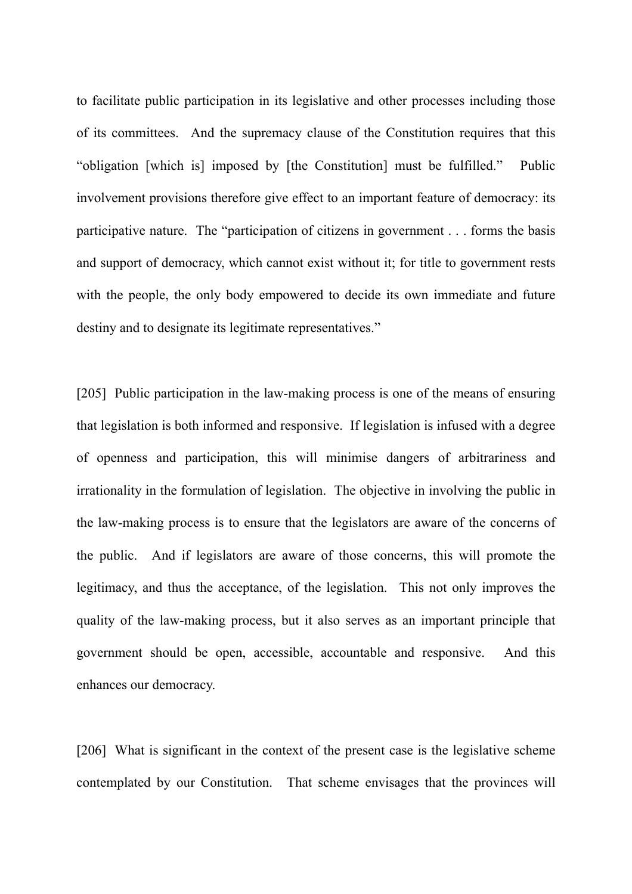to facilitate public participation in its legislative and other processes including those of its committees. And the supremacy clause of the Constitution requires that this "obligation [which is] imposed by [the Constitution] must be fulfilled." Public involvement provisions therefore give effect to an important feature of democracy: its participative nature. The "participation of citizens in government . . . forms the basis and support of democracy, which cannot exist without it; for title to government rests with the people, the only body empowered to decide its own immediate and future destiny and to designate its legitimate representatives."

[205] Public participation in the law-making process is one of the means of ensuring that legislation is both informed and responsive. If legislation is infused with a degree of openness and participation, this will minimise dangers of arbitrariness and irrationality in the formulation of legislation. The objective in involving the public in the law-making process is to ensure that the legislators are aware of the concerns of the public. And if legislators are aware of those concerns, this will promote the legitimacy, and thus the acceptance, of the legislation. This not only improves the quality of the law-making process, but it also serves as an important principle that government should be open, accessible, accountable and responsive. And this enhances our democracy.

[206] What is significant in the context of the present case is the legislative scheme contemplated by our Constitution. That scheme envisages that the provinces will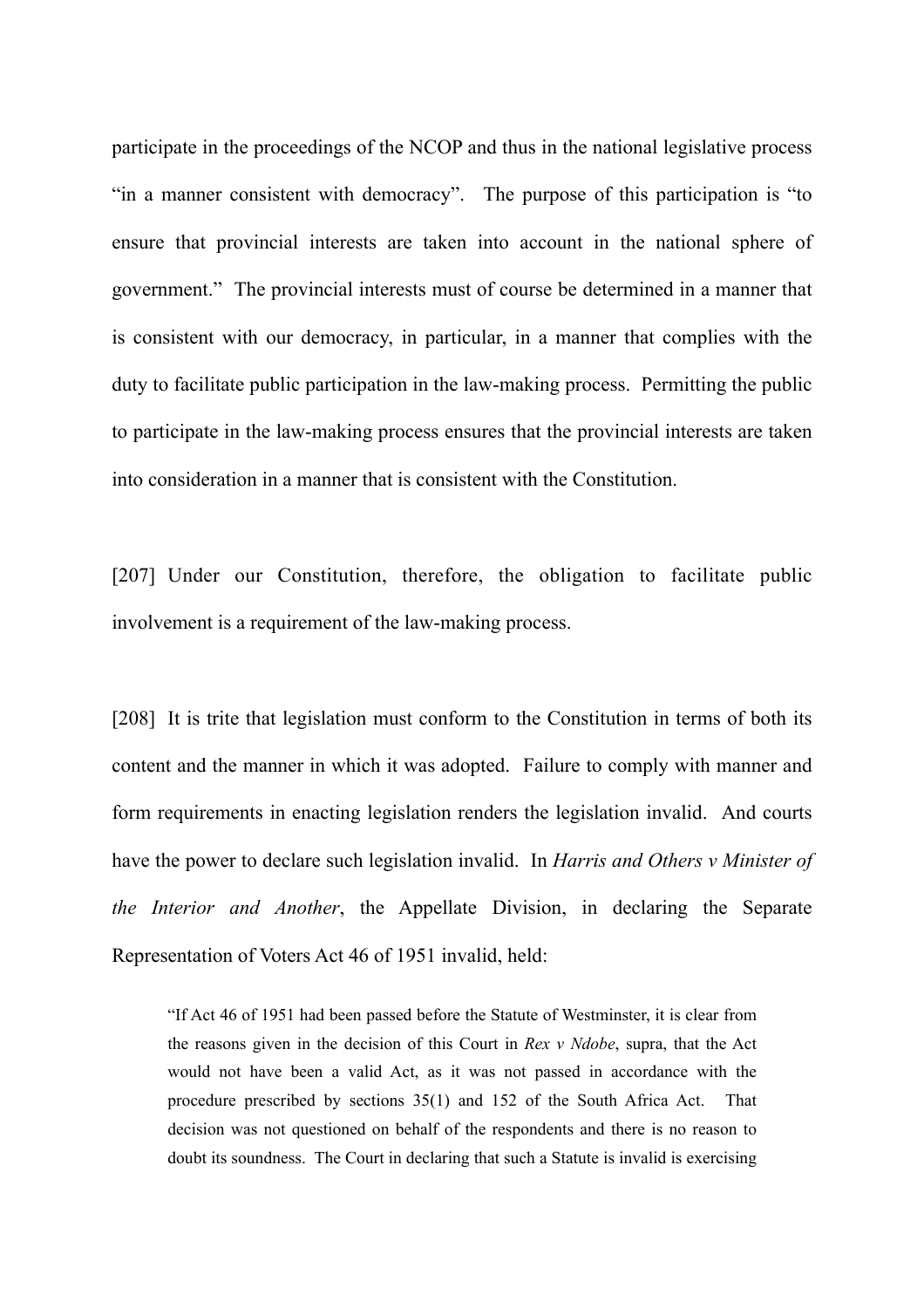participate in the proceedings of the NCOP and thus in the national legislative process "in a manner consistent with democracy". The purpose of this participation is "to ensure that provincial interests are taken into account in the national sphere of government." The provincial interests must of course be determined in a manner that is consistent with our democracy, in particular, in a manner that complies with the duty to facilitate public participation in the law-making process. Permitting the public to participate in the law-making process ensures that the provincial interests are taken into consideration in a manner that is consistent with the Constitution.

[207] Under our Constitution, therefore, the obligation to facilitate public involvement is a requirement of the law-making process.

[208] It is trite that legislation must conform to the Constitution in terms of both its content and the manner in which it was adopted. Failure to comply with manner and form requirements in enacting legislation renders the legislation invalid. And courts have the power to declare such legislation invalid. In *Harris and Others v Minister of the Interior and Another*, the Appellate Division, in declaring the Separate Representation of Voters Act 46 of 1951 invalid, held:

> "If Act 46 of 1951 had been passed before the Statute of Westminster, it is clear from the reasons given in the decision of this Court in *Rex v Ndobe*, supra, that the Act would not have been a valid Act, as it was not passed in accordance with the procedure prescribed by sections 35(1) and 152 of the South Africa Act. That decision was not questioned on behalf of the respondents and there is no reason to doubt its soundness. The Court in declaring that such a Statute is invalid is exercising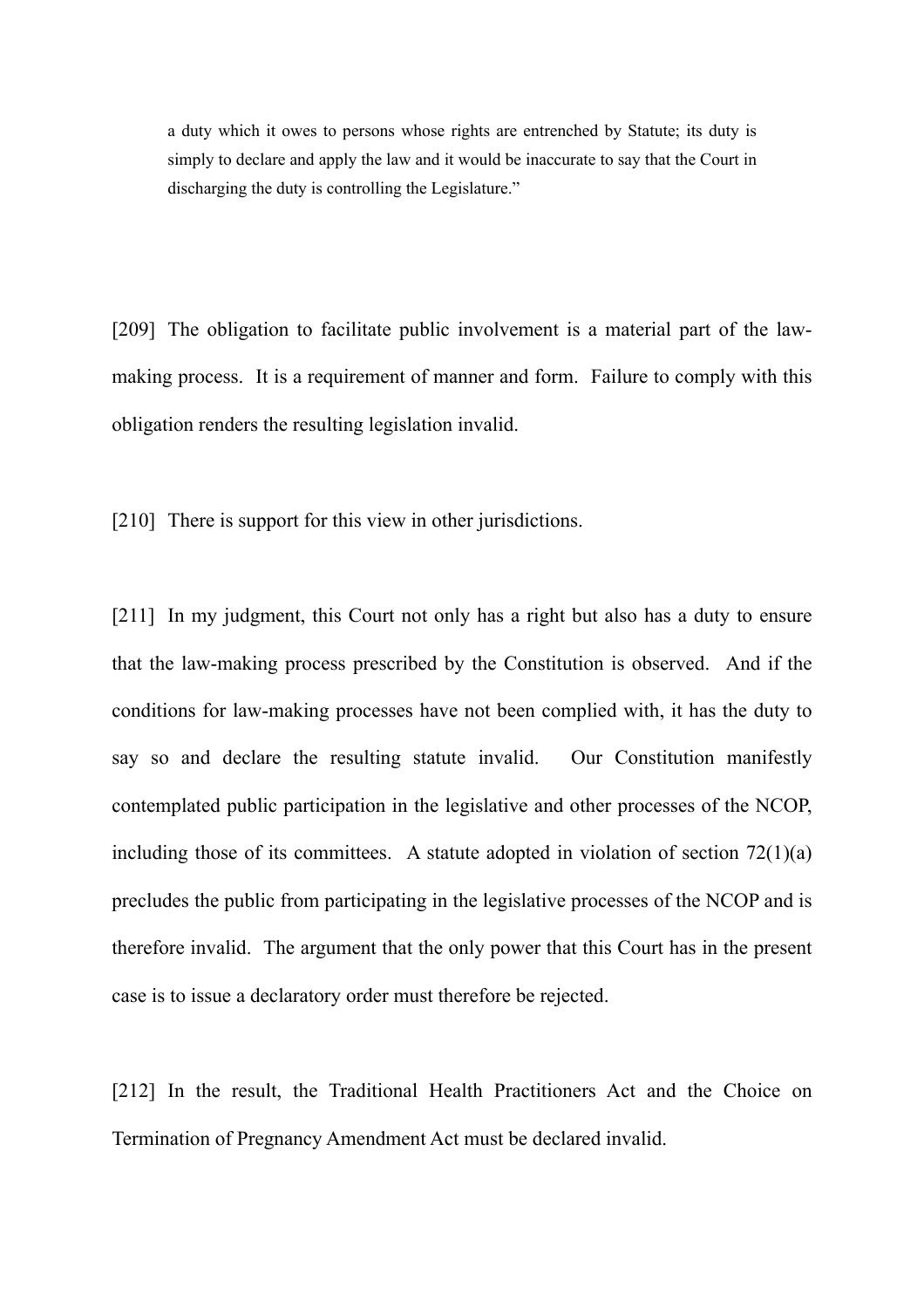> a duty which it owes to persons whose rights are entrenched by Statute; its duty is simply to declare and apply the law and it would be inaccurate to say that the Court in discharging the duty is controlling the Legislature."

[209] The obligation to facilitate public involvement is a material part of the law-making process. It is a requirement of manner and form. Failure to comply with this obligation renders the resulting legislation invalid.

[210] There is support for this view in other jurisdictions.

[211] In my judgment, this Court not only has a right but also has a duty to ensure that the law-making process prescribed by the Constitution is observed. And if the conditions for law-making processes have not been complied with, it has the duty to say so and declare the resulting statute invalid. Our Constitution manifestly contemplated public participation in the legislative and other processes of the NCOP, including those of its committees. A statute adopted in violation of section 72(1)(a) precludes the public from participating in the legislative processes of the NCOP and is therefore invalid. The argument that the only power that this Court has in the present case is to issue a declaratory order must therefore be rejected.

[212] In the result, the Traditional Health Practitioners Act and the Choice on Termination of Pregnancy Amendment Act must be declared invalid.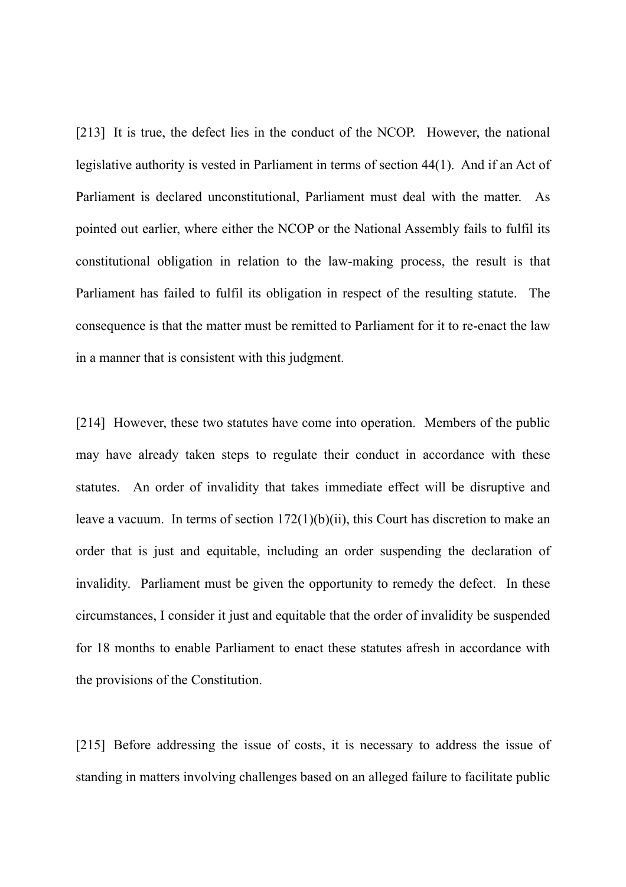[213] It is true, the defect lies in the conduct of the NCOP. However, the national legislative authority is vested in Parliament in terms of section 44(1). And if an Act of Parliament is declared unconstitutional, Parliament must deal with the matter. As pointed out earlier, where either the NCOP or the National Assembly fails to fulfil its constitutional obligation in relation to the law-making process, the result is that Parliament has failed to fulfil its obligation in respect of the resulting statute. The consequence is that the matter must be remitted to Parliament for it to re-enact the law in a manner that is consistent with this judgment.

[214] However, these two statutes have come into operation. Members of the public may have already taken steps to regulate their conduct in accordance with these statutes. An order of invalidity that takes immediate effect will be disruptive and leave a vacuum. In terms of section 172(1)(b)(ii), this Court has discretion to make an order that is just and equitable, including an order suspending the declaration of invalidity. Parliament must be given the opportunity to remedy the defect. In these circumstances, I consider it just and equitable that the order of invalidity be suspended for 18 months to enable Parliament to enact these statutes afresh in accordance with the provisions of the Constitution.

[215] Before addressing the issue of costs, it is necessary to address the issue of standing in matters involving challenges based on an alleged failure to facilitate public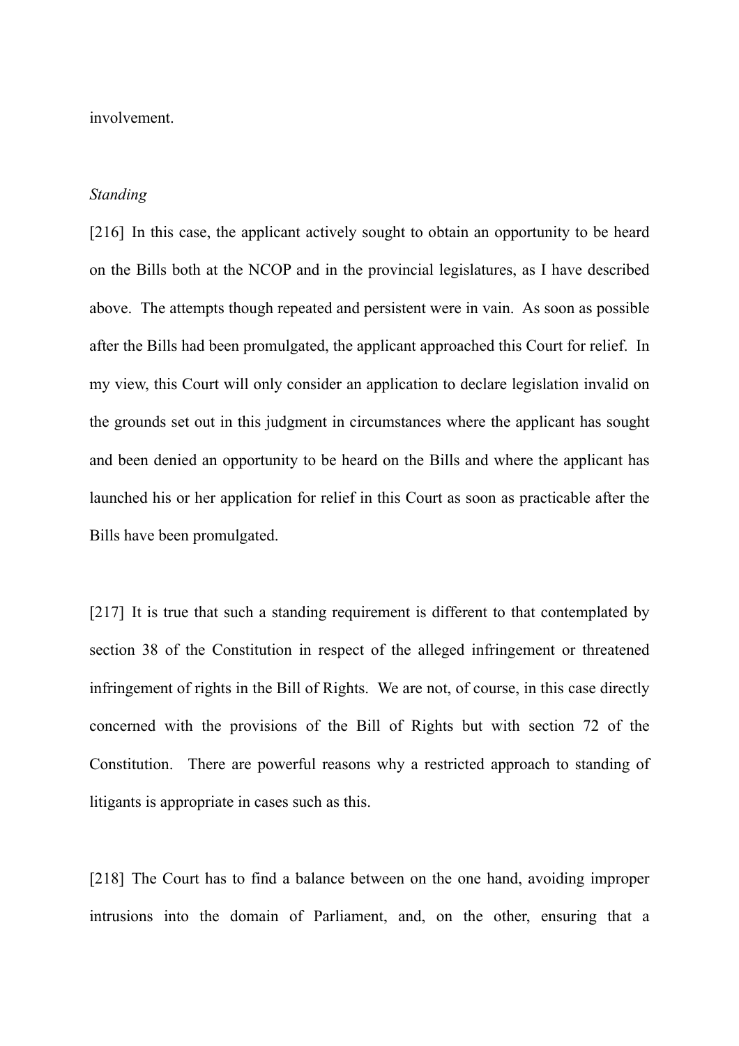involvement.

*Standing*

[216] In this case, the applicant actively sought to obtain an opportunity to be heard on the Bills both at the NCOP and in the provincial legislatures, as I have described above. The attempts though repeated and persistent were in vain. As soon as possible after the Bills had been promulgated, the applicant approached this Court for relief. In my view, this Court will only consider an application to declare legislation invalid on the grounds set out in this judgment in circumstances where the applicant has sought and been denied an opportunity to be heard on the Bills and where the applicant has launched his or her application for relief in this Court as soon as practicable after the Bills have been promulgated.

[217] It is true that such a standing requirement is different to that contemplated by section 38 of the Constitution in respect of the alleged infringement or threatened infringement of rights in the Bill of Rights. We are not, of course, in this case directly concerned with the provisions of the Bill of Rights but with section 72 of the Constitution. There are powerful reasons why a restricted approach to standing of litigants is appropriate in cases such as this.

[218] The Court has to find a balance between on the one hand, avoiding improper intrusions into the domain of Parliament, and, on the other, ensuring that a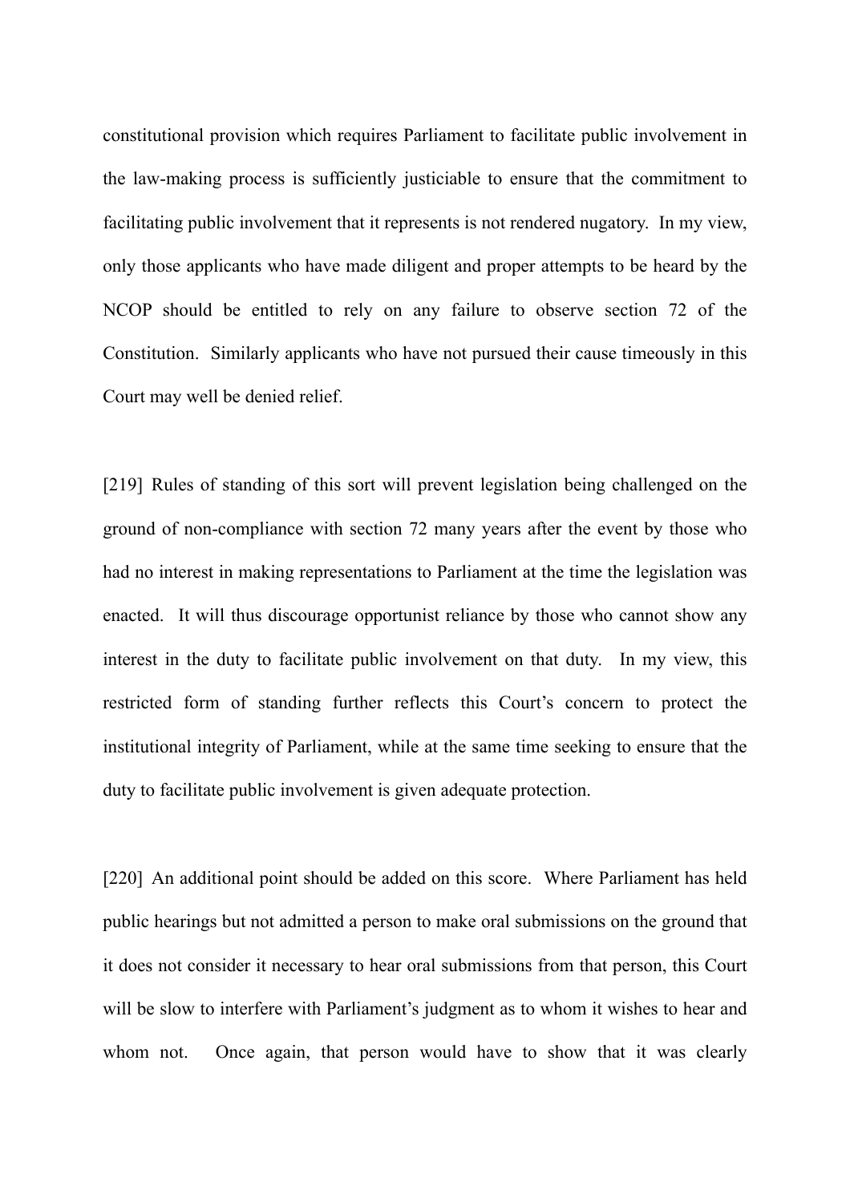constitutional provision which requires Parliament to facilitate public involvement in the law-making process is sufficiently justiciable to ensure that the commitment to facilitating public involvement that it represents is not rendered nugatory. In my view, only those applicants who have made diligent and proper attempts to be heard by the NCOP should be entitled to rely on any failure to observe section 72 of the Constitution. Similarly applicants who have not pursued their cause timeously in this Court may well be denied relief.

[219] Rules of standing of this sort will prevent legislation being challenged on the ground of non-compliance with section 72 many years after the event by those who had no interest in making representations to Parliament at the time the legislation was enacted. It will thus discourage opportunist reliance by those who cannot show any interest in the duty to facilitate public involvement on that duty. In my view, this restricted form of standing further reflects this Court's concern to protect the institutional integrity of Parliament, while at the same time seeking to ensure that the duty to facilitate public involvement is given adequate protection.

[220] An additional point should be added on this score. Where Parliament has held public hearings but not admitted a person to make oral submissions on the ground that it does not consider it necessary to hear oral submissions from that person, this Court will be slow to interfere with Parliament's judgment as to whom it wishes to hear and whom not. Once again, that person would have to show that it was clearly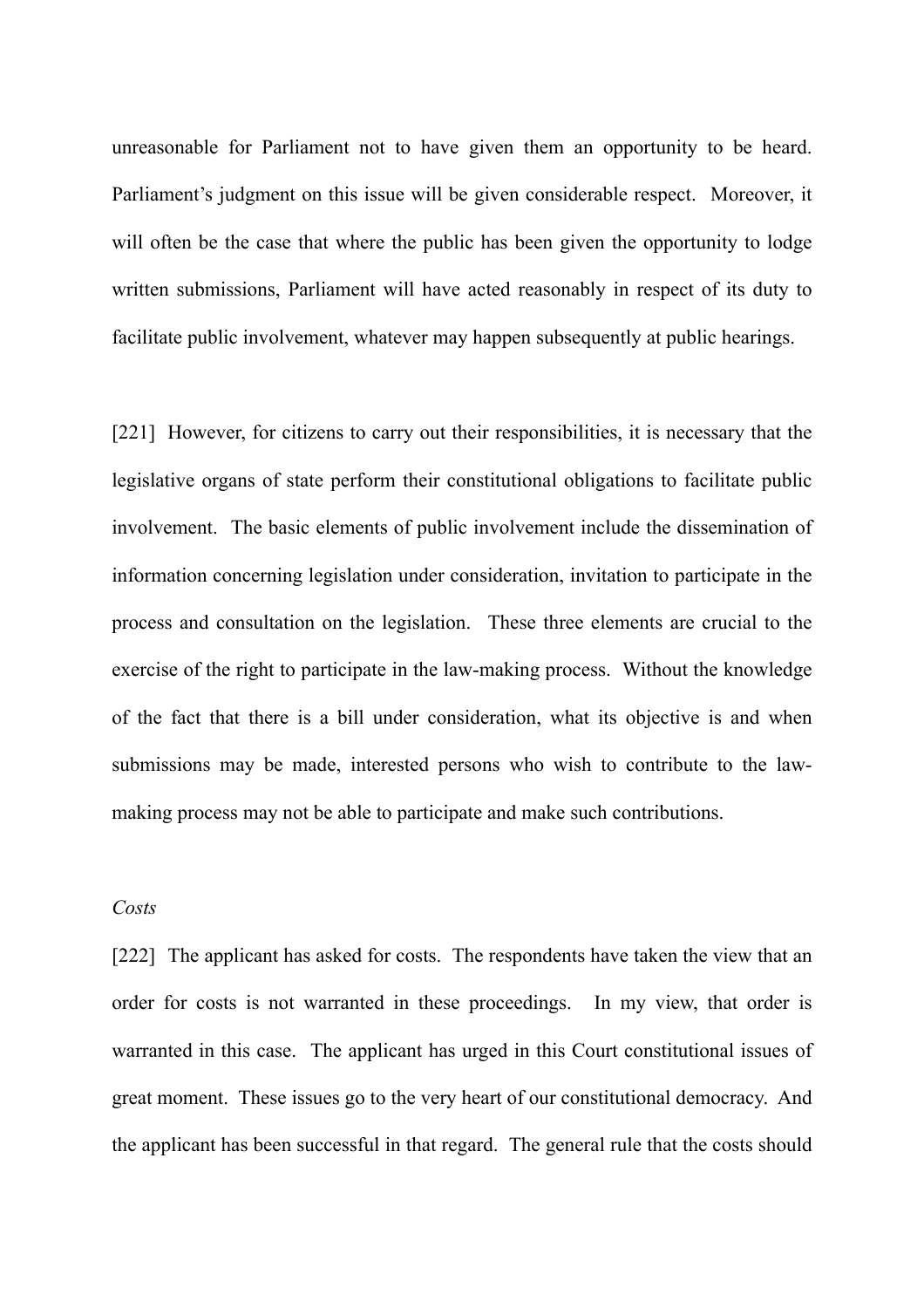unreasonable for Parliament not to have given them an opportunity to be heard. Parliament's judgment on this issue will be given considerable respect. Moreover, it will often be the case that where the public has been given the opportunity to lodge written submissions, Parliament will have acted reasonably in respect of its duty to facilitate public involvement, whatever may happen subsequently at public hearings.

[221] However, for citizens to carry out their responsibilities, it is necessary that the legislative organs of state perform their constitutional obligations to facilitate public involvement. The basic elements of public involvement include the dissemination of information concerning legislation under consideration, invitation to participate in the process and consultation on the legislation. These three elements are crucial to the exercise of the right to participate in the law-making process. Without the knowledge of the fact that there is a bill under consideration, what its objective is and when submissions may be made, interested persons who wish to contribute to the law-making process may not be able to participate and make such contributions.

*Costs*

[222] The applicant has asked for costs. The respondents have taken the view that an order for costs is not warranted in these proceedings. In my view, that order is warranted in this case. The applicant has urged in this Court constitutional issues of great moment. These issues go to the very heart of our constitutional democracy. And the applicant has been successful in that regard. The general rule that the costs should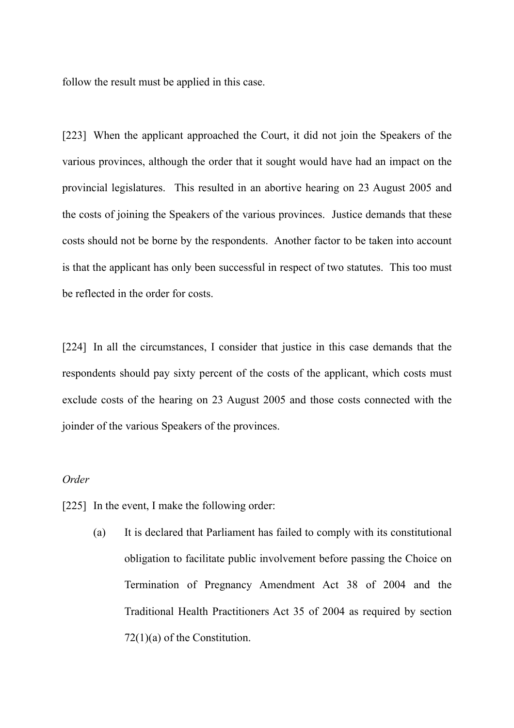follow the result must be applied in this case.

[223] When the applicant approached the Court, it did not join the Speakers of the various provinces, although the order that it sought would have had an impact on the provincial legislatures. This resulted in an abortive hearing on 23 August 2005 and the costs of joining the Speakers of the various provinces. Justice demands that these costs should not be borne by the respondents. Another factor to be taken into account is that the applicant has only been successful in respect of two statutes. This too must be reflected in the order for costs.

[224] In all the circumstances, I consider that justice in this case demands that the respondents should pay sixty percent of the costs of the applicant, which costs must exclude costs of the hearing on 23 August 2005 and those costs connected with the joinder of the various Speakers of the provinces.

*Order*

[225] In the event, I make the following order:

(a) It is declared that Parliament has failed to comply with its constitutional obligation to facilitate public involvement before passing the Choice on Termination of Pregnancy Amendment Act 38 of 2004 and the Traditional Health Practitioners Act 35 of 2004 as required by section 72(1)(a) of the Constitution.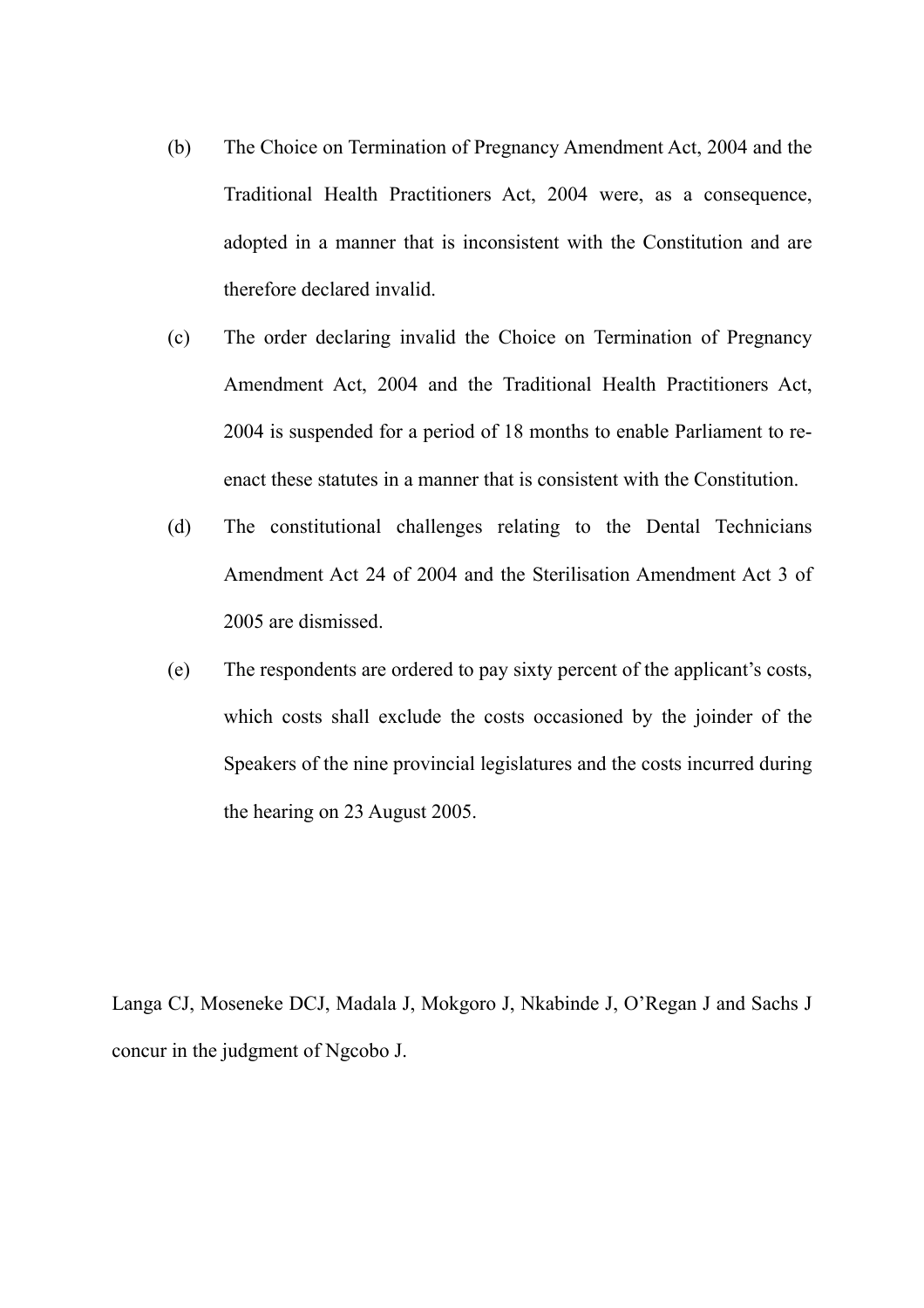(b) The Choice on Termination of Pregnancy Amendment Act, 2004 and the Traditional Health Practitioners Act, 2004 were, as a consequence, adopted in a manner that is inconsistent with the Constitution and are therefore declared invalid.

(c) The order declaring invalid the Choice on Termination of Pregnancy Amendment Act, 2004 and the Traditional Health Practitioners Act, 2004 is suspended for a period of 18 months to enable Parliament to re-enact these statutes in a manner that is consistent with the Constitution.

(d) The constitutional challenges relating to the Dental Technicians Amendment Act 24 of 2004 and the Sterilisation Amendment Act 3 of 2005 are dismissed.

(e) The respondents are ordered to pay sixty percent of the applicant's costs, which costs shall exclude the costs occasioned by the joinder of the Speakers of the nine provincial legislatures and the costs incurred during the hearing on 23 August 2005.

Langa CJ, Moseneke DCJ, Madala J, Mokgoro J, Nkabinde J, O'Regan J and Sachs J concur in the judgment of Ngcobo J.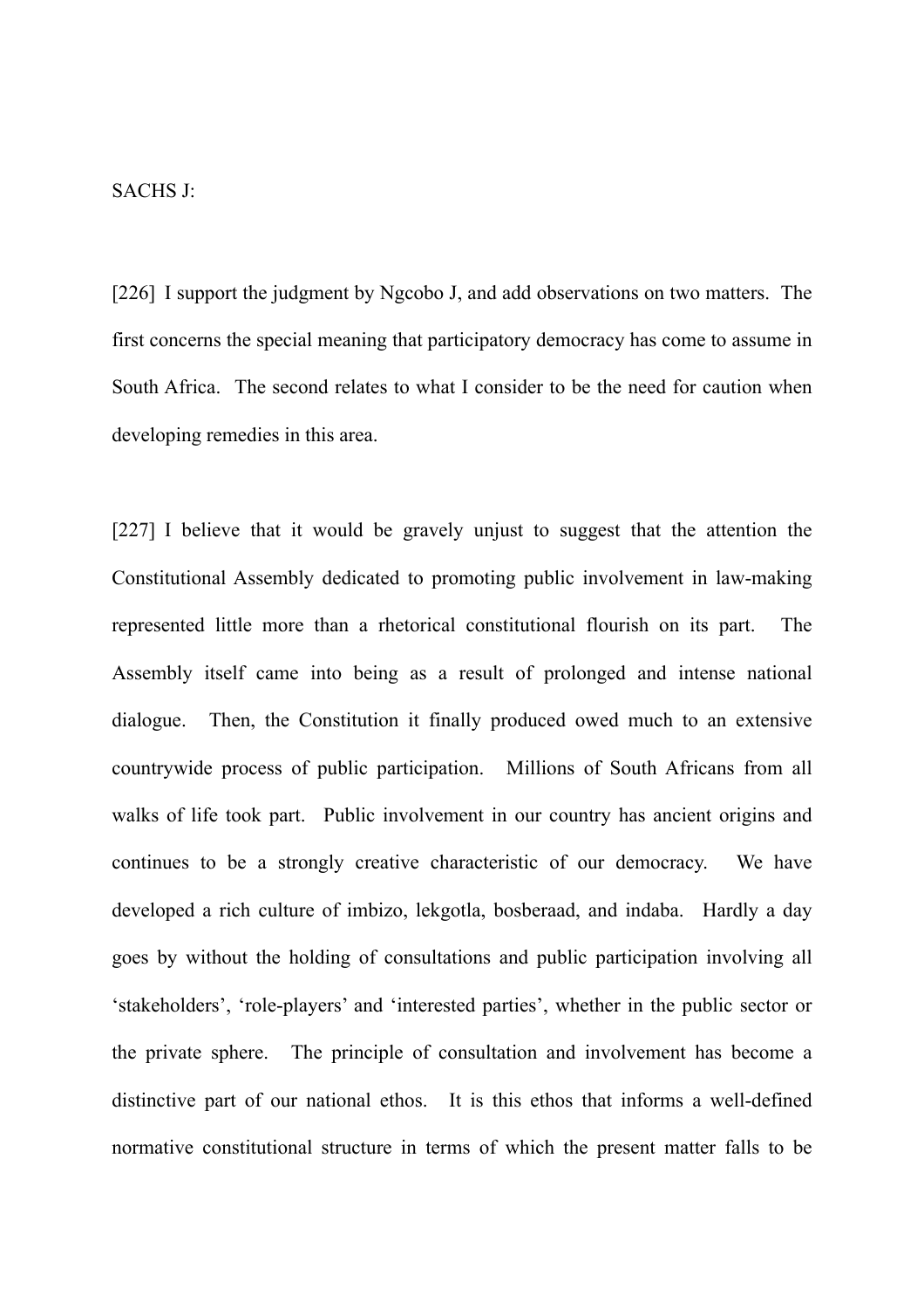SACHS J:

[226] I support the judgment by Ngcobo J, and add observations on two matters. The first concerns the special meaning that participatory democracy has come to assume in South Africa. The second relates to what I consider to be the need for caution when developing remedies in this area.

[227] I believe that it would be gravely unjust to suggest that the attention the Constitutional Assembly dedicated to promoting public involvement in law-making represented little more than a rhetorical constitutional flourish on its part. The Assembly itself came into being as a result of prolonged and intense national dialogue. Then, the Constitution it finally produced owed much to an extensive countrywide process of public participation. Millions of South Africans from all walks of life took part. Public involvement in our country has ancient origins and continues to be a strongly creative characteristic of our democracy. We have developed a rich culture of imbizo, lekgotla, bosberaad, and indaba. Hardly a day goes by without the holding of consultations and public participation involving all 'stakeholders', 'role-players' and 'interested parties', whether in the public sector or the private sphere. The principle of consultation and involvement has become a distinctive part of our national ethos. It is this ethos that informs a well-defined normative constitutional structure in terms of which the present matter falls to be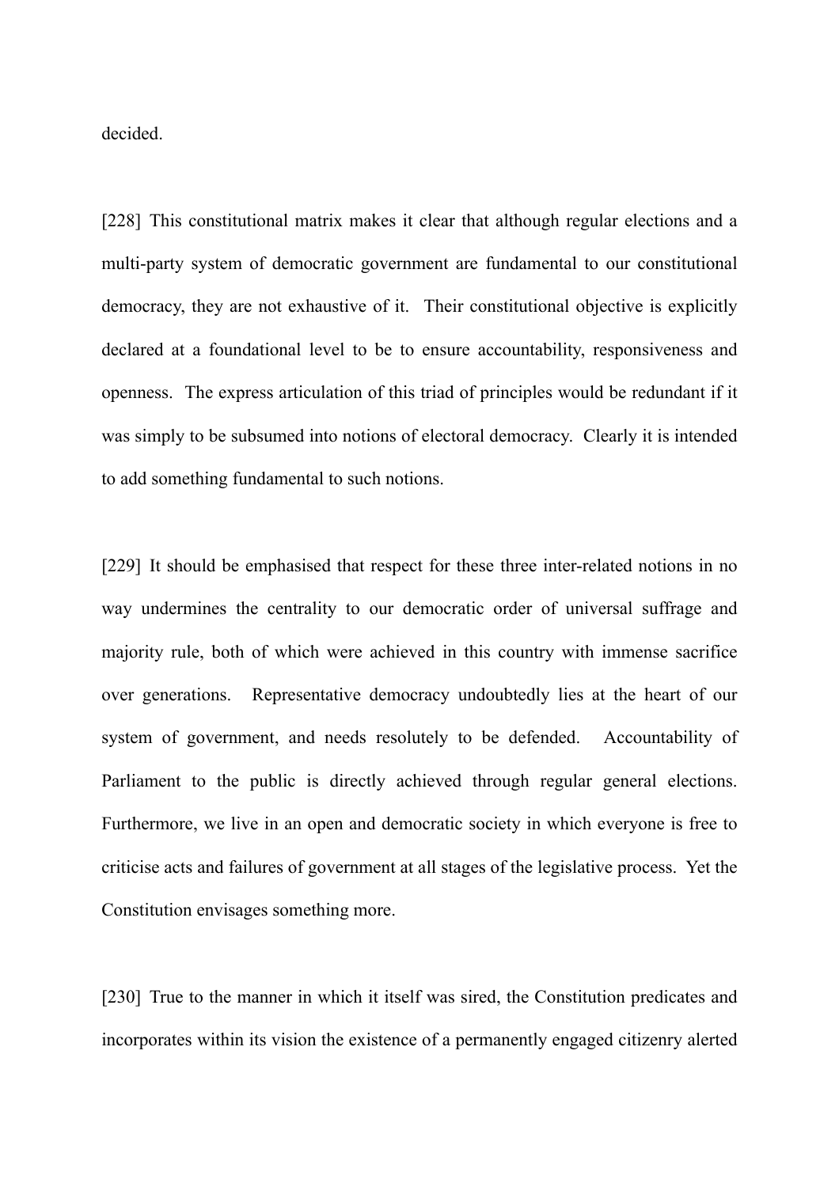decided.

[228] This constitutional matrix makes it clear that although regular elections and a multi-party system of democratic government are fundamental to our constitutional democracy, they are not exhaustive of it. Their constitutional objective is explicitly declared at a foundational level to be to ensure accountability, responsiveness and openness. The express articulation of this triad of principles would be redundant if it was simply to be subsumed into notions of electoral democracy. Clearly it is intended to add something fundamental to such notions.

[229] It should be emphasised that respect for these three inter-related notions in no way undermines the centrality to our democratic order of universal suffrage and majority rule, both of which were achieved in this country with immense sacrifice over generations. Representative democracy undoubtedly lies at the heart of our system of government, and needs resolutely to be defended. Accountability of Parliament to the public is directly achieved through regular general elections. Furthermore, we live in an open and democratic society in which everyone is free to criticise acts and failures of government at all stages of the legislative process. Yet the Constitution envisages something more.

[230] True to the manner in which it itself was sired, the Constitution predicates and incorporates within its vision the existence of a permanently engaged citizenry alerted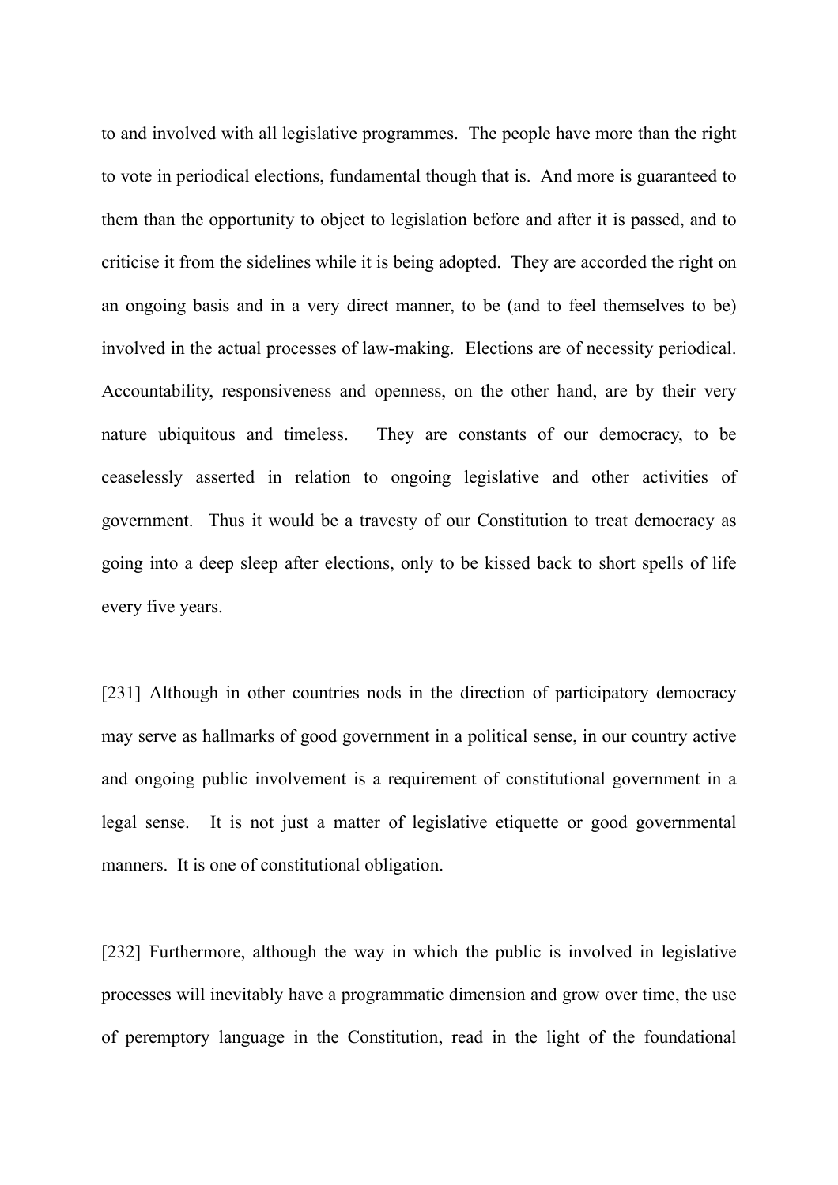to and involved with all legislative programmes. The people have more than the right to vote in periodical elections, fundamental though that is. And more is guaranteed to them than the opportunity to object to legislation before and after it is passed, and to criticise it from the sidelines while it is being adopted. They are accorded the right on an ongoing basis and in a very direct manner, to be (and to feel themselves to be) involved in the actual processes of law-making. Elections are of necessity periodical. Accountability, responsiveness and openness, on the other hand, are by their very nature ubiquitous and timeless. They are constants of our democracy, to be ceaselessly asserted in relation to ongoing legislative and other activities of government. Thus it would be a travesty of our Constitution to treat democracy as going into a deep sleep after elections, only to be kissed back to short spells of life every five years.

[231] Although in other countries nods in the direction of participatory democracy may serve as hallmarks of good government in a political sense, in our country active and ongoing public involvement is a requirement of constitutional government in a legal sense. It is not just a matter of legislative etiquette or good governmental manners. It is one of constitutional obligation.

[232] Furthermore, although the way in which the public is involved in legislative processes will inevitably have a programmatic dimension and grow over time, the use of peremptory language in the Constitution, read in the light of the foundational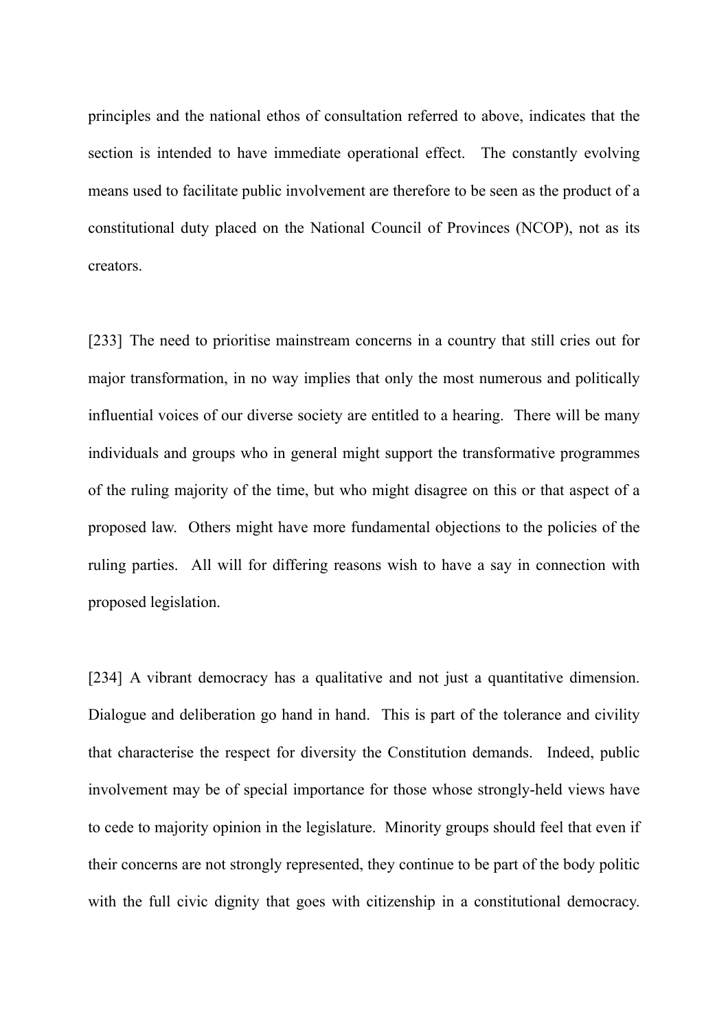principles and the national ethos of consultation referred to above, indicates that the section is intended to have immediate operational effect. The constantly evolving means used to facilitate public involvement are therefore to be seen as the product of a constitutional duty placed on the National Council of Provinces (NCOP), not as its creators.

[233] The need to prioritise mainstream concerns in a country that still cries out for major transformation, in no way implies that only the most numerous and politically influential voices of our diverse society are entitled to a hearing. There will be many individuals and groups who in general might support the transformative programmes of the ruling majority of the time, but who might disagree on this or that aspect of a proposed law. Others might have more fundamental objections to the policies of the ruling parties. All will for differing reasons wish to have a say in connection with proposed legislation.

[234] A vibrant democracy has a qualitative and not just a quantitative dimension. Dialogue and deliberation go hand in hand. This is part of the tolerance and civility that characterise the respect for diversity the Constitution demands. Indeed, public involvement may be of special importance for those whose strongly-held views have to cede to majority opinion in the legislature. Minority groups should feel that even if their concerns are not strongly represented, they continue to be part of the body politic with the full civic dignity that goes with citizenship in a constitutional democracy.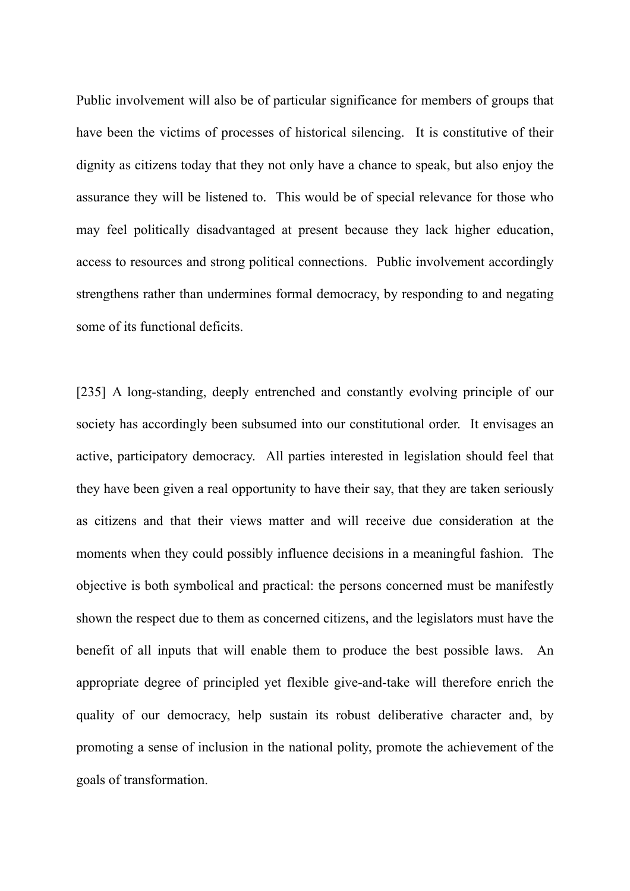Public involvement will also be of particular significance for members of groups that have been the victims of processes of historical silencing. It is constitutive of their dignity as citizens today that they not only have a chance to speak, but also enjoy the assurance they will be listened to. This would be of special relevance for those who may feel politically disadvantaged at present because they lack higher education, access to resources and strong political connections. Public involvement accordingly strengthens rather than undermines formal democracy, by responding to and negating some of its functional deficits.

[235] A long-standing, deeply entrenched and constantly evolving principle of our society has accordingly been subsumed into our constitutional order. It envisages an active, participatory democracy. All parties interested in legislation should feel that they have been given a real opportunity to have their say, that they are taken seriously as citizens and that their views matter and will receive due consideration at the moments when they could possibly influence decisions in a meaningful fashion. The objective is both symbolical and practical: the persons concerned must be manifestly shown the respect due to them as concerned citizens, and the legislators must have the benefit of all inputs that will enable them to produce the best possible laws. An appropriate degree of principled yet flexible give-and-take will therefore enrich the quality of our democracy, help sustain its robust deliberative character and, by promoting a sense of inclusion in the national polity, promote the achievement of the goals of transformation.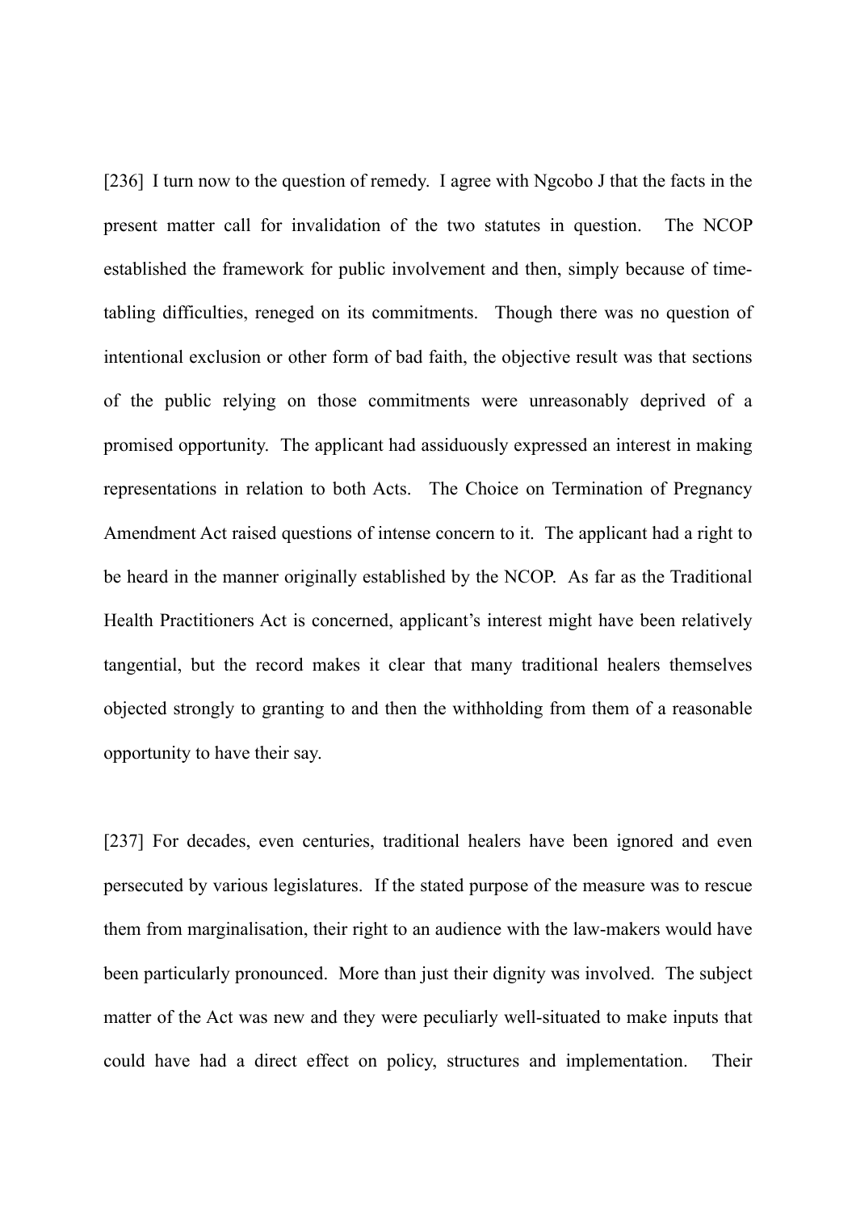[236] I turn now to the question of remedy. I agree with Ngcobo J that the facts in the present matter call for invalidation of the two statutes in question. The NCOP established the framework for public involvement and then, simply because of time-tabling difficulties, reneged on its commitments. Though there was no question of intentional exclusion or other form of bad faith, the objective result was that sections of the public relying on those commitments were unreasonably deprived of a promised opportunity. The applicant had assiduously expressed an interest in making representations in relation to both Acts. The Choice on Termination of Pregnancy Amendment Act raised questions of intense concern to it. The applicant had a right to be heard in the manner originally established by the NCOP. As far as the Traditional Health Practitioners Act is concerned, applicant's interest might have been relatively tangential, but the record makes it clear that many traditional healers themselves objected strongly to granting to and then the withholding from them of a reasonable opportunity to have their say.

[237] For decades, even centuries, traditional healers have been ignored and even persecuted by various legislatures. If the stated purpose of the measure was to rescue them from marginalisation, their right to an audience with the law-makers would have been particularly pronounced. More than just their dignity was involved. The subject matter of the Act was new and they were peculiarly well-situated to make inputs that could have had a direct effect on policy, structures and implementation. Their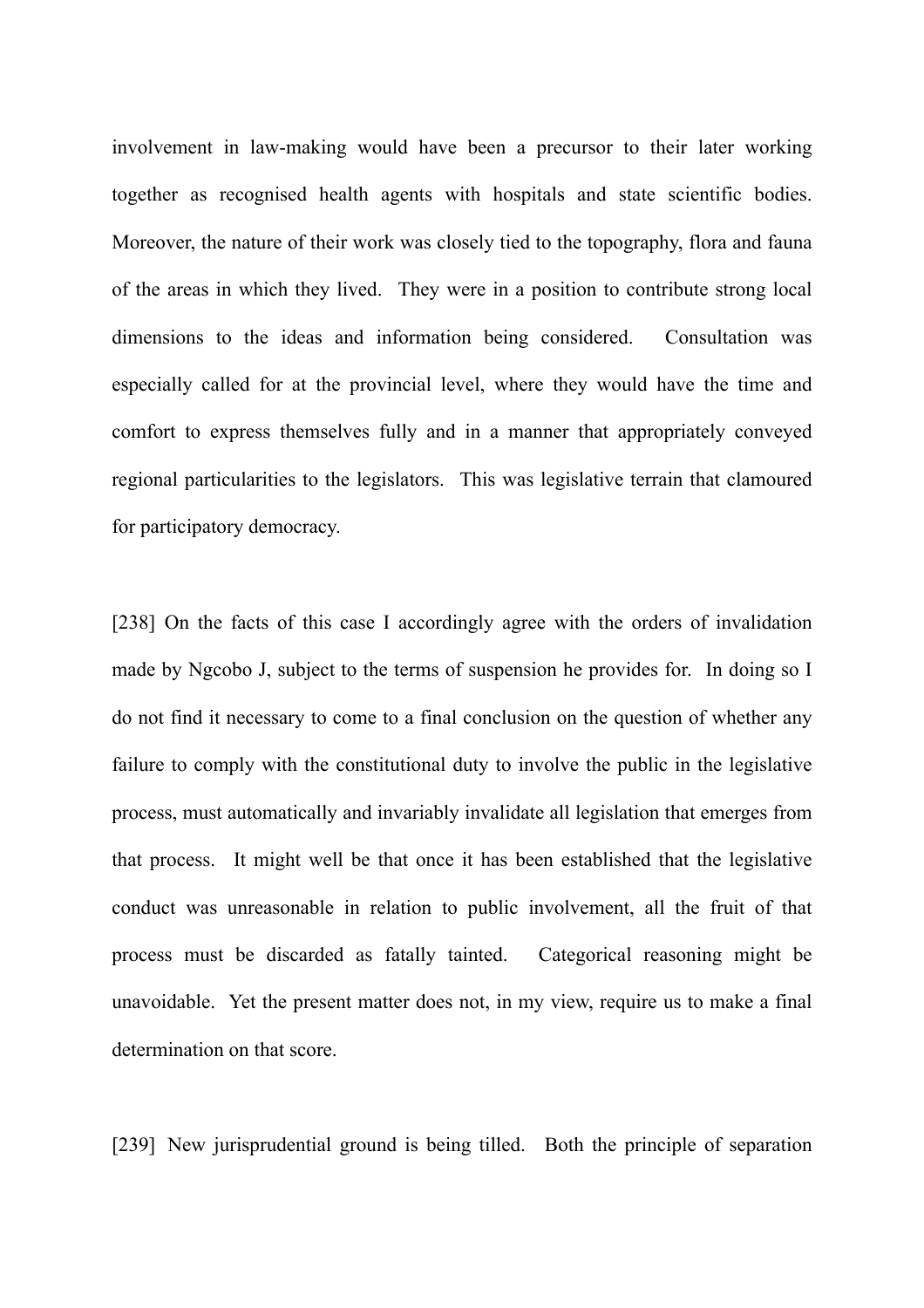involvement in law-making would have been a precursor to their later working together as recognised health agents with hospitals and state scientific bodies. Moreover, the nature of their work was closely tied to the topography, flora and fauna of the areas in which they lived. They were in a position to contribute strong local dimensions to the ideas and information being considered. Consultation was especially called for at the provincial level, where they would have the time and comfort to express themselves fully and in a manner that appropriately conveyed regional particularities to the legislators. This was legislative terrain that clamoured for participatory democracy.

[238] On the facts of this case I accordingly agree with the orders of invalidation made by Ngcobo J, subject to the terms of suspension he provides for. In doing so I do not find it necessary to come to a final conclusion on the question of whether any failure to comply with the constitutional duty to involve the public in the legislative process, must automatically and invariably invalidate all legislation that emerges from that process. It might well be that once it has been established that the legislative conduct was unreasonable in relation to public involvement, all the fruit of that process must be discarded as fatally tainted. Categorical reasoning might be unavoidable. Yet the present matter does not, in my view, require us to make a final determination on that score.

[239] New jurisprudential ground is being tilled. Both the principle of separation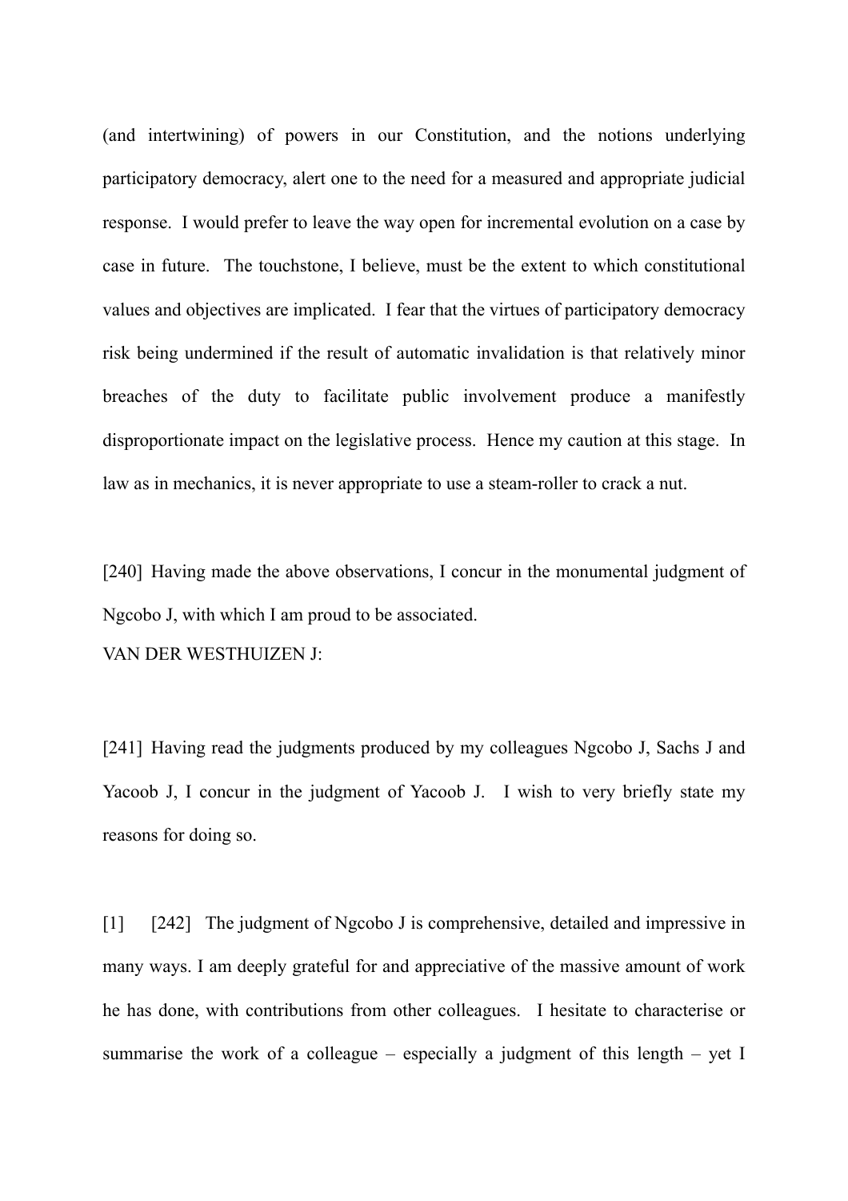(and intertwining) of powers in our Constitution, and the notions underlying participatory democracy, alert one to the need for a measured and appropriate judicial response. I would prefer to leave the way open for incremental evolution on a case by case in future. The touchstone, I believe, must be the extent to which constitutional values and objectives are implicated. I fear that the virtues of participatory democracy risk being undermined if the result of automatic invalidation is that relatively minor breaches of the duty to facilitate public involvement produce a manifestly disproportionate impact on the legislative process. Hence my caution at this stage. In law as in mechanics, it is never appropriate to use a steam-roller to crack a nut.

[240] Having made the above observations, I concur in the monumental judgment of Ngcobo J, with which I am proud to be associated.

VAN DER WESTHUIZEN J:

[241] Having read the judgments produced by my colleagues Ngcobo J, Sachs J and Yacoob J, I concur in the judgment of Yacoob J. I wish to very briefly state my reasons for doing so.

[1] [242] The judgment of Ngcobo J is comprehensive, detailed and impressive in many ways. I am deeply grateful for and appreciative of the massive amount of work he has done, with contributions from other colleagues. I hesitate to characterise or summarise the work of a colleague – especially a judgment of this length – yet I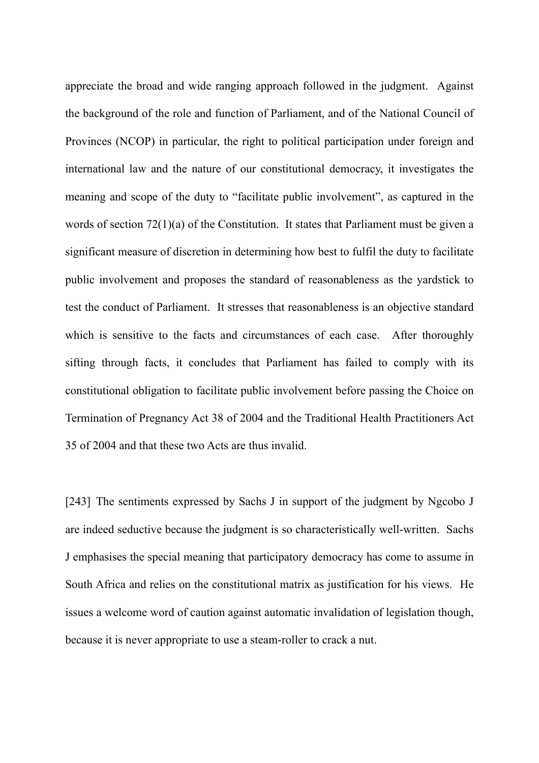appreciate the broad and wide ranging approach followed in the judgment. Against the background of the role and function of Parliament, and of the National Council of Provinces (NCOP) in particular, the right to political participation under foreign and international law and the nature of our constitutional democracy, it investigates the meaning and scope of the duty to "facilitate public involvement", as captured in the words of section 72(1)(a) of the Constitution. It states that Parliament must be given a significant measure of discretion in determining how best to fulfil the duty to facilitate public involvement and proposes the standard of reasonableness as the yardstick to test the conduct of Parliament. It stresses that reasonableness is an objective standard which is sensitive to the facts and circumstances of each case. After thoroughly sifting through facts, it concludes that Parliament has failed to comply with its constitutional obligation to facilitate public involvement before passing the Choice on Termination of Pregnancy Act 38 of 2004 and the Traditional Health Practitioners Act 35 of 2004 and that these two Acts are thus invalid.

[243] The sentiments expressed by Sachs J in support of the judgment by Ngcobo J are indeed seductive because the judgment is so characteristically well-written. Sachs J emphasises the special meaning that participatory democracy has come to assume in South Africa and relies on the constitutional matrix as justification for his views. He issues a welcome word of caution against automatic invalidation of legislation though, because it is never appropriate to use a steam-roller to crack a nut.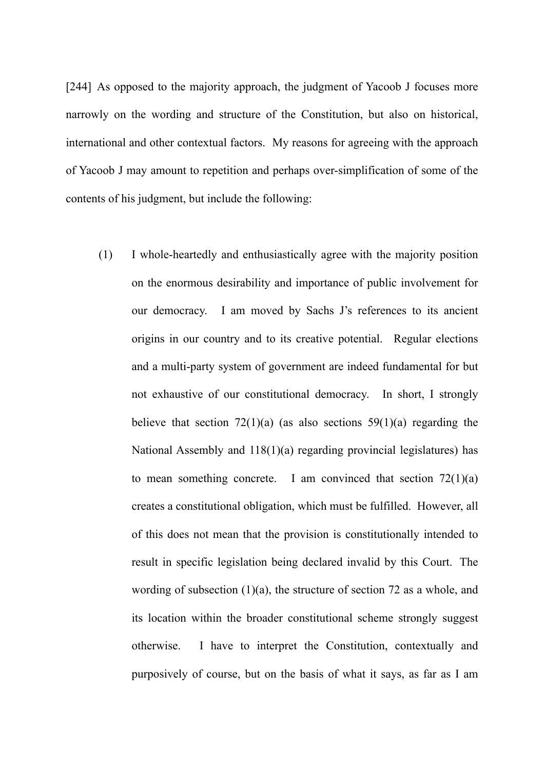[244] As opposed to the majority approach, the judgment of Yacoob J focuses more narrowly on the wording and structure of the Constitution, but also on historical, international and other contextual factors. My reasons for agreeing with the approach of Yacoob J may amount to repetition and perhaps over-simplification of some of the contents of his judgment, but include the following:

(1) I whole-heartedly and enthusiastically agree with the majority position on the enormous desirability and importance of public involvement for our democracy. I am moved by Sachs J's references to its ancient origins in our country and to its creative potential. Regular elections and a multi-party system of government are indeed fundamental for but not exhaustive of our constitutional democracy. In short, I strongly believe that section 72(1)(a) (as also sections 59(1)(a) regarding the National Assembly and 118(1)(a) regarding provincial legislatures) has to mean something concrete. I am convinced that section 72(1)(a) creates a constitutional obligation, which must be fulfilled. However, all of this does not mean that the provision is constitutionally intended to result in specific legislation being declared invalid by this Court. The wording of subsection (1)(a), the structure of section 72 as a whole, and its location within the broader constitutional scheme strongly suggest otherwise. I have to interpret the Constitution, contextually and purposively of course, but on the basis of what it says, as far as I am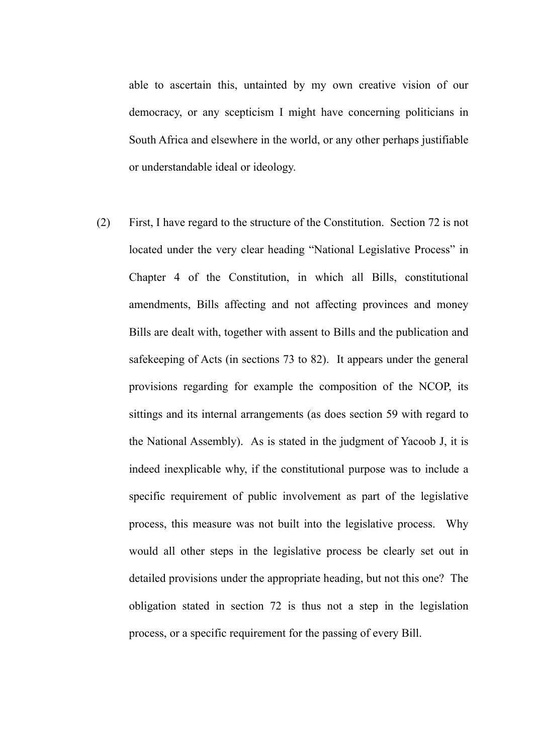able to ascertain this, untainted by my own creative vision of our democracy, or any scepticism I might have concerning politicians in South Africa and elsewhere in the world, or any other perhaps justifiable or understandable ideal or ideology.

(2) First, I have regard to the structure of the Constitution. Section 72 is not located under the very clear heading "National Legislative Process" in Chapter 4 of the Constitution, in which all Bills, constitutional amendments, Bills affecting and not affecting provinces and money Bills are dealt with, together with assent to Bills and the publication and safekeeping of Acts (in sections 73 to 82). It appears under the general provisions regarding for example the composition of the NCOP, its sittings and its internal arrangements (as does section 59 with regard to the National Assembly). As is stated in the judgment of Yacoob J, it is indeed inexplicable why, if the constitutional purpose was to include a specific requirement of public involvement as part of the legislative process, this measure was not built into the legislative process. Why would all other steps in the legislative process be clearly set out in detailed provisions under the appropriate heading, but not this one? The obligation stated in section 72 is thus not a step in the legislation process, or a specific requirement for the passing of every Bill.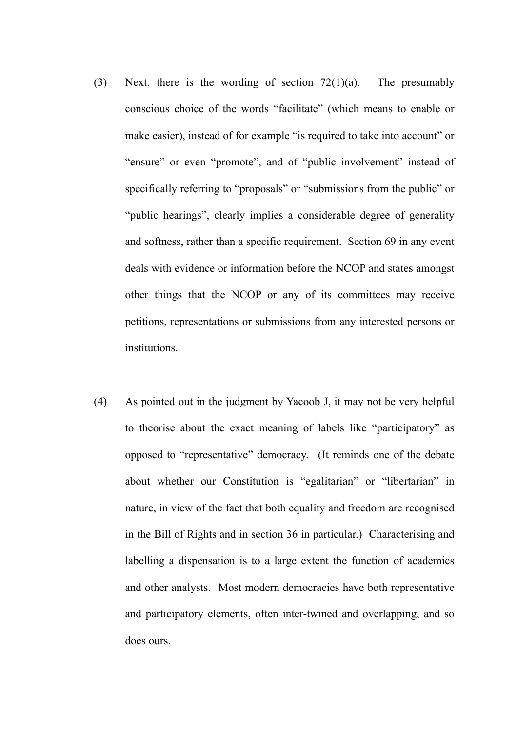(3) Next, there is the wording of section 72(1)(a). The presumably conscious choice of the words "facilitate" (which means to enable or make easier), instead of for example "is required to take into account" or "ensure" or even "promote", and of "public involvement" instead of specifically referring to "proposals" or "submissions from the public" or "public hearings", clearly implies a considerable degree of generality and softness, rather than a specific requirement. Section 69 in any event deals with evidence or information before the NCOP and states amongst other things that the NCOP or any of its committees may receive petitions, representations or submissions from any interested persons or institutions.

(4) As pointed out in the judgment by Yacoob J, it may not be very helpful to theorise about the exact meaning of labels like "participatory" as opposed to "representative" democracy. (It reminds one of the debate about whether our Constitution is "egalitarian" or "libertarian" in nature, in view of the fact that both equality and freedom are recognised in the Bill of Rights and in section 36 in particular.) Characterising and labelling a dispensation is to a large extent the function of academics and other analysts. Most modern democracies have both representative and participatory elements, often inter-twined and overlapping, and so does ours.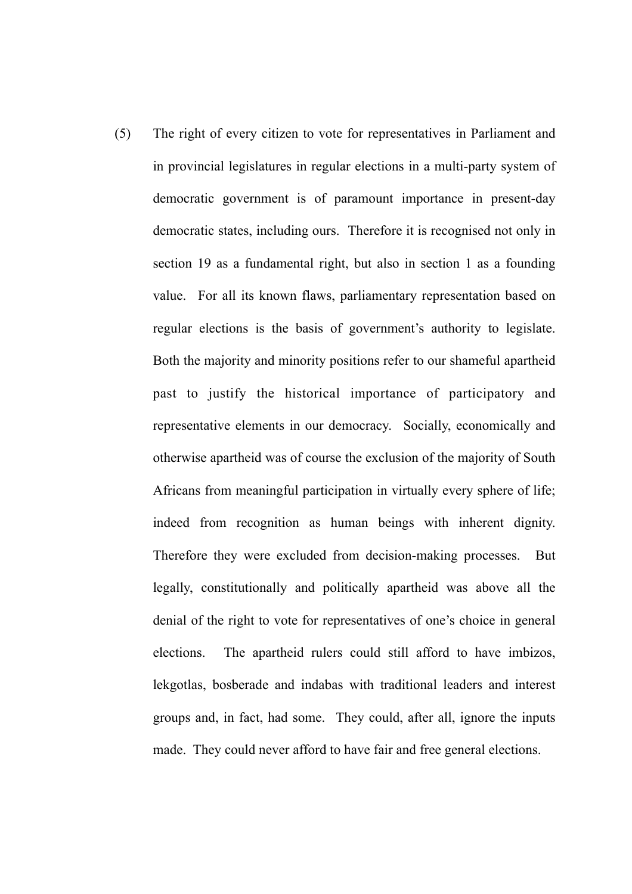(5) The right of every citizen to vote for representatives in Parliament and in provincial legislatures in regular elections in a multi-party system of democratic government is of paramount importance in present-day democratic states, including ours. Therefore it is recognised not only in section 19 as a fundamental right, but also in section 1 as a founding value. For all its known flaws, parliamentary representation based on regular elections is the basis of government's authority to legislate. Both the majority and minority positions refer to our shameful apartheid past to justify the historical importance of participatory and representative elements in our democracy. Socially, economically and otherwise apartheid was of course the exclusion of the majority of South Africans from meaningful participation in virtually every sphere of life; indeed from recognition as human beings with inherent dignity. Therefore they were excluded from decision-making processes. But legally, constitutionally and politically apartheid was above all the denial of the right to vote for representatives of one's choice in general elections. The apartheid rulers could still afford to have imbizos, lekgotlas, bosberade and indabas with traditional leaders and interest groups and, in fact, had some. They could, after all, ignore the inputs made. They could never afford to have fair and free general elections.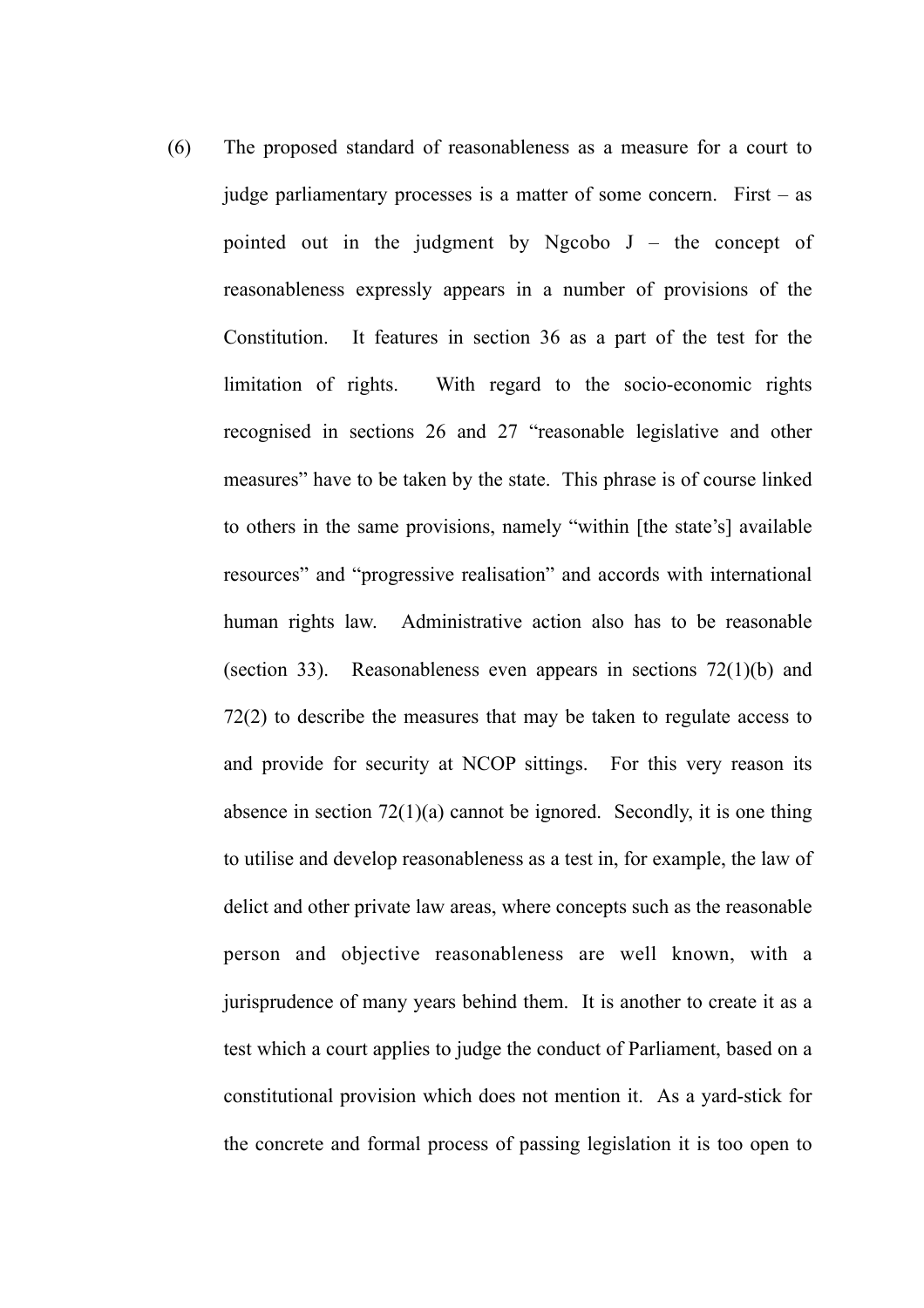(6) The proposed standard of reasonableness as a measure for a court to judge parliamentary processes is a matter of some concern. First – as pointed out in the judgment by Ngcobo J – the concept of reasonableness expressly appears in a number of provisions of the Constitution. It features in section 36 as a part of the test for the limitation of rights. With regard to the socio-economic rights recognised in sections 26 and 27 "reasonable legislative and other measures" have to be taken by the state. This phrase is of course linked to others in the same provisions, namely "within [the state's] available resources" and "progressive realisation" and accords with international human rights law. Administrative action also has to be reasonable (section 33). Reasonableness even appears in sections 72(1)(b) and 72(2) to describe the measures that may be taken to regulate access to and provide for security at NCOP sittings. For this very reason its absence in section 72(1)(a) cannot be ignored. Secondly, it is one thing to utilise and develop reasonableness as a test in, for example, the law of delict and other private law areas, where concepts such as the reasonable person and objective reasonableness are well known, with a jurisprudence of many years behind them. It is another to create it as a test which a court applies to judge the conduct of Parliament, based on a constitutional provision which does not mention it. As a yard-stick for the concrete and formal process of passing legislation it is too open to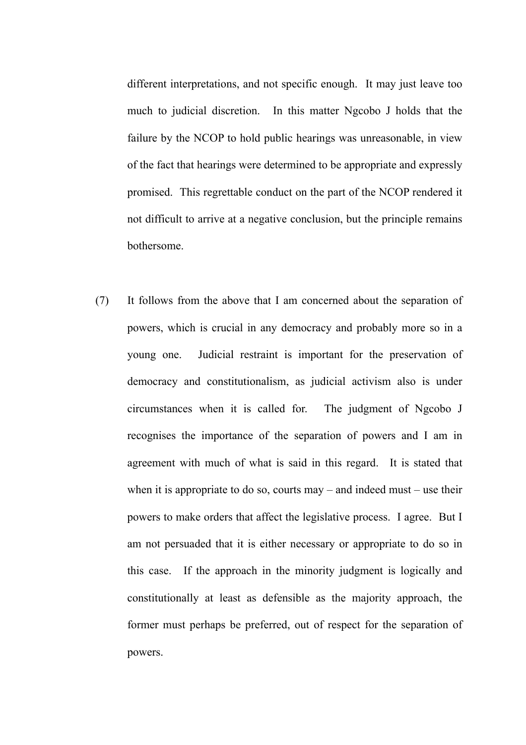different interpretations, and not specific enough. It may just leave too much to judicial discretion. In this matter Ngcobo J holds that the failure by the NCOP to hold public hearings was unreasonable, in view of the fact that hearings were determined to be appropriate and expressly promised. This regrettable conduct on the part of the NCOP rendered it not difficult to arrive at a negative conclusion, but the principle remains bothersome.

(7) It follows from the above that I am concerned about the separation of powers, which is crucial in any democracy and probably more so in a young one. Judicial restraint is important for the preservation of democracy and constitutionalism, as judicial activism also is under circumstances when it is called for. The judgment of Ngcobo J recognises the importance of the separation of powers and I am in agreement with much of what is said in this regard. It is stated that when it is appropriate to do so, courts may – and indeed must – use their powers to make orders that affect the legislative process. I agree. But I am not persuaded that it is either necessary or appropriate to do so in this case. If the approach in the minority judgment is logically and constitutionally at least as defensible as the majority approach, the former must perhaps be preferred, out of respect for the separation of powers.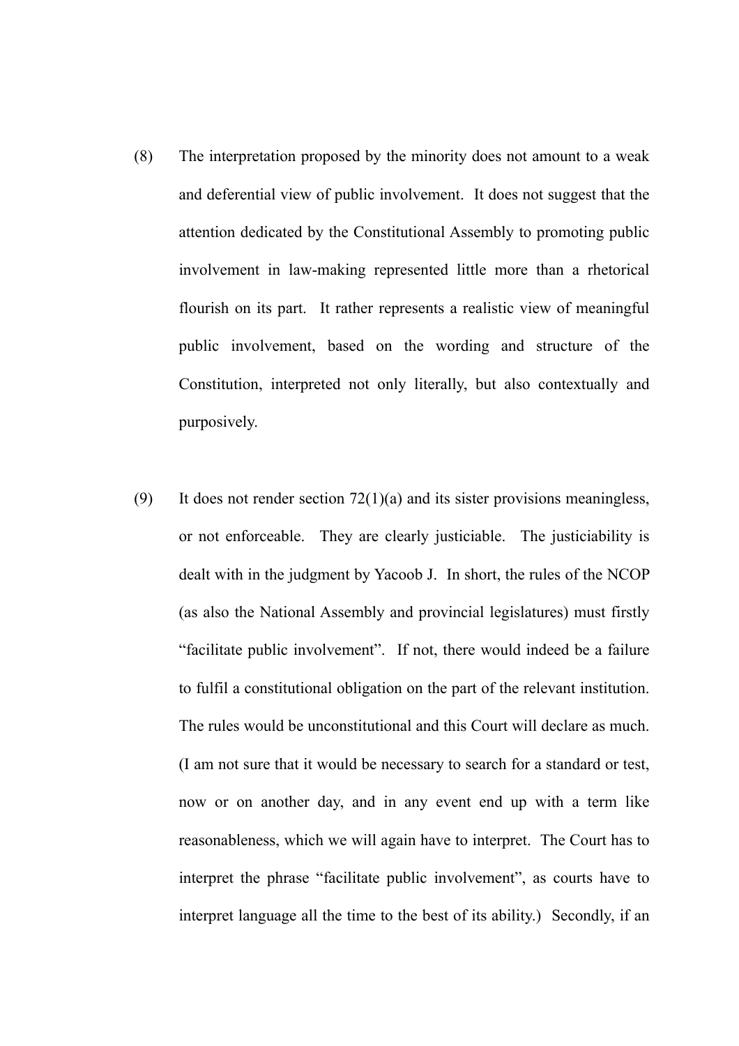(8) The interpretation proposed by the minority does not amount to a weak and deferential view of public involvement. It does not suggest that the attention dedicated by the Constitutional Assembly to promoting public involvement in law-making represented little more than a rhetorical flourish on its part. It rather represents a realistic view of meaningful public involvement, based on the wording and structure of the Constitution, interpreted not only literally, but also contextually and purposively.

(9) It does not render section 72(1)(a) and its sister provisions meaningless, or not enforceable. They are clearly justiciable. The justiciability is dealt with in the judgment by Yacoob J. In short, the rules of the NCOP (as also the National Assembly and provincial legislatures) must firstly "facilitate public involvement". If not, there would indeed be a failure to fulfil a constitutional obligation on the part of the relevant institution. The rules would be unconstitutional and this Court will declare as much. (I am not sure that it would be necessary to search for a standard or test, now or on another day, and in any event end up with a term like reasonableness, which we will again have to interpret. The Court has to interpret the phrase "facilitate public involvement", as courts have to interpret language all the time to the best of its ability.) Secondly, if an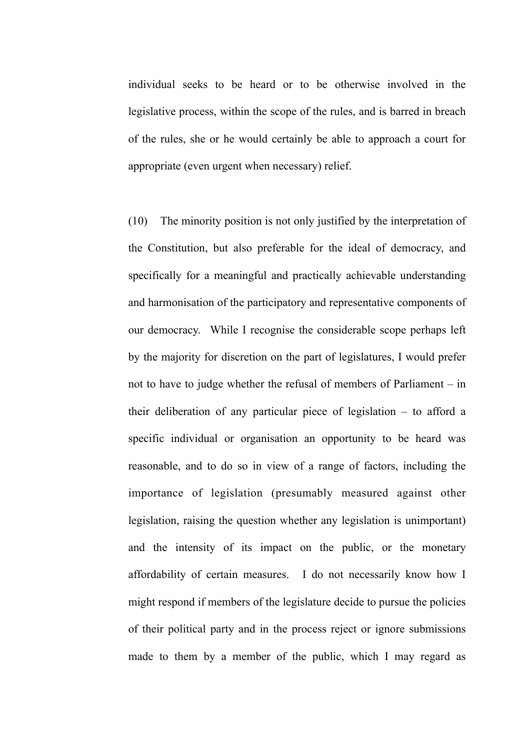individual seeks to be heard or to be otherwise involved in the legislative process, within the scope of the rules, and is barred in breach of the rules, she or he would certainly be able to approach a court for appropriate (even urgent when necessary) relief.

(10) The minority position is not only justified by the interpretation of the Constitution, but also preferable for the ideal of democracy, and specifically for a meaningful and practically achievable understanding and harmonisation of the participatory and representative components of our democracy. While I recognise the considerable scope perhaps left by the majority for discretion on the part of legislatures, I would prefer not to have to judge whether the refusal of members of Parliament – in their deliberation of any particular piece of legislation – to afford a specific individual or organisation an opportunity to be heard was reasonable, and to do so in view of a range of factors, including the importance of legislation (presumably measured against other legislation, raising the question whether any legislation is unimportant) and the intensity of its impact on the public, or the monetary affordability of certain measures. I do not necessarily know how I might respond if members of the legislature decide to pursue the policies of their political party and in the process reject or ignore submissions made to them by a member of the public, which I may regard as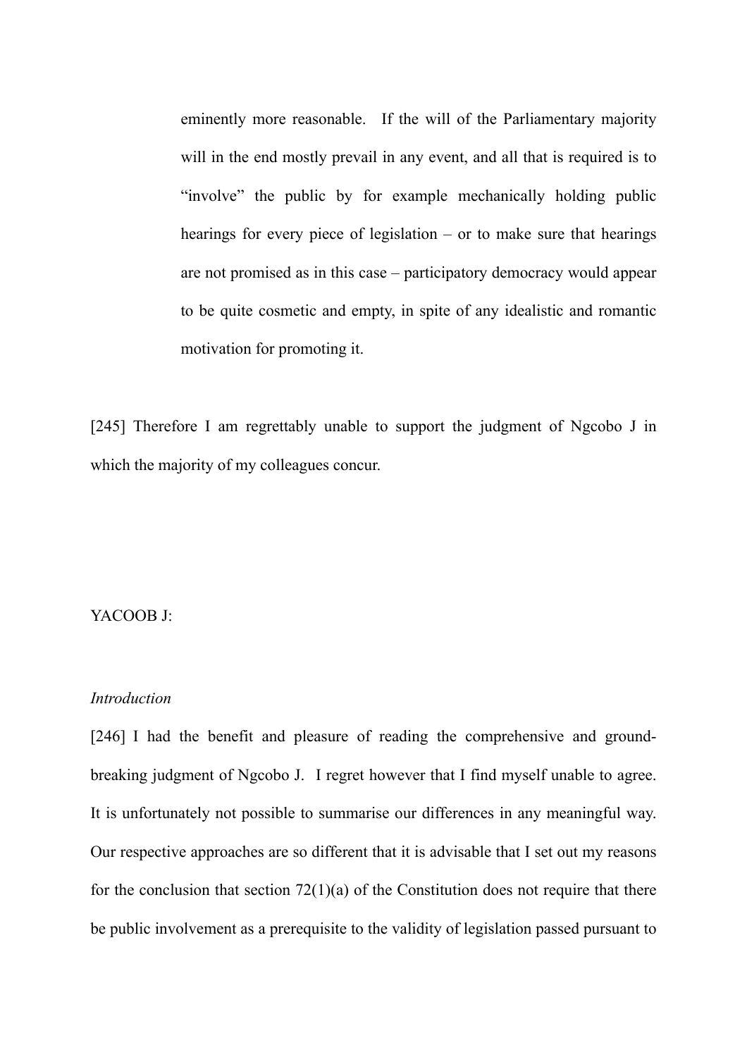> eminently more reasonable. If the will of the Parliamentary majority will in the end mostly prevail in any event, and all that is required is to "involve" the public by for example mechanically holding public hearings for every piece of legislation – or to make sure that hearings are not promised as in this case – participatory democracy would appear to be quite cosmetic and empty, in spite of any idealistic and romantic motivation for promoting it.

[245] Therefore I am regrettably unable to support the judgment of Ngcobo J in which the majority of my colleagues concur.

YACOOB J:

*Introduction*

[246] I had the benefit and pleasure of reading the comprehensive and ground-breaking judgment of Ngcobo J. I regret however that I find myself unable to agree. It is unfortunately not possible to summarise our differences in any meaningful way. Our respective approaches are so different that it is advisable that I set out my reasons for the conclusion that section 72(1)(a) of the Constitution does not require that there be public involvement as a prerequisite to the validity of legislation passed pursuant to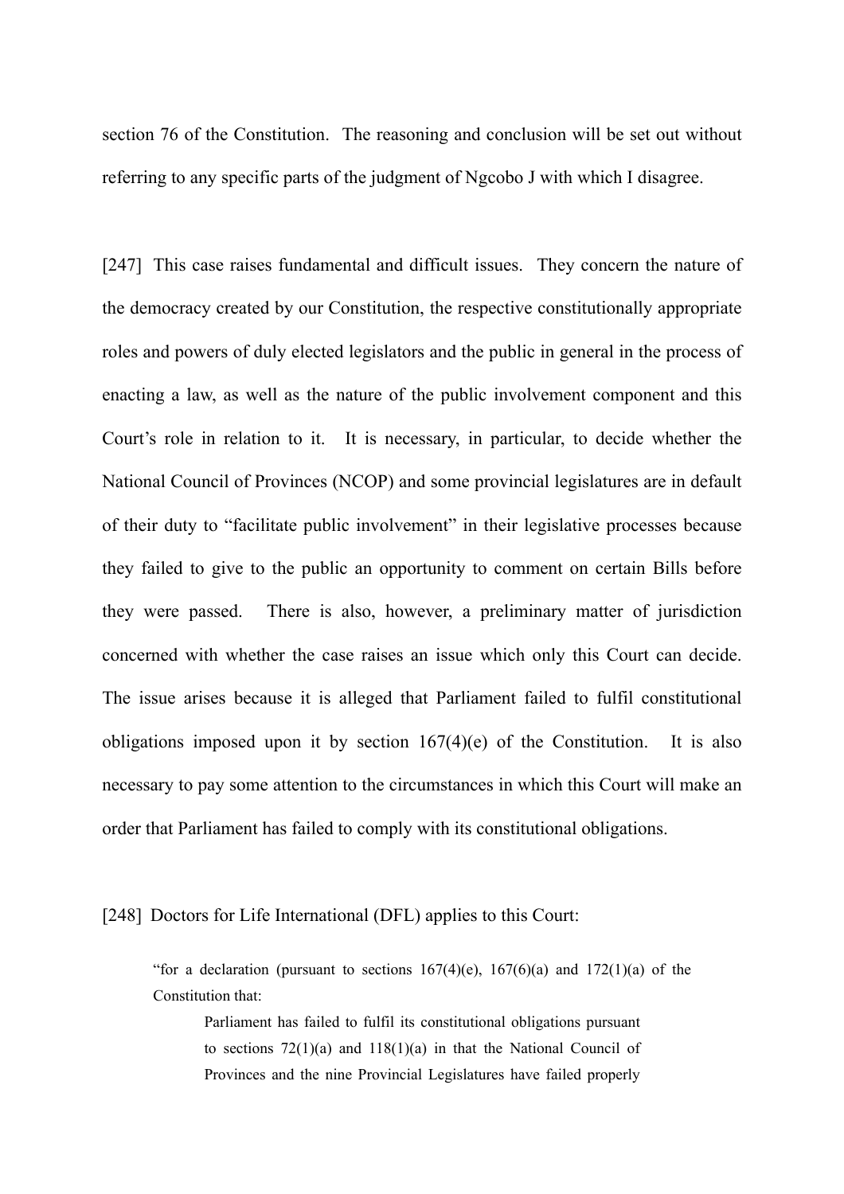section 76 of the Constitution. The reasoning and conclusion will be set out without referring to any specific parts of the judgment of Ngcobo J with which I disagree.

[247] This case raises fundamental and difficult issues. They concern the nature of the democracy created by our Constitution, the respective constitutionally appropriate roles and powers of duly elected legislators and the public in general in the process of enacting a law, as well as the nature of the public involvement component and this Court's role in relation to it. It is necessary, in particular, to decide whether the National Council of Provinces (NCOP) and some provincial legislatures are in default of their duty to "facilitate public involvement" in their legislative processes because they failed to give to the public an opportunity to comment on certain Bills before they were passed. There is also, however, a preliminary matter of jurisdiction concerned with whether the case raises an issue which only this Court can decide. The issue arises because it is alleged that Parliament failed to fulfil constitutional obligations imposed upon it by section 167(4)(e) of the Constitution. It is also necessary to pay some attention to the circumstances in which this Court will make an order that Parliament has failed to comply with its constitutional obligations.

[248] Doctors for Life International (DFL) applies to this Court:

> "for a declaration (pursuant to sections 167(4)(e), 167(6)(a) and 172(1)(a) of the Constitution that:
>
> > Parliament has failed to fulfil its constitutional obligations pursuant to sections 72(1)(a) and 118(1)(a) in that the National Council of Provinces and the nine Provincial Legislatures have failed properly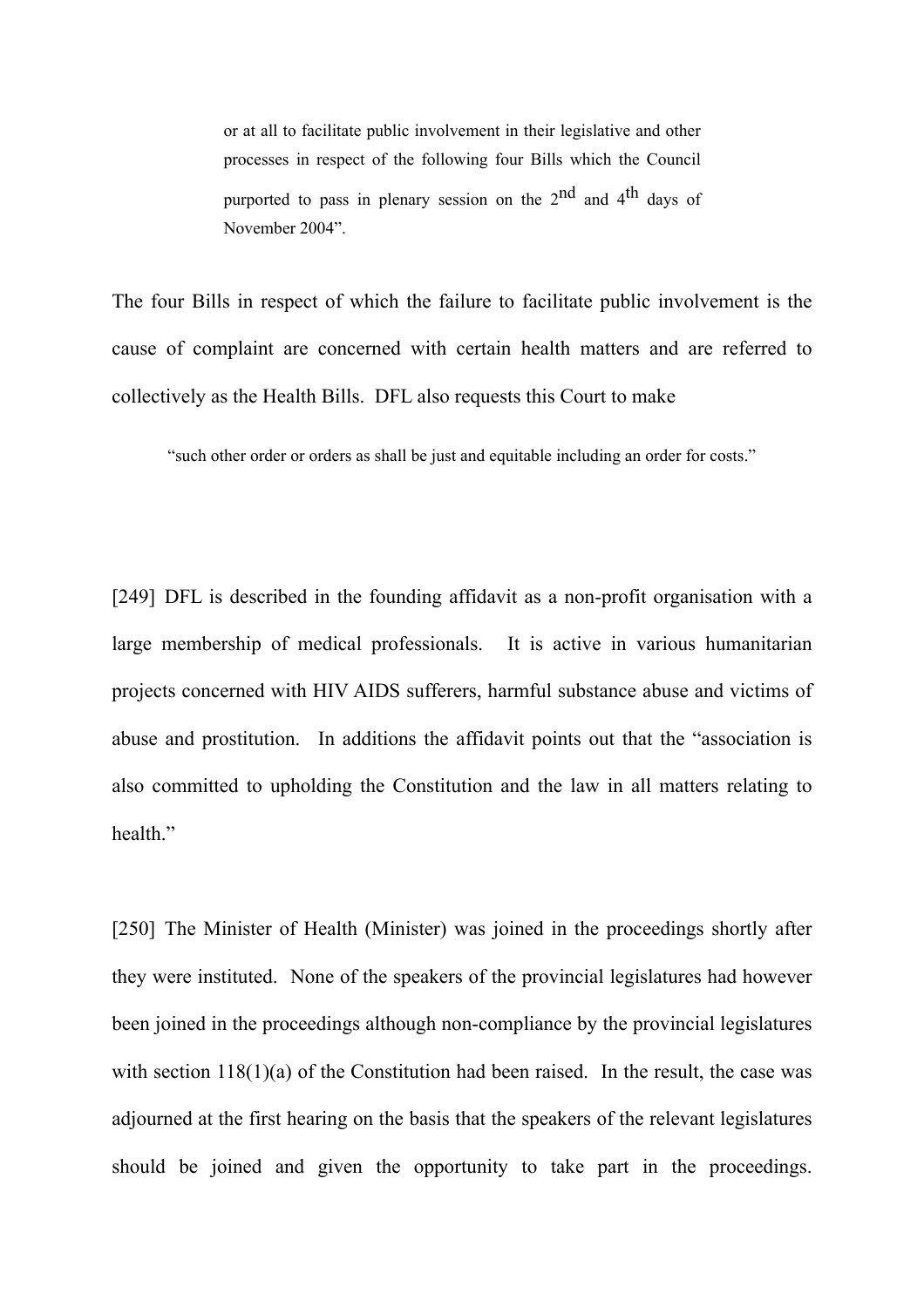> or at all to facilitate public involvement in their legislative and other processes in respect of the following four Bills which the Council purported to pass in plenary session on the 2nd and 4th days of November 2004".

The four Bills in respect of which the failure to facilitate public involvement is the cause of complaint are concerned with certain health matters and are referred to collectively as the Health Bills. DFL also requests this Court to make

> "such other order or orders as shall be just and equitable including an order for costs."

[249] DFL is described in the founding affidavit as a non-profit organisation with a large membership of medical professionals. It is active in various humanitarian projects concerned with HIV AIDS sufferers, harmful substance abuse and victims of abuse and prostitution. In additions the affidavit points out that the "association is also committed to upholding the Constitution and the law in all matters relating to health."

[250] The Minister of Health (Minister) was joined in the proceedings shortly after they were instituted. None of the speakers of the provincial legislatures had however been joined in the proceedings although non-compliance by the provincial legislatures with section 118(1)(a) of the Constitution had been raised. In the result, the case was adjourned at the first hearing on the basis that the speakers of the relevant legislatures should be joined and given the opportunity to take part in the proceedings.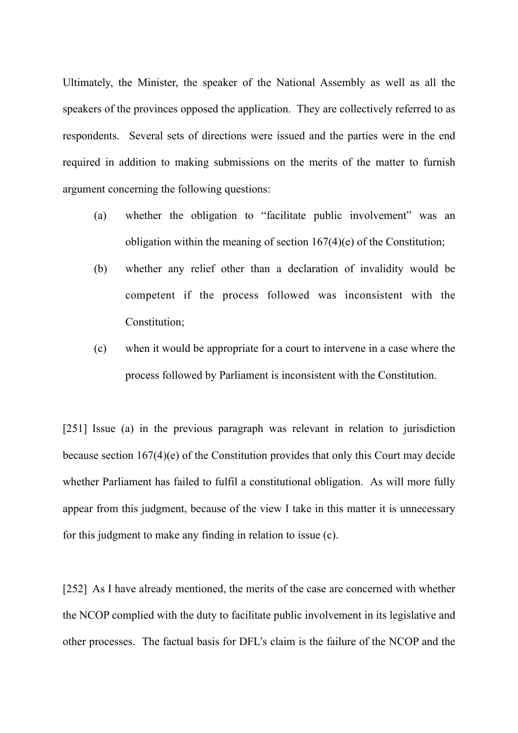Ultimately, the Minister, the speaker of the National Assembly as well as all the speakers of the provinces opposed the application. They are collectively referred to as respondents. Several sets of directions were issued and the parties were in the end required in addition to making submissions on the merits of the matter to furnish argument concerning the following questions:

(a) whether the obligation to "facilitate public involvement" was an obligation within the meaning of section 167(4)(e) of the Constitution;

(b) whether any relief other than a declaration of invalidity would be competent if the process followed was inconsistent with the Constitution;

(c) when it would be appropriate for a court to intervene in a case where the process followed by Parliament is inconsistent with the Constitution.

[251] Issue (a) in the previous paragraph was relevant in relation to jurisdiction because section 167(4)(e) of the Constitution provides that only this Court may decide whether Parliament has failed to fulfil a constitutional obligation. As will more fully appear from this judgment, because of the view I take in this matter it is unnecessary for this judgment to make any finding in relation to issue (c).

[252] As I have already mentioned, the merits of the case are concerned with whether the NCOP complied with the duty to facilitate public involvement in its legislative and other processes. The factual basis for DFL's claim is the failure of the NCOP and the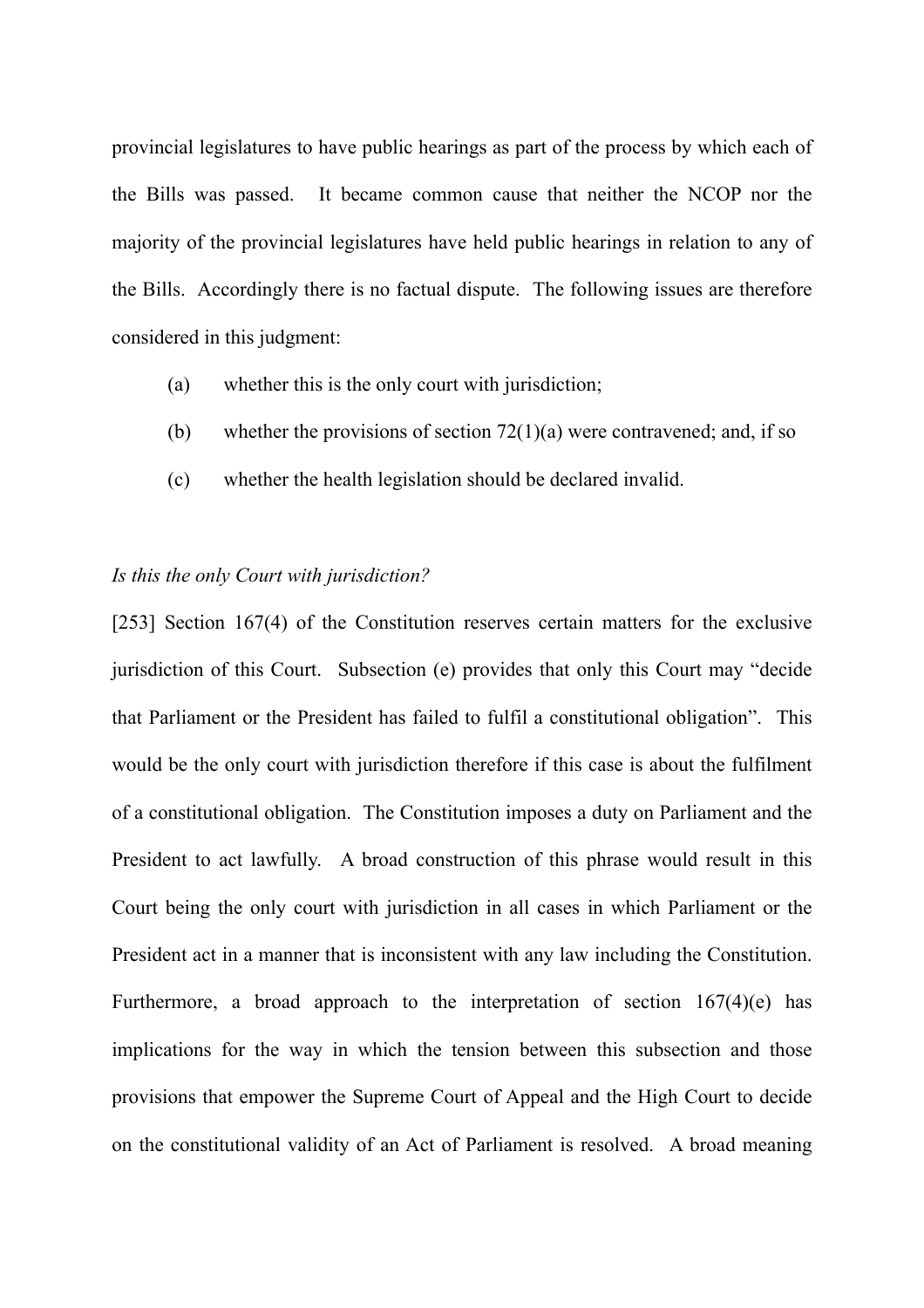provincial legislatures to have public hearings as part of the process by which each of the Bills was passed. It became common cause that neither the NCOP nor the majority of the provincial legislatures have held public hearings in relation to any of the Bills. Accordingly there is no factual dispute. The following issues are therefore considered in this judgment:

(a) whether this is the only court with jurisdiction;

(b) whether the provisions of section 72(1)(a) were contravened; and, if so

(c) whether the health legislation should be declared invalid.

*Is this the only Court with jurisdiction?*

[253] Section 167(4) of the Constitution reserves certain matters for the exclusive jurisdiction of this Court. Subsection (e) provides that only this Court may "decide that Parliament or the President has failed to fulfil a constitutional obligation". This would be the only court with jurisdiction therefore if this case is about the fulfilment of a constitutional obligation. The Constitution imposes a duty on Parliament and the President to act lawfully. A broad construction of this phrase would result in this Court being the only court with jurisdiction in all cases in which Parliament or the President act in a manner that is inconsistent with any law including the Constitution. Furthermore, a broad approach to the interpretation of section 167(4)(e) has implications for the way in which the tension between this subsection and those provisions that empower the Supreme Court of Appeal and the High Court to decide on the constitutional validity of an Act of Parliament is resolved. A broad meaning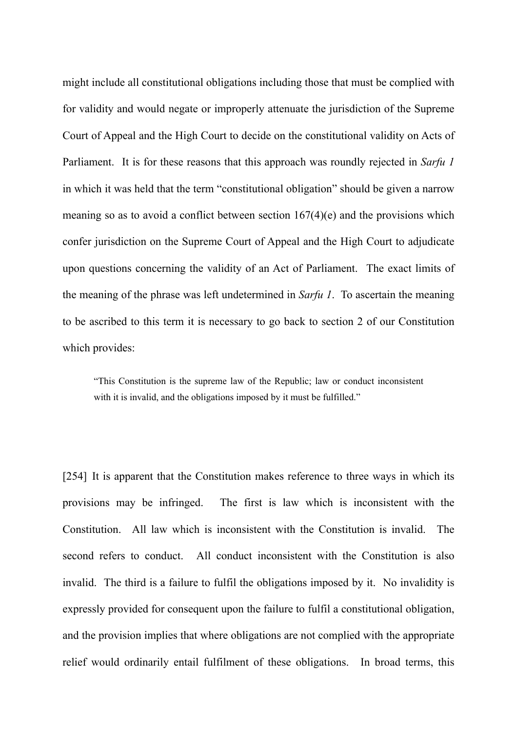might include all constitutional obligations including those that must be complied with for validity and would negate or improperly attenuate the jurisdiction of the Supreme Court of Appeal and the High Court to decide on the constitutional validity on Acts of Parliament. It is for these reasons that this approach was roundly rejected in *Sarfu 1* in which it was held that the term "constitutional obligation" should be given a narrow meaning so as to avoid a conflict between section 167(4)(e) and the provisions which confer jurisdiction on the Supreme Court of Appeal and the High Court to adjudicate upon questions concerning the validity of an Act of Parliament. The exact limits of the meaning of the phrase was left undetermined in *Sarfu 1*. To ascertain the meaning to be ascribed to this term it is necessary to go back to section 2 of our Constitution which provides:

> "This Constitution is the supreme law of the Republic; law or conduct inconsistent with it is invalid, and the obligations imposed by it must be fulfilled."

[254] It is apparent that the Constitution makes reference to three ways in which its provisions may be infringed. The first is law which is inconsistent with the Constitution. All law which is inconsistent with the Constitution is invalid. The second refers to conduct. All conduct inconsistent with the Constitution is also invalid. The third is a failure to fulfil the obligations imposed by it. No invalidity is expressly provided for consequent upon the failure to fulfil a constitutional obligation, and the provision implies that where obligations are not complied with the appropriate relief would ordinarily entail fulfilment of these obligations. In broad terms, this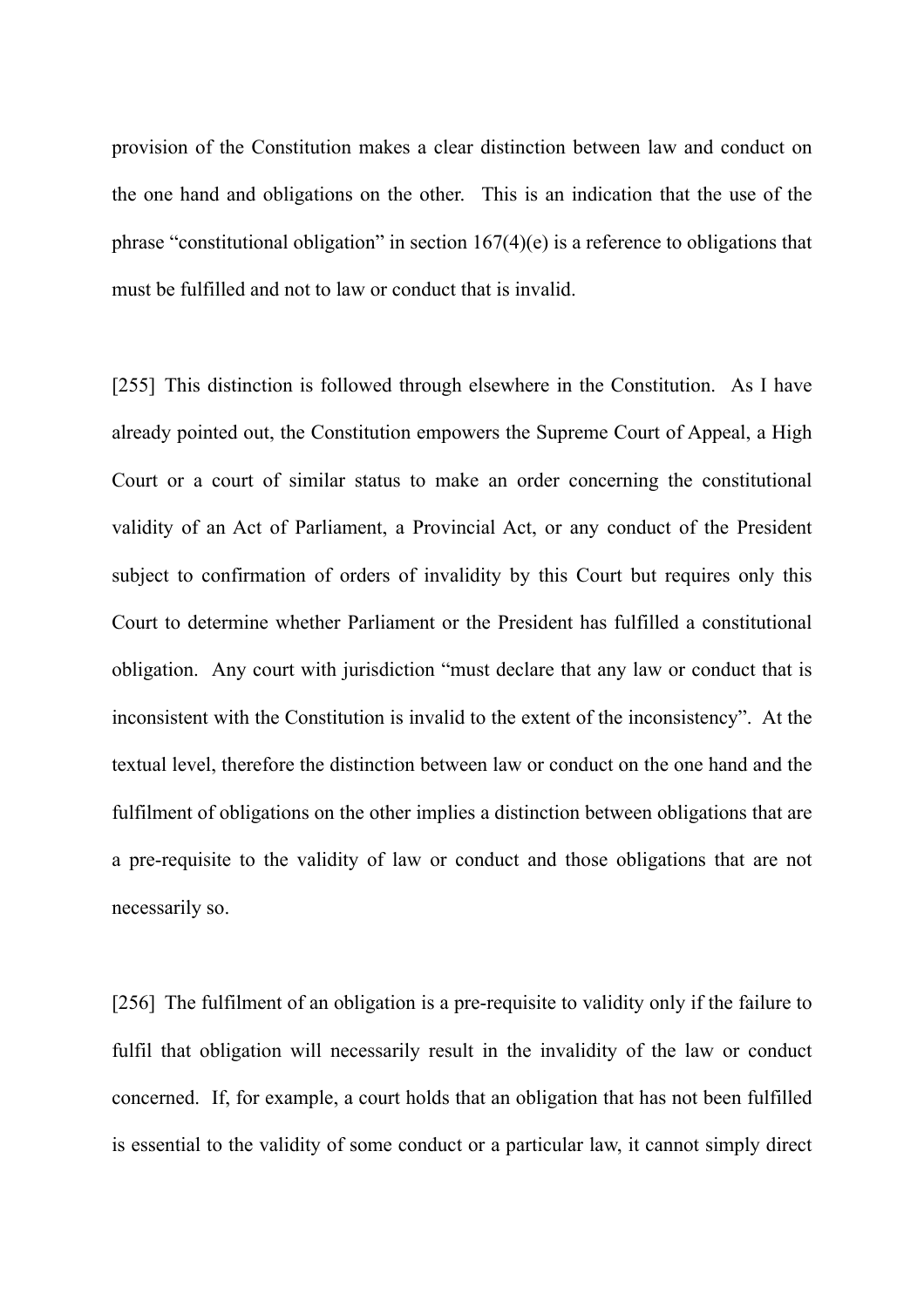provision of the Constitution makes a clear distinction between law and conduct on the one hand and obligations on the other. This is an indication that the use of the phrase "constitutional obligation" in section 167(4)(e) is a reference to obligations that must be fulfilled and not to law or conduct that is invalid.

[255] This distinction is followed through elsewhere in the Constitution. As I have already pointed out, the Constitution empowers the Supreme Court of Appeal, a High Court or a court of similar status to make an order concerning the constitutional validity of an Act of Parliament, a Provincial Act, or any conduct of the President subject to confirmation of orders of invalidity by this Court but requires only this Court to determine whether Parliament or the President has fulfilled a constitutional obligation. Any court with jurisdiction "must declare that any law or conduct that is inconsistent with the Constitution is invalid to the extent of the inconsistency". At the textual level, therefore the distinction between law or conduct on the one hand and the fulfilment of obligations on the other implies a distinction between obligations that are a pre-requisite to the validity of law or conduct and those obligations that are not necessarily so.

[256] The fulfilment of an obligation is a pre-requisite to validity only if the failure to fulfil that obligation will necessarily result in the invalidity of the law or conduct concerned. If, for example, a court holds that an obligation that has not been fulfilled is essential to the validity of some conduct or a particular law, it cannot simply direct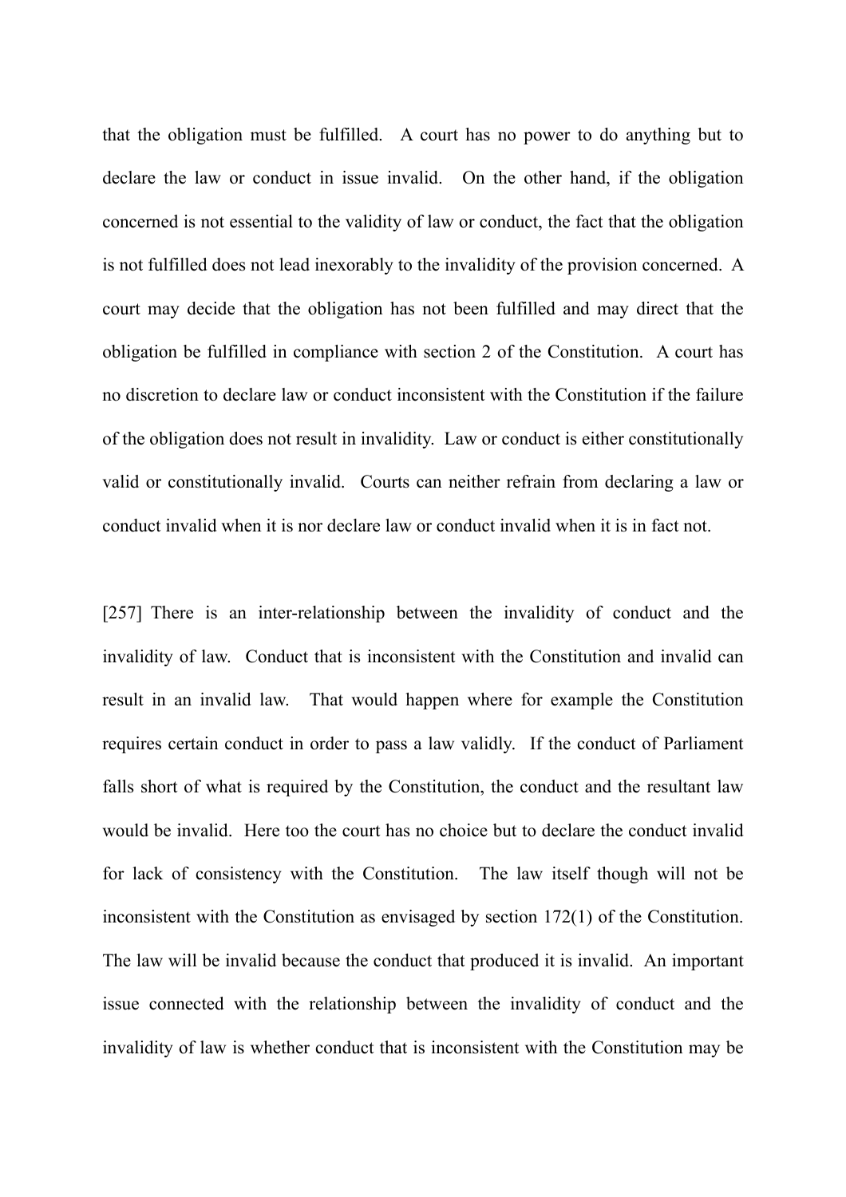that the obligation must be fulfilled. A court has no power to do anything but to declare the law or conduct in issue invalid. On the other hand, if the obligation concerned is not essential to the validity of law or conduct, the fact that the obligation is not fulfilled does not lead inexorably to the invalidity of the provision concerned. A court may decide that the obligation has not been fulfilled and may direct that the obligation be fulfilled in compliance with section 2 of the Constitution. A court has no discretion to declare law or conduct inconsistent with the Constitution if the failure of the obligation does not result in invalidity. Law or conduct is either constitutionally valid or constitutionally invalid. Courts can neither refrain from declaring a law or conduct invalid when it is nor declare law or conduct invalid when it is in fact not.

[257] There is an inter-relationship between the invalidity of conduct and the invalidity of law. Conduct that is inconsistent with the Constitution and invalid can result in an invalid law. That would happen where for example the Constitution requires certain conduct in order to pass a law validly. If the conduct of Parliament falls short of what is required by the Constitution, the conduct and the resultant law would be invalid. Here too the court has no choice but to declare the conduct invalid for lack of consistency with the Constitution. The law itself though will not be inconsistent with the Constitution as envisaged by section 172(1) of the Constitution. The law will be invalid because the conduct that produced it is invalid. An important issue connected with the relationship between the invalidity of conduct and the invalidity of law is whether conduct that is inconsistent with the Constitution may be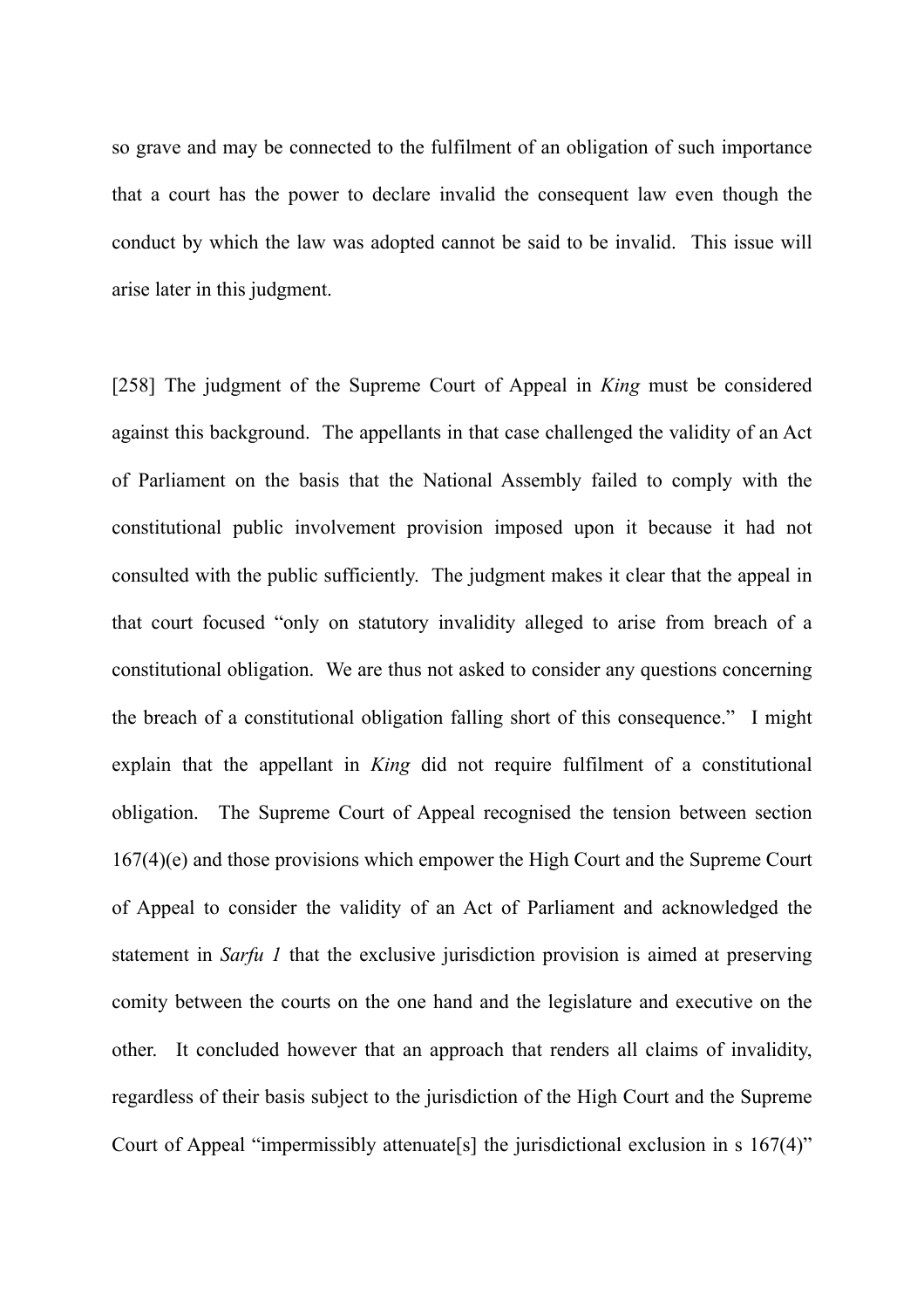so grave and may be connected to the fulfilment of an obligation of such importance that a court has the power to declare invalid the consequent law even though the conduct by which the law was adopted cannot be said to be invalid. This issue will arise later in this judgment.

[258] The judgment of the Supreme Court of Appeal in *King* must be considered against this background. The appellants in that case challenged the validity of an Act of Parliament on the basis that the National Assembly failed to comply with the constitutional public involvement provision imposed upon it because it had not consulted with the public sufficiently. The judgment makes it clear that the appeal in that court focused "only on statutory invalidity alleged to arise from breach of a constitutional obligation. We are thus not asked to consider any questions concerning the breach of a constitutional obligation falling short of this consequence." I might explain that the appellant in *King* did not require fulfilment of a constitutional obligation. The Supreme Court of Appeal recognised the tension between section 167(4)(e) and those provisions which empower the High Court and the Supreme Court of Appeal to consider the validity of an Act of Parliament and acknowledged the statement in *Sarfu 1* that the exclusive jurisdiction provision is aimed at preserving comity between the courts on the one hand and the legislature and executive on the other. It concluded however that an approach that renders all claims of invalidity, regardless of their basis subject to the jurisdiction of the High Court and the Supreme Court of Appeal "impermissibly attenuate[s] the jurisdictional exclusion in s 167(4)"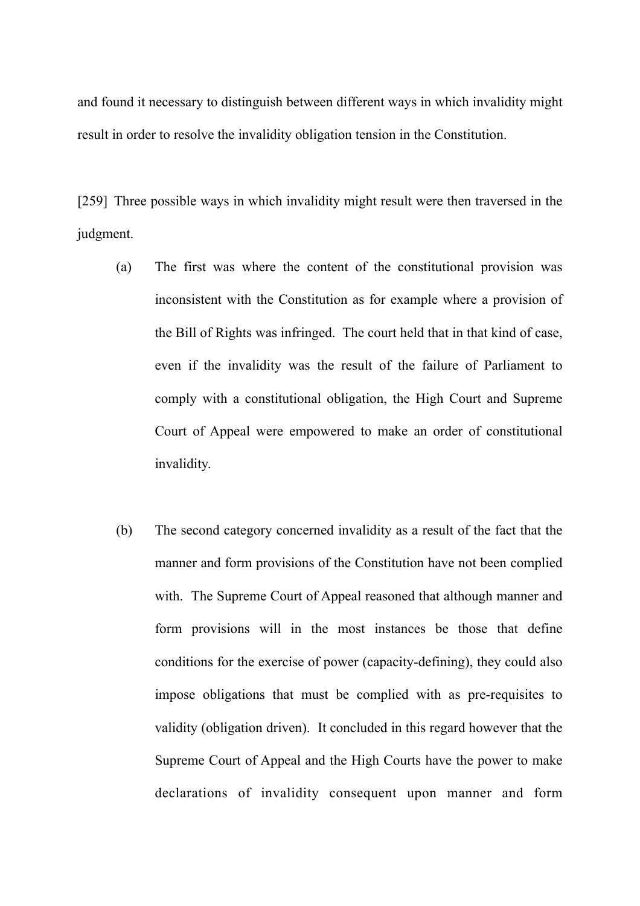and found it necessary to distinguish between different ways in which invalidity might result in order to resolve the invalidity obligation tension in the Constitution.

[259] Three possible ways in which invalidity might result were then traversed in the judgment.

(a) The first was where the content of the constitutional provision was inconsistent with the Constitution as for example where a provision of the Bill of Rights was infringed. The court held that in that kind of case, even if the invalidity was the result of the failure of Parliament to comply with a constitutional obligation, the High Court and Supreme Court of Appeal were empowered to make an order of constitutional invalidity.

(b) The second category concerned invalidity as a result of the fact that the manner and form provisions of the Constitution have not been complied with. The Supreme Court of Appeal reasoned that although manner and form provisions will in the most instances be those that define conditions for the exercise of power (capacity-defining), they could also impose obligations that must be complied with as pre-requisites to validity (obligation driven). It concluded in this regard however that the Supreme Court of Appeal and the High Courts have the power to make declarations of invalidity consequent upon manner and form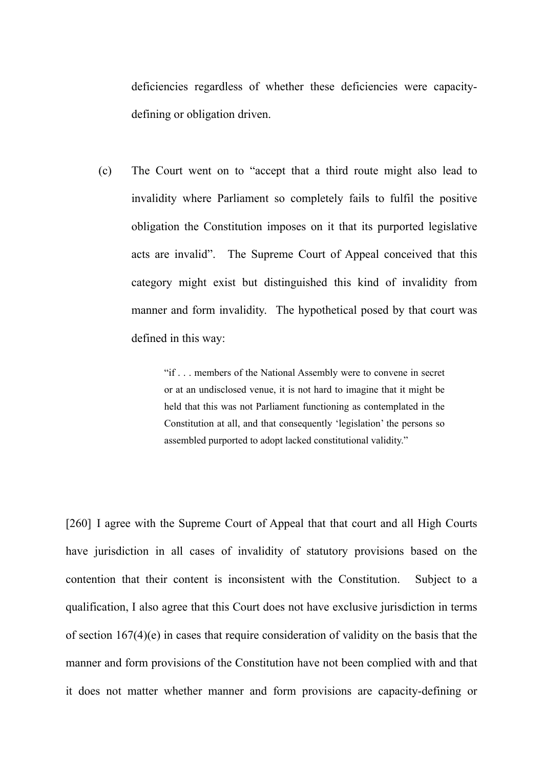deficiencies regardless of whether these deficiencies were capacity-defining or obligation driven.

(c) The Court went on to "accept that a third route might also lead to invalidity where Parliament so completely fails to fulfil the positive obligation the Constitution imposes on it that its purported legislative acts are invalid". The Supreme Court of Appeal conceived that this category might exist but distinguished this kind of invalidity from manner and form invalidity. The hypothetical posed by that court was defined in this way:

> "if . . . members of the National Assembly were to convene in secret or at an undisclosed venue, it is not hard to imagine that it might be held that this was not Parliament functioning as contemplated in the Constitution at all, and that consequently 'legislation' the persons so assembled purported to adopt lacked constitutional validity."

[260] I agree with the Supreme Court of Appeal that that court and all High Courts have jurisdiction in all cases of invalidity of statutory provisions based on the contention that their content is inconsistent with the Constitution. Subject to a qualification, I also agree that this Court does not have exclusive jurisdiction in terms of section 167(4)(e) in cases that require consideration of validity on the basis that the manner and form provisions of the Constitution have not been complied with and that it does not matter whether manner and form provisions are capacity-defining or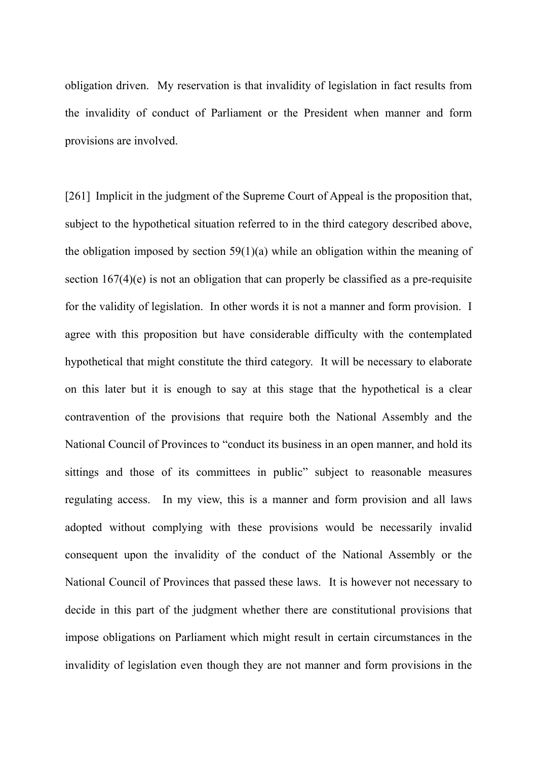obligation driven. My reservation is that invalidity of legislation in fact results from the invalidity of conduct of Parliament or the President when manner and form provisions are involved.

[261] Implicit in the judgment of the Supreme Court of Appeal is the proposition that, subject to the hypothetical situation referred to in the third category described above, the obligation imposed by section 59(1)(a) while an obligation within the meaning of section 167(4)(e) is not an obligation that can properly be classified as a pre-requisite for the validity of legislation. In other words it is not a manner and form provision. I agree with this proposition but have considerable difficulty with the contemplated hypothetical that might constitute the third category. It will be necessary to elaborate on this later but it is enough to say at this stage that the hypothetical is a clear contravention of the provisions that require both the National Assembly and the National Council of Provinces to "conduct its business in an open manner, and hold its sittings and those of its committees in public" subject to reasonable measures regulating access. In my view, this is a manner and form provision and all laws adopted without complying with these provisions would be necessarily invalid consequent upon the invalidity of the conduct of the National Assembly or the National Council of Provinces that passed these laws. It is however not necessary to decide in this part of the judgment whether there are constitutional provisions that impose obligations on Parliament which might result in certain circumstances in the invalidity of legislation even though they are not manner and form provisions in the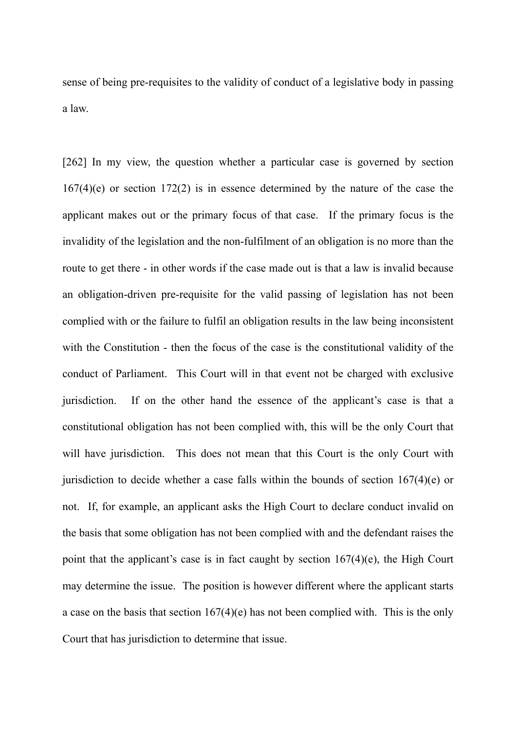sense of being pre-requisites to the validity of conduct of a legislative body in passing a law.

[262] In my view, the question whether a particular case is governed by section 167(4)(e) or section 172(2) is in essence determined by the nature of the case the applicant makes out or the primary focus of that case. If the primary focus is the invalidity of the legislation and the non-fulfilment of an obligation is no more than the route to get there - in other words if the case made out is that a law is invalid because an obligation-driven pre-requisite for the valid passing of legislation has not been complied with or the failure to fulfil an obligation results in the law being inconsistent with the Constitution - then the focus of the case is the constitutional validity of the conduct of Parliament. This Court will in that event not be charged with exclusive jurisdiction. If on the other hand the essence of the applicant's case is that a constitutional obligation has not been complied with, this will be the only Court that will have jurisdiction. This does not mean that this Court is the only Court with jurisdiction to decide whether a case falls within the bounds of section 167(4)(e) or not. If, for example, an applicant asks the High Court to declare conduct invalid on the basis that some obligation has not been complied with and the defendant raises the point that the applicant's case is in fact caught by section 167(4)(e), the High Court may determine the issue. The position is however different where the applicant starts a case on the basis that section 167(4)(e) has not been complied with. This is the only Court that has jurisdiction to determine that issue.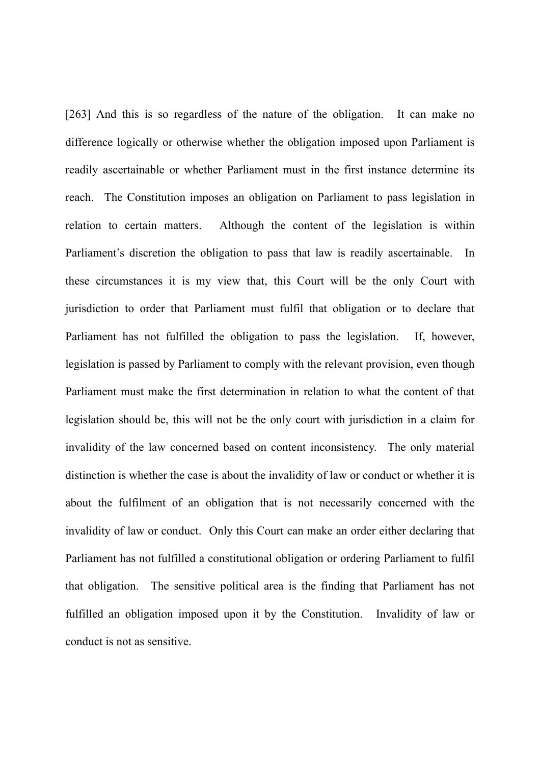[263] And this is so regardless of the nature of the obligation. It can make no difference logically or otherwise whether the obligation imposed upon Parliament is readily ascertainable or whether Parliament must in the first instance determine its reach. The Constitution imposes an obligation on Parliament to pass legislation in relation to certain matters. Although the content of the legislation is within Parliament's discretion the obligation to pass that law is readily ascertainable. In these circumstances it is my view that, this Court will be the only Court with jurisdiction to order that Parliament must fulfil that obligation or to declare that Parliament has not fulfilled the obligation to pass the legislation. If, however, legislation is passed by Parliament to comply with the relevant provision, even though Parliament must make the first determination in relation to what the content of that legislation should be, this will not be the only court with jurisdiction in a claim for invalidity of the law concerned based on content inconsistency. The only material distinction is whether the case is about the invalidity of law or conduct or whether it is about the fulfilment of an obligation that is not necessarily concerned with the invalidity of law or conduct. Only this Court can make an order either declaring that Parliament has not fulfilled a constitutional obligation or ordering Parliament to fulfil that obligation. The sensitive political area is the finding that Parliament has not fulfilled an obligation imposed upon it by the Constitution. Invalidity of law or conduct is not as sensitive.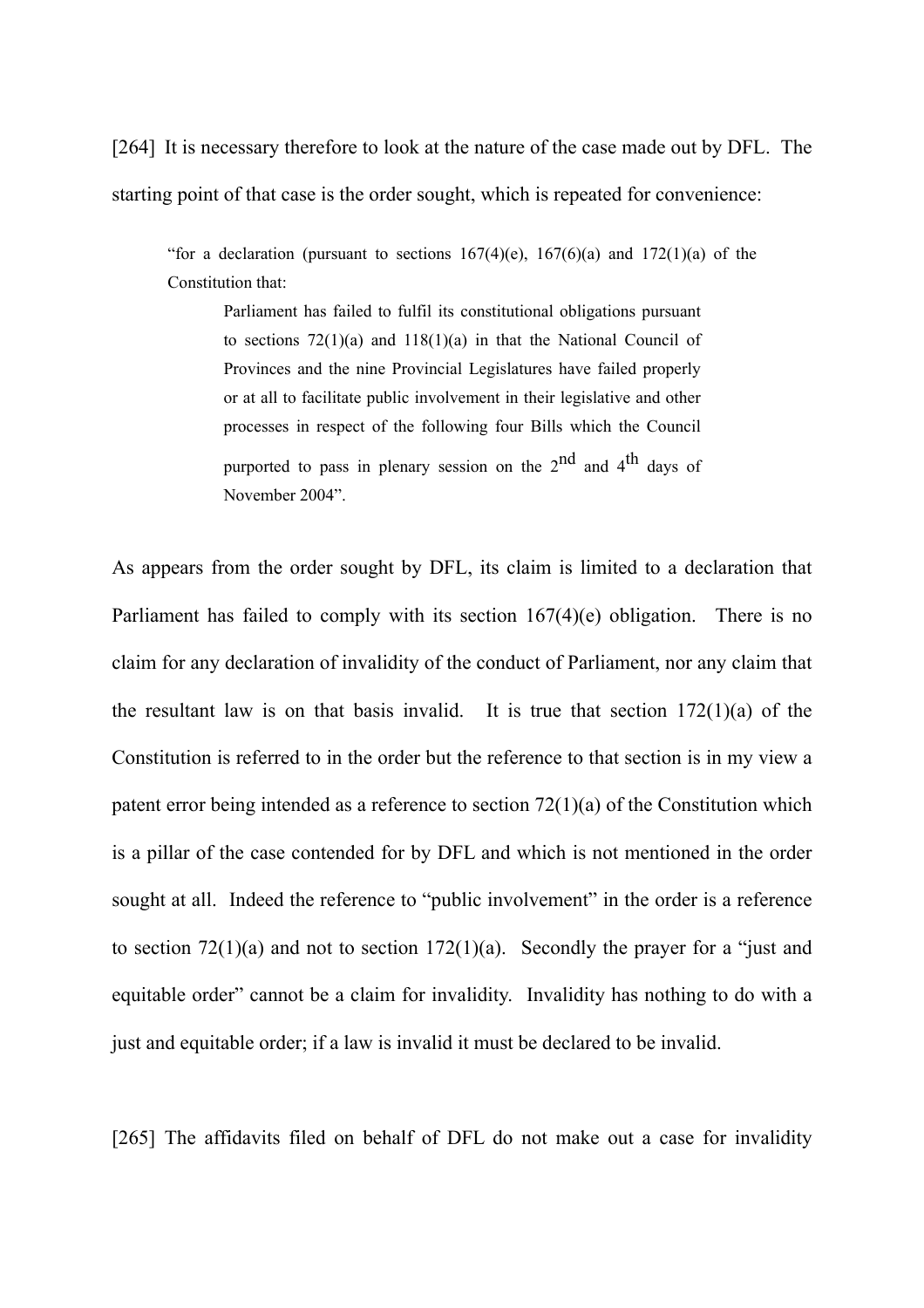[264] It is necessary therefore to look at the nature of the case made out by DFL. The starting point of that case is the order sought, which is repeated for convenience:

> "for a declaration (pursuant to sections 167(4)(e), 167(6)(a) and 172(1)(a) of the Constitution that:
>
> > Parliament has failed to fulfil its constitutional obligations pursuant to sections 72(1)(a) and 118(1)(a) in that the National Council of Provinces and the nine Provincial Legislatures have failed properly or at all to facilitate public involvement in their legislative and other processes in respect of the following four Bills which the Council purported to pass in plenary session on the 2nd and 4th days of November 2004".

As appears from the order sought by DFL, its claim is limited to a declaration that Parliament has failed to comply with its section 167(4)(e) obligation. There is no claim for any declaration of invalidity of the conduct of Parliament, nor any claim that the resultant law is on that basis invalid. It is true that section 172(1)(a) of the Constitution is referred to in the order but the reference to that section is in my view a patent error being intended as a reference to section 72(1)(a) of the Constitution which is a pillar of the case contended for by DFL and which is not mentioned in the order sought at all. Indeed the reference to "public involvement" in the order is a reference to section 72(1)(a) and not to section 172(1)(a). Secondly the prayer for a "just and equitable order" cannot be a claim for invalidity. Invalidity has nothing to do with a just and equitable order; if a law is invalid it must be declared to be invalid.

[265] The affidavits filed on behalf of DFL do not make out a case for invalidity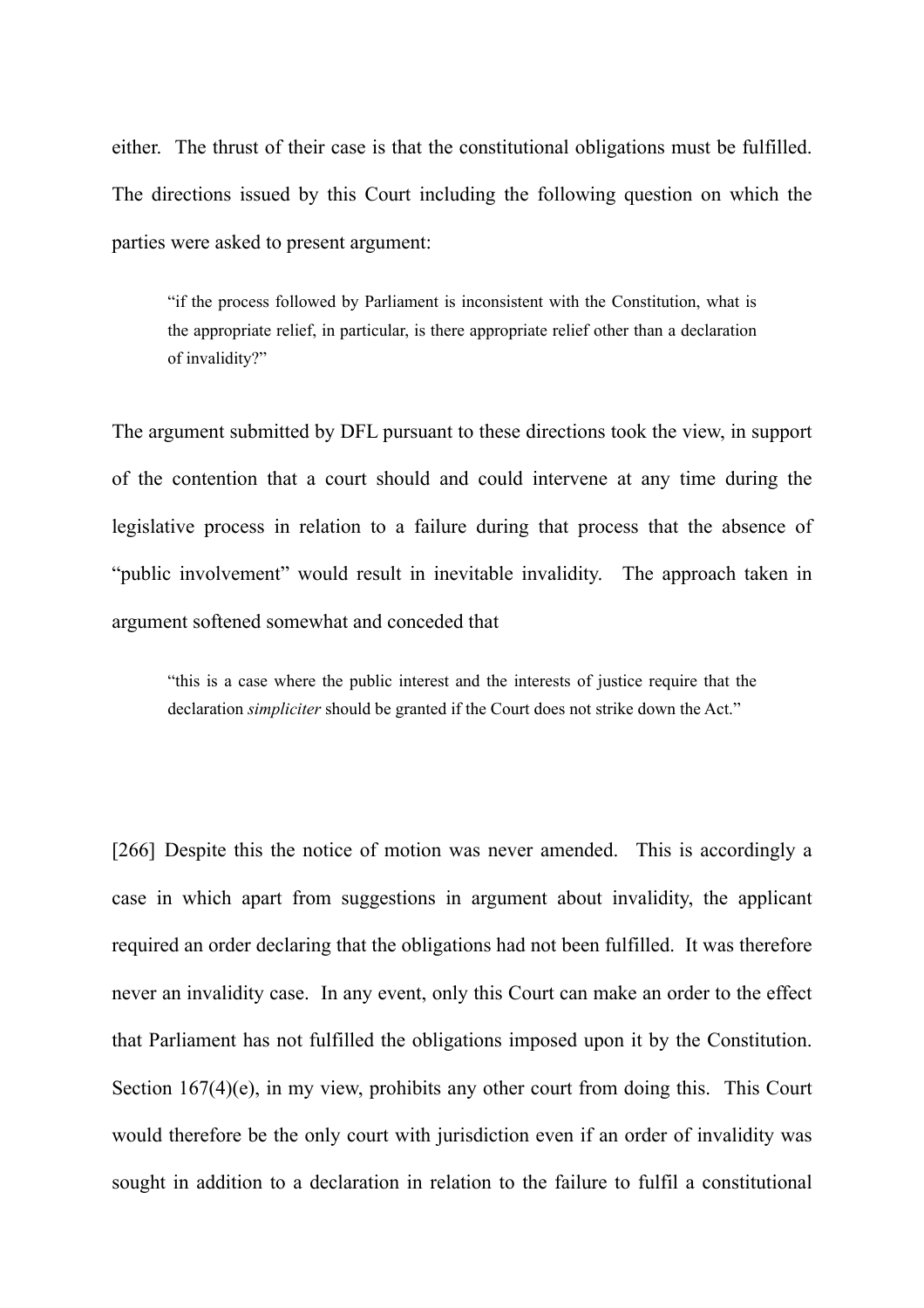either. The thrust of their case is that the constitutional obligations must be fulfilled. The directions issued by this Court including the following question on which the parties were asked to present argument:

> "if the process followed by Parliament is inconsistent with the Constitution, what is the appropriate relief, in particular, is there appropriate relief other than a declaration of invalidity?"

The argument submitted by DFL pursuant to these directions took the view, in support of the contention that a court should and could intervene at any time during the legislative process in relation to a failure during that process that the absence of "public involvement" would result in inevitable invalidity. The approach taken in argument softened somewhat and conceded that

> "this is a case where the public interest and the interests of justice require that the declaration *simpliciter* should be granted if the Court does not strike down the Act."

[266] Despite this the notice of motion was never amended. This is accordingly a case in which apart from suggestions in argument about invalidity, the applicant required an order declaring that the obligations had not been fulfilled. It was therefore never an invalidity case. In any event, only this Court can make an order to the effect that Parliament has not fulfilled the obligations imposed upon it by the Constitution. Section 167(4)(e), in my view, prohibits any other court from doing this. This Court would therefore be the only court with jurisdiction even if an order of invalidity was sought in addition to a declaration in relation to the failure to fulfil a constitutional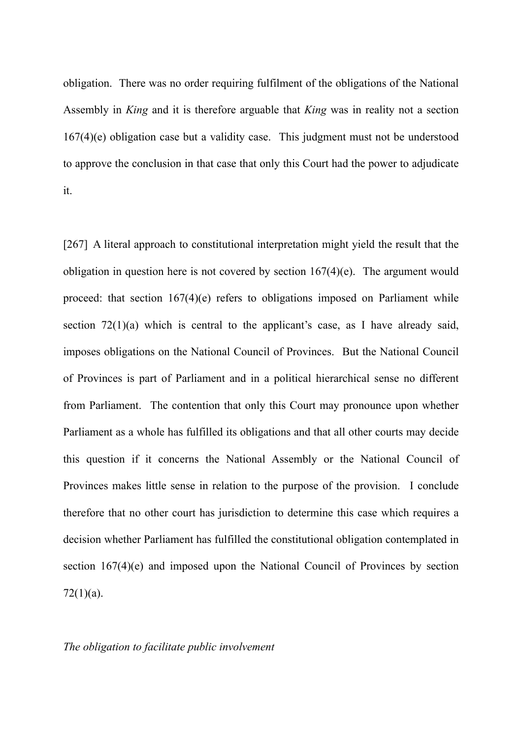obligation. There was no order requiring fulfilment of the obligations of the National Assembly in *King* and it is therefore arguable that *King* was in reality not a section 167(4)(e) obligation case but a validity case. This judgment must not be understood to approve the conclusion in that case that only this Court had the power to adjudicate it.

[267] A literal approach to constitutional interpretation might yield the result that the obligation in question here is not covered by section 167(4)(e). The argument would proceed: that section 167(4)(e) refers to obligations imposed on Parliament while section 72(1)(a) which is central to the applicant's case, as I have already said, imposes obligations on the National Council of Provinces. But the National Council of Provinces is part of Parliament and in a political hierarchical sense no different from Parliament. The contention that only this Court may pronounce upon whether Parliament as a whole has fulfilled its obligations and that all other courts may decide this question if it concerns the National Assembly or the National Council of Provinces makes little sense in relation to the purpose of the provision. I conclude therefore that no other court has jurisdiction to determine this case which requires a decision whether Parliament has fulfilled the constitutional obligation contemplated in section 167(4)(e) and imposed upon the National Council of Provinces by section 72(1)(a).

*The obligation to facilitate public involvement*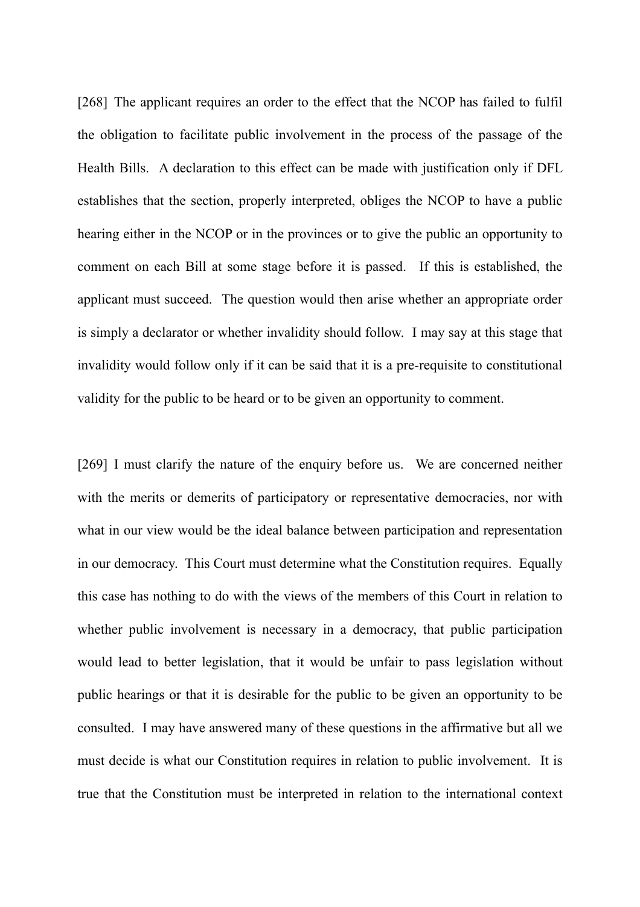[268] The applicant requires an order to the effect that the NCOP has failed to fulfil the obligation to facilitate public involvement in the process of the passage of the Health Bills. A declaration to this effect can be made with justification only if DFL establishes that the section, properly interpreted, obliges the NCOP to have a public hearing either in the NCOP or in the provinces or to give the public an opportunity to comment on each Bill at some stage before it is passed. If this is established, the applicant must succeed. The question would then arise whether an appropriate order is simply a declarator or whether invalidity should follow. I may say at this stage that invalidity would follow only if it can be said that it is a pre-requisite to constitutional validity for the public to be heard or to be given an opportunity to comment.

[269] I must clarify the nature of the enquiry before us. We are concerned neither with the merits or demerits of participatory or representative democracies, nor with what in our view would be the ideal balance between participation and representation in our democracy. This Court must determine what the Constitution requires. Equally this case has nothing to do with the views of the members of this Court in relation to whether public involvement is necessary in a democracy, that public participation would lead to better legislation, that it would be unfair to pass legislation without public hearings or that it is desirable for the public to be given an opportunity to be consulted. I may have answered many of these questions in the affirmative but all we must decide is what our Constitution requires in relation to public involvement. It is true that the Constitution must be interpreted in relation to the international context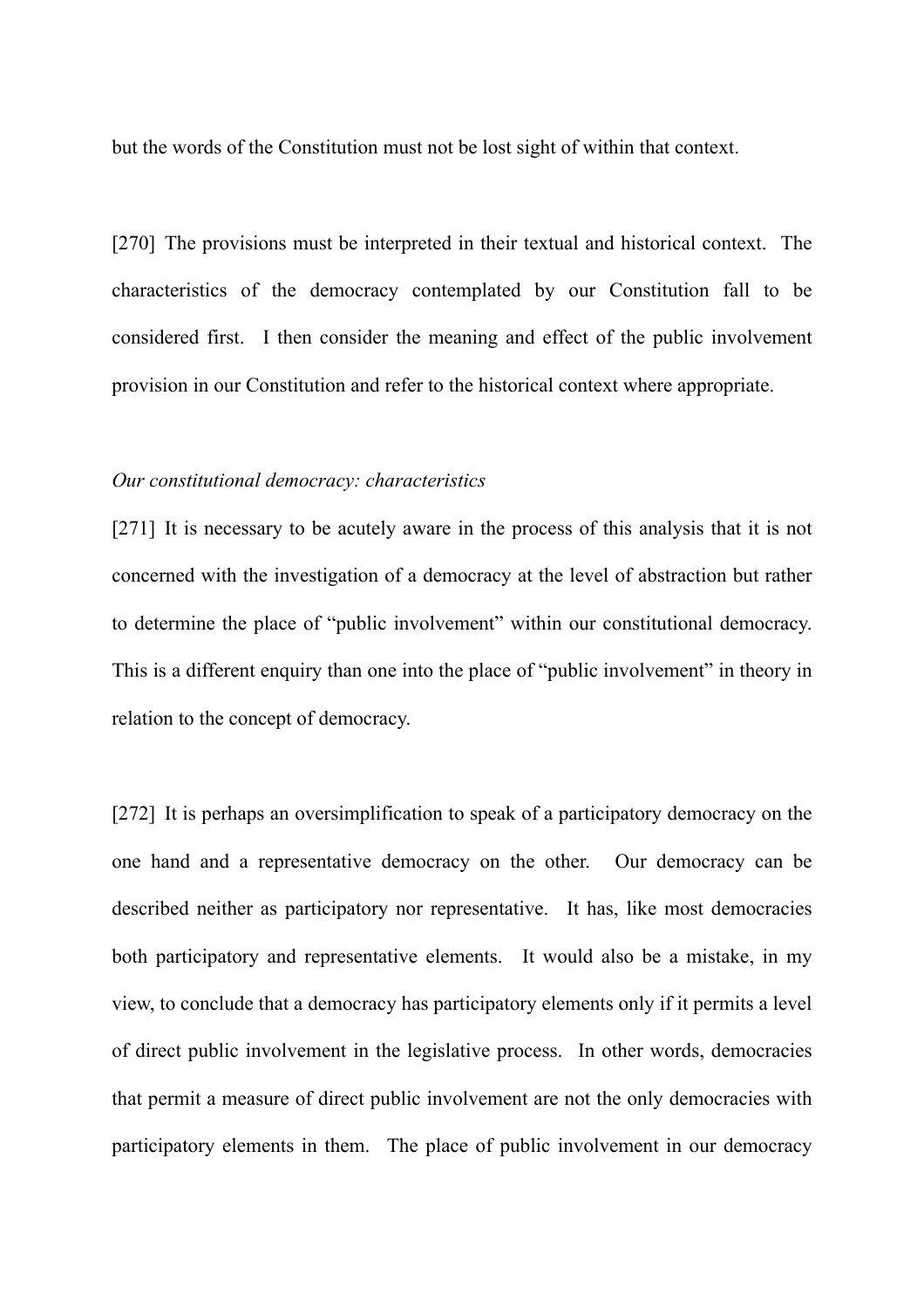but the words of the Constitution must not be lost sight of within that context.

[270] The provisions must be interpreted in their textual and historical context. The characteristics of the democracy contemplated by our Constitution fall to be considered first. I then consider the meaning and effect of the public involvement provision in our Constitution and refer to the historical context where appropriate.

*Our constitutional democracy: characteristics*

[271] It is necessary to be acutely aware in the process of this analysis that it is not concerned with the investigation of a democracy at the level of abstraction but rather to determine the place of "public involvement" within our constitutional democracy. This is a different enquiry than one into the place of "public involvement" in theory in relation to the concept of democracy.

[272] It is perhaps an oversimplification to speak of a participatory democracy on the one hand and a representative democracy on the other. Our democracy can be described neither as participatory nor representative. It has, like most democracies both participatory and representative elements. It would also be a mistake, in my view, to conclude that a democracy has participatory elements only if it permits a level of direct public involvement in the legislative process. In other words, democracies that permit a measure of direct public involvement are not the only democracies with participatory elements in them. The place of public involvement in our democracy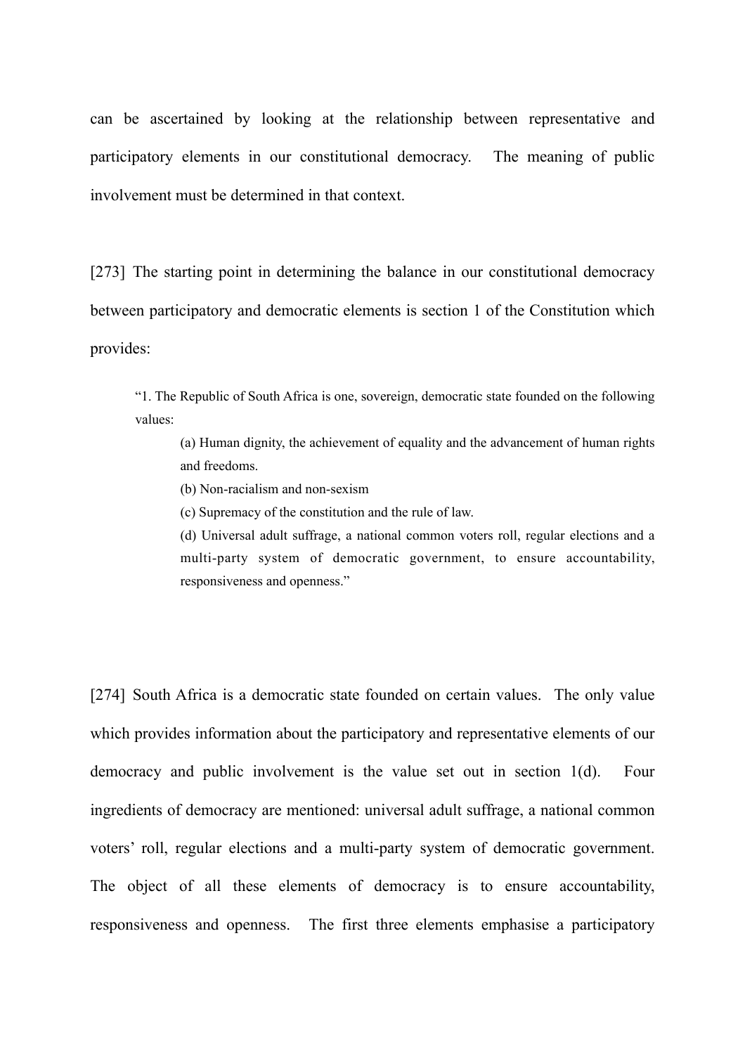can be ascertained by looking at the relationship between representative and participatory elements in our constitutional democracy. The meaning of public involvement must be determined in that context.

[273] The starting point in determining the balance in our constitutional democracy between participatory and democratic elements is section 1 of the Constitution which provides:

> "1. The Republic of South Africa is one, sovereign, democratic state founded on the following values:
>
> (a) Human dignity, the achievement of equality and the advancement of human rights and freedoms.
>
> (b) Non-racialism and non-sexism
>
> (c) Supremacy of the constitution and the rule of law.
>
> (d) Universal adult suffrage, a national common voters roll, regular elections and a multi-party system of democratic government, to ensure accountability, responsiveness and openness."

[274] South Africa is a democratic state founded on certain values. The only value which provides information about the participatory and representative elements of our democracy and public involvement is the value set out in section 1(d). Four ingredients of democracy are mentioned: universal adult suffrage, a national common voters' roll, regular elections and a multi-party system of democratic government. The object of all these elements of democracy is to ensure accountability, responsiveness and openness. The first three elements emphasise a participatory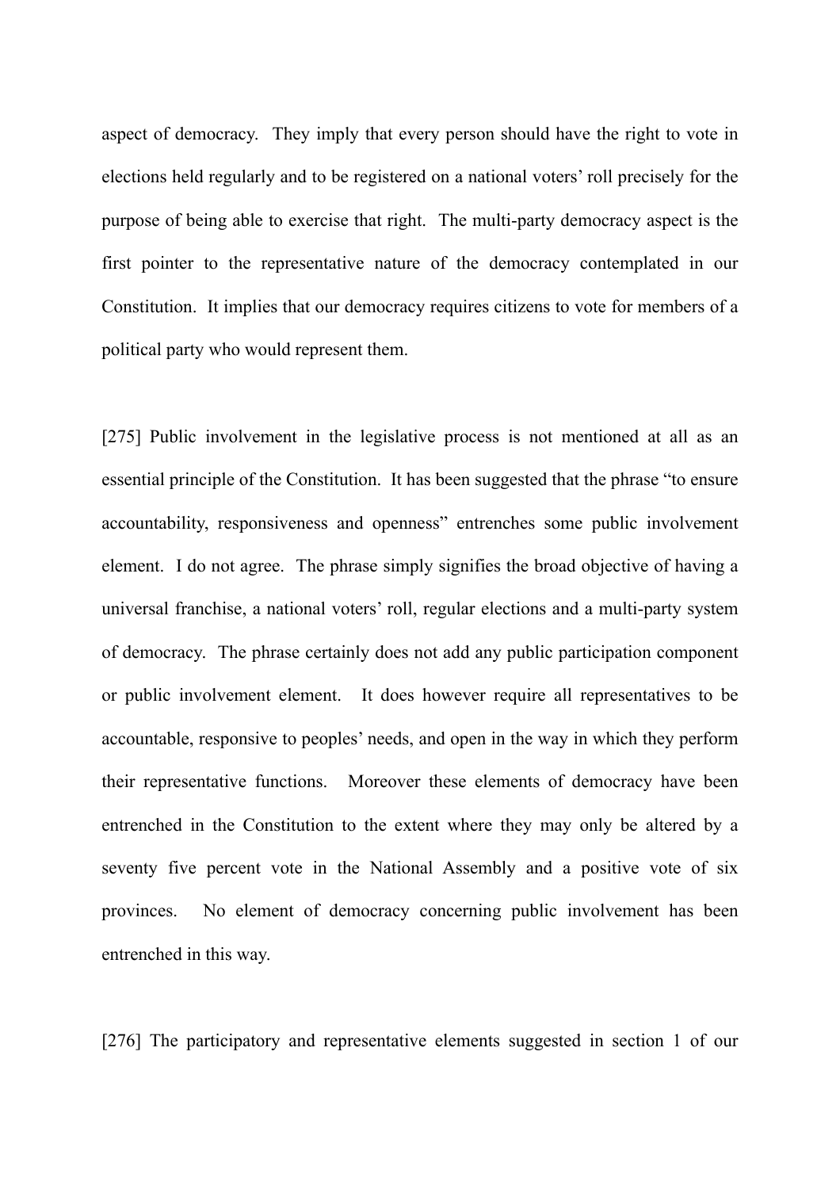aspect of democracy. They imply that every person should have the right to vote in elections held regularly and to be registered on a national voters' roll precisely for the purpose of being able to exercise that right. The multi-party democracy aspect is the first pointer to the representative nature of the democracy contemplated in our Constitution. It implies that our democracy requires citizens to vote for members of a political party who would represent them.

[275] Public involvement in the legislative process is not mentioned at all as an essential principle of the Constitution. It has been suggested that the phrase "to ensure accountability, responsiveness and openness" entrenches some public involvement element. I do not agree. The phrase simply signifies the broad objective of having a universal franchise, a national voters' roll, regular elections and a multi-party system of democracy. The phrase certainly does not add any public participation component or public involvement element. It does however require all representatives to be accountable, responsive to peoples' needs, and open in the way in which they perform their representative functions. Moreover these elements of democracy have been entrenched in the Constitution to the extent where they may only be altered by a seventy five percent vote in the National Assembly and a positive vote of six provinces. No element of democracy concerning public involvement has been entrenched in this way.

[276] The participatory and representative elements suggested in section 1 of our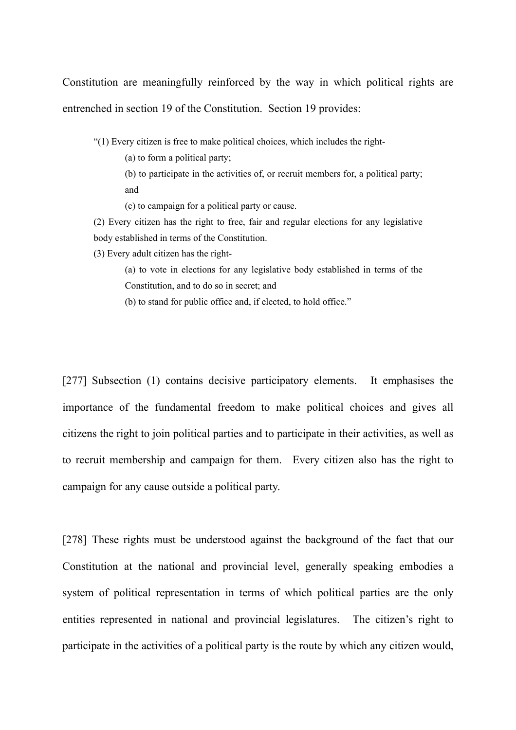Constitution are meaningfully reinforced by the way in which political rights are entrenched in section 19 of the Constitution. Section 19 provides:

> "(1) Every citizen is free to make political choices, which includes the right-
>
> (a) to form a political party;
>
> (b) to participate in the activities of, or recruit members for, a political party; and
>
> (c) to campaign for a political party or cause.
>
> (2) Every citizen has the right to free, fair and regular elections for any legislative body established in terms of the Constitution.
>
> (3) Every adult citizen has the right-
>
> (a) to vote in elections for any legislative body established in terms of the Constitution, and to do so in secret; and
>
> (b) to stand for public office and, if elected, to hold office."

[277] Subsection (1) contains decisive participatory elements. It emphasises the importance of the fundamental freedom to make political choices and gives all citizens the right to join political parties and to participate in their activities, as well as to recruit membership and campaign for them. Every citizen also has the right to campaign for any cause outside a political party.

[278] These rights must be understood against the background of the fact that our Constitution at the national and provincial level, generally speaking embodies a system of political representation in terms of which political parties are the only entities represented in national and provincial legislatures. The citizen's right to participate in the activities of a political party is the route by which any citizen would,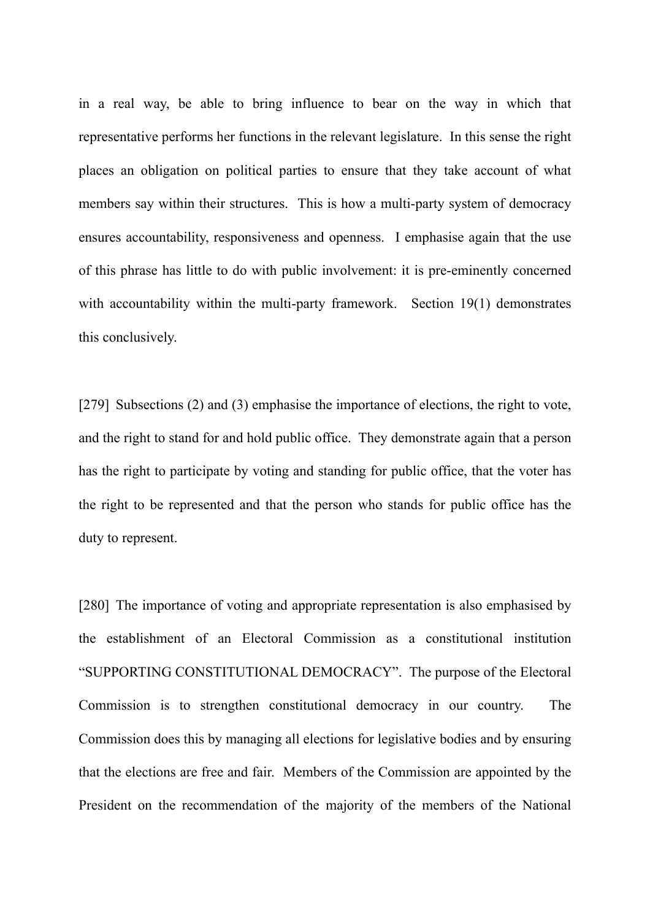in a real way, be able to bring influence to bear on the way in which that representative performs her functions in the relevant legislature. In this sense the right places an obligation on political parties to ensure that they take account of what members say within their structures. This is how a multi-party system of democracy ensures accountability, responsiveness and openness. I emphasise again that the use of this phrase has little to do with public involvement: it is pre-eminently concerned with accountability within the multi-party framework. Section 19(1) demonstrates this conclusively.

[279] Subsections (2) and (3) emphasise the importance of elections, the right to vote, and the right to stand for and hold public office. They demonstrate again that a person has the right to participate by voting and standing for public office, that the voter has the right to be represented and that the person who stands for public office has the duty to represent.

[280] The importance of voting and appropriate representation is also emphasised by the establishment of an Electoral Commission as a constitutional institution "SUPPORTING CONSTITUTIONAL DEMOCRACY". The purpose of the Electoral Commission is to strengthen constitutional democracy in our country. The Commission does this by managing all elections for legislative bodies and by ensuring that the elections are free and fair. Members of the Commission are appointed by the President on the recommendation of the majority of the members of the National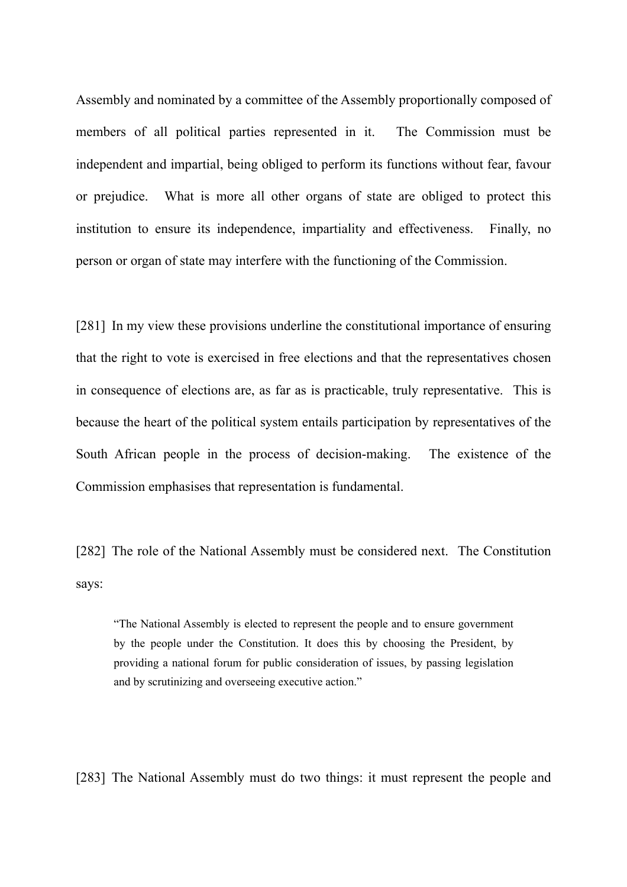Assembly and nominated by a committee of the Assembly proportionally composed of members of all political parties represented in it. The Commission must be independent and impartial, being obliged to perform its functions without fear, favour or prejudice. What is more all other organs of state are obliged to protect this institution to ensure its independence, impartiality and effectiveness. Finally, no person or organ of state may interfere with the functioning of the Commission.

[281] In my view these provisions underline the constitutional importance of ensuring that the right to vote is exercised in free elections and that the representatives chosen in consequence of elections are, as far as is practicable, truly representative. This is because the heart of the political system entails participation by representatives of the South African people in the process of decision-making. The existence of the Commission emphasises that representation is fundamental.

[282] The role of the National Assembly must be considered next. The Constitution says:

> "The National Assembly is elected to represent the people and to ensure government by the people under the Constitution. It does this by choosing the President, by providing a national forum for public consideration of issues, by passing legislation and by scrutinizing and overseeing executive action."

[283] The National Assembly must do two things: it must represent the people and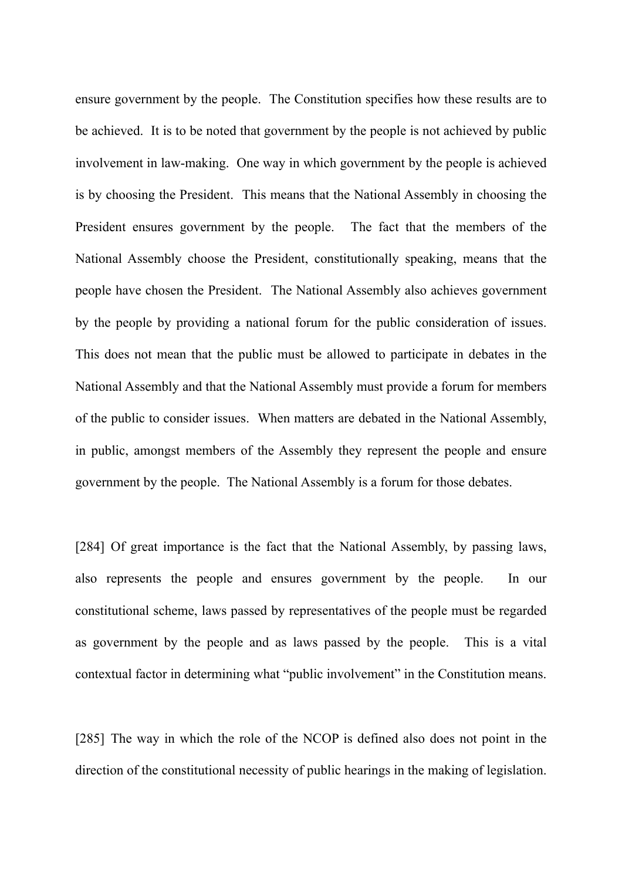ensure government by the people. The Constitution specifies how these results are to be achieved. It is to be noted that government by the people is not achieved by public involvement in law-making. One way in which government by the people is achieved is by choosing the President. This means that the National Assembly in choosing the President ensures government by the people. The fact that the members of the National Assembly choose the President, constitutionally speaking, means that the people have chosen the President. The National Assembly also achieves government by the people by providing a national forum for the public consideration of issues. This does not mean that the public must be allowed to participate in debates in the National Assembly and that the National Assembly must provide a forum for members of the public to consider issues. When matters are debated in the National Assembly, in public, amongst members of the Assembly they represent the people and ensure government by the people. The National Assembly is a forum for those debates.

[284] Of great importance is the fact that the National Assembly, by passing laws, also represents the people and ensures government by the people. In our constitutional scheme, laws passed by representatives of the people must be regarded as government by the people and as laws passed by the people. This is a vital contextual factor in determining what "public involvement" in the Constitution means.

[285] The way in which the role of the NCOP is defined also does not point in the direction of the constitutional necessity of public hearings in the making of legislation.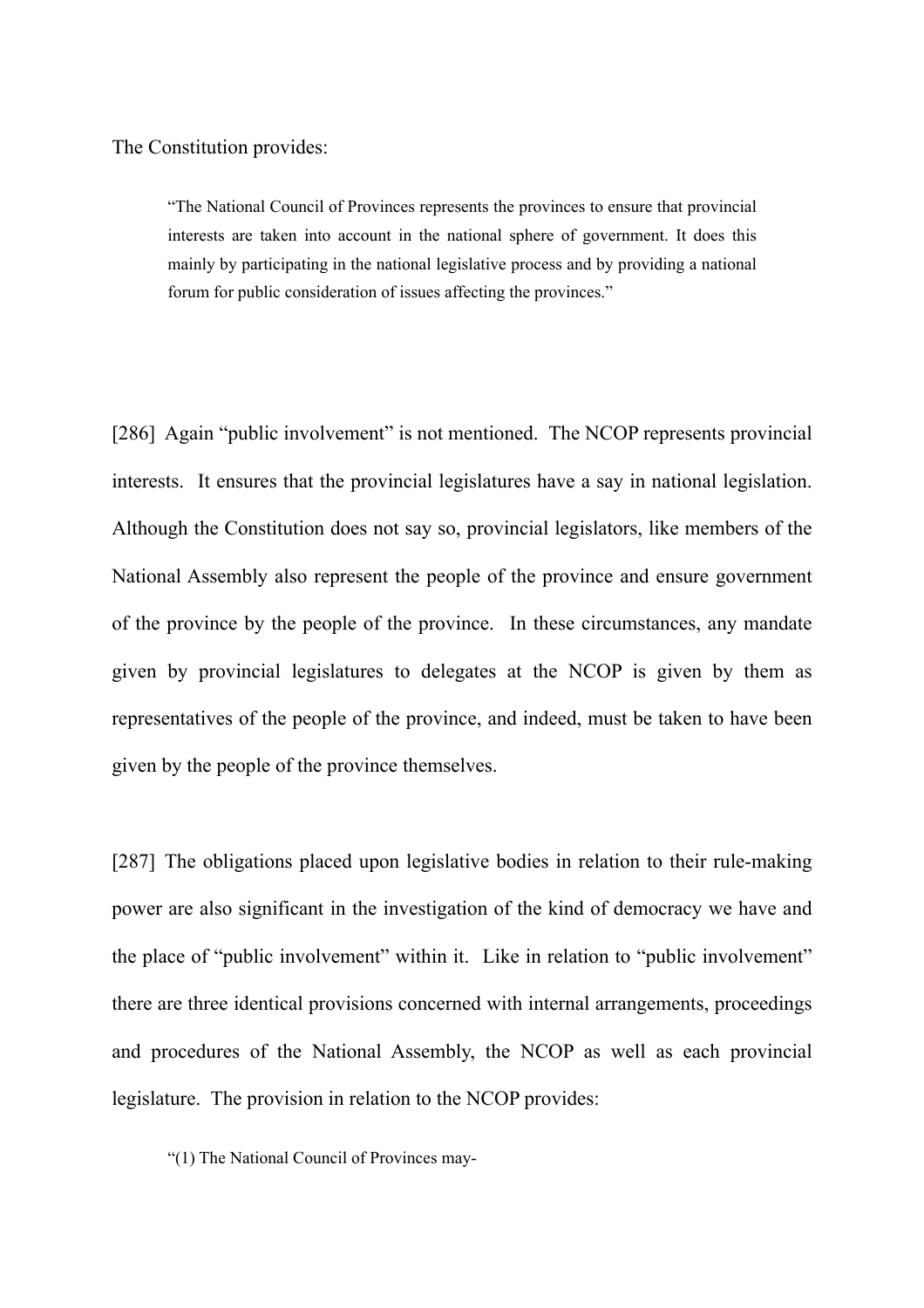The Constitution provides:

> "The National Council of Provinces represents the provinces to ensure that provincial interests are taken into account in the national sphere of government. It does this mainly by participating in the national legislative process and by providing a national forum for public consideration of issues affecting the provinces."

[286] Again "public involvement" is not mentioned. The NCOP represents provincial interests. It ensures that the provincial legislatures have a say in national legislation. Although the Constitution does not say so, provincial legislators, like members of the National Assembly also represent the people of the province and ensure government of the province by the people of the province. In these circumstances, any mandate given by provincial legislatures to delegates at the NCOP is given by them as representatives of the people of the province, and indeed, must be taken to have been given by the people of the province themselves.

[287] The obligations placed upon legislative bodies in relation to their rule-making power are also significant in the investigation of the kind of democracy we have and the place of "public involvement" within it. Like in relation to "public involvement" there are three identical provisions concerned with internal arrangements, proceedings and procedures of the National Assembly, the NCOP as well as each provincial legislature. The provision in relation to the NCOP provides:

> "(1) The National Council of Provinces may-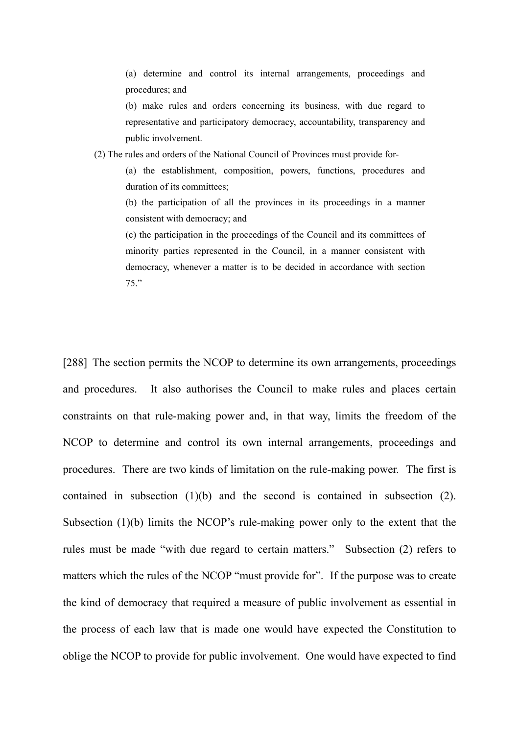> (a) determine and control its internal arrangements, proceedings and procedures; and
>
> (b) make rules and orders concerning its business, with due regard to representative and participatory democracy, accountability, transparency and public involvement.
>
> (2) The rules and orders of the National Council of Provinces must provide for-
>
> (a) the establishment, composition, powers, functions, procedures and duration of its committees;
>
> (b) the participation of all the provinces in its proceedings in a manner consistent with democracy; and
>
> (c) the participation in the proceedings of the Council and its committees of minority parties represented in the Council, in a manner consistent with democracy, whenever a matter is to be decided in accordance with section 75."

[288] The section permits the NCOP to determine its own arrangements, proceedings and procedures. It also authorises the Council to make rules and places certain constraints on that rule-making power and, in that way, limits the freedom of the NCOP to determine and control its own internal arrangements, proceedings and procedures. There are two kinds of limitation on the rule-making power. The first is contained in subsection (1)(b) and the second is contained in subsection (2). Subsection (1)(b) limits the NCOP's rule-making power only to the extent that the rules must be made "with due regard to certain matters." Subsection (2) refers to matters which the rules of the NCOP "must provide for". If the purpose was to create the kind of democracy that required a measure of public involvement as essential in the process of each law that is made one would have expected the Constitution to oblige the NCOP to provide for public involvement. One would have expected to find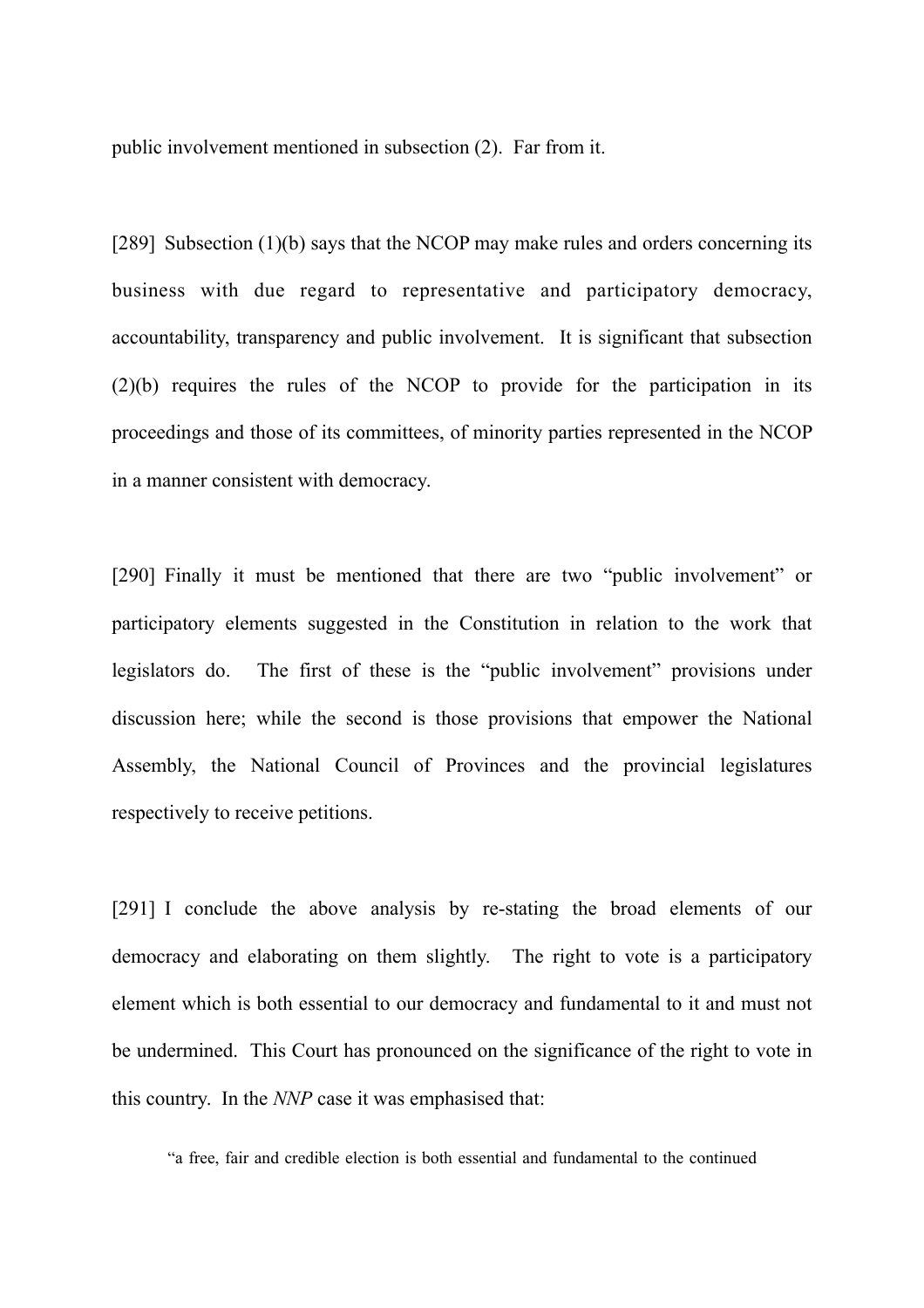public involvement mentioned in subsection (2). Far from it.

[289] Subsection (1)(b) says that the NCOP may make rules and orders concerning its business with due regard to representative and participatory democracy, accountability, transparency and public involvement. It is significant that subsection (2)(b) requires the rules of the NCOP to provide for the participation in its proceedings and those of its committees, of minority parties represented in the NCOP in a manner consistent with democracy.

[290] Finally it must be mentioned that there are two "public involvement" or participatory elements suggested in the Constitution in relation to the work that legislators do. The first of these is the "public involvement" provisions under discussion here; while the second is those provisions that empower the National Assembly, the National Council of Provinces and the provincial legislatures respectively to receive petitions.

[291] I conclude the above analysis by re-stating the broad elements of our democracy and elaborating on them slightly. The right to vote is a participatory element which is both essential to our democracy and fundamental to it and must not be undermined. This Court has pronounced on the significance of the right to vote in this country. In the *NNP* case it was emphasised that:

> "a free, fair and credible election is both essential and fundamental to the continued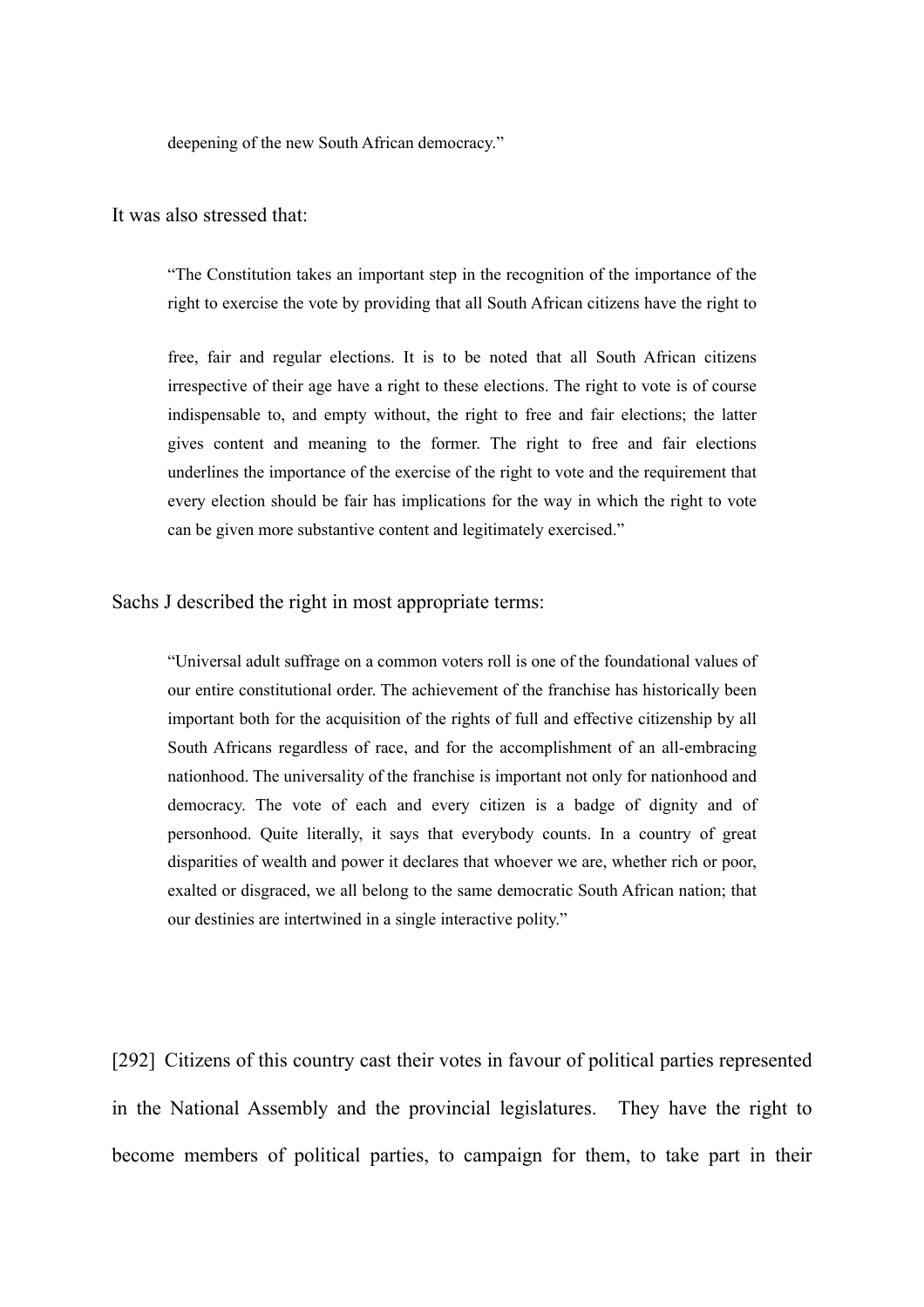> deepening of the new South African democracy."

It was also stressed that:

> "The Constitution takes an important step in the recognition of the importance of the right to exercise the vote by providing that all South African citizens have the right to free, fair and regular elections. It is to be noted that all South African citizens irrespective of their age have a right to these elections. The right to vote is of course indispensable to, and empty without, the right to free and fair elections; the latter gives content and meaning to the former. The right to free and fair elections underlines the importance of the exercise of the right to vote and the requirement that every election should be fair has implications for the way in which the right to vote can be given more substantive content and legitimately exercised."

Sachs J described the right in most appropriate terms:

> "Universal adult suffrage on a common voters roll is one of the foundational values of our entire constitutional order. The achievement of the franchise has historically been important both for the acquisition of the rights of full and effective citizenship by all South Africans regardless of race, and for the accomplishment of an all-embracing nationhood. The universality of the franchise is important not only for nationhood and democracy. The vote of each and every citizen is a badge of dignity and of personhood. Quite literally, it says that everybody counts. In a country of great disparities of wealth and power it declares that whoever we are, whether rich or poor, exalted or disgraced, we all belong to the same democratic South African nation; that our destinies are intertwined in a single interactive polity."

[292] Citizens of this country cast their votes in favour of political parties represented in the National Assembly and the provincial legislatures. They have the right to become members of political parties, to campaign for them, to take part in their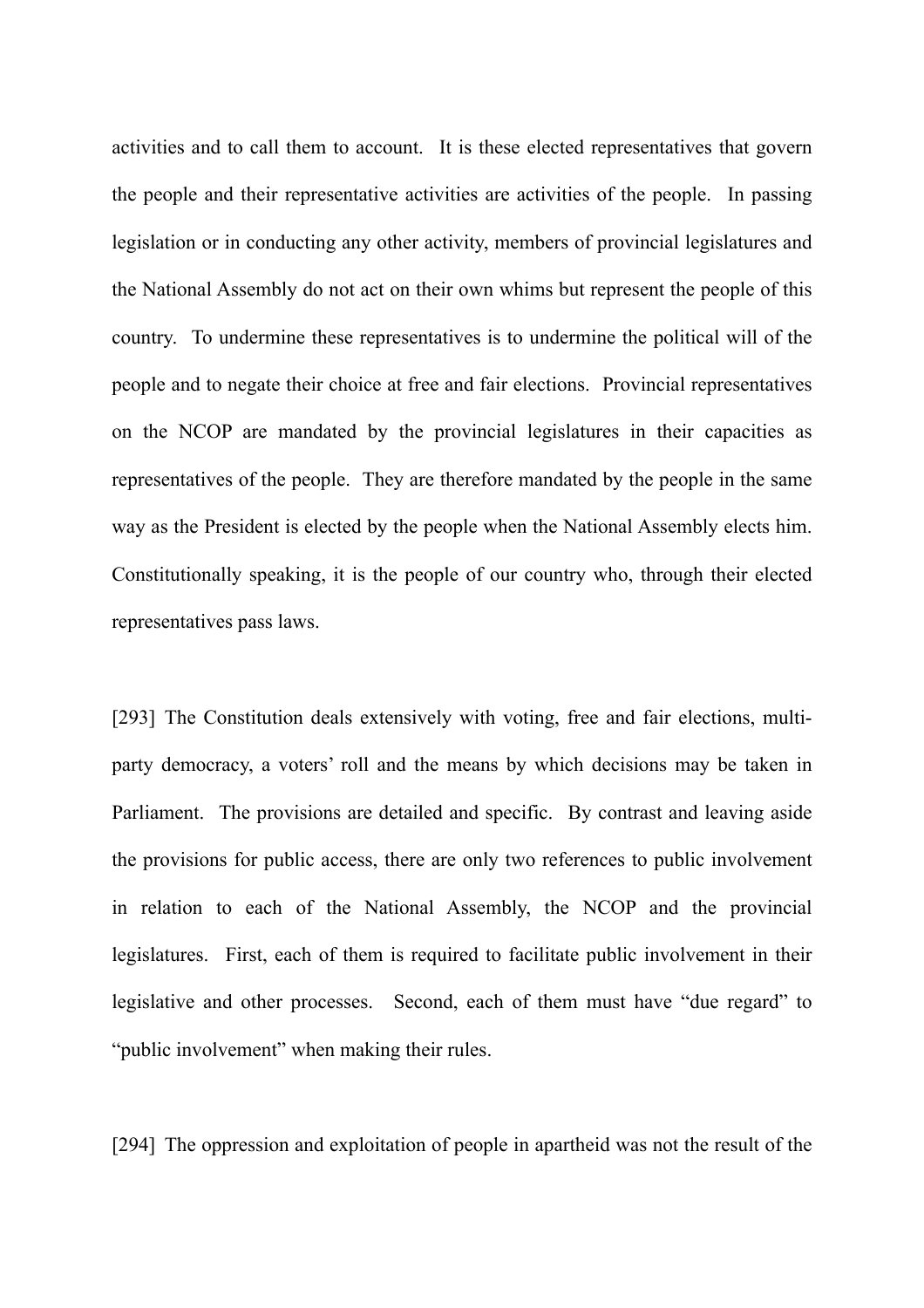activities and to call them to account. It is these elected representatives that govern the people and their representative activities are activities of the people. In passing legislation or in conducting any other activity, members of provincial legislatures and the National Assembly do not act on their own whims but represent the people of this country. To undermine these representatives is to undermine the political will of the people and to negate their choice at free and fair elections. Provincial representatives on the NCOP are mandated by the provincial legislatures in their capacities as representatives of the people. They are therefore mandated by the people in the same way as the President is elected by the people when the National Assembly elects him. Constitutionally speaking, it is the people of our country who, through their elected representatives pass laws.

[293] The Constitution deals extensively with voting, free and fair elections, multi-party democracy, a voters' roll and the means by which decisions may be taken in Parliament. The provisions are detailed and specific. By contrast and leaving aside the provisions for public access, there are only two references to public involvement in relation to each of the National Assembly, the NCOP and the provincial legislatures. First, each of them is required to facilitate public involvement in their legislative and other processes. Second, each of them must have "due regard" to "public involvement" when making their rules.

[294] The oppression and exploitation of people in apartheid was not the result of the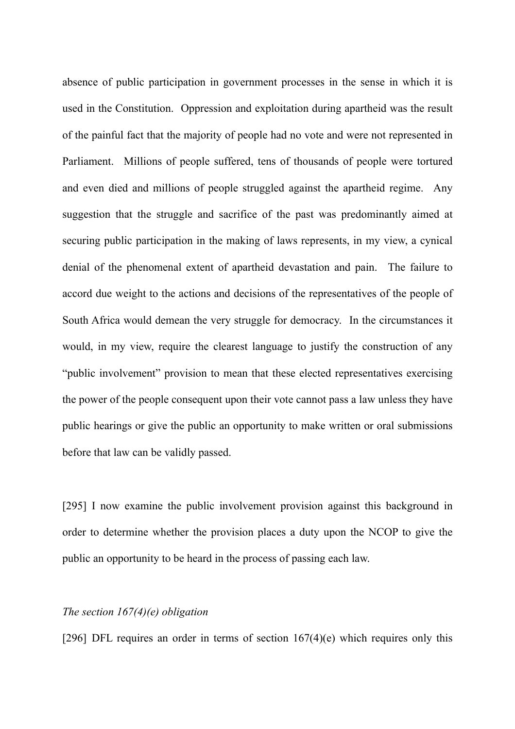absence of public participation in government processes in the sense in which it is used in the Constitution. Oppression and exploitation during apartheid was the result of the painful fact that the majority of people had no vote and were not represented in Parliament. Millions of people suffered, tens of thousands of people were tortured and even died and millions of people struggled against the apartheid regime. Any suggestion that the struggle and sacrifice of the past was predominantly aimed at securing public participation in the making of laws represents, in my view, a cynical denial of the phenomenal extent of apartheid devastation and pain. The failure to accord due weight to the actions and decisions of the representatives of the people of South Africa would demean the very struggle for democracy. In the circumstances it would, in my view, require the clearest language to justify the construction of any "public involvement" provision to mean that these elected representatives exercising the power of the people consequent upon their vote cannot pass a law unless they have public hearings or give the public an opportunity to make written or oral submissions before that law can be validly passed.

[295] I now examine the public involvement provision against this background in order to determine whether the provision places a duty upon the NCOP to give the public an opportunity to be heard in the process of passing each law.

*The section 167(4)(e) obligation*

[296] DFL requires an order in terms of section 167(4)(e) which requires only this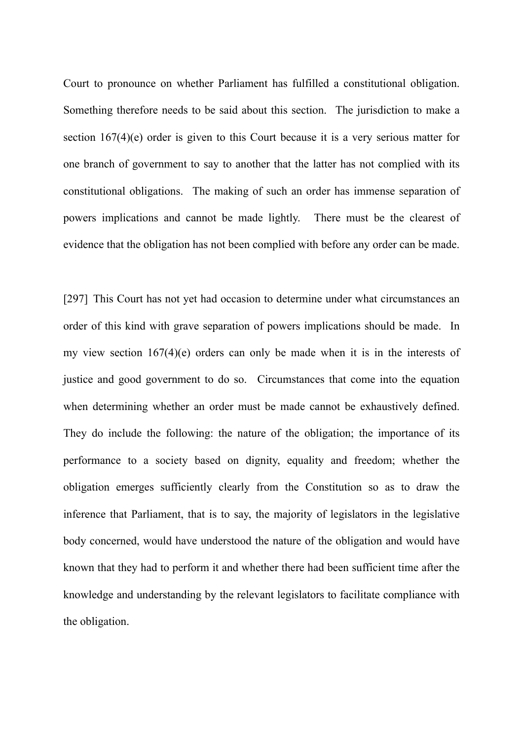Court to pronounce on whether Parliament has fulfilled a constitutional obligation. Something therefore needs to be said about this section. The jurisdiction to make a section 167(4)(e) order is given to this Court because it is a very serious matter for one branch of government to say to another that the latter has not complied with its constitutional obligations. The making of such an order has immense separation of powers implications and cannot be made lightly. There must be the clearest of evidence that the obligation has not been complied with before any order can be made.

[297] This Court has not yet had occasion to determine under what circumstances an order of this kind with grave separation of powers implications should be made. In my view section 167(4)(e) orders can only be made when it is in the interests of justice and good government to do so. Circumstances that come into the equation when determining whether an order must be made cannot be exhaustively defined. They do include the following: the nature of the obligation; the importance of its performance to a society based on dignity, equality and freedom; whether the obligation emerges sufficiently clearly from the Constitution so as to draw the inference that Parliament, that is to say, the majority of legislators in the legislative body concerned, would have understood the nature of the obligation and would have known that they had to perform it and whether there had been sufficient time after the knowledge and understanding by the relevant legislators to facilitate compliance with the obligation.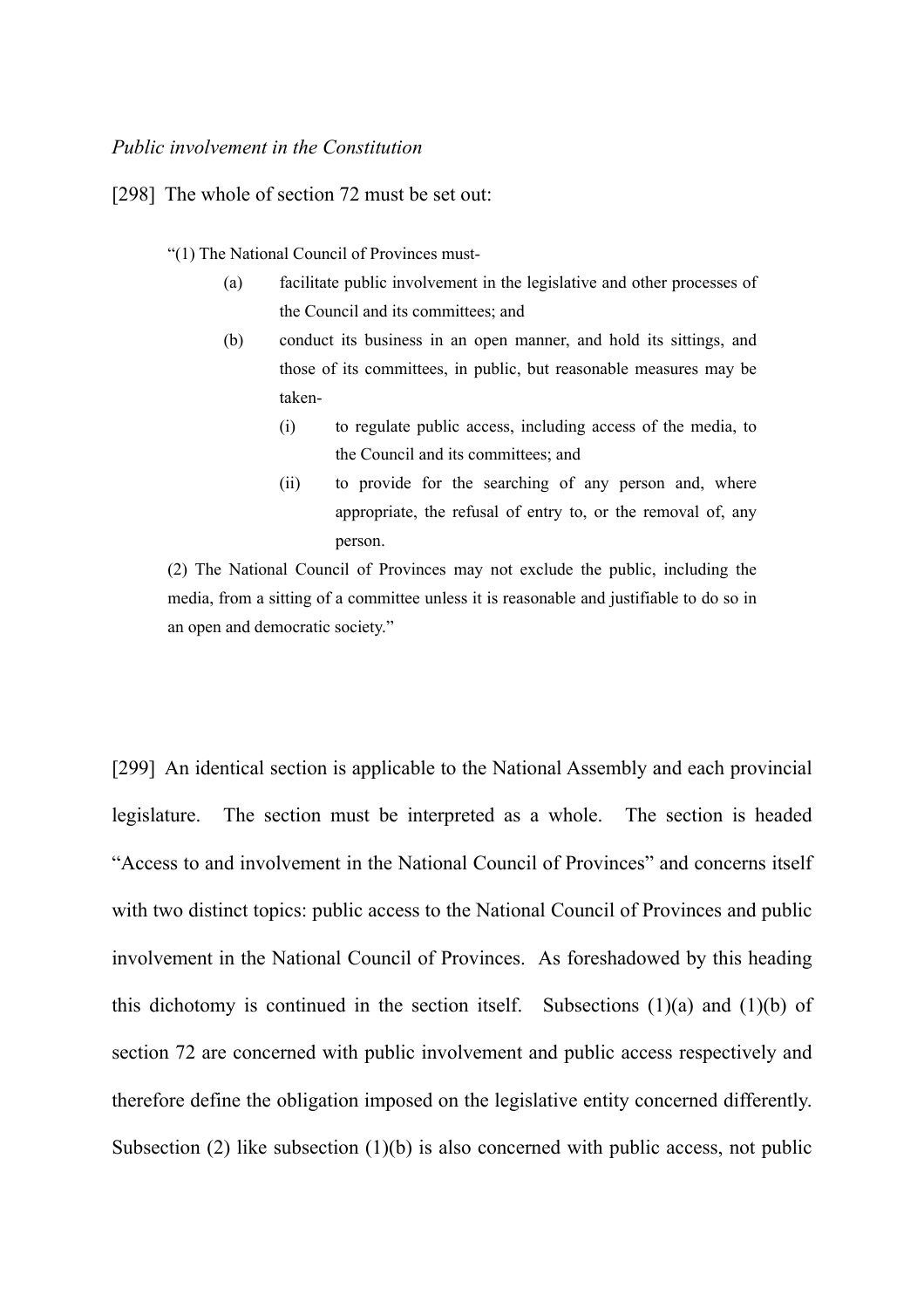*Public involvement in the Constitution*

[298] The whole of section 72 must be set out:

> "(1) The National Council of Provinces must-
>
> (a) facilitate public involvement in the legislative and other processes of the Council and its committees; and
>
> (b) conduct its business in an open manner, and hold its sittings, and those of its committees, in public, but reasonable measures may be taken-
>
> (i) to regulate public access, including access of the media, to the Council and its committees; and
>
> (ii) to provide for the searching of any person and, where appropriate, the refusal of entry to, or the removal of, any person.
>
> (2) The National Council of Provinces may not exclude the public, including the media, from a sitting of a committee unless it is reasonable and justifiable to do so in an open and democratic society."

[299] An identical section is applicable to the National Assembly and each provincial legislature. The section must be interpreted as a whole. The section is headed "Access to and involvement in the National Council of Provinces" and concerns itself with two distinct topics: public access to the National Council of Provinces and public involvement in the National Council of Provinces. As foreshadowed by this heading this dichotomy is continued in the section itself. Subsections (1)(a) and (1)(b) of section 72 are concerned with public involvement and public access respectively and therefore define the obligation imposed on the legislative entity concerned differently. Subsection (2) like subsection (1)(b) is also concerned with public access, not public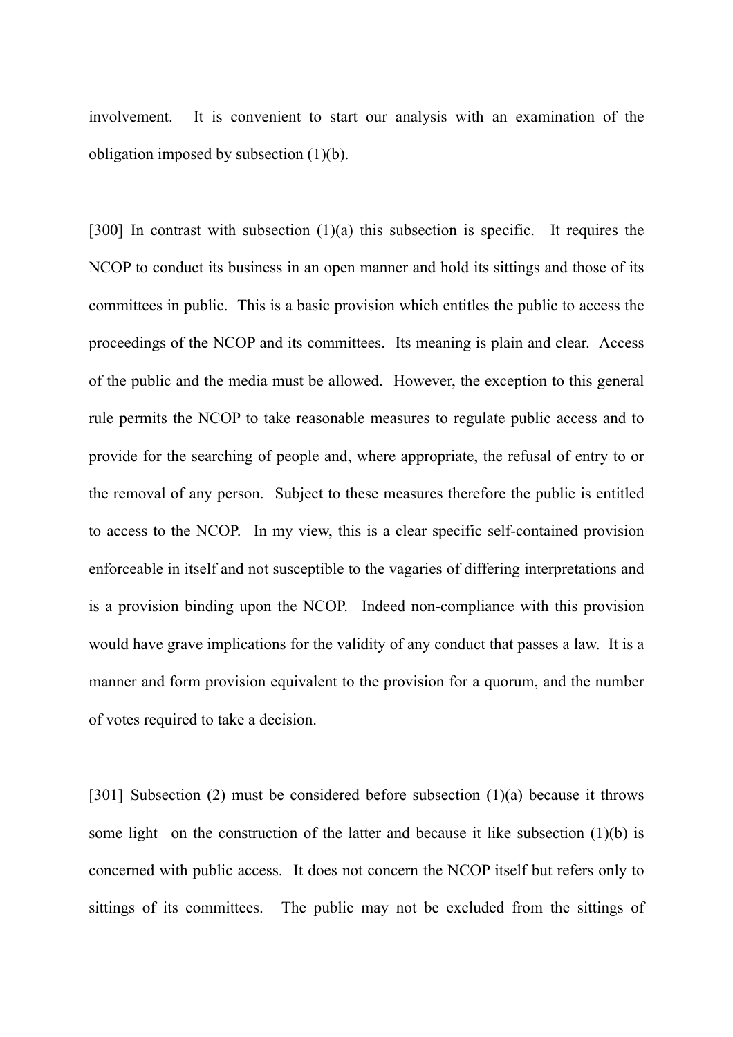involvement. It is convenient to start our analysis with an examination of the obligation imposed by subsection (1)(b).

[300] In contrast with subsection (1)(a) this subsection is specific. It requires the NCOP to conduct its business in an open manner and hold its sittings and those of its committees in public. This is a basic provision which entitles the public to access the proceedings of the NCOP and its committees. Its meaning is plain and clear. Access of the public and the media must be allowed. However, the exception to this general rule permits the NCOP to take reasonable measures to regulate public access and to provide for the searching of people and, where appropriate, the refusal of entry to or the removal of any person. Subject to these measures therefore the public is entitled to access to the NCOP. In my view, this is a clear specific self-contained provision enforceable in itself and not susceptible to the vagaries of differing interpretations and is a provision binding upon the NCOP. Indeed non-compliance with this provision would have grave implications for the validity of any conduct that passes a law. It is a manner and form provision equivalent to the provision for a quorum, and the number of votes required to take a decision.

[301] Subsection (2) must be considered before subsection (1)(a) because it throws some light on the construction of the latter and because it like subsection (1)(b) is concerned with public access. It does not concern the NCOP itself but refers only to sittings of its committees. The public may not be excluded from the sittings of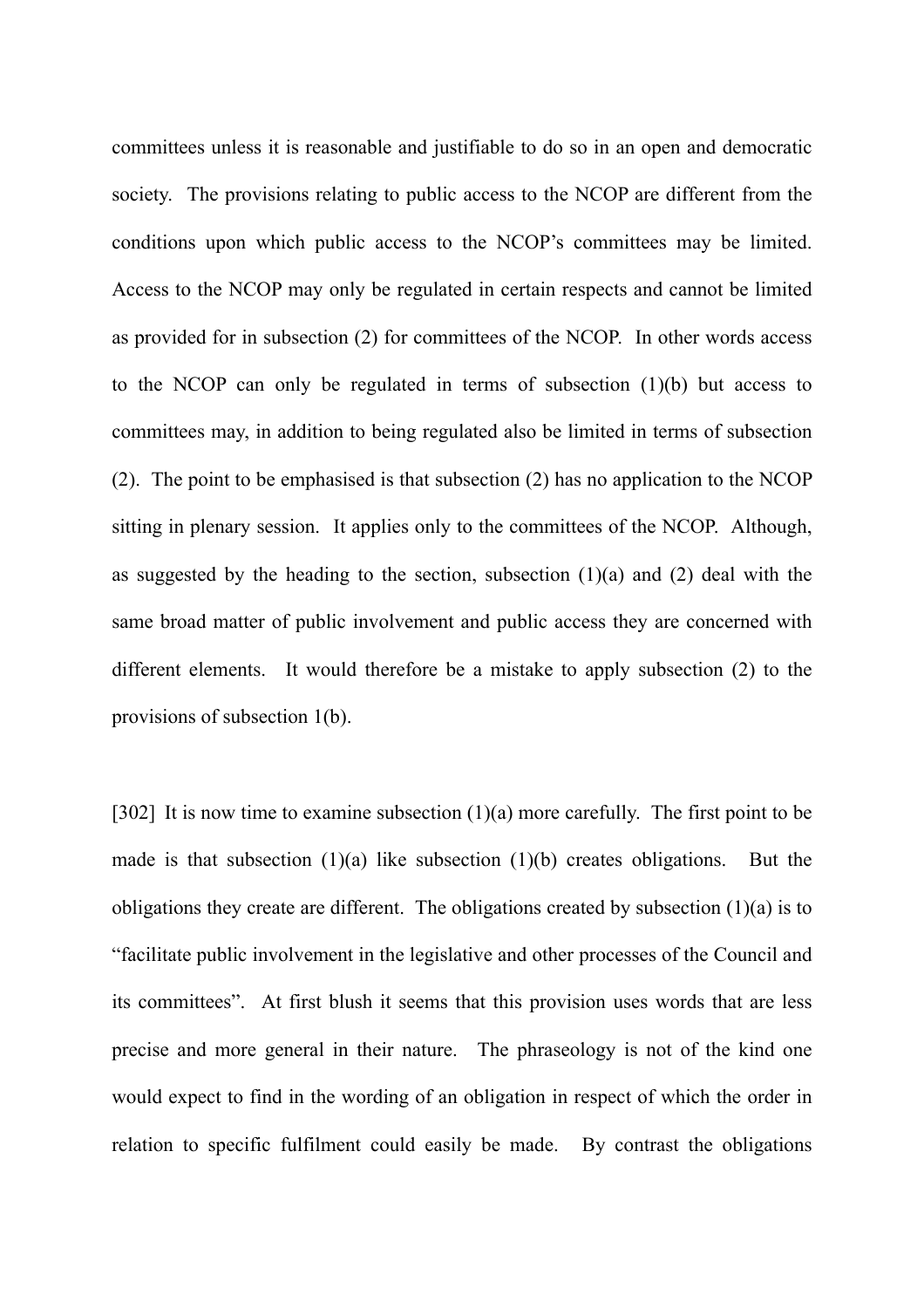committees unless it is reasonable and justifiable to do so in an open and democratic society. The provisions relating to public access to the NCOP are different from the conditions upon which public access to the NCOP's committees may be limited. Access to the NCOP may only be regulated in certain respects and cannot be limited as provided for in subsection (2) for committees of the NCOP. In other words access to the NCOP can only be regulated in terms of subsection (1)(b) but access to committees may, in addition to being regulated also be limited in terms of subsection (2). The point to be emphasised is that subsection (2) has no application to the NCOP sitting in plenary session. It applies only to the committees of the NCOP. Although, as suggested by the heading to the section, subsection (1)(a) and (2) deal with the same broad matter of public involvement and public access they are concerned with different elements. It would therefore be a mistake to apply subsection (2) to the provisions of subsection 1(b).

[302] It is now time to examine subsection (1)(a) more carefully. The first point to be made is that subsection (1)(a) like subsection (1)(b) creates obligations. But the obligations they create are different. The obligations created by subsection (1)(a) is to "facilitate public involvement in the legislative and other processes of the Council and its committees". At first blush it seems that this provision uses words that are less precise and more general in their nature. The phraseology is not of the kind one would expect to find in the wording of an obligation in respect of which the order in relation to specific fulfilment could easily be made. By contrast the obligations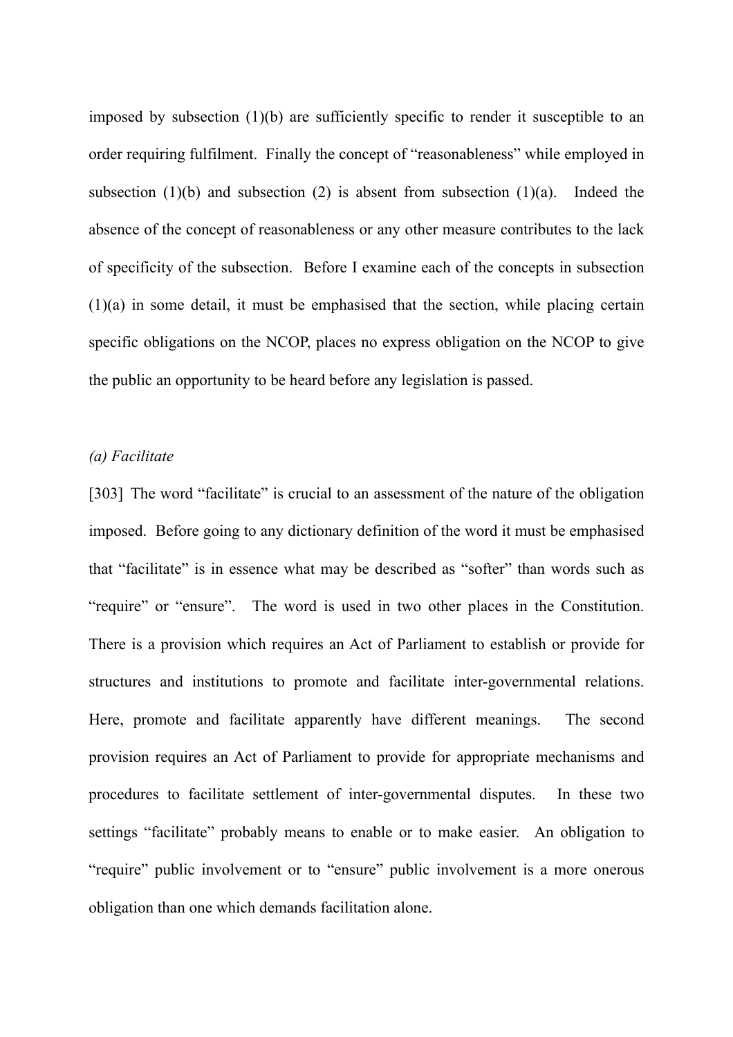imposed by subsection (1)(b) are sufficiently specific to render it susceptible to an order requiring fulfilment. Finally the concept of "reasonableness" while employed in subsection (1)(b) and subsection (2) is absent from subsection (1)(a). Indeed the absence of the concept of reasonableness or any other measure contributes to the lack of specificity of the subsection. Before I examine each of the concepts in subsection (1)(a) in some detail, it must be emphasised that the section, while placing certain specific obligations on the NCOP, places no express obligation on the NCOP to give the public an opportunity to be heard before any legislation is passed.

*(a) Facilitate*

[303] The word "facilitate" is crucial to an assessment of the nature of the obligation imposed. Before going to any dictionary definition of the word it must be emphasised that "facilitate" is in essence what may be described as "softer" than words such as "require" or "ensure". The word is used in two other places in the Constitution. There is a provision which requires an Act of Parliament to establish or provide for structures and institutions to promote and facilitate inter-governmental relations. Here, promote and facilitate apparently have different meanings. The second provision requires an Act of Parliament to provide for appropriate mechanisms and procedures to facilitate settlement of inter-governmental disputes. In these two settings "facilitate" probably means to enable or to make easier. An obligation to "require" public involvement or to "ensure" public involvement is a more onerous obligation than one which demands facilitation alone.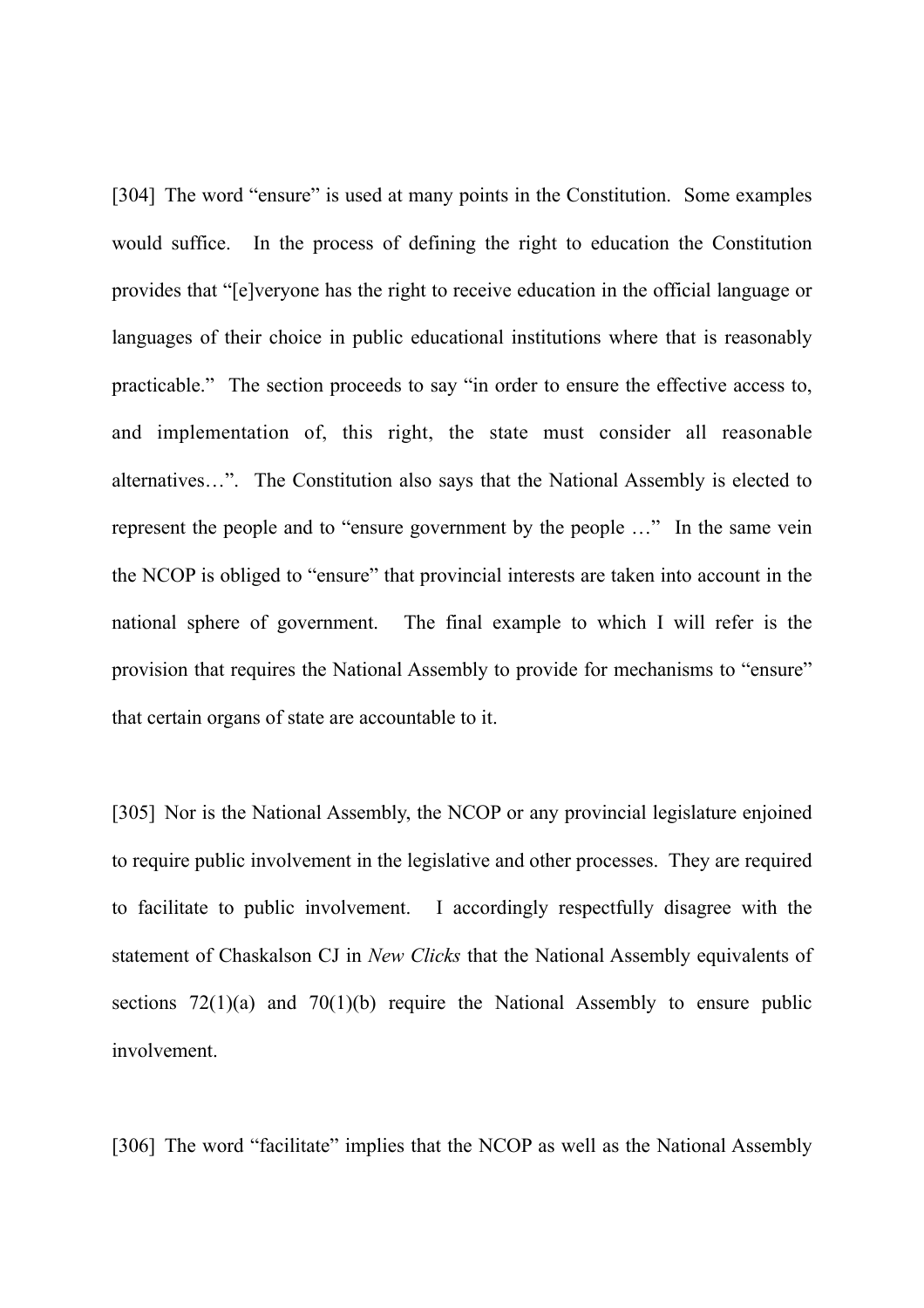[304] The word "ensure" is used at many points in the Constitution. Some examples would suffice. In the process of defining the right to education the Constitution provides that "[e]veryone has the right to receive education in the official language or languages of their choice in public educational institutions where that is reasonably practicable." The section proceeds to say "in order to ensure the effective access to, and implementation of, this right, the state must consider all reasonable alternatives…". The Constitution also says that the National Assembly is elected to represent the people and to "ensure government by the people …" In the same vein the NCOP is obliged to "ensure" that provincial interests are taken into account in the national sphere of government. The final example to which I will refer is the provision that requires the National Assembly to provide for mechanisms to "ensure" that certain organs of state are accountable to it.

[305] Nor is the National Assembly, the NCOP or any provincial legislature enjoined to require public involvement in the legislative and other processes. They are required to facilitate to public involvement. I accordingly respectfully disagree with the statement of Chaskalson CJ in *New Clicks* that the National Assembly equivalents of sections 72(1)(a) and 70(1)(b) require the National Assembly to ensure public involvement.

[306] The word "facilitate" implies that the NCOP as well as the National Assembly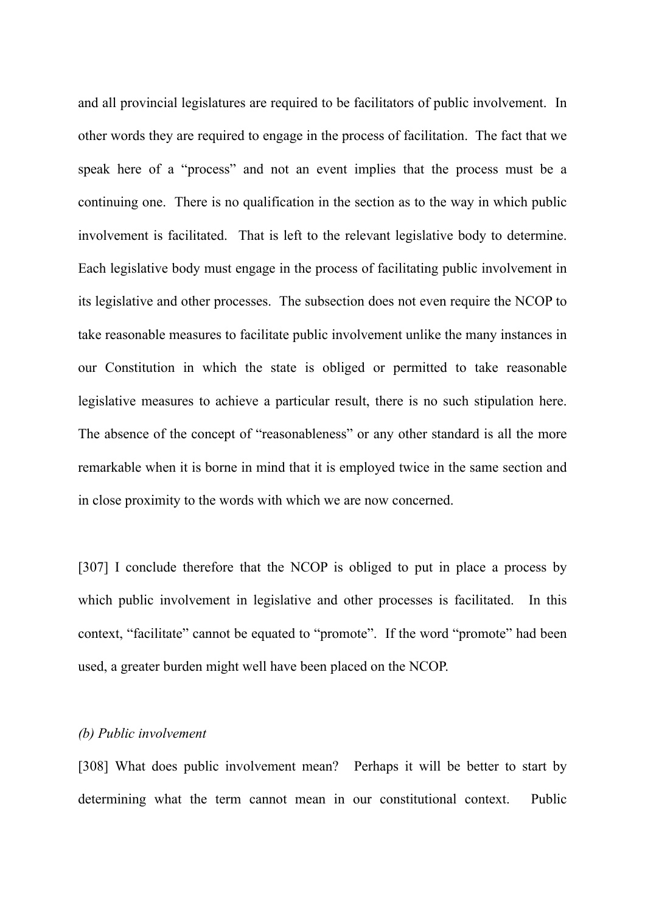and all provincial legislatures are required to be facilitators of public involvement. In other words they are required to engage in the process of facilitation. The fact that we speak here of a "process" and not an event implies that the process must be a continuing one. There is no qualification in the section as to the way in which public involvement is facilitated. That is left to the relevant legislative body to determine. Each legislative body must engage in the process of facilitating public involvement in its legislative and other processes. The subsection does not even require the NCOP to take reasonable measures to facilitate public involvement unlike the many instances in our Constitution in which the state is obliged or permitted to take reasonable legislative measures to achieve a particular result, there is no such stipulation here. The absence of the concept of "reasonableness" or any other standard is all the more remarkable when it is borne in mind that it is employed twice in the same section and in close proximity to the words with which we are now concerned.

[307] I conclude therefore that the NCOP is obliged to put in place a process by which public involvement in legislative and other processes is facilitated. In this context, "facilitate" cannot be equated to "promote". If the word "promote" had been used, a greater burden might well have been placed on the NCOP.

*(b) Public involvement*

[308] What does public involvement mean? Perhaps it will be better to start by determining what the term cannot mean in our constitutional context. Public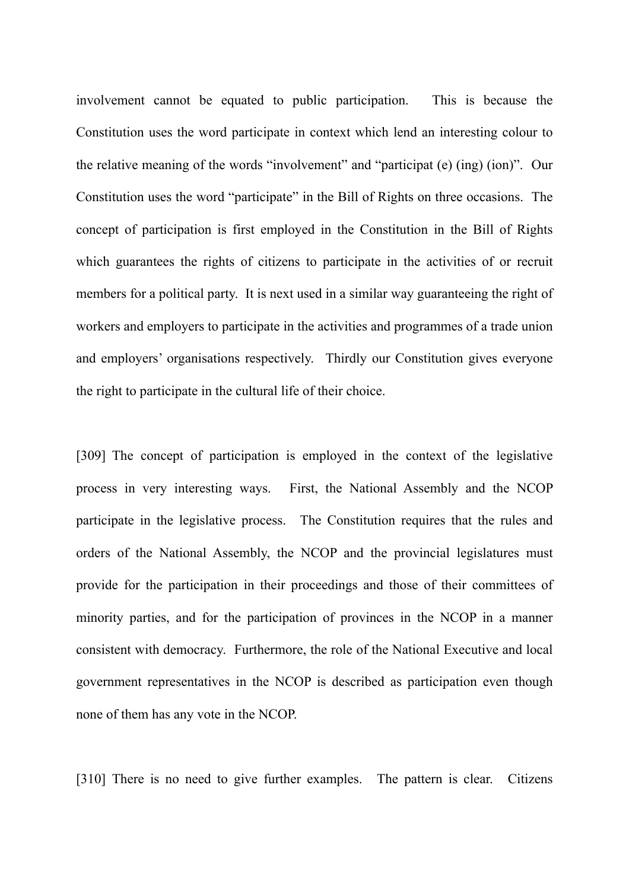involvement cannot be equated to public participation. This is because the Constitution uses the word participate in context which lend an interesting colour to the relative meaning of the words "involvement" and "participat (e) (ing) (ion)". Our Constitution uses the word "participate" in the Bill of Rights on three occasions. The concept of participation is first employed in the Constitution in the Bill of Rights which guarantees the rights of citizens to participate in the activities of or recruit members for a political party. It is next used in a similar way guaranteeing the right of workers and employers to participate in the activities and programmes of a trade union and employers' organisations respectively. Thirdly our Constitution gives everyone the right to participate in the cultural life of their choice.

[309] The concept of participation is employed in the context of the legislative process in very interesting ways. First, the National Assembly and the NCOP participate in the legislative process. The Constitution requires that the rules and orders of the National Assembly, the NCOP and the provincial legislatures must provide for the participation in their proceedings and those of their committees of minority parties, and for the participation of provinces in the NCOP in a manner consistent with democracy. Furthermore, the role of the National Executive and local government representatives in the NCOP is described as participation even though none of them has any vote in the NCOP.

[310] There is no need to give further examples. The pattern is clear. Citizens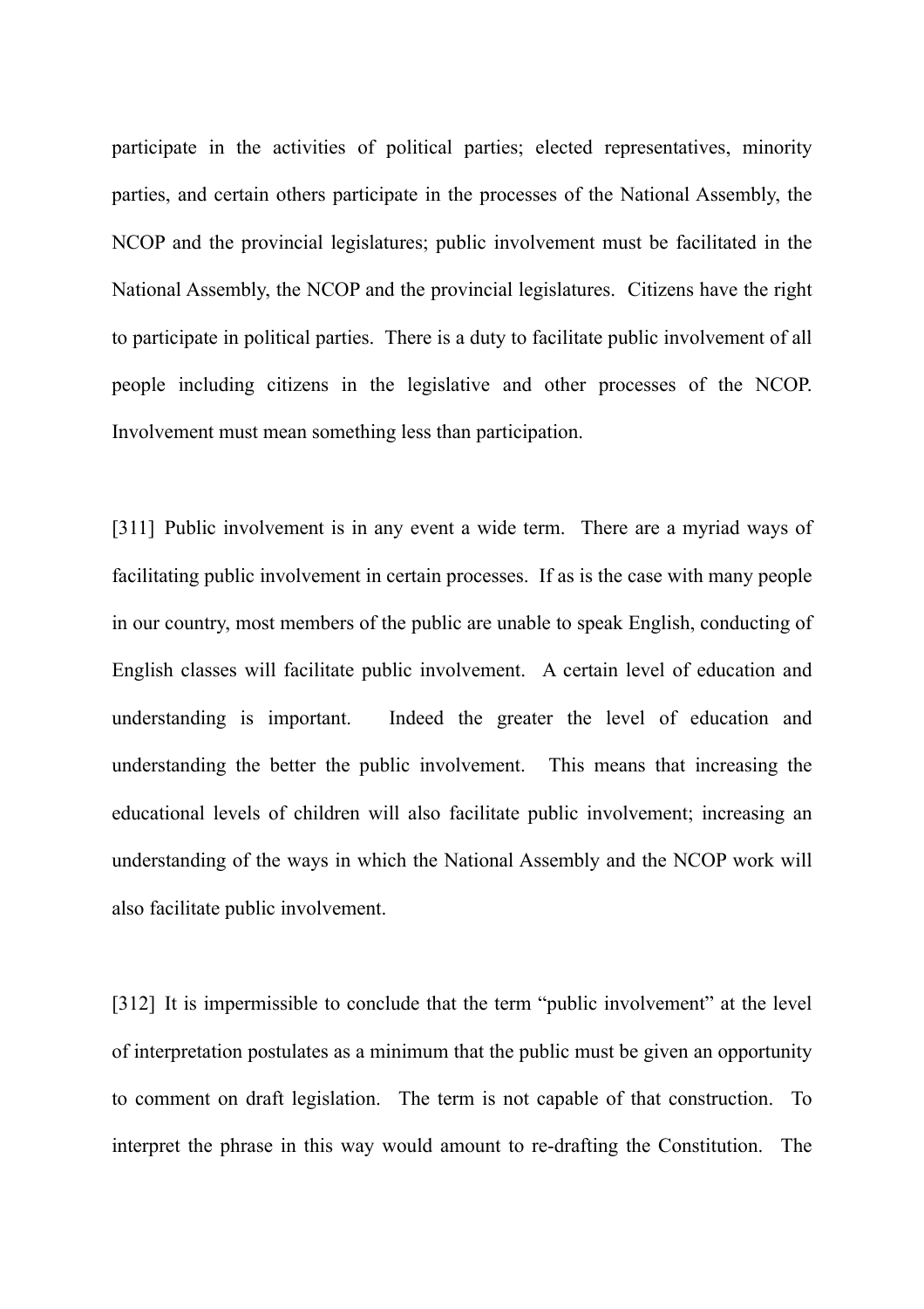participate in the activities of political parties; elected representatives, minority parties, and certain others participate in the processes of the National Assembly, the NCOP and the provincial legislatures; public involvement must be facilitated in the National Assembly, the NCOP and the provincial legislatures. Citizens have the right to participate in political parties. There is a duty to facilitate public involvement of all people including citizens in the legislative and other processes of the NCOP. Involvement must mean something less than participation.

[311] Public involvement is in any event a wide term. There are a myriad ways of facilitating public involvement in certain processes. If as is the case with many people in our country, most members of the public are unable to speak English, conducting of English classes will facilitate public involvement. A certain level of education and understanding is important. Indeed the greater the level of education and understanding the better the public involvement. This means that increasing the educational levels of children will also facilitate public involvement; increasing an understanding of the ways in which the National Assembly and the NCOP work will also facilitate public involvement.

[312] It is impermissible to conclude that the term "public involvement" at the level of interpretation postulates as a minimum that the public must be given an opportunity to comment on draft legislation. The term is not capable of that construction. To interpret the phrase in this way would amount to re-drafting the Constitution. The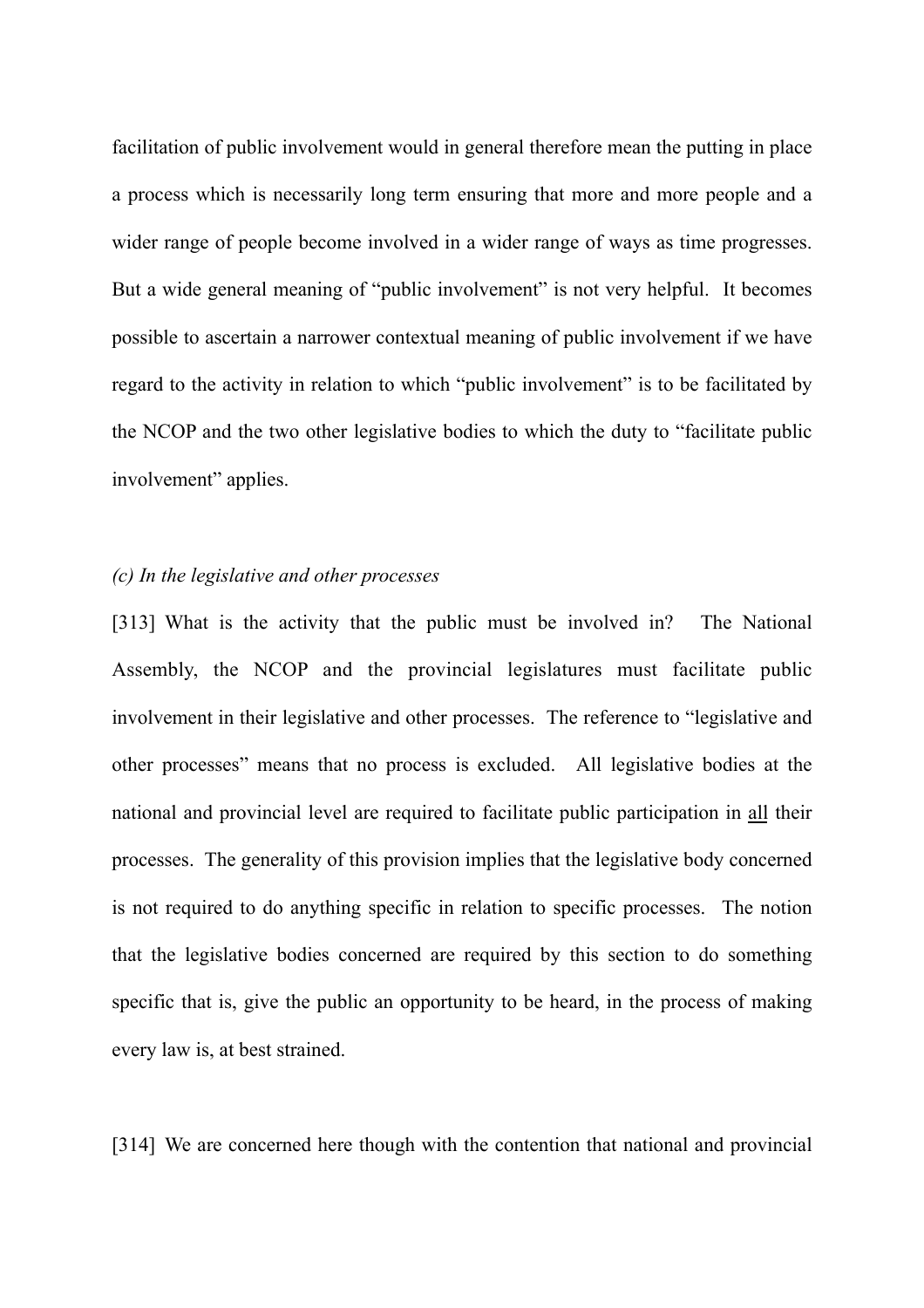facilitation of public involvement would in general therefore mean the putting in place a process which is necessarily long term ensuring that more and more people and a wider range of people become involved in a wider range of ways as time progresses. But a wide general meaning of "public involvement" is not very helpful. It becomes possible to ascertain a narrower contextual meaning of public involvement if we have regard to the activity in relation to which "public involvement" is to be facilitated by the NCOP and the two other legislative bodies to which the duty to "facilitate public involvement" applies.

*(c) In the legislative and other processes*

[313] What is the activity that the public must be involved in? The National Assembly, the NCOP and the provincial legislatures must facilitate public involvement in their legislative and other processes. The reference to "legislative and other processes" means that no process is excluded. All legislative bodies at the national and provincial level are required to facilitate public participation in <u>all</u> their processes. The generality of this provision implies that the legislative body concerned is not required to do anything specific in relation to specific processes. The notion that the legislative bodies concerned are required by this section to do something specific that is, give the public an opportunity to be heard, in the process of making every law is, at best strained.

[314] We are concerned here though with the contention that national and provincial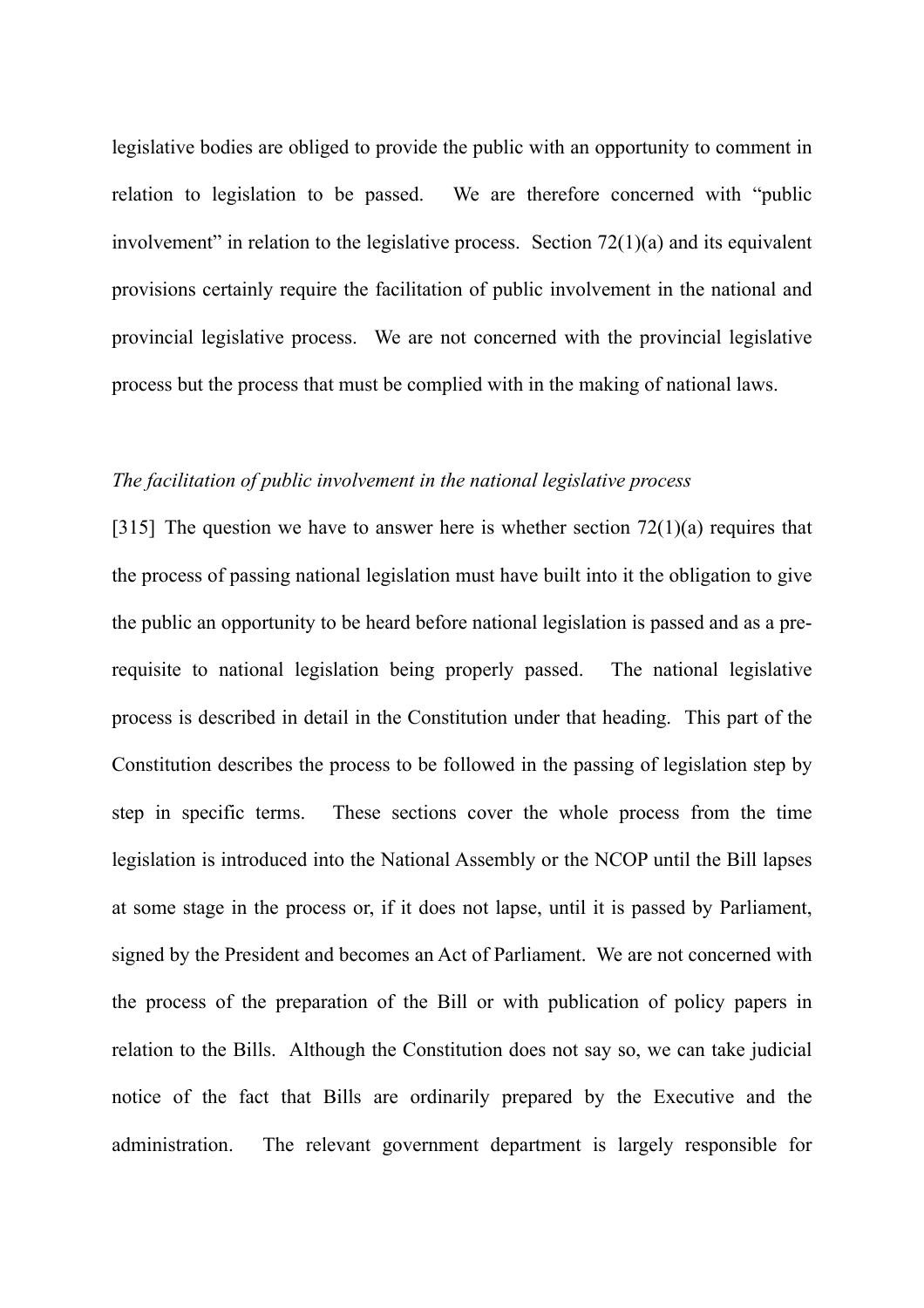legislative bodies are obliged to provide the public with an opportunity to comment in relation to legislation to be passed. We are therefore concerned with "public involvement" in relation to the legislative process. Section 72(1)(a) and its equivalent provisions certainly require the facilitation of public involvement in the national and provincial legislative process. We are not concerned with the provincial legislative process but the process that must be complied with in the making of national laws.

*The facilitation of public involvement in the national legislative process*

[315] The question we have to answer here is whether section 72(1)(a) requires that the process of passing national legislation must have built into it the obligation to give the public an opportunity to be heard before national legislation is passed and as a pre-requisite to national legislation being properly passed. The national legislative process is described in detail in the Constitution under that heading. This part of the Constitution describes the process to be followed in the passing of legislation step by step in specific terms. These sections cover the whole process from the time legislation is introduced into the National Assembly or the NCOP until the Bill lapses at some stage in the process or, if it does not lapse, until it is passed by Parliament, signed by the President and becomes an Act of Parliament. We are not concerned with the process of the preparation of the Bill or with publication of policy papers in relation to the Bills. Although the Constitution does not say so, we can take judicial notice of the fact that Bills are ordinarily prepared by the Executive and the administration. The relevant government department is largely responsible for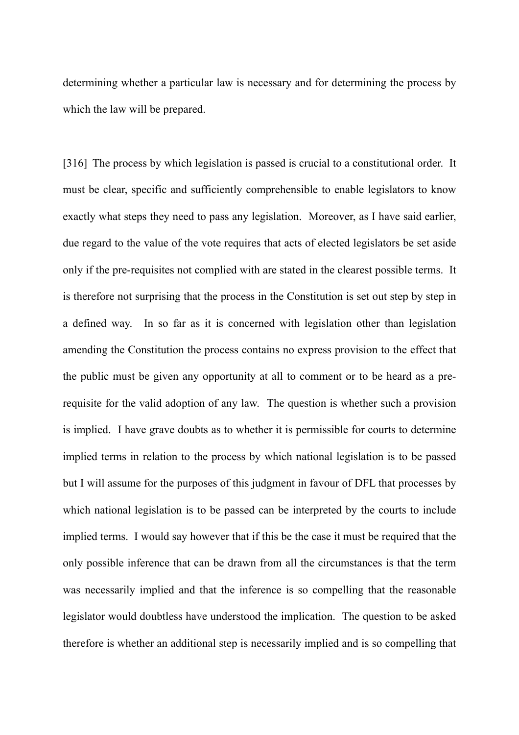determining whether a particular law is necessary and for determining the process by which the law will be prepared.

[316] The process by which legislation is passed is crucial to a constitutional order. It must be clear, specific and sufficiently comprehensible to enable legislators to know exactly what steps they need to pass any legislation. Moreover, as I have said earlier, due regard to the value of the vote requires that acts of elected legislators be set aside only if the pre-requisites not complied with are stated in the clearest possible terms. It is therefore not surprising that the process in the Constitution is set out step by step in a defined way. In so far as it is concerned with legislation other than legislation amending the Constitution the process contains no express provision to the effect that the public must be given any opportunity at all to comment or to be heard as a pre-requisite for the valid adoption of any law. The question is whether such a provision is implied. I have grave doubts as to whether it is permissible for courts to determine implied terms in relation to the process by which national legislation is to be passed but I will assume for the purposes of this judgment in favour of DFL that processes by which national legislation is to be passed can be interpreted by the courts to include implied terms. I would say however that if this be the case it must be required that the only possible inference that can be drawn from all the circumstances is that the term was necessarily implied and that the inference is so compelling that the reasonable legislator would doubtless have understood the implication. The question to be asked therefore is whether an additional step is necessarily implied and is so compelling that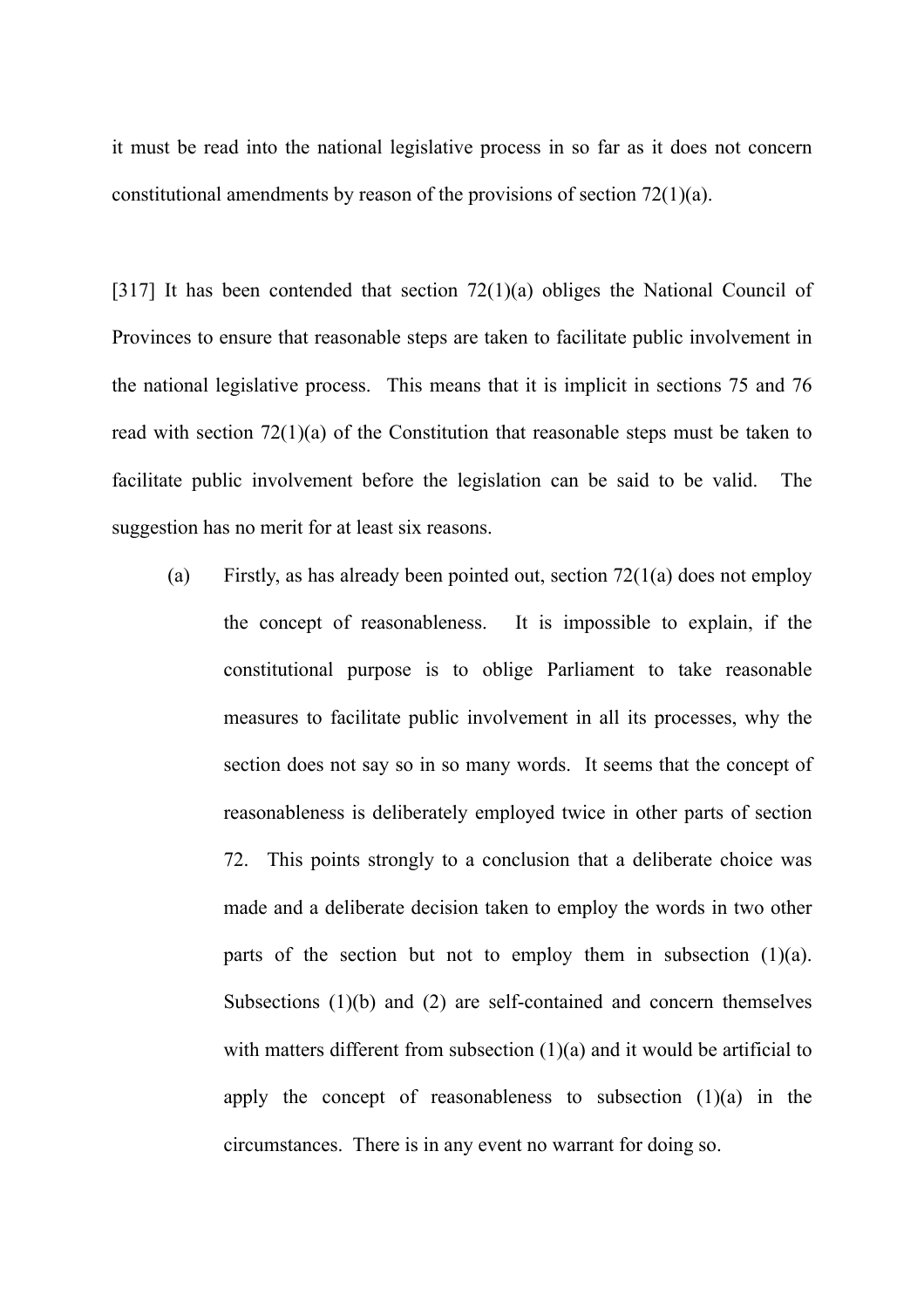it must be read into the national legislative process in so far as it does not concern constitutional amendments by reason of the provisions of section 72(1)(a).

[317] It has been contended that section 72(1)(a) obliges the National Council of Provinces to ensure that reasonable steps are taken to facilitate public involvement in the national legislative process. This means that it is implicit in sections 75 and 76 read with section 72(1)(a) of the Constitution that reasonable steps must be taken to facilitate public involvement before the legislation can be said to be valid. The suggestion has no merit for at least six reasons.

(a) Firstly, as has already been pointed out, section 72(1(a) does not employ the concept of reasonableness. It is impossible to explain, if the constitutional purpose is to oblige Parliament to take reasonable measures to facilitate public involvement in all its processes, why the section does not say so in so many words. It seems that the concept of reasonableness is deliberately employed twice in other parts of section 72. This points strongly to a conclusion that a deliberate choice was made and a deliberate decision taken to employ the words in two other parts of the section but not to employ them in subsection (1)(a). Subsections (1)(b) and (2) are self-contained and concern themselves with matters different from subsection (1)(a) and it would be artificial to apply the concept of reasonableness to subsection (1)(a) in the circumstances. There is in any event no warrant for doing so.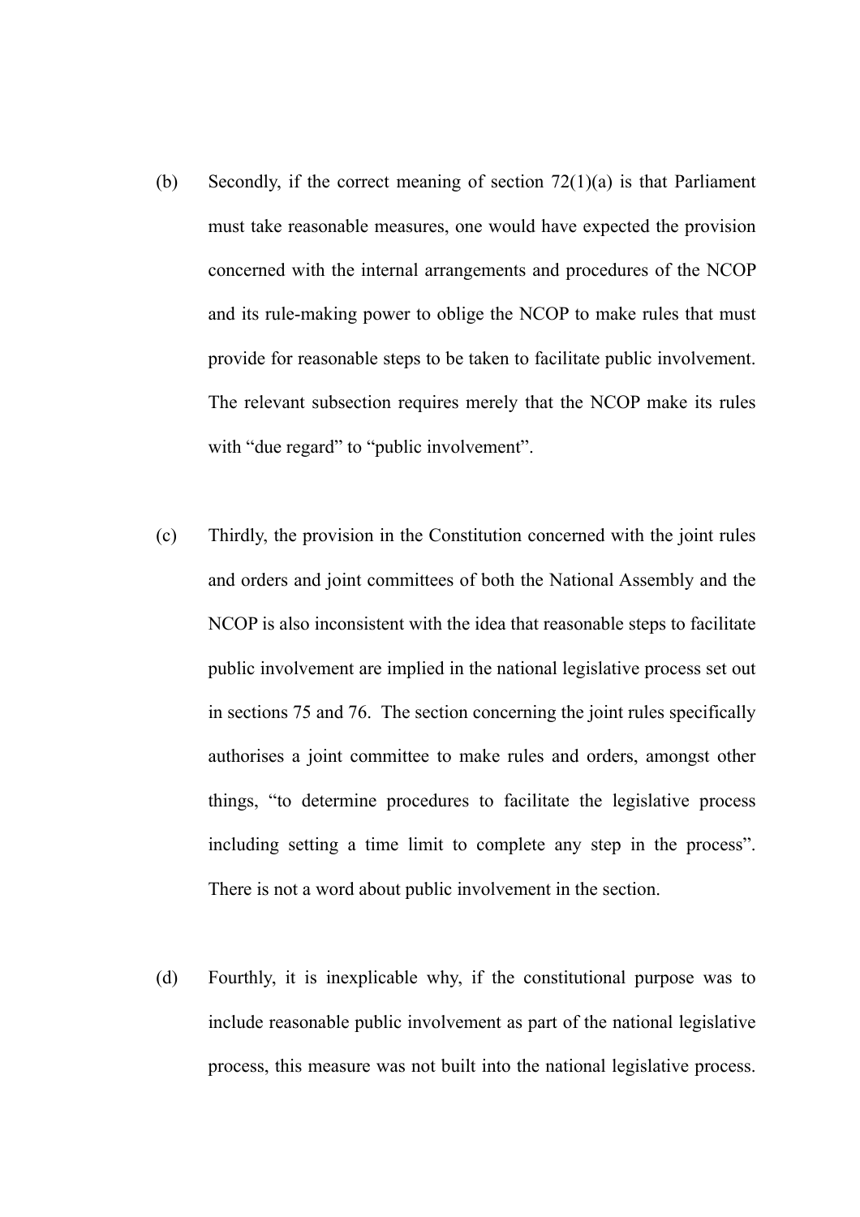(b) Secondly, if the correct meaning of section 72(1)(a) is that Parliament must take reasonable measures, one would have expected the provision concerned with the internal arrangements and procedures of the NCOP and its rule-making power to oblige the NCOP to make rules that must provide for reasonable steps to be taken to facilitate public involvement. The relevant subsection requires merely that the NCOP make its rules with "due regard" to "public involvement".

(c) Thirdly, the provision in the Constitution concerned with the joint rules and orders and joint committees of both the National Assembly and the NCOP is also inconsistent with the idea that reasonable steps to facilitate public involvement are implied in the national legislative process set out in sections 75 and 76. The section concerning the joint rules specifically authorises a joint committee to make rules and orders, amongst other things, "to determine procedures to facilitate the legislative process including setting a time limit to complete any step in the process". There is not a word about public involvement in the section.

(d) Fourthly, it is inexplicable why, if the constitutional purpose was to include reasonable public involvement as part of the national legislative process, this measure was not built into the national legislative process.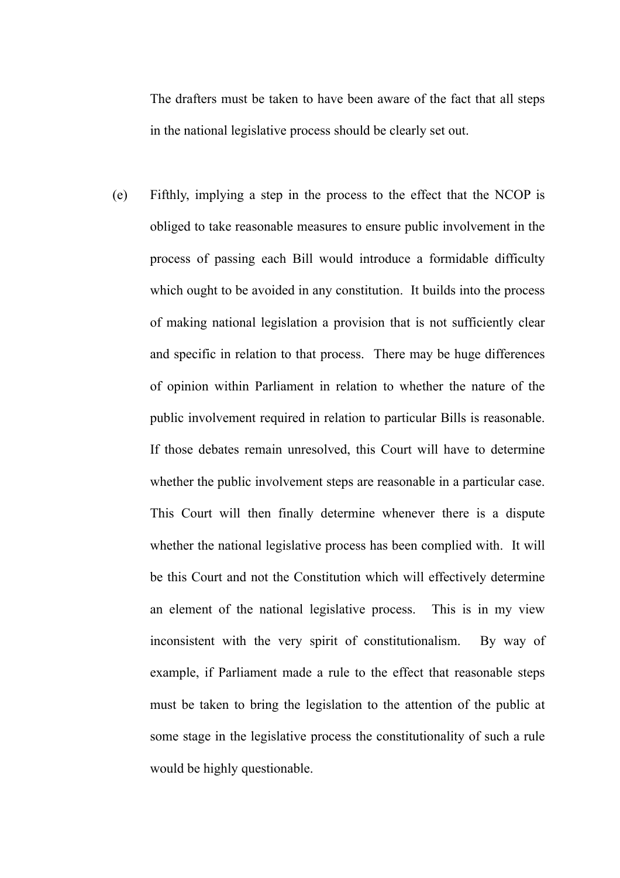The drafters must be taken to have been aware of the fact that all steps in the national legislative process should be clearly set out.

(e) Fifthly, implying a step in the process to the effect that the NCOP is obliged to take reasonable measures to ensure public involvement in the process of passing each Bill would introduce a formidable difficulty which ought to be avoided in any constitution. It builds into the process of making national legislation a provision that is not sufficiently clear and specific in relation to that process. There may be huge differences of opinion within Parliament in relation to whether the nature of the public involvement required in relation to particular Bills is reasonable. If those debates remain unresolved, this Court will have to determine whether the public involvement steps are reasonable in a particular case. This Court will then finally determine whenever there is a dispute whether the national legislative process has been complied with. It will be this Court and not the Constitution which will effectively determine an element of the national legislative process. This is in my view inconsistent with the very spirit of constitutionalism. By way of example, if Parliament made a rule to the effect that reasonable steps must be taken to bring the legislation to the attention of the public at some stage in the legislative process the constitutionality of such a rule would be highly questionable.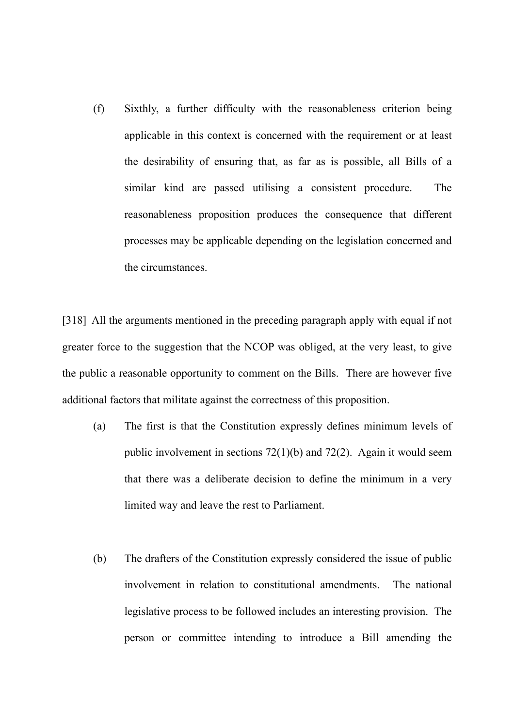(f) Sixthly, a further difficulty with the reasonableness criterion being applicable in this context is concerned with the requirement or at least the desirability of ensuring that, as far as is possible, all Bills of a similar kind are passed utilising a consistent procedure. The reasonableness proposition produces the consequence that different processes may be applicable depending on the legislation concerned and the circumstances.

[318] All the arguments mentioned in the preceding paragraph apply with equal if not greater force to the suggestion that the NCOP was obliged, at the very least, to give the public a reasonable opportunity to comment on the Bills. There are however five additional factors that militate against the correctness of this proposition.

(a) The first is that the Constitution expressly defines minimum levels of public involvement in sections 72(1)(b) and 72(2). Again it would seem that there was a deliberate decision to define the minimum in a very limited way and leave the rest to Parliament.

(b) The drafters of the Constitution expressly considered the issue of public involvement in relation to constitutional amendments. The national legislative process to be followed includes an interesting provision. The person or committee intending to introduce a Bill amending the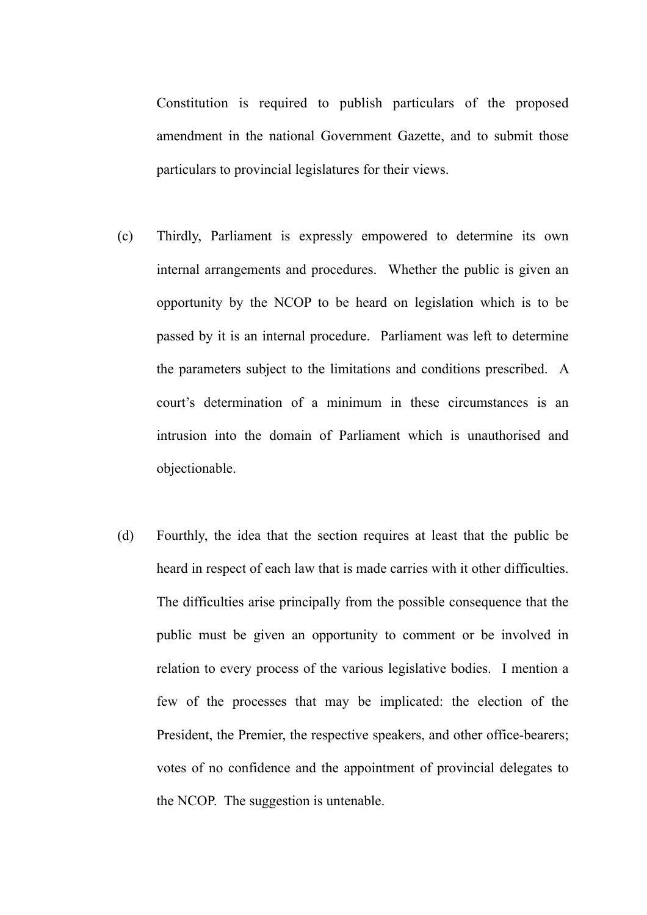Constitution is required to publish particulars of the proposed amendment in the national Government Gazette, and to submit those particulars to provincial legislatures for their views.

(c) Thirdly, Parliament is expressly empowered to determine its own internal arrangements and procedures. Whether the public is given an opportunity by the NCOP to be heard on legislation which is to be passed by it is an internal procedure. Parliament was left to determine the parameters subject to the limitations and conditions prescribed. A court's determination of a minimum in these circumstances is an intrusion into the domain of Parliament which is unauthorised and objectionable.

(d) Fourthly, the idea that the section requires at least that the public be heard in respect of each law that is made carries with it other difficulties. The difficulties arise principally from the possible consequence that the public must be given an opportunity to comment or be involved in relation to every process of the various legislative bodies. I mention a few of the processes that may be implicated: the election of the President, the Premier, the respective speakers, and other office-bearers; votes of no confidence and the appointment of provincial delegates to the NCOP. The suggestion is untenable.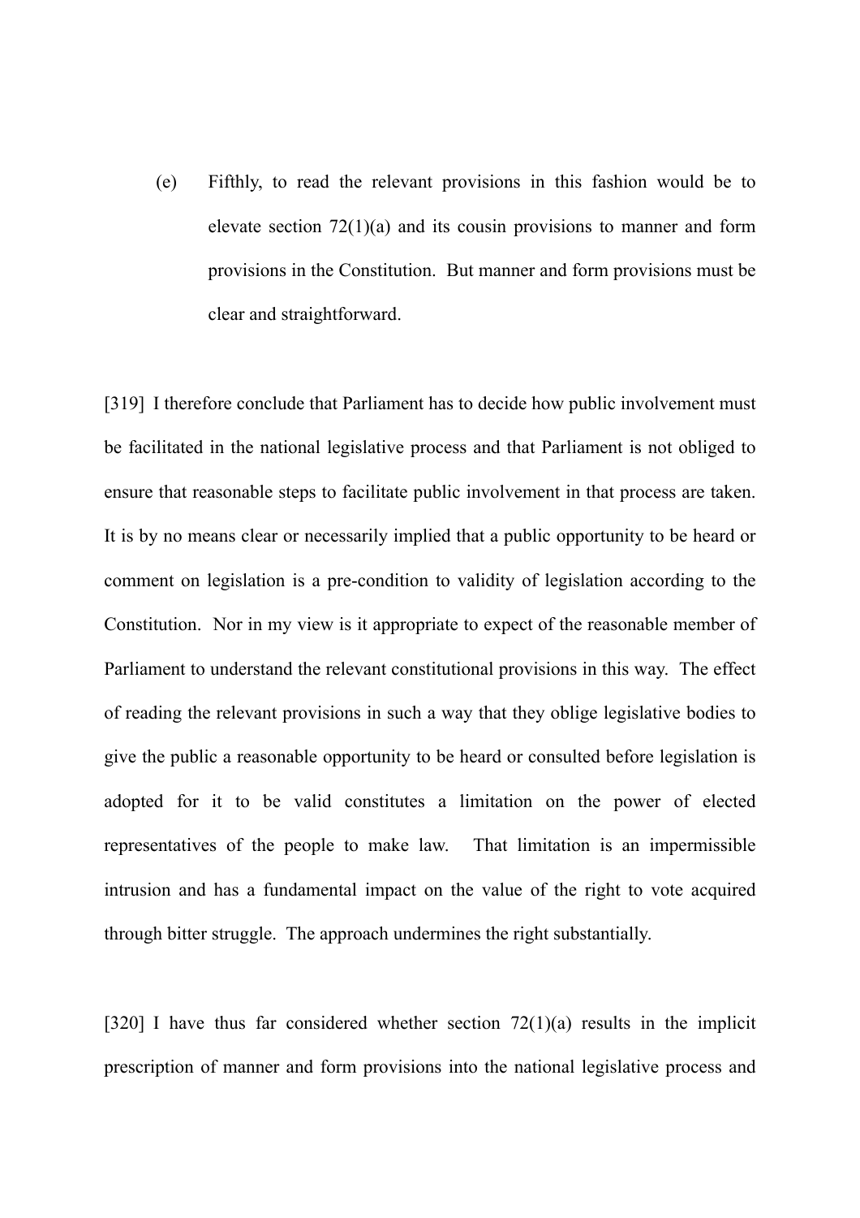(e) Fifthly, to read the relevant provisions in this fashion would be to elevate section 72(1)(a) and its cousin provisions to manner and form provisions in the Constitution. But manner and form provisions must be clear and straightforward.

[319] I therefore conclude that Parliament has to decide how public involvement must be facilitated in the national legislative process and that Parliament is not obliged to ensure that reasonable steps to facilitate public involvement in that process are taken. It is by no means clear or necessarily implied that a public opportunity to be heard or comment on legislation is a pre-condition to validity of legislation according to the Constitution. Nor in my view is it appropriate to expect of the reasonable member of Parliament to understand the relevant constitutional provisions in this way. The effect of reading the relevant provisions in such a way that they oblige legislative bodies to give the public a reasonable opportunity to be heard or consulted before legislation is adopted for it to be valid constitutes a limitation on the power of elected representatives of the people to make law. That limitation is an impermissible intrusion and has a fundamental impact on the value of the right to vote acquired through bitter struggle. The approach undermines the right substantially.

[320] I have thus far considered whether section 72(1)(a) results in the implicit prescription of manner and form provisions into the national legislative process and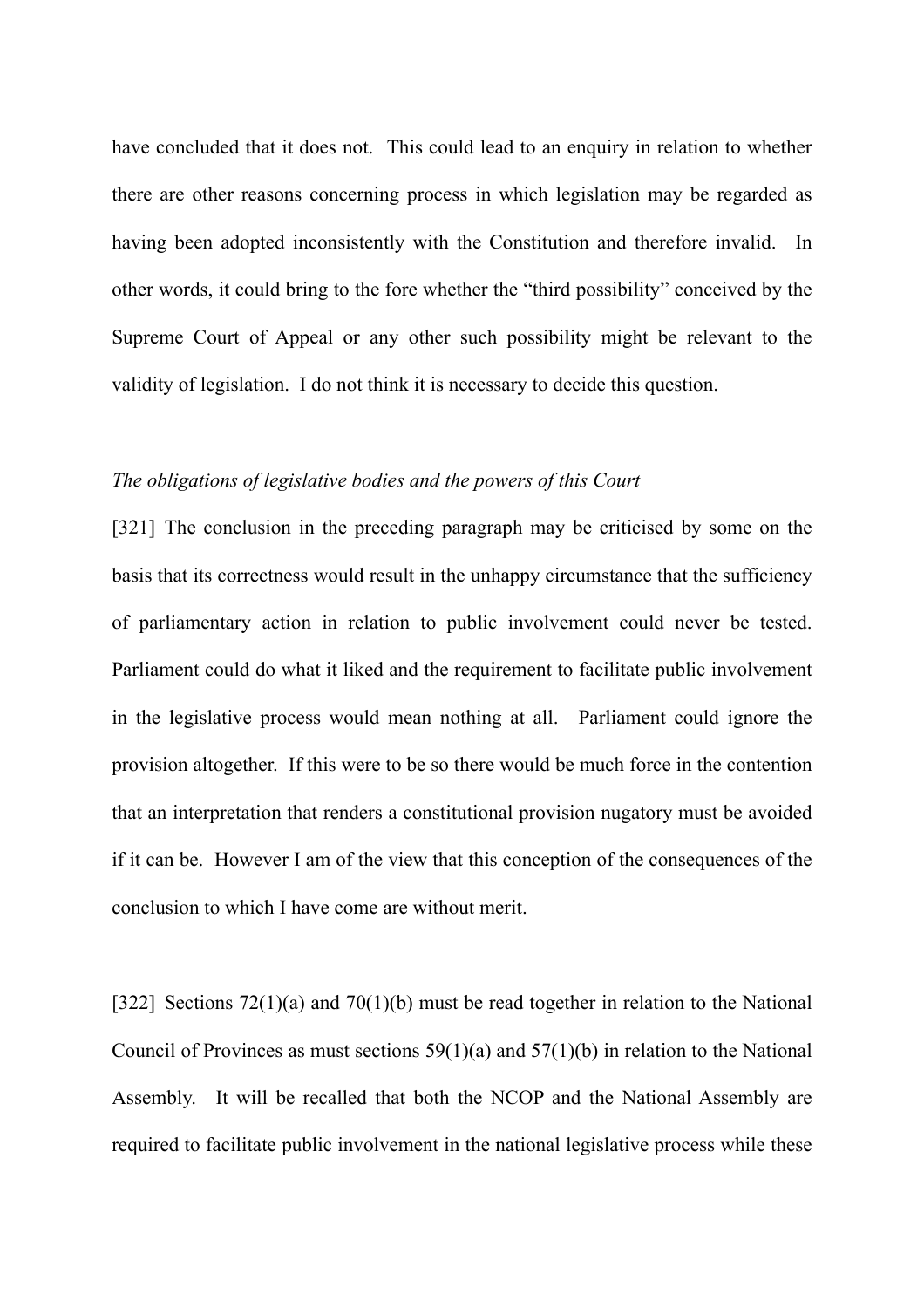have concluded that it does not. This could lead to an enquiry in relation to whether there are other reasons concerning process in which legislation may be regarded as having been adopted inconsistently with the Constitution and therefore invalid. In other words, it could bring to the fore whether the "third possibility" conceived by the Supreme Court of Appeal or any other such possibility might be relevant to the validity of legislation. I do not think it is necessary to decide this question.

*The obligations of legislative bodies and the powers of this Court*

[321] The conclusion in the preceding paragraph may be criticised by some on the basis that its correctness would result in the unhappy circumstance that the sufficiency of parliamentary action in relation to public involvement could never be tested. Parliament could do what it liked and the requirement to facilitate public involvement in the legislative process would mean nothing at all. Parliament could ignore the provision altogether. If this were to be so there would be much force in the contention that an interpretation that renders a constitutional provision nugatory must be avoided if it can be. However I am of the view that this conception of the consequences of the conclusion to which I have come are without merit.

[322] Sections 72(1)(a) and 70(1)(b) must be read together in relation to the National Council of Provinces as must sections 59(1)(a) and 57(1)(b) in relation to the National Assembly. It will be recalled that both the NCOP and the National Assembly are required to facilitate public involvement in the national legislative process while these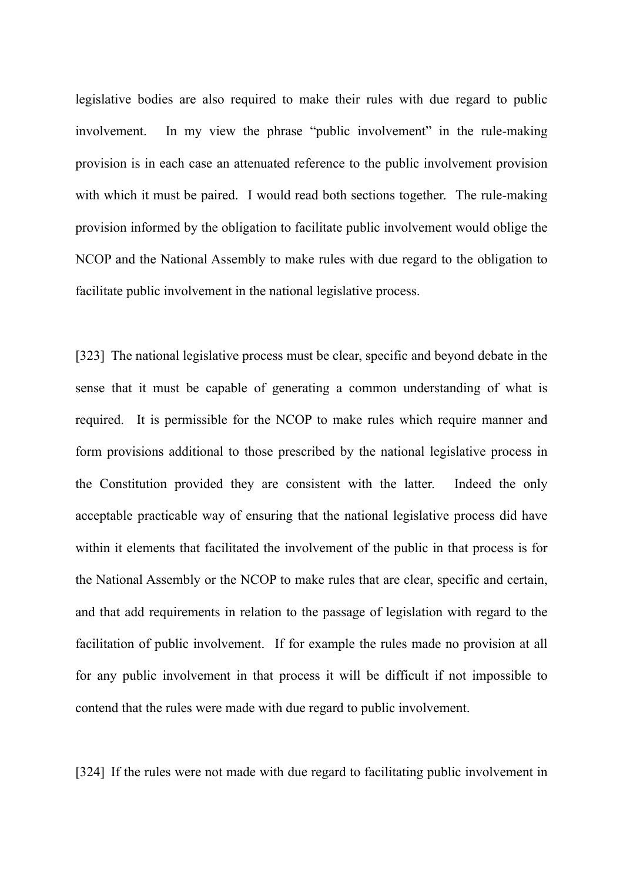legislative bodies are also required to make their rules with due regard to public involvement. In my view the phrase "public involvement" in the rule-making provision is in each case an attenuated reference to the public involvement provision with which it must be paired. I would read both sections together. The rule-making provision informed by the obligation to facilitate public involvement would oblige the NCOP and the National Assembly to make rules with due regard to the obligation to facilitate public involvement in the national legislative process.

[323] The national legislative process must be clear, specific and beyond debate in the sense that it must be capable of generating a common understanding of what is required. It is permissible for the NCOP to make rules which require manner and form provisions additional to those prescribed by the national legislative process in the Constitution provided they are consistent with the latter. Indeed the only acceptable practicable way of ensuring that the national legislative process did have within it elements that facilitated the involvement of the public in that process is for the National Assembly or the NCOP to make rules that are clear, specific and certain, and that add requirements in relation to the passage of legislation with regard to the facilitation of public involvement. If for example the rules made no provision at all for any public involvement in that process it will be difficult if not impossible to contend that the rules were made with due regard to public involvement.

[324] If the rules were not made with due regard to facilitating public involvement in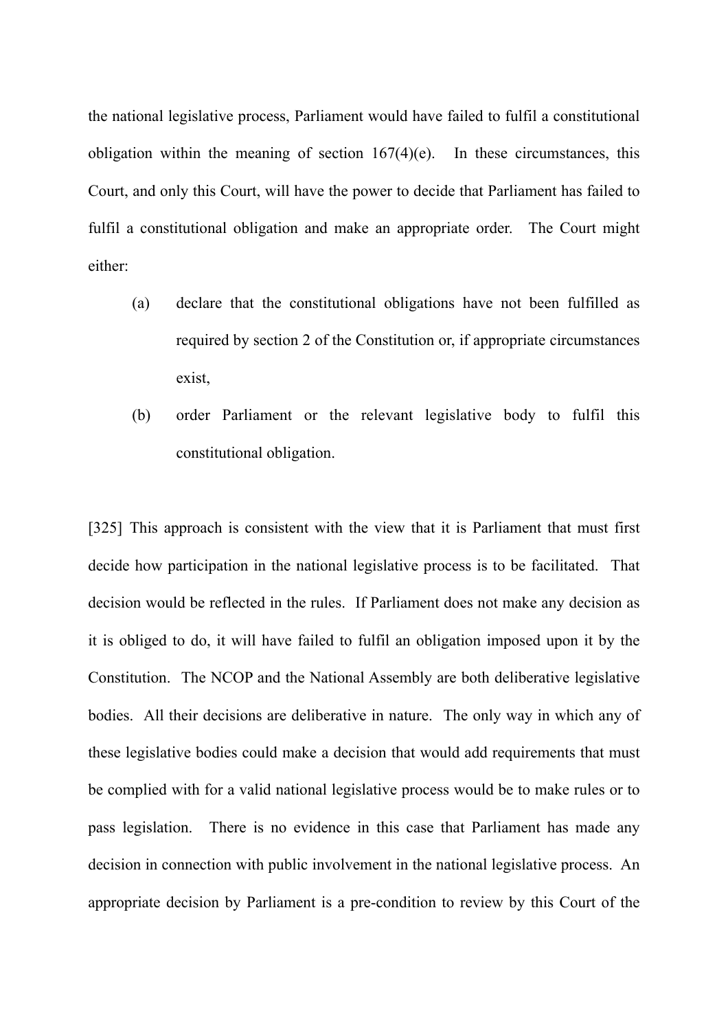the national legislative process, Parliament would have failed to fulfil a constitutional obligation within the meaning of section 167(4)(e). In these circumstances, this Court, and only this Court, will have the power to decide that Parliament has failed to fulfil a constitutional obligation and make an appropriate order. The Court might either:

> (a) declare that the constitutional obligations have not been fulfilled as required by section 2 of the Constitution or, if appropriate circumstances exist,
>
> (b) order Parliament or the relevant legislative body to fulfil this constitutional obligation.

[325] This approach is consistent with the view that it is Parliament that must first decide how participation in the national legislative process is to be facilitated. That decision would be reflected in the rules. If Parliament does not make any decision as it is obliged to do, it will have failed to fulfil an obligation imposed upon it by the Constitution. The NCOP and the National Assembly are both deliberative legislative bodies. All their decisions are deliberative in nature. The only way in which any of these legislative bodies could make a decision that would add requirements that must be complied with for a valid national legislative process would be to make rules or to pass legislation. There is no evidence in this case that Parliament has made any decision in connection with public involvement in the national legislative process. An appropriate decision by Parliament is a pre-condition to review by this Court of the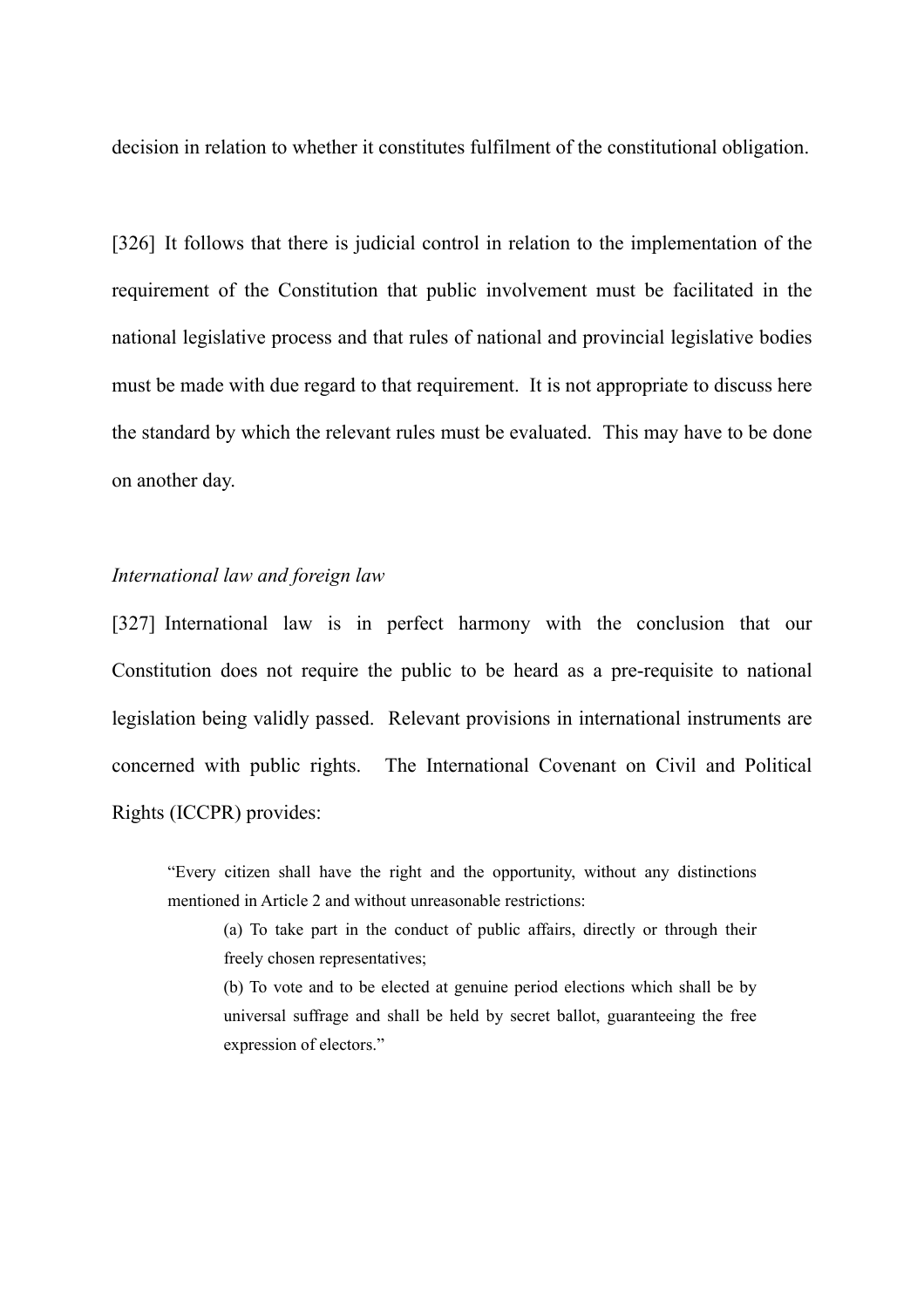decision in relation to whether it constitutes fulfilment of the constitutional obligation.

[326] It follows that there is judicial control in relation to the implementation of the requirement of the Constitution that public involvement must be facilitated in the national legislative process and that rules of national and provincial legislative bodies must be made with due regard to that requirement. It is not appropriate to discuss here the standard by which the relevant rules must be evaluated. This may have to be done on another day.

*International law and foreign law*

[327] International law is in perfect harmony with the conclusion that our Constitution does not require the public to be heard as a pre-requisite to national legislation being validly passed. Relevant provisions in international instruments are concerned with public rights. The International Covenant on Civil and Political Rights (ICCPR) provides:

> "Every citizen shall have the right and the opportunity, without any distinctions mentioned in Article 2 and without unreasonable restrictions:
>
> (a) To take part in the conduct of public affairs, directly or through their freely chosen representatives;
>
> (b) To vote and to be elected at genuine period elections which shall be by universal suffrage and shall be held by secret ballot, guaranteeing the free expression of electors."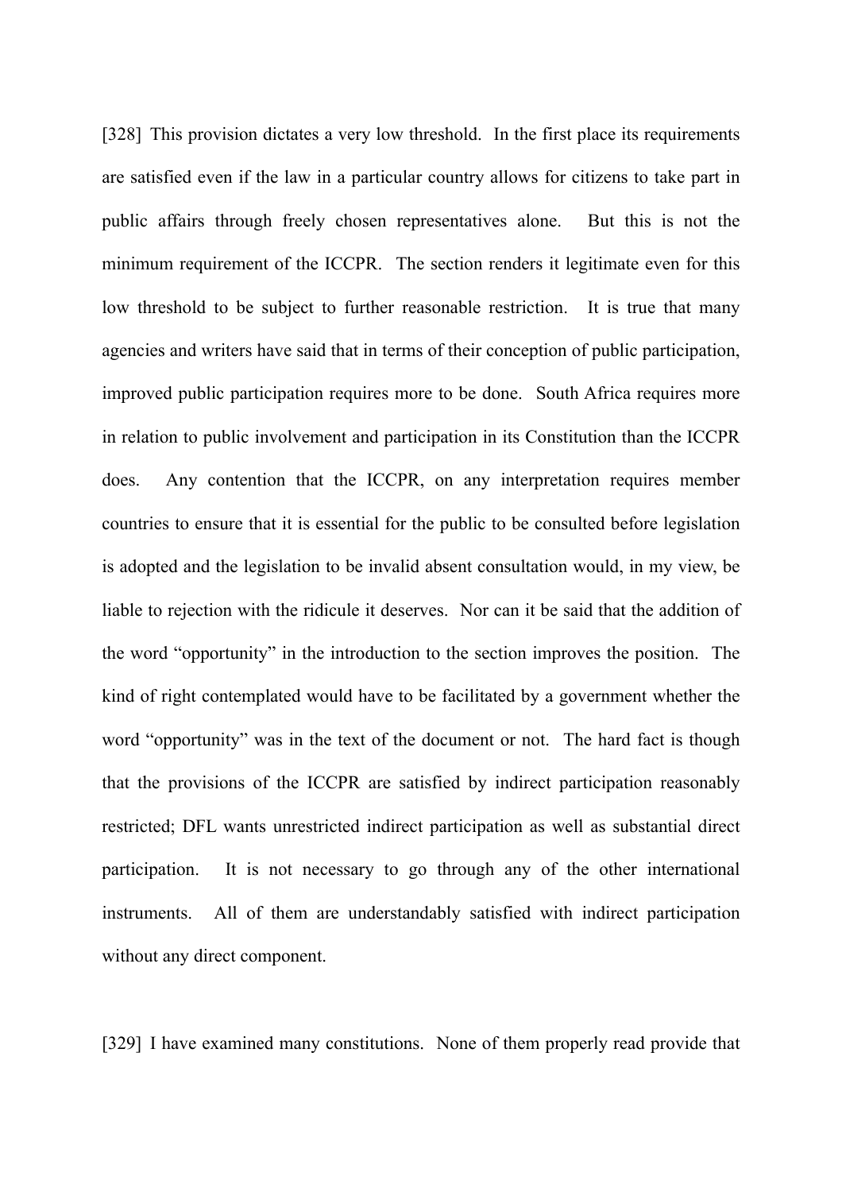[328] This provision dictates a very low threshold. In the first place its requirements are satisfied even if the law in a particular country allows for citizens to take part in public affairs through freely chosen representatives alone. But this is not the minimum requirement of the ICCPR. The section renders it legitimate even for this low threshold to be subject to further reasonable restriction. It is true that many agencies and writers have said that in terms of their conception of public participation, improved public participation requires more to be done. South Africa requires more in relation to public involvement and participation in its Constitution than the ICCPR does. Any contention that the ICCPR, on any interpretation requires member countries to ensure that it is essential for the public to be consulted before legislation is adopted and the legislation to be invalid absent consultation would, in my view, be liable to rejection with the ridicule it deserves. Nor can it be said that the addition of the word "opportunity" in the introduction to the section improves the position. The kind of right contemplated would have to be facilitated by a government whether the word "opportunity" was in the text of the document or not. The hard fact is though that the provisions of the ICCPR are satisfied by indirect participation reasonably restricted; DFL wants unrestricted indirect participation as well as substantial direct participation. It is not necessary to go through any of the other international instruments. All of them are understandably satisfied with indirect participation without any direct component.

[329] I have examined many constitutions. None of them properly read provide that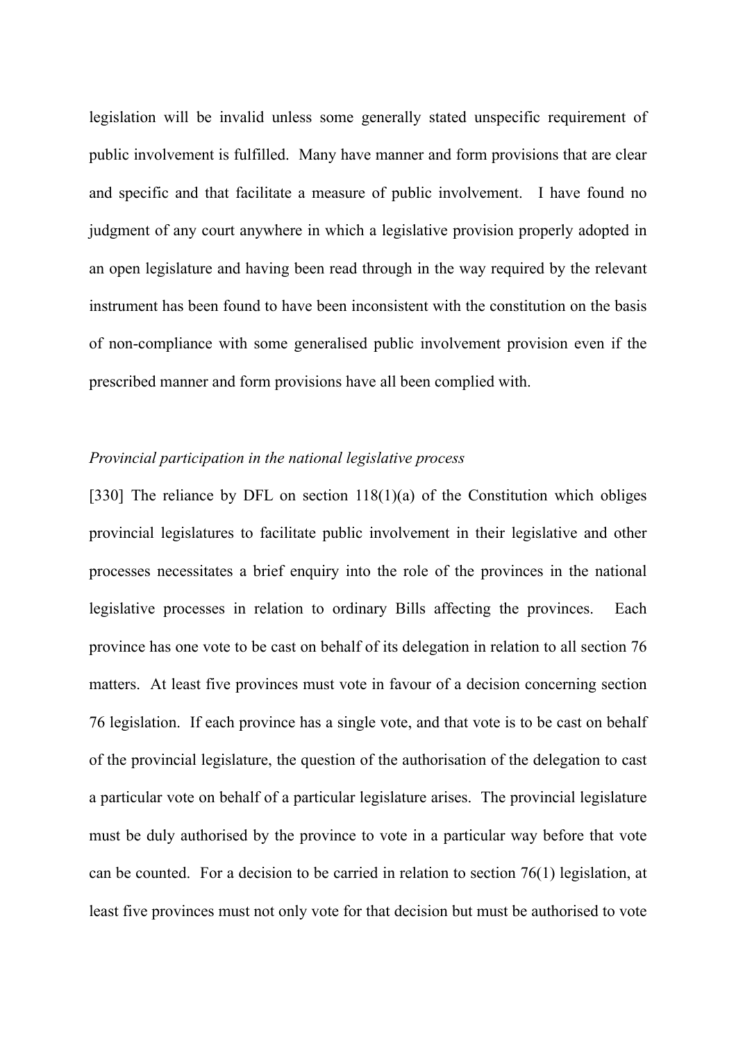legislation will be invalid unless some generally stated unspecific requirement of public involvement is fulfilled. Many have manner and form provisions that are clear and specific and that facilitate a measure of public involvement. I have found no judgment of any court anywhere in which a legislative provision properly adopted in an open legislature and having been read through in the way required by the relevant instrument has been found to have been inconsistent with the constitution on the basis of non-compliance with some generalised public involvement provision even if the prescribed manner and form provisions have all been complied with.

*Provincial participation in the national legislative process*

[330] The reliance by DFL on section 118(1)(a) of the Constitution which obliges provincial legislatures to facilitate public involvement in their legislative and other processes necessitates a brief enquiry into the role of the provinces in the national legislative processes in relation to ordinary Bills affecting the provinces. Each province has one vote to be cast on behalf of its delegation in relation to all section 76 matters. At least five provinces must vote in favour of a decision concerning section 76 legislation. If each province has a single vote, and that vote is to be cast on behalf of the provincial legislature, the question of the authorisation of the delegation to cast a particular vote on behalf of a particular legislature arises. The provincial legislature must be duly authorised by the province to vote in a particular way before that vote can be counted. For a decision to be carried in relation to section 76(1) legislation, at least five provinces must not only vote for that decision but must be authorised to vote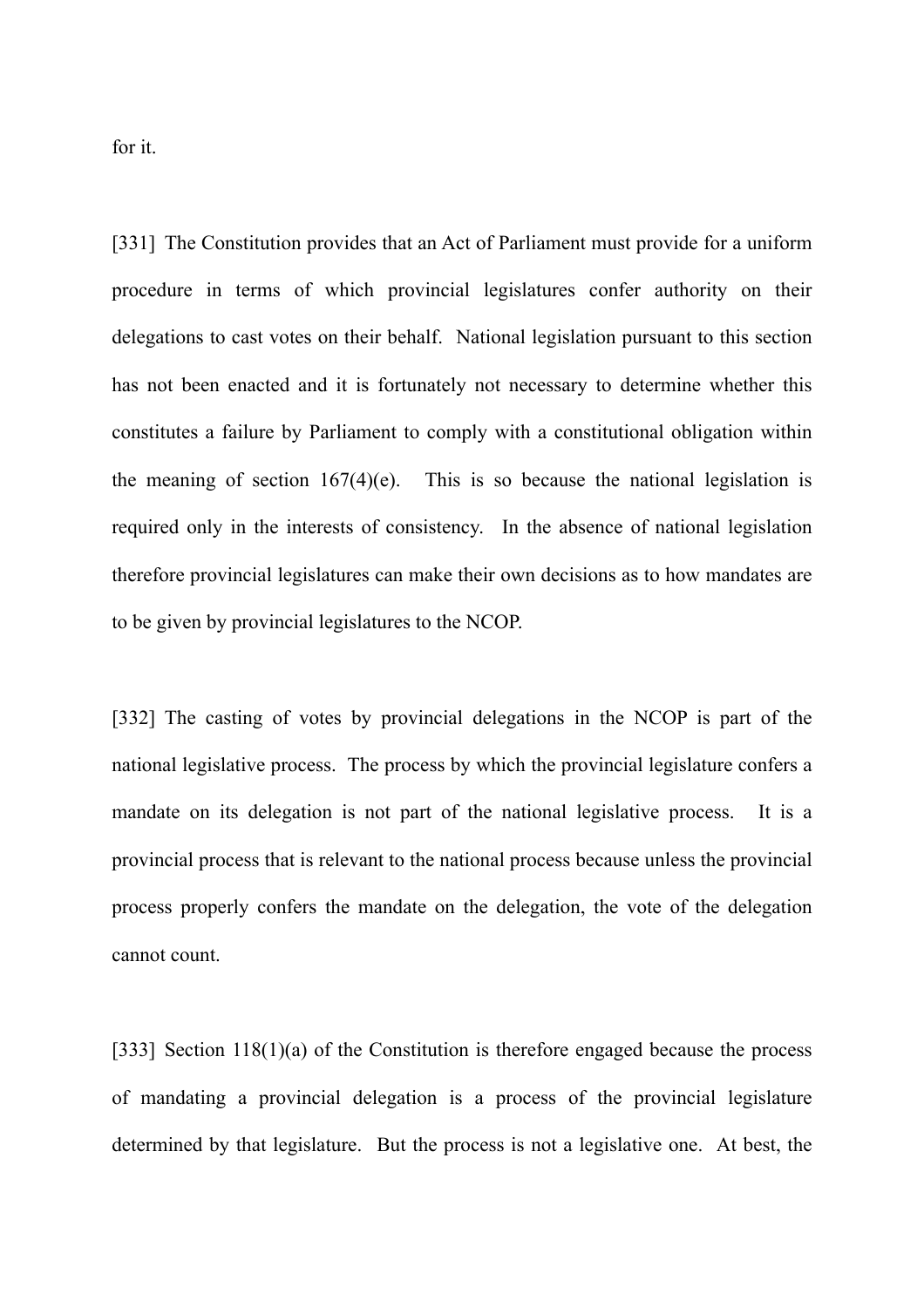for it.

[331] The Constitution provides that an Act of Parliament must provide for a uniform procedure in terms of which provincial legislatures confer authority on their delegations to cast votes on their behalf. National legislation pursuant to this section has not been enacted and it is fortunately not necessary to determine whether this constitutes a failure by Parliament to comply with a constitutional obligation within the meaning of section 167(4)(e). This is so because the national legislation is required only in the interests of consistency. In the absence of national legislation therefore provincial legislatures can make their own decisions as to how mandates are to be given by provincial legislatures to the NCOP.

[332] The casting of votes by provincial delegations in the NCOP is part of the national legislative process. The process by which the provincial legislature confers a mandate on its delegation is not part of the national legislative process. It is a provincial process that is relevant to the national process because unless the provincial process properly confers the mandate on the delegation, the vote of the delegation cannot count.

[333] Section 118(1)(a) of the Constitution is therefore engaged because the process of mandating a provincial delegation is a process of the provincial legislature determined by that legislature. But the process is not a legislative one. At best, the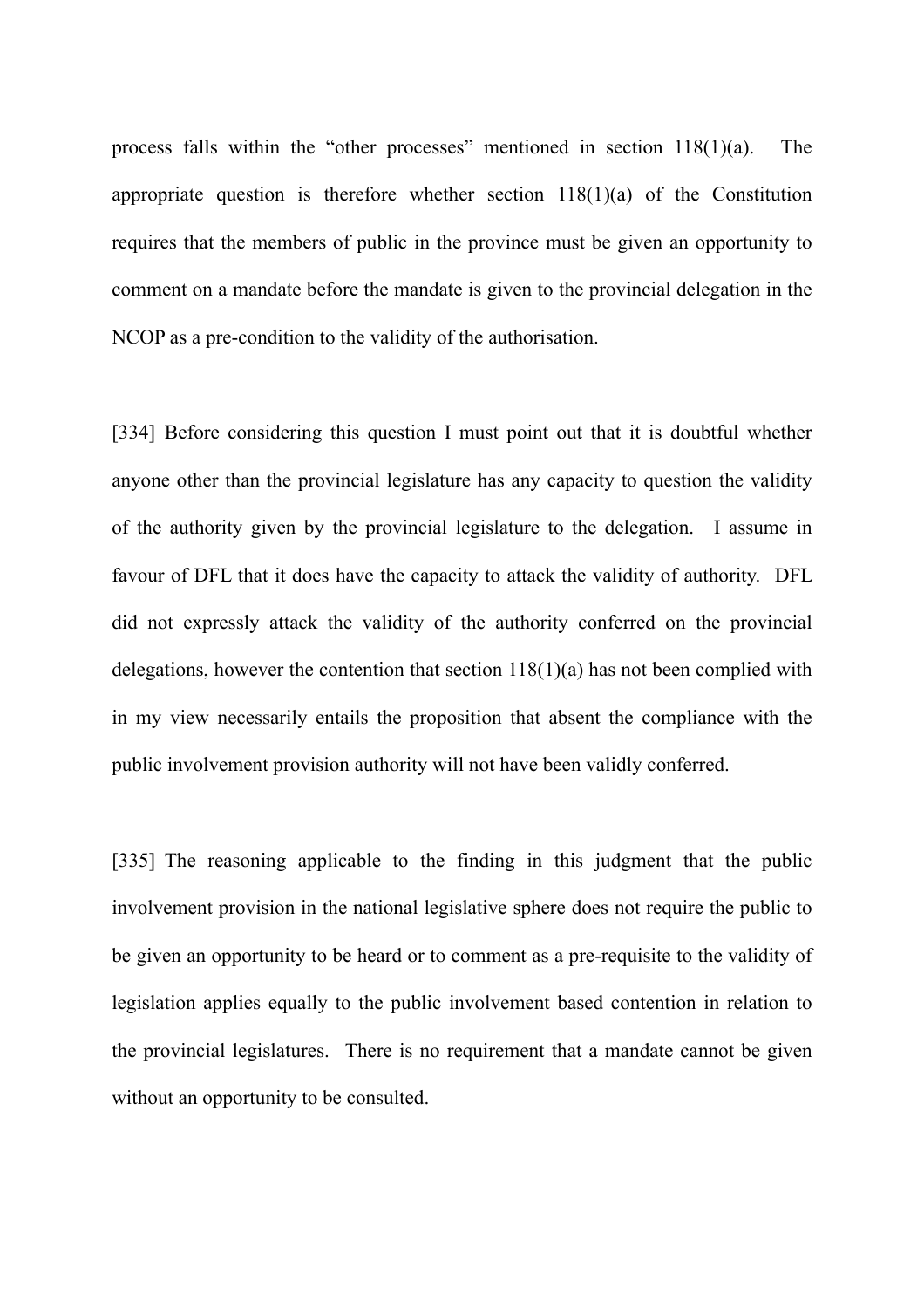process falls within the "other processes" mentioned in section 118(1)(a). The appropriate question is therefore whether section 118(1)(a) of the Constitution requires that the members of public in the province must be given an opportunity to comment on a mandate before the mandate is given to the provincial delegation in the NCOP as a pre-condition to the validity of the authorisation.

[334] Before considering this question I must point out that it is doubtful whether anyone other than the provincial legislature has any capacity to question the validity of the authority given by the provincial legislature to the delegation. I assume in favour of DFL that it does have the capacity to attack the validity of authority. DFL did not expressly attack the validity of the authority conferred on the provincial delegations, however the contention that section 118(1)(a) has not been complied with in my view necessarily entails the proposition that absent the compliance with the public involvement provision authority will not have been validly conferred.

[335] The reasoning applicable to the finding in this judgment that the public involvement provision in the national legislative sphere does not require the public to be given an opportunity to be heard or to comment as a pre-requisite to the validity of legislation applies equally to the public involvement based contention in relation to the provincial legislatures. There is no requirement that a mandate cannot be given without an opportunity to be consulted.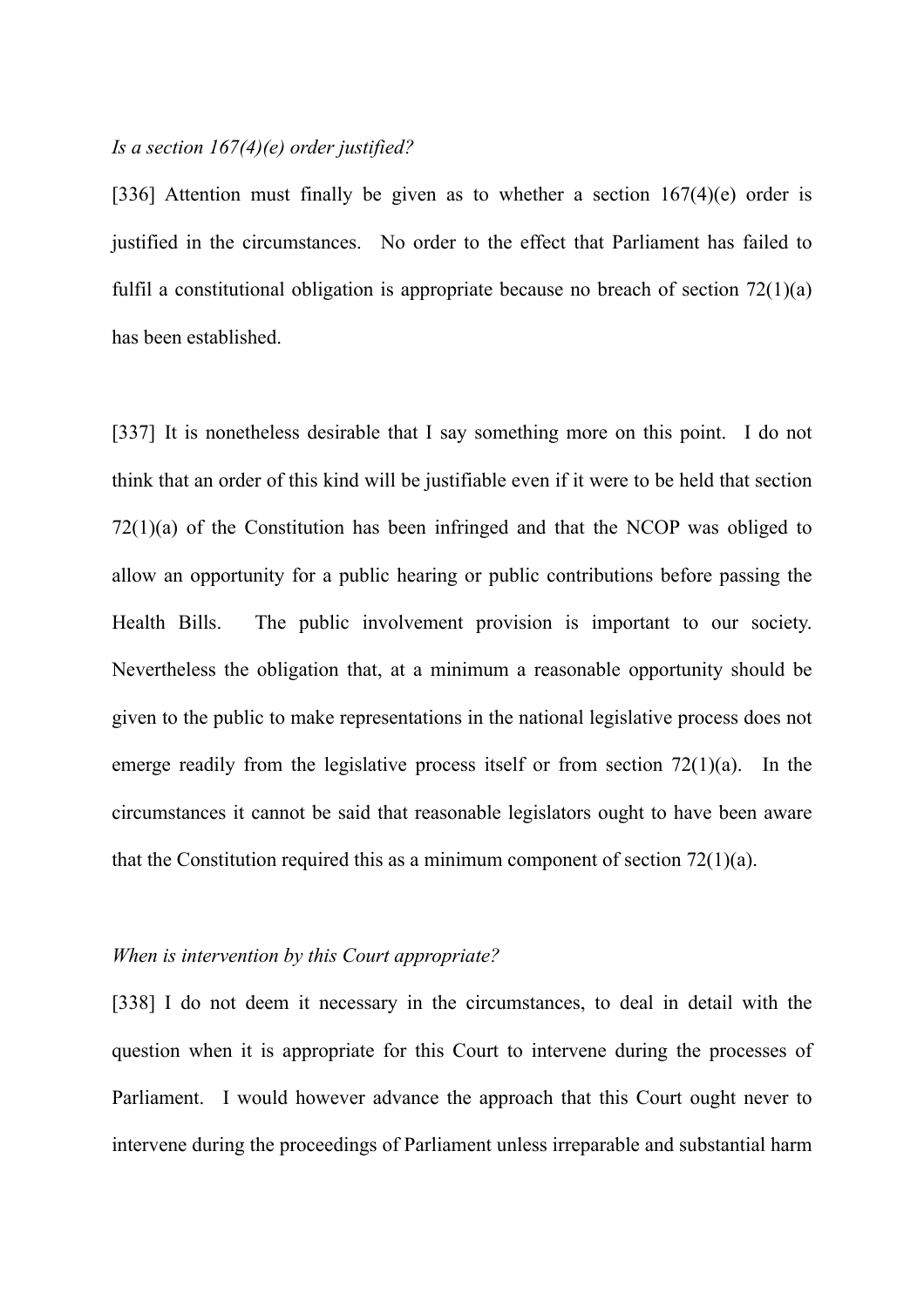*Is a section 167(4)(e) order justified?*

[336] Attention must finally be given as to whether a section 167(4)(e) order is justified in the circumstances. No order to the effect that Parliament has failed to fulfil a constitutional obligation is appropriate because no breach of section 72(1)(a) has been established.

[337] It is nonetheless desirable that I say something more on this point. I do not think that an order of this kind will be justifiable even if it were to be held that section 72(1)(a) of the Constitution has been infringed and that the NCOP was obliged to allow an opportunity for a public hearing or public contributions before passing the Health Bills. The public involvement provision is important to our society. Nevertheless the obligation that, at a minimum a reasonable opportunity should be given to the public to make representations in the national legislative process does not emerge readily from the legislative process itself or from section 72(1)(a). In the circumstances it cannot be said that reasonable legislators ought to have been aware that the Constitution required this as a minimum component of section 72(1)(a).

*When is intervention by this Court appropriate?*

[338] I do not deem it necessary in the circumstances, to deal in detail with the question when it is appropriate for this Court to intervene during the processes of Parliament. I would however advance the approach that this Court ought never to intervene during the proceedings of Parliament unless irreparable and substantial harm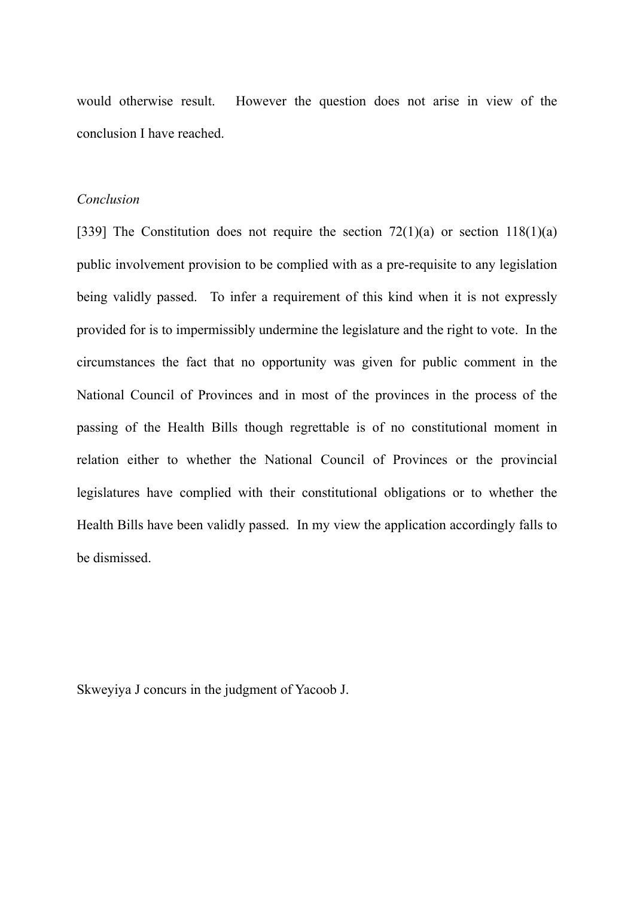would otherwise result. However the question does not arise in view of the conclusion I have reached.

*Conclusion*

[339] The Constitution does not require the section 72(1)(a) or section 118(1)(a) public involvement provision to be complied with as a pre-requisite to any legislation being validly passed. To infer a requirement of this kind when it is not expressly provided for is to impermissibly undermine the legislature and the right to vote. In the circumstances the fact that no opportunity was given for public comment in the National Council of Provinces and in most of the provinces in the process of the passing of the Health Bills though regrettable is of no constitutional moment in relation either to whether the National Council of Provinces or the provincial legislatures have complied with their constitutional obligations or to whether the Health Bills have been validly passed. In my view the application accordingly falls to be dismissed.

Skweyiya J concurs in the judgment of Yacoob J.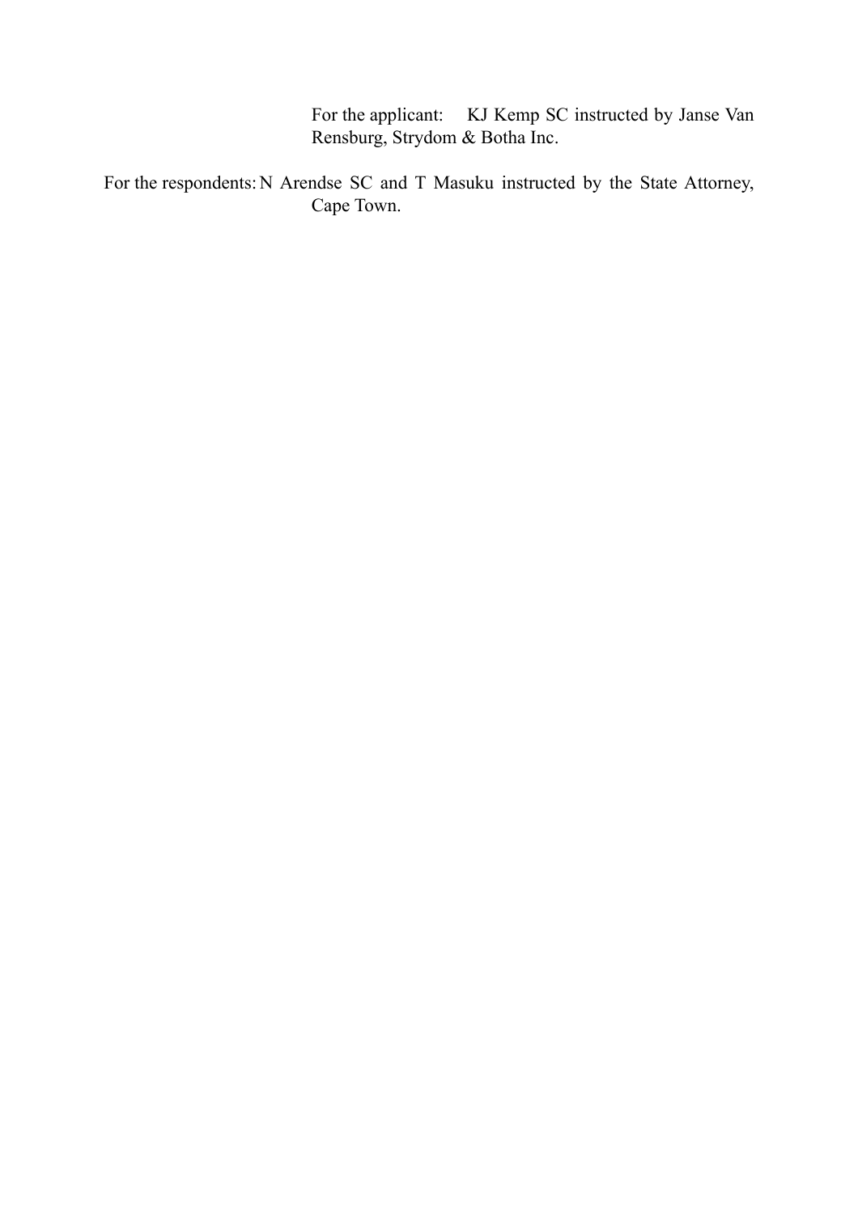For the applicant: KJ Kemp SC instructed by Janse Van Rensburg, Strydom & Botha Inc.

For the respondents: N Arendse SC and T Masuku instructed by the State Attorney, Cape Town.